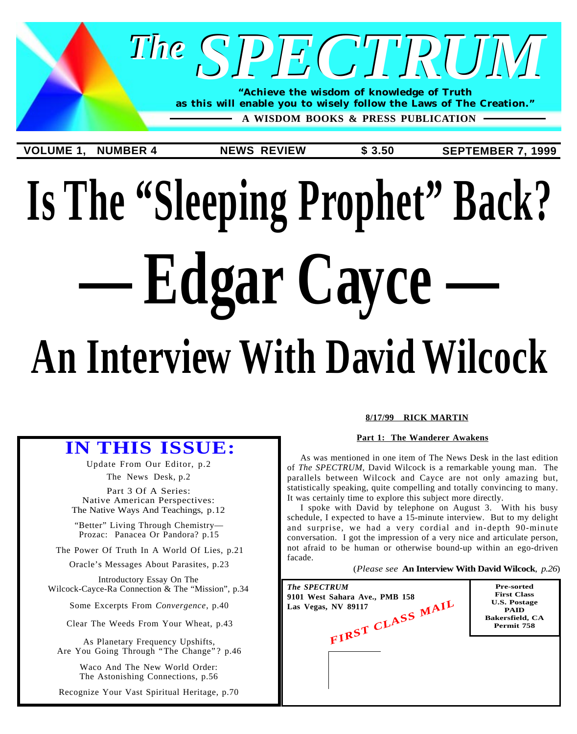# The SPECTRUM

**"Achieve the wisdom of knowledge of Truth as this will enable you to wisely follow the Laws of The Creation."**

**A WISDOM BOOKS & PRESS PUBLICATION**

**VOLUME 1, NUMBER 4** | **NEWS REVIEW** | **$ 3.50** | **SEPTEMBER 7, 1999**

# Is The "Sleeping Prophet" Back?

# — Edgar Cayce —

# An Interview With David Wilcock

## IN THIS ISSUE:

Update From Our Editor, p.2

The News Desk, p.2

Part 3 Of A Series: Native American Perspectives: The Native Ways And Teachings, p.12

"Better" Living Through Chemistry— Prozac: Panacea Or Pandora? p.15

The Power Of Truth In A World Of Lies, p.21

Oracle's Messages About Parasites, p.23

Introductory Essay On The Wilcock-Cayce-Ra Connection & The "Mission", p.34

Some Excerpts From *Convergence*, p.40

Clear The Weeds From Your Wheat, p.43

As Planetary Frequency Upshifts, Are You Going Through "The Change"? p.46

Waco And The New World Order: The Astonishing Connections, p.56

Recognize Your Vast Spiritual Heritage, p.70

**8/17/99 RICK MARTIN**

**Part 1: The Wanderer Awakens**

As was mentioned in one item of The News Desk in the last edition of *The SPECTRUM*, David Wilcock is a remarkable young man. The parallels between Wilcock and Cayce are not only amazing but, statistically speaking, quite compelling and totally convincing to many. It was certainly time to explore this subject more directly.

I spoke with David by telephone on August 3. With his busy schedule, I expected to have a 15-minute interview. But to my delight and surprise, we had a very cordial and in-depth 90-minute conversation. I got the impression of a very nice and articulate person, not afraid to be human or otherwise bound-up within an ego-driven facade.

(*Please see* **An Interview With David Wilcock**, *p.26*)

***The SPECTRUM***
**9101 West Sahara Ave., PMB 158**
**Las Vegas, NV 89117**

**FIRST CLASS MAIL**

**Pre-sorted**
**First Class**
**U.S. Postage**
**PAID**
**Bakersfield, CA**
**Permit 758**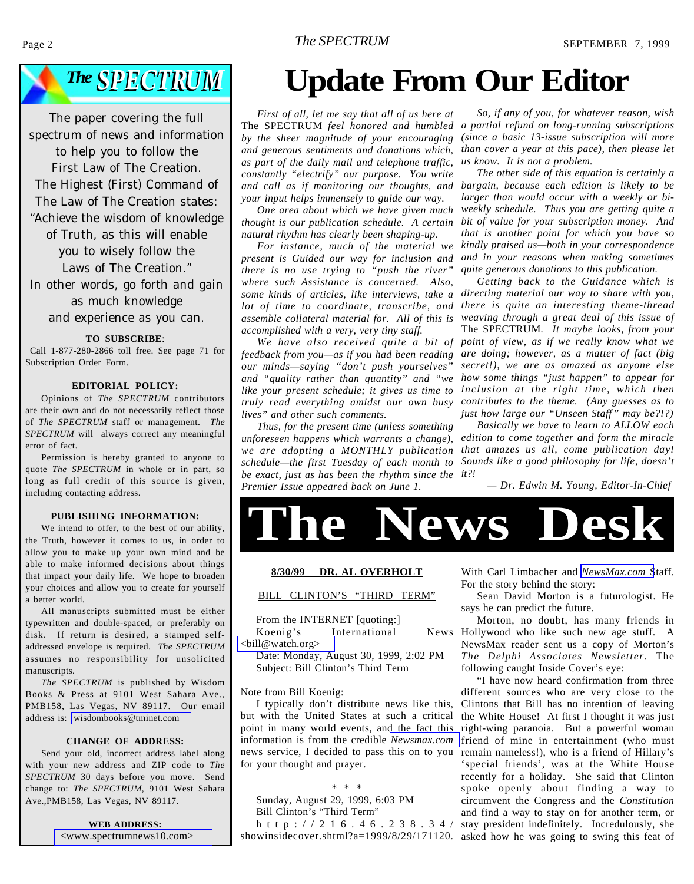## The SPECTRUM

The paper covering the full spectrum of news and information to help you to follow the First Law of The Creation. The Highest (First) Command of The Law of The Creation states: "Achieve the wisdom of knowledge of Truth, as this will enable you to wisely follow the Laws of The Creation." In other words, go forth and gain as much knowledge and experience as you can.

**TO SUBSCRIBE**: Call 1-877-280-2866 toll free. See page 71 for Subscription Order Form.

**EDITORIAL POLICY:**

Opinions of *The SPECTRUM* contributors are their own and do not necessarily reflect those of *The SPECTRUM* staff or management. *The SPECTRUM* will always correct any meaningful error of fact.

Permission is hereby granted to anyone to quote *The SPECTRUM* in whole or in part, so long as full credit of this source is given, including contacting address.

**PUBLISHING INFORMATION:**

We intend to offer, to the best of our ability, the Truth, however it comes to us, in order to allow you to make up your own mind and be able to make informed decisions about things that impact your daily life. We hope to broaden your choices and allow you to create for yourself a better world.

All manuscripts submitted must be either typewritten and double-spaced, or preferably on disk. If return is desired, a stamped self-addressed envelope is required. *The SPECTRUM* assumes no responsibility for unsolicited manuscripts.

*The SPECTRUM* is published by Wisdom Books & Press at 9101 West Sahara Ave., PMB158, Las Vegas, NV 89117. Our email address is: wisdombooks@tminet.com

**CHANGE OF ADDRESS:**

Send your old, incorrect address label along with your new address and ZIP code to *The SPECTRUM* 30 days before you move. Send change to: *The SPECTRUM*, 9101 West Sahara Ave.,PMB158, Las Vegas, NV 89117.

**WEB ADDRESS:**
<www.spectrumnews10.com>

# Update From Our Editor

*First of all, let me say that all of us here at* The SPECTRUM *feel honored and humbled by the sheer magnitude of your encouraging and generous sentiments and donations which, as part of the daily mail and telephone traffic, constantly "electrify" our purpose. You write and call as if monitoring our thoughts, and your input helps immensely to guide our way.*

*One area about which we have given much thought is our publication schedule. A certain natural rhythm has clearly been shaping-up.*

*For instance, much of the material we present is Guided our way for inclusion and there is no use trying to "push the river" where such Assistance is concerned. Also, some kinds of articles, like interviews, take a lot of time to coordinate, transcribe, and assemble collateral material for. All of this is accomplished with a very, very tiny staff.*

*We have also received quite a bit of feedback from you—as if you had been reading our minds—saying "don't push yourselves" and "quality rather than quantity" and "we like your present schedule; it gives us time to truly read everything amidst our own busy lives" and other such comments.*

*Thus, for the present time (unless something unforeseen happens which warrants a change), we are adopting a MONTHLY publication schedule—the first Tuesday of each month to be exact, just as has been the rhythm since the Premier Issue appeared back on June 1.*

*So, if any of you, for whatever reason, wish a partial refund on long-running subscriptions (since a basic 13-issue subscription will more than cover a year at this pace), then please let us know. It is not a problem.*

*The other side of this equation is certainly a bargain, because each edition is likely to be larger than would occur with a weekly or bi-weekly schedule. Thus you are getting quite a bit of value for your subscription money. And that is another point for which you have so kindly praised us—both in your correspondence and in your reasons when making sometimes quite generous donations to this publication.*

*Getting back to the Guidance which is directing material our way to share with you, there is quite an interesting theme-thread weaving through a great deal of this issue of* The SPECTRUM*. It maybe looks, from your point of view, as if we really know what we are doing; however, as a matter of fact (big secret!), we are as amazed as anyone else how some things "just happen" to appear for inclusion at the right time, which then contributes to the theme. (Any guesses as to just how large our "Unseen Staff" may be?!?)*

*Basically we have to learn to ALLOW each edition to come together and form the miracle that amazes us all, come publication day! Sounds like a good philosophy for life, doesn't it?!*

*— Dr. Edwin M. Young, Editor-In-Chief*

# The News Desk

**8/30/99 DR. AL OVERHOLT**

BILL CLINTON'S "THIRD TERM"

From the INTERNET [quoting:]
Koenig's International News <bill@watch.org>
Date: Monday, August 30, 1999, 2:02 PM
Subject: Bill Clinton's Third Term

Note from Bill Koenig:

I typically don't distribute news like this, but with the United States at such a critical point in many world events, and the fact this information is from the credible *Newsmax.com* news service, I decided to pass this on to you for your thought and prayer.

\* \* \*

Sunday, August 29, 1999, 6:03 PM
Bill Clinton's "Third Term"
http://216.46.238.34/showinsidecover.shtml?a=1999/8/29/171120.

With Carl Limbacher and *NewsMax.com* Staff. For the story behind the story:

Sean David Morton is a futurologist. He says he can predict the future.

Morton, no doubt, has many friends in Hollywood who like such new age stuff. A NewsMax reader sent us a copy of Morton's *The Delphi Associates Newsletter*. The following caught Inside Cover's eye:

"I have now heard confirmation from three different sources who are very close to the Clintons that Bill has no intention of leaving the White House! At first I thought it was just right-wing paranoia. But a powerful woman friend of mine in entertainment (who must remain nameless!), who is a friend of Hillary's 'special friends', was at the White House recently for a holiday. She said that Clinton spoke openly about finding a way to circumvent the Congress and the *Constitution* and find a way to stay on for another term, or stay president indefinitely. Incredulously, she asked how he was going to swing this feat of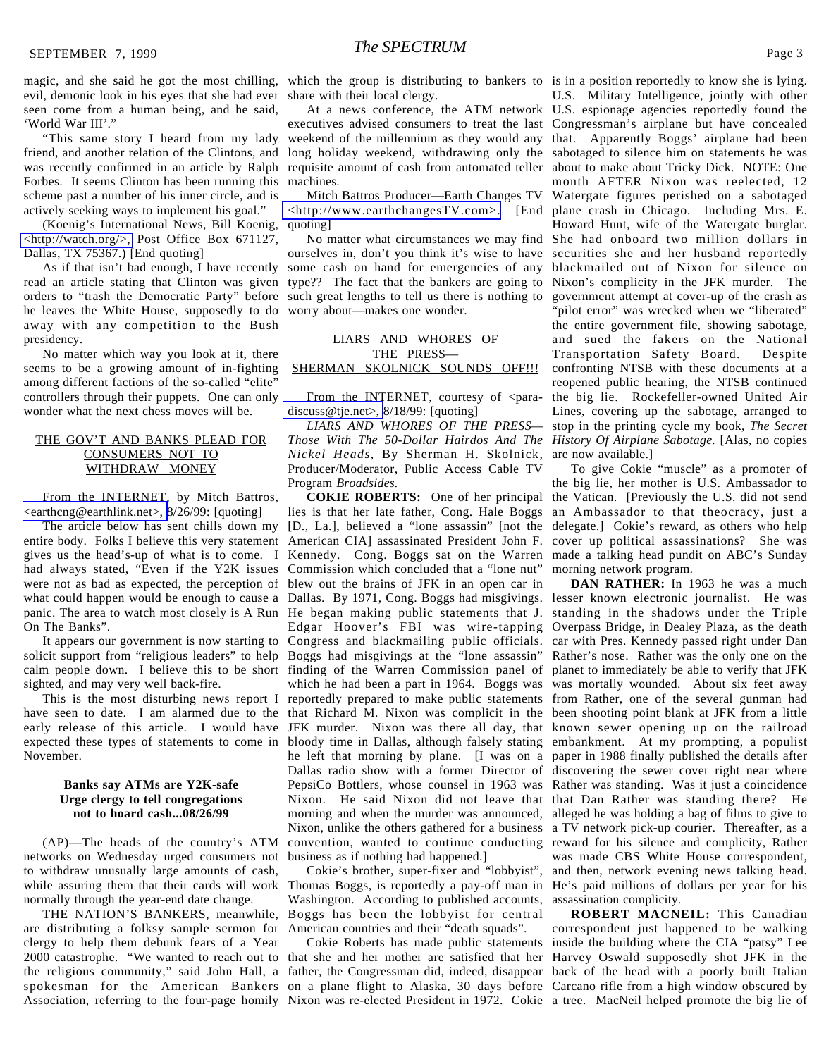magic, and she said he got the most chilling, evil, demonic look in his eyes that she had ever seen come from a human being, and he said, 'World War III'."

"This same story I heard from my lady friend, and another relation of the Clintons, and was recently confirmed in an article by Ralph Forbes. It seems Clinton has been running this scheme past a number of his inner circle, and is actively seeking ways to implement his goal."

(Koenig's International News, Bill Koenig, <http://watch.org/>, Post Office Box 671127, Dallas, TX 75367.) [End quoting]

As if that isn't bad enough, I have recently read an article stating that Clinton was given orders to "trash the Democratic Party" before he leaves the White House, supposedly to do away with any competition to the Bush presidency.

No matter which way you look at it, there seems to be a growing amount of in-fighting among different factions of the so-called "elite" controllers through their puppets. One can only wonder what the next chess moves will be.

## THE GOV'T AND BANKS PLEAD FOR CONSUMERS NOT TO WITHDRAW MONEY

From the INTERNET, by Mitch Battros, <earthcng@earthlink.net>, 8/26/99: [quoting]

The article below has sent chills down my entire body. Folks I believe this very statement gives us the head's-up of what is to come. I had always stated, "Even if the Y2K issues were not as bad as expected, the perception of what could happen would be enough to cause a panic. The area to watch most closely is A Run On The Banks".

It appears our government is now starting to solicit support from "religious leaders" to help calm people down. I believe this to be short sighted, and may very well back-fire.

This is the most disturbing news report I have seen to date. I am alarmed due to the early release of this article. I would have expected these types of statements to come in November.

**Banks say ATMs are Y2K-safe Urge clergy to tell congregations not to hoard cash...08/26/99**

(AP)—The heads of the country's ATM networks on Wednesday urged consumers not to withdraw unusually large amounts of cash, while assuring them that their cards will work normally through the year-end date change.

THE NATION'S BANKERS, meanwhile, are distributing a folksy sample sermon for clergy to help them debunk fears of a Year 2000 catastrophe. "We wanted to reach out to the religious community," said John Hall, a spokesman for the American Bankers Association, referring to the four-page homily which the group is distributing to bankers to share with their local clergy.

At a news conference, the ATM network executives advised consumers to treat the last weekend of the millennium as they would any long holiday weekend, withdrawing only the requisite amount of cash from automated teller machines.

Mitch Battros Producer—Earth Changes TV <http://www.earthchangesTV.com>. [End quoting]

No matter what circumstances we may find ourselves in, don't you think it's wise to have some cash on hand for emergencies of any type?? The fact that the bankers are going to such great lengths to tell us there is nothing to worry about—makes one wonder.

## LIARS AND WHORES OF THE PRESS— SHERMAN SKOLNICK SOUNDS OFF!!!

From the INTERNET, courtesy of <para-discuss@tje.net>, 8/18/99: [quoting]

*LIARS AND WHORES OF THE PRESS—Those With The 50-Dollar Hairdos And The Nickel Heads*, By Sherman H. Skolnick, Producer/Moderator, Public Access Cable TV Program *Broadsides*.

**COKIE ROBERTS:** One of her principal lies is that her late father, Cong. Hale Boggs [D., La.], believed a "lone assassin" [not the American CIA] assassinated President John F. Kennedy. Cong. Boggs sat on the Warren Commission which concluded that a "lone nut" blew out the brains of JFK in an open car in Dallas. By 1971, Cong. Boggs had misgivings. He began making public statements that J. Edgar Hoover's FBI was wire-tapping Congress and blackmailing public officials. Boggs had misgivings at the "lone assassin" finding of the Warren Commission panel of which he had been a part in 1964. Boggs was reportedly prepared to make public statements that Richard M. Nixon was complicit in the JFK murder. Nixon was there all day, that bloody time in Dallas, although falsely stating he left that morning by plane. [I was on a Dallas radio show with a former Director of PepsiCo Bottlers, whose counsel in 1963 was Nixon. He said Nixon did not leave that morning and when the murder was announced, Nixon, unlike the others gathered for a business convention, wanted to continue conducting business as if nothing had happened.]

Cokie's brother, super-fixer and "lobbyist", Thomas Boggs, is reportedly a pay-off man in Washington. According to published accounts, Boggs has been the lobbyist for central American countries and their "death squads".

Cokie Roberts has made public statements that she and her mother are satisfied that her father, the Congressman did, indeed, disappear on a plane flight to Alaska, 30 days before Nixon was re-elected President in 1972. Cokie is in a position reportedly to know she is lying. U.S. Military Intelligence, jointly with other U.S. espionage agencies reportedly found the Congressman's airplane but have concealed that. Apparently Boggs' airplane had been sabotaged to silence him on statements he was about to make about Tricky Dick. NOTE: One month AFTER Nixon was reelected, 12 Watergate figures perished on a sabotaged plane crash in Chicago. Including Mrs. E. Howard Hunt, wife of the Watergate burglar. She had onboard two million dollars in securities she and her husband reportedly blackmailed out of Nixon for silence on Nixon's complicity in the JFK murder. The government attempt at cover-up of the crash as "pilot error" was wrecked when we "liberated" the entire government file, showing sabotage, and sued the fakers on the National Transportation Safety Board. Despite confronting NTSB with these documents at a reopened public hearing, the NTSB continued the big lie. Rockefeller-owned United Air Lines, covering up the sabotage, arranged to stop in the printing cycle my book, *The Secret History Of Airplane Sabotage.* [Alas, no copies are now available.]

To give Cokie "muscle" as a promoter of the big lie, her mother is U.S. Ambassador to the Vatican. [Previously the U.S. did not send an Ambassador to that theocracy, just a delegate.] Cokie's reward, as others who help cover up political assassinations? She was made a talking head pundit on ABC's Sunday morning network program.

**DAN RATHER:** In 1963 he was a much lesser known electronic journalist. He was standing in the shadows under the Triple Overpass Bridge, in Dealey Plaza, as the death car with Pres. Kennedy passed right under Dan Rather's nose. Rather was the only one on the planet to immediately be able to verify that JFK was mortally wounded. About six feet away from Rather, one of the several gunman had been shooting point blank at JFK from a little known sewer opening up on the railroad embankment. At my prompting, a populist paper in 1988 finally published the details after discovering the sewer cover right near where Rather was standing. Was it just a coincidence that Dan Rather was standing there? He alleged he was holding a bag of films to give to a TV network pick-up courier. Thereafter, as a reward for his silence and complicity, Rather was made CBS White House correspondent, and then, network evening news talking head. He's paid millions of dollars per year for his assassination complicity.

**ROBERT MACNEIL:** This Canadian correspondent just happened to be walking inside the building where the CIA "patsy" Lee Harvey Oswald supposedly shot JFK in the back of the head with a poorly built Italian Carcano rifle from a high window obscured by a tree. MacNeil helped promote the big lie of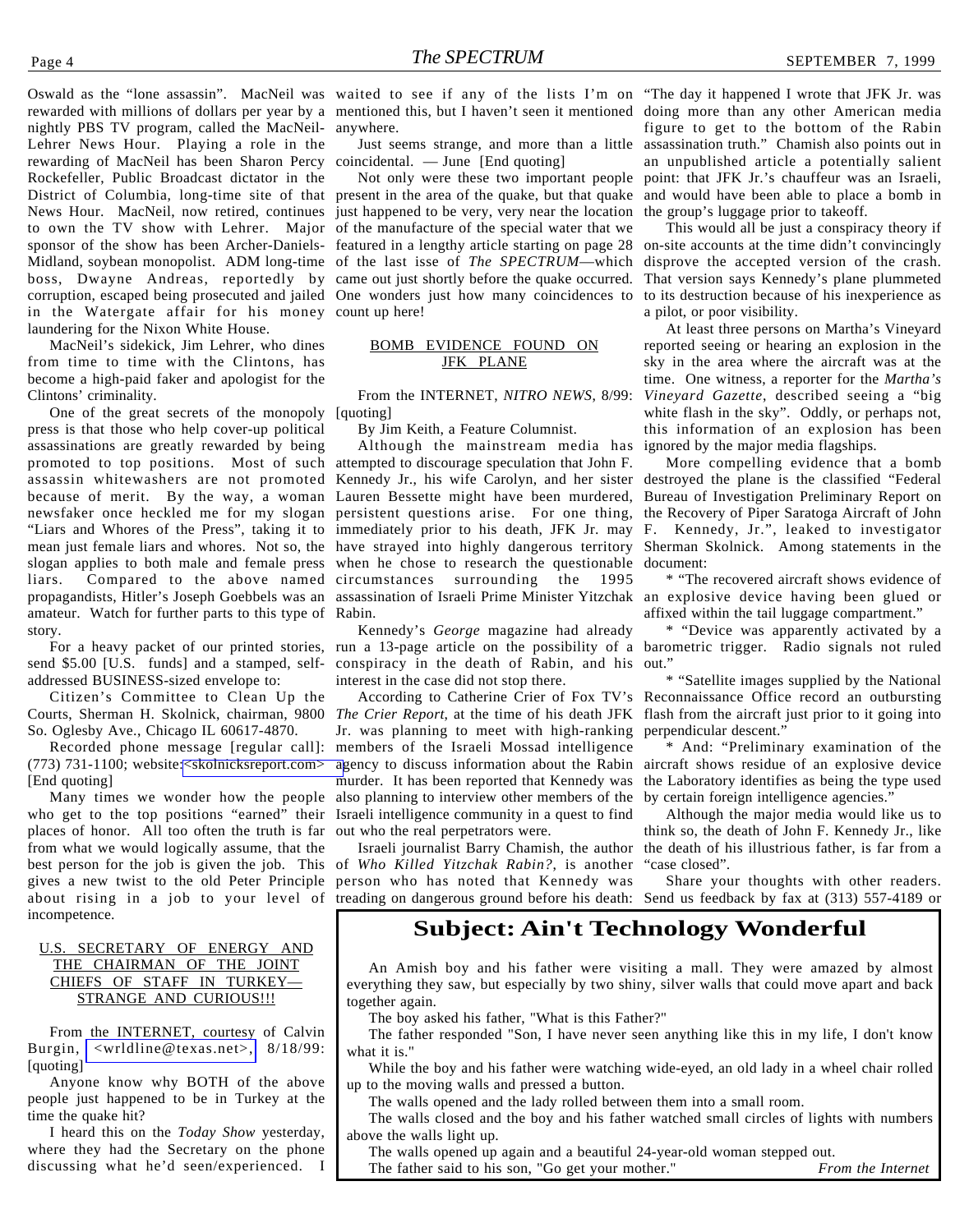Oswald as the "lone assassin". MacNeil was rewarded with millions of dollars per year by a nightly PBS TV program, called the MacNeil-Lehrer News Hour. Playing a role in the rewarding of MacNeil has been Sharon Percy Rockefeller, Public Broadcast dictator in the District of Columbia, long-time site of that News Hour. MacNeil, now retired, continues to own the TV show with Lehrer. Major sponsor of the show has been Archer-Daniels-Midland, soybean monopolist. ADM long-time boss, Dwayne Andreas, reportedly by corruption, escaped being prosecuted and jailed in the Watergate affair for his money laundering for the Nixon White House.

MacNeil's sidekick, Jim Lehrer, who dines from time to time with the Clintons, has become a high-paid faker and apologist for the Clintons' criminality.

One of the great secrets of the monopoly press is that those who help cover-up political assassinations are greatly rewarded by being promoted to top positions. Most of such assassin whitewashers are not promoted because of merit. By the way, a woman newsfaker once heckled me for my slogan "Liars and Whores of the Press", taking it to mean just female liars and whores. Not so, the slogan applies to both male and female press liars. Compared to the above named propagandists, Hitler's Joseph Goebbels was an amateur. Watch for further parts to this type of story.

For a heavy packet of our printed stories, send $5.00 [U.S. funds] and a stamped, self-addressed BUSINESS-sized envelope to:

Citizen's Committee to Clean Up the Courts, Sherman H. Skolnick, chairman, 9800 So. Oglesby Ave., Chicago IL 60617-4870.

Recorded phone message [regular call]: (773) 731-1100; website:<skolnicksreport.com> [End quoting]

Many times we wonder how the people who get to the top positions "earned" their places of honor. All too often the truth is far from what we would logically assume, that the best person for the job is given the job. This gives a new twist to the old Peter Principle about rising in a job to your level of incompetence.

## U.S. SECRETARY OF ENERGY AND THE CHAIRMAN OF THE JOINT CHIEFS OF STAFF IN TURKEY— STRANGE AND CURIOUS!!!

From the INTERNET, courtesy of Calvin Burgin, <wrldline@texas.net>, 8/18/99: [quoting]

Anyone know why BOTH of the above people just happened to be in Turkey at the time the quake hit?

I heard this on the *Today Show* yesterday, where they had the Secretary on the phone discussing what he'd seen/experienced. I waited to see if any of the lists I'm on mentioned this, but I haven't seen it mentioned anywhere.

Just seems strange, and more than a little coincidental. — June [End quoting]

Not only were these two important people present in the area of the quake, but that quake just happened to be very, very near the location of the manufacture of the special water that we featured in a lengthy article starting on page 28 of the last isse of *The SPECTRUM*—which came out just shortly before the quake occurred. One wonders just how many coincidences to count up here!

## BOMB EVIDENCE FOUND ON JFK PLANE

From the INTERNET, *NITRO NEWS*, 8/99: [quoting]

By Jim Keith, a Feature Columnist.

Although the mainstream media has attempted to discourage speculation that John F. Kennedy Jr., his wife Carolyn, and her sister Lauren Bessette might have been murdered, persistent questions arise. For one thing, immediately prior to his death, JFK Jr. may have strayed into highly dangerous territory when he chose to research the questionable circumstances surrounding the 1995 assassination of Israeli Prime Minister Yitzchak Rabin.

Kennedy's *George* magazine had already run a 13-page article on the possibility of a conspiracy in the death of Rabin, and his interest in the case did not stop there.

According to Catherine Crier of Fox TV's *The Crier Report*, at the time of his death JFK Jr. was planning to meet with high-ranking members of the Israeli Mossad intelligence agency to discuss information about the Rabin murder. It has been reported that Kennedy was also planning to interview other members of the Israeli intelligence community in a quest to find out who the real perpetrators were.

Israeli journalist Barry Chamish, the author of *Who Killed Yitzchak Rabin?*, is another person who has noted that Kennedy was treading on dangerous ground before his death: "The day it happened I wrote that JFK Jr. was doing more than any other American media figure to get to the bottom of the Rabin assassination truth." Chamish also points out in an unpublished article a potentially salient point: that JFK Jr.'s chauffeur was an Israeli, and would have been able to place a bomb in the group's luggage prior to takeoff.

This would all be just a conspiracy theory if on-site accounts at the time didn't convincingly disprove the accepted version of the crash. That version says Kennedy's plane plummeted to its destruction because of his inexperience as a pilot, or poor visibility.

At least three persons on Martha's Vineyard reported seeing or hearing an explosion in the sky in the area where the aircraft was at the time. One witness, a reporter for the *Martha's Vineyard Gazette*, described seeing a "big white flash in the sky". Oddly, or perhaps not, this information of an explosion has been ignored by the major media flagships.

More compelling evidence that a bomb destroyed the plane is the classified "Federal Bureau of Investigation Preliminary Report on the Recovery of Piper Saratoga Aircraft of John F. Kennedy, Jr.", leaked to investigator Sherman Skolnick. Among statements in the document:

* "The recovered aircraft shows evidence of an explosive device having been glued or affixed within the tail luggage compartment."

* "Device was apparently activated by a barometric trigger. Radio signals not ruled out."

* "Satellite images supplied by the National Reconnaissance Office record an outbursting flash from the aircraft just prior to it going into perpendicular descent."

* And: "Preliminary examination of the aircraft shows residue of an explosive device the Laboratory identifies as being the type used by certain foreign intelligence agencies."

Although the major media would like us to think so, the death of John F. Kennedy Jr., like the death of his illustrious father, is far from a "case closed".

Share your thoughts with other readers. Send us feedback by fax at (313) 557-4189 or

## Subject: Ain't Technology Wonderful

An Amish boy and his father were visiting a mall. They were amazed by almost everything they saw, but especially by two shiny, silver walls that could move apart and back together again.

The boy asked his father, "What is this Father?"

The father responded "Son, I have never seen anything like this in my life, I don't know what it is."

While the boy and his father were watching wide-eyed, an old lady in a wheel chair rolled up to the moving walls and pressed a button.

The walls opened and the lady rolled between them into a small room.

The walls closed and the boy and his father watched small circles of lights with numbers above the walls light up.

The walls opened up again and a beautiful 24-year-old woman stepped out.

The father said to his son, "Go get your mother."

*From the Internet*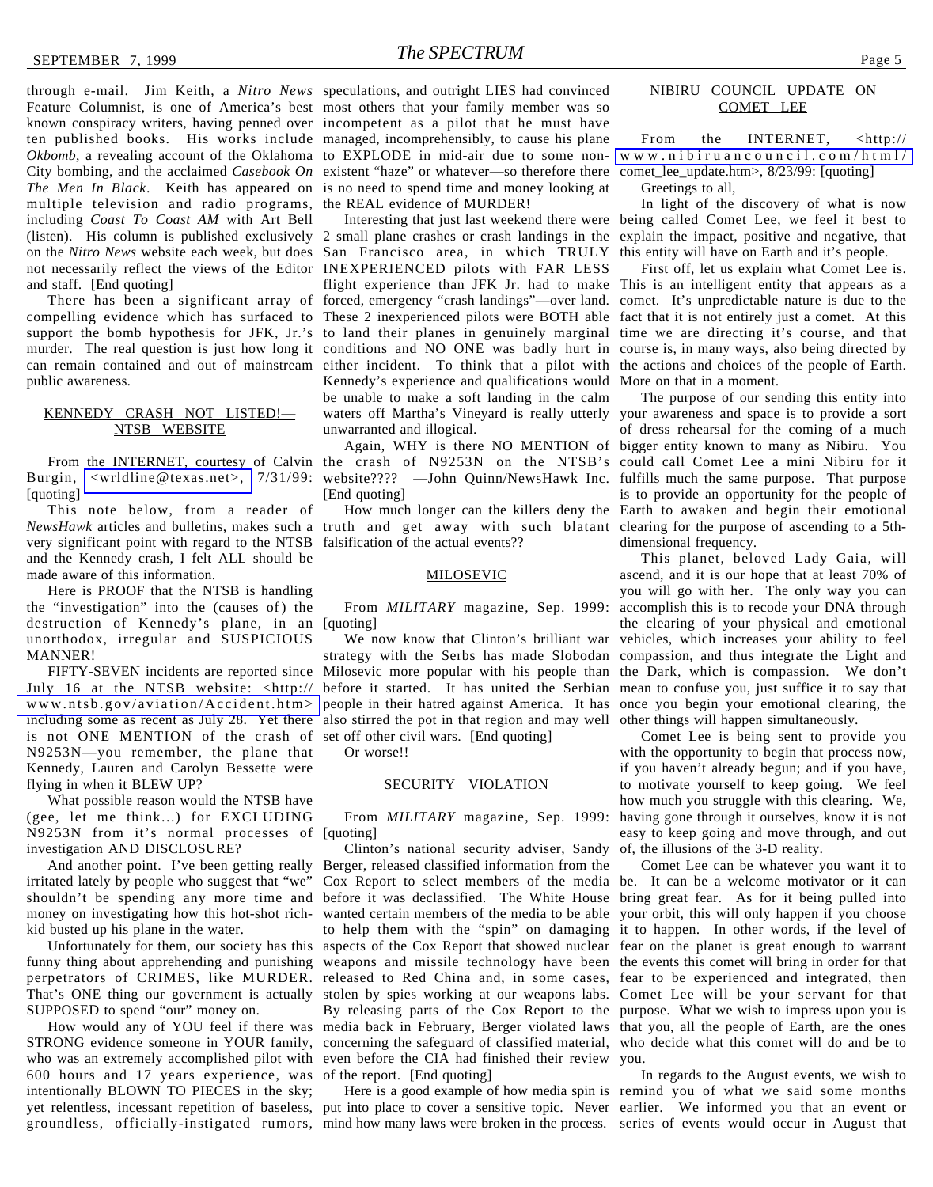through e-mail. Jim Keith, a *Nitro News* Feature Columnist, is one of America's best known conspiracy writers, having penned over ten published books. His works include *Okbomb*, a revealing account of the Oklahoma City bombing, and the acclaimed *Casebook On The Men In Black*. Keith has appeared on multiple television and radio programs, including *Coast To Coast AM* with Art Bell (listen). His column is published exclusively on the *Nitro News* website each week, but does not necessarily reflect the views of the Editor and staff. [End quoting]

There has been a significant array of compelling evidence which has surfaced to support the bomb hypothesis for JFK, Jr.'s murder. The real question is just how long it can remain contained and out of mainstream public awareness.

## KENNEDY CRASH NOT LISTED!— NTSB WEBSITE

From the INTERNET, courtesy of Calvin Burgin, <wrldline@texas.net>, 7/31/99: [quoting]

This note below, from a reader of *NewsHawk* articles and bulletins, makes such a very significant point with regard to the NTSB and the Kennedy crash, I felt ALL should be made aware of this information.

Here is PROOF that the NTSB is handling the "investigation" into the (causes of) the destruction of Kennedy's plane, in an unorthodox, irregular and SUSPICIOUS MANNER!

FIFTY-SEVEN incidents are reported since July 16 at the NTSB website: <http://www.ntsb.gov/aviation/Accident.htm> including some as recent as July 28. Yet there is not ONE MENTION of the crash of N9253N—you remember, the plane that Kennedy, Lauren and Carolyn Bessette were flying in when it BLEW UP?

What possible reason would the NTSB have (gee, let me think...) for EXCLUDING N9253N from it's normal processes of investigation AND DISCLOSURE?

And another point. I've been getting really irritated lately by people who suggest that "we" shouldn't be spending any more time and money on investigating how this hot-shot rich-kid busted up his plane in the water.

Unfortunately for them, our society has this funny thing about apprehending and punishing perpetrators of CRIMES, like MURDER. That's ONE thing our government is actually SUPPOSED to spend "our" money on.

How would any of YOU feel if there was STRONG evidence someone in YOUR family, who was an extremely accomplished pilot with 600 hours and 17 years experience, was intentionally BLOWN TO PIECES in the sky; yet relentless, incessant repetition of baseless, groundless, officially-instigated rumors, speculations, and outright LIES had convinced most others that your family member was so incompetent as a pilot that he must have managed, incomprehensibly, to cause his plane to EXPLODE in mid-air due to some non-existent "haze" or whatever—so therefore there is no need to spend time and money looking at the REAL evidence of MURDER!

Interesting that just last weekend there were 2 small plane crashes or crash landings in the San Francisco area, in which TRULY INEXPERIENCED pilots with FAR LESS flight experience than JFK Jr. had to make forced, emergency "crash landings"—over land. These 2 inexperienced pilots were BOTH able to land their planes in genuinely marginal conditions and NO ONE was badly hurt in either incident. To think that a pilot with Kennedy's experience and qualifications would be unable to make a soft landing in the calm waters off Martha's Vineyard is really utterly unwarranted and illogical.

Again, WHY is there NO MENTION of the crash of N9253N on the NTSB's website???? —John Quinn/NewsHawk Inc. [End quoting]

How much longer can the killers deny the truth and get away with such blatant falsification of the actual events??

## MILOSEVIC

From *MILITARY* magazine, Sep. 1999: [quoting]

We now know that Clinton's brilliant war strategy with the Serbs has made Slobodan Milosevic more popular with his people than before it started. It has united the Serbian people in their hatred against America. It has also stirred the pot in that region and may well set off other civil wars. [End quoting]

Or worse!!

## SECURITY VIOLATION

From *MILITARY* magazine, Sep. 1999: [quoting]

Clinton's national security adviser, Sandy Berger, released classified information from the Cox Report to select members of the media before it was declassified. The White House wanted certain members of the media to be able to help them with the "spin" on damaging aspects of the Cox Report that showed nuclear weapons and missile technology have been released to Red China and, in some cases, stolen by spies working at our weapons labs. By releasing parts of the Cox Report to the media back in February, Berger violated laws concerning the safeguard of classified material, even before the CIA had finished their review of the report. [End quoting]

Here is a good example of how media spin is put into place to cover a sensitive topic. Never mind how many laws were broken in the process.

## NIBIRU COUNCIL UPDATE ON COMET LEE

From the INTERNET, <http://www.nibiruancouncil.com/html/comet_lee_update.htm>, 8/23/99: [quoting]

Greetings to all,

In light of the discovery of what is now being called Comet Lee, we feel it best to explain the impact, positive and negative, that this entity will have on Earth and it's people.

First off, let us explain what Comet Lee is. This is an intelligent entity that appears as a comet. It's unpredictable nature is due to the fact that it is not entirely just a comet. At this time we are directing it's course, and that course is, in many ways, also being directed by the actions and choices of the people of Earth. More on that in a moment.

The purpose of our sending this entity into your awareness and space is to provide a sort of dress rehearsal for the coming of a much bigger entity known to many as Nibiru. You could call Comet Lee a mini Nibiru for it fulfills much the same purpose. That purpose is to provide an opportunity for the people of Earth to awaken and begin their emotional clearing for the purpose of ascending to a 5th-dimensional frequency.

This planet, beloved Lady Gaia, will ascend, and it is our hope that at least 70% of you will go with her. The only way you can accomplish this is to recode your DNA through the clearing of your physical and emotional vehicles, which increases your ability to feel compassion, and thus integrate the Light and the Dark, which is compassion. We don't mean to confuse you, just suffice it to say that once you begin your emotional clearing, the other things will happen simultaneously.

Comet Lee is being sent to provide you with the opportunity to begin that process now, if you haven't already begun; and if you have, to motivate yourself to keep going. We feel how much you struggle with this clearing. We, having gone through it ourselves, know it is not easy to keep going and move through, and out of, the illusions of the 3-D reality.

Comet Lee can be whatever you want it to be. It can be a welcome motivator or it can bring great fear. As for it being pulled into your orbit, this will only happen if you choose it to happen. In other words, if the level of fear on the planet is great enough to warrant the events this comet will bring in order for that fear to be experienced and integrated, then Comet Lee will be your servant for that purpose. What we wish to impress upon you is that you, all the people of Earth, are the ones who decide what this comet will do and be to you.

In regards to the August events, we wish to remind you of what we said some months earlier. We informed you that an event or series of events would occur in August that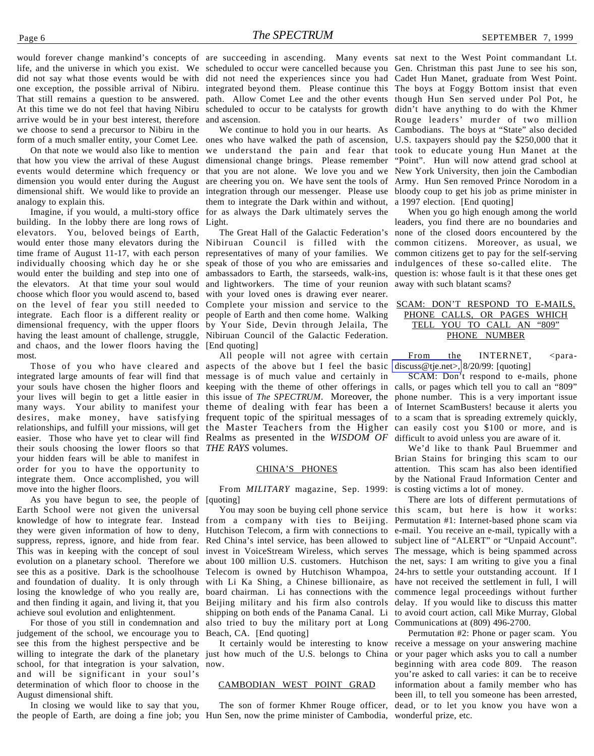would forever change mankind's concepts of life, and the universe in which you exist. We did not say what those events would be with one exception, the possible arrival of Nibiru. That still remains a question to be answered. At this time we do not feel that having Nibiru arrive would be in your best interest, therefore we choose to send a precursor to Nibiru in the form of a much smaller entity, your Comet Lee.

On that note we would also like to mention that how you view the arrival of these August events would determine which frequency or dimension you would enter during the August dimensional shift. We would like to provide an analogy to explain this.

Imagine, if you would, a multi-story office building. In the lobby there are long rows of elevators. You, beloved beings of Earth, would enter those many elevators during the time frame of August 11-17, with each person individually choosing which day he or she would enter the building and step into one of the elevators. At that time your soul would choose which floor you would ascend to, based on the level of fear you still needed to integrate. Each floor is a different reality or dimensional frequency, with the upper floors having the least amount of challenge, struggle, and chaos, and the lower floors having the most.

Those of you who have cleared and integrated large amounts of fear will find that your souls have chosen the higher floors and your lives will begin to get a little easier in many ways. Your ability to manifest your desires, make money, have satisfying relationships, and fulfill your missions, will get easier. Those who have yet to clear will find their souls choosing the lower floors so that your hidden fears will be able to manifest in order for you to have the opportunity to integrate them. Once accomplished, you will move into the higher floors.

As you have begun to see, the people of Earth School were not given the universal knowledge of how to integrate fear. Instead they were given information of how to deny, suppress, repress, ignore, and hide from fear. This was in keeping with the concept of soul evolution on a planetary school. Therefore we see this as a positive. Dark is the schoolhouse and foundation of duality. It is only through losing the knowledge of who you really are, and then finding it again, and living it, that you achieve soul evolution and enlightenment.

For those of you still in condemnation and judgement of the school, we encourage you to see this from the highest perspective and be willing to integrate the dark of the planetary school, for that integration is your salvation, and will be significant in your soul's determination of which floor to choose in the August dimensional shift.

In closing we would like to say that you, the people of Earth, are doing a fine job; you are succeeding in ascending. Many events scheduled to occur were cancelled because you did not need the experiences since you had integrated beyond them. Please continue this path. Allow Comet Lee and the other events scheduled to occur to be catalysts for growth and ascension.

We continue to hold you in our hearts. As ones who have walked the path of ascension, we understand the pain and fear that dimensional change brings. Please remember that you are not alone. We love you and we are cheering you on. We have sent the tools of integration through our messenger. Please use them to integrate the Dark within and without, for as always the Dark ultimately serves the Light.

The Great Hall of the Galactic Federation's Nibiruan Council is filled with the representatives of many of your families. We speak of those of you who are emissaries and ambassadors to Earth, the starseeds, walk-ins, and lightworkers. The time of your reunion with your loved ones is drawing ever nearer. Complete your mission and service to the people of Earth and then come home. Walking by Your Side, Devin through Jelaila, The Nibiruan Council of the Galactic Federation. [End quoting]

All people will not agree with certain aspects of the above but I feel the basic message is of much value and certainly in keeping with the other offerings in this issue of *The SPECTRUM*. Moreover, the theme of dealing with fear has been a frequent topic of the spiritual messages of the Master Teachers from the Higher Realms as presented in the *WISDOM OF THE RAYS* volumes.

## CHINA'S PHONES

From *MILITARY* magazine, Sep. 1999: [quoting]

You may soon be buying cell phone service from a company with ties to Beijing. Hutchison Telecom, a firm with connections to Red China's intel service, has been allowed to invest in VoiceStream Wireless, which serves about 100 million U.S. customers. Hutchison Telecom is owned by Hutchison Whampoa, with Li Ka Shing, a Chinese billionaire, as board chairman. Li has connections with the Beijing military and his firm also controls shipping on both ends of the Panama Canal. Li also tried to buy the military port at Long Beach, CA. [End quoting]

It certainly would be interesting to know just how much of the U.S. belongs to China now.

## CAMBODIAN WEST POINT GRAD

The son of former Khmer Rouge officer, Hun Sen, now the prime minister of Cambodia, sat next to the West Point commandant Lt. Gen. Christman this past June to see his son, Cadet Hun Manet, graduate from West Point. The boys at Foggy Bottom insist that even though Hun Sen served under Pol Pot, he didn't have anything to do with the Khmer Rouge leaders' murder of two million Cambodians. The boys at "State" also decided U.S. taxpayers should pay the $250,000 that it took to educate young Hun Manet at the "Point". Hun will now attend grad school at New York University, then join the Cambodian Army. Hun Sen removed Prince Norodom in a bloody coup to get his job as prime minister in a 1997 election. [End quoting]

When you go high enough among the world leaders, you find there are no boundaries and none of the closed doors encountered by the common citizens. Moreover, as usual, we common citizens get to pay for the self-serving indulgences of these so-called elite. The question is: whose fault is it that these ones get away with such blatant scams?

## SCAM: DON'T RESPOND TO E-MAILS, PHONE CALLS, OR PAGES WHICH TELL YOU TO CALL AN "809" PHONE NUMBER

From the INTERNET, <para-discuss@tje.net>, 8/20/99: [quoting]

SCAM: Don't respond to e-mails, phone calls, or pages which tell you to call an "809" phone number. This is a very important issue of Internet ScamBusters! because it alerts you to a scam that is spreading extremely quickly, can easily cost you $100 or more, and is difficult to avoid unless you are aware of it.

We'd like to thank Paul Bruemmer and Brian Stains for bringing this scam to our attention. This scam has also been identified by the National Fraud Information Center and is costing victims a lot of money.

There are lots of different permutations of this scam, but here is how it works: Permutation #1: Internet-based phone scam via e-mail. You receive an e-mail, typically with a subject line of "ALERT" or "Unpaid Account". The message, which is being spammed across the net, says: I am writing to give you a final 24-hrs to settle your outstanding account. If I have not received the settlement in full, I will commence legal proceedings without further delay. If you would like to discuss this matter to avoid court action, call Mike Murray, Global Communications at (809) 496-2700.

Permutation #2: Phone or pager scam. You receive a message on your answering machine or your pager which asks you to call a number beginning with area code 809. The reason you're asked to call varies: it can be to receive information about a family member who has been ill, to tell you someone has been arrested, dead, or to let you know you have won a wonderful prize, etc.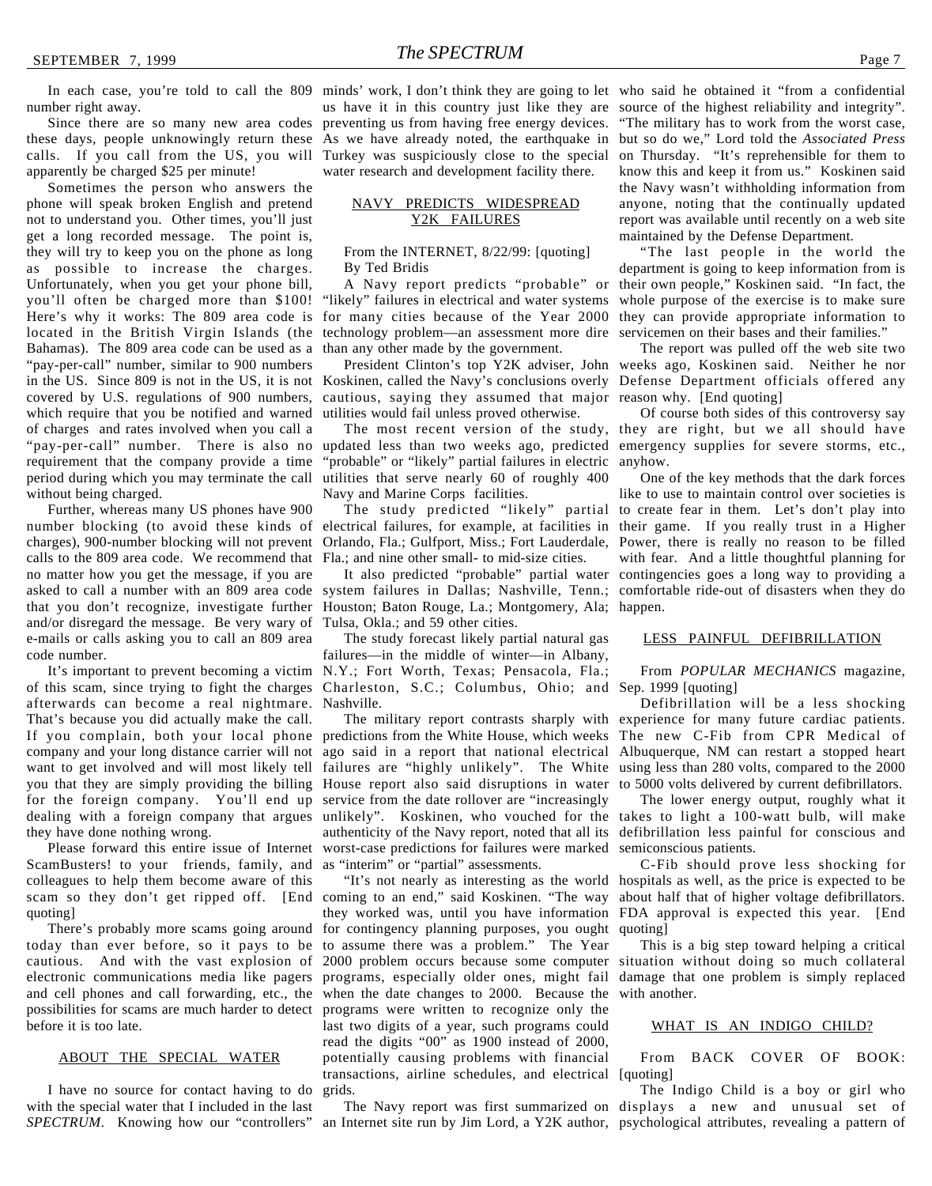In each case, you're told to call the 809 number right away.

Since there are so many new area codes these days, people unknowingly return these calls. If you call from the US, you will apparently be charged $25 per minute!

Sometimes the person who answers the phone will speak broken English and pretend not to understand you. Other times, you'll just get a long recorded message. The point is, they will try to keep you on the phone as long as possible to increase the charges. Unfortunately, when you get your phone bill, you'll often be charged more than $100! Here's why it works: The 809 area code is located in the British Virgin Islands (the Bahamas). The 809 area code can be used as a "pay-per-call" number, similar to 900 numbers in the US. Since 809 is not in the US, it is not covered by U.S. regulations of 900 numbers, which require that you be notified and warned of charges and rates involved when you call a "pay-per-call" number. There is also no requirement that the company provide a time period during which you may terminate the call without being charged.

Further, whereas many US phones have 900 number blocking (to avoid these kinds of charges), 900-number blocking will not prevent calls to the 809 area code. We recommend that no matter how you get the message, if you are asked to call a number with an 809 area code that you don't recognize, investigate further and/or disregard the message. Be very wary of e-mails or calls asking you to call an 809 area code number.

It's important to prevent becoming a victim of this scam, since trying to fight the charges afterwards can become a real nightmare. That's because you did actually make the call. If you complain, both your local phone company and your long distance carrier will not want to get involved and will most likely tell you that they are simply providing the billing for the foreign company. You'll end up dealing with a foreign company that argues they have done nothing wrong.

Please forward this entire issue of Internet ScamBusters! to your friends, family, and colleagues to help them become aware of this scam so they don't get ripped off. [End quoting]

There's probably more scams going around today than ever before, so it pays to be cautious. And with the vast explosion of electronic communications media like pagers and cell phones and call forwarding, etc., the possibilities for scams are much harder to detect before it is too late.

## ABOUT THE SPECIAL WATER

I have no source for contact having to do with the special water that I included in the last *SPECTRUM*. Knowing how our "controllers" minds' work, I don't think they are going to let us have it in this country just like they are preventing us from having free energy devices. As we have already noted, the earthquake in Turkey was suspiciously close to the special water research and development facility there.

## NAVY PREDICTS WIDESPREAD Y2K FAILURES

From the INTERNET, 8/22/99: [quoting]
By Ted Bridis

A Navy report predicts "probable" or "likely" failures in electrical and water systems for many cities because of the Year 2000 technology problem—an assessment more dire than any other made by the government.

President Clinton's top Y2K adviser, John Koskinen, called the Navy's conclusions overly cautious, saying they assumed that major utilities would fail unless proved otherwise.

The most recent version of the study, updated less than two weeks ago, predicted "probable" or "likely" partial failures in electric utilities that serve nearly 60 of roughly 400 Navy and Marine Corps facilities.

The study predicted "likely" partial electrical failures, for example, at facilities in Orlando, Fla.; Gulfport, Miss.; Fort Lauderdale, Fla.; and nine other small- to mid-size cities.

It also predicted "probable" partial water system failures in Dallas; Nashville, Tenn.; Houston; Baton Rouge, La.; Montgomery, Ala; Tulsa, Okla.; and 59 other cities.

The study forecast likely partial natural gas failures—in the middle of winter—in Albany, N.Y.; Fort Worth, Texas; Pensacola, Fla.; Charleston, S.C.; Columbus, Ohio; and Nashville.

The military report contrasts sharply with predictions from the White House, which weeks ago said in a report that national electrical failures are "highly unlikely". The White House report also said disruptions in water service from the date rollover are "increasingly unlikely". Koskinen, who vouched for the authenticity of the Navy report, noted that all its worst-case predictions for failures were marked as "interim" or "partial" assessments.

"It's not nearly as interesting as the world coming to an end," said Koskinen. "The way they worked was, until you have information for contingency planning purposes, you ought to assume there was a problem." The Year 2000 problem occurs because some computer programs, especially older ones, might fail when the date changes to 2000. Because the programs were written to recognize only the last two digits of a year, such programs could read the digits "00" as 1900 instead of 2000, potentially causing problems with financial transactions, airline schedules, and electrical grids.

The Navy report was first summarized on an Internet site run by Jim Lord, a Y2K author, who said he obtained it "from a confidential source of the highest reliability and integrity". "The military has to work from the worst case, but so do we," Lord told the *Associated Press* on Thursday. "It's reprehensible for them to know this and keep it from us." Koskinen said the Navy wasn't withholding information from anyone, noting that the continually updated report was available until recently on a web site maintained by the Defense Department.

"The last people in the world the department is going to keep information from is their own people," Koskinen said. "In fact, the whole purpose of the exercise is to make sure they can provide appropriate information to servicemen on their bases and their families."

The report was pulled off the web site two weeks ago, Koskinen said. Neither he nor Defense Department officials offered any reason why. [End quoting]

Of course both sides of this controversy say they are right, but we all should have emergency supplies for severe storms, etc., anyhow.

One of the key methods that the dark forces like to use to maintain control over societies is to create fear in them. Let's don't play into their game. If you really trust in a Higher Power, there is really no reason to be filled with fear. And a little thoughtful planning for contingencies goes a long way to providing a comfortable ride-out of disasters when they do happen.

## LESS PAINFUL DEFIBRILLATION

From *POPULAR MECHANICS* magazine, Sep. 1999 [quoting]

Defibrillation will be a less shocking experience for many future cardiac patients. The new C-Fib from CPR Medical of Albuquerque, NM can restart a stopped heart using less than 280 volts, compared to the 2000 to 5000 volts delivered by current defibrillators.

The lower energy output, roughly what it takes to light a 100-watt bulb, will make defibrillation less painful for conscious and semiconscious patients.

C-Fib should prove less shocking for hospitals as well, as the price is expected to be about half that of higher voltage defibrillators. FDA approval is expected this year. [End quoting]

This is a big step toward helping a critical situation without doing so much collateral damage that one problem is simply replaced with another.

## WHAT IS AN INDIGO CHILD?

From BACK COVER OF BOOK: [quoting]

The Indigo Child is a boy or girl who displays a new and unusual set of psychological attributes, revealing a pattern of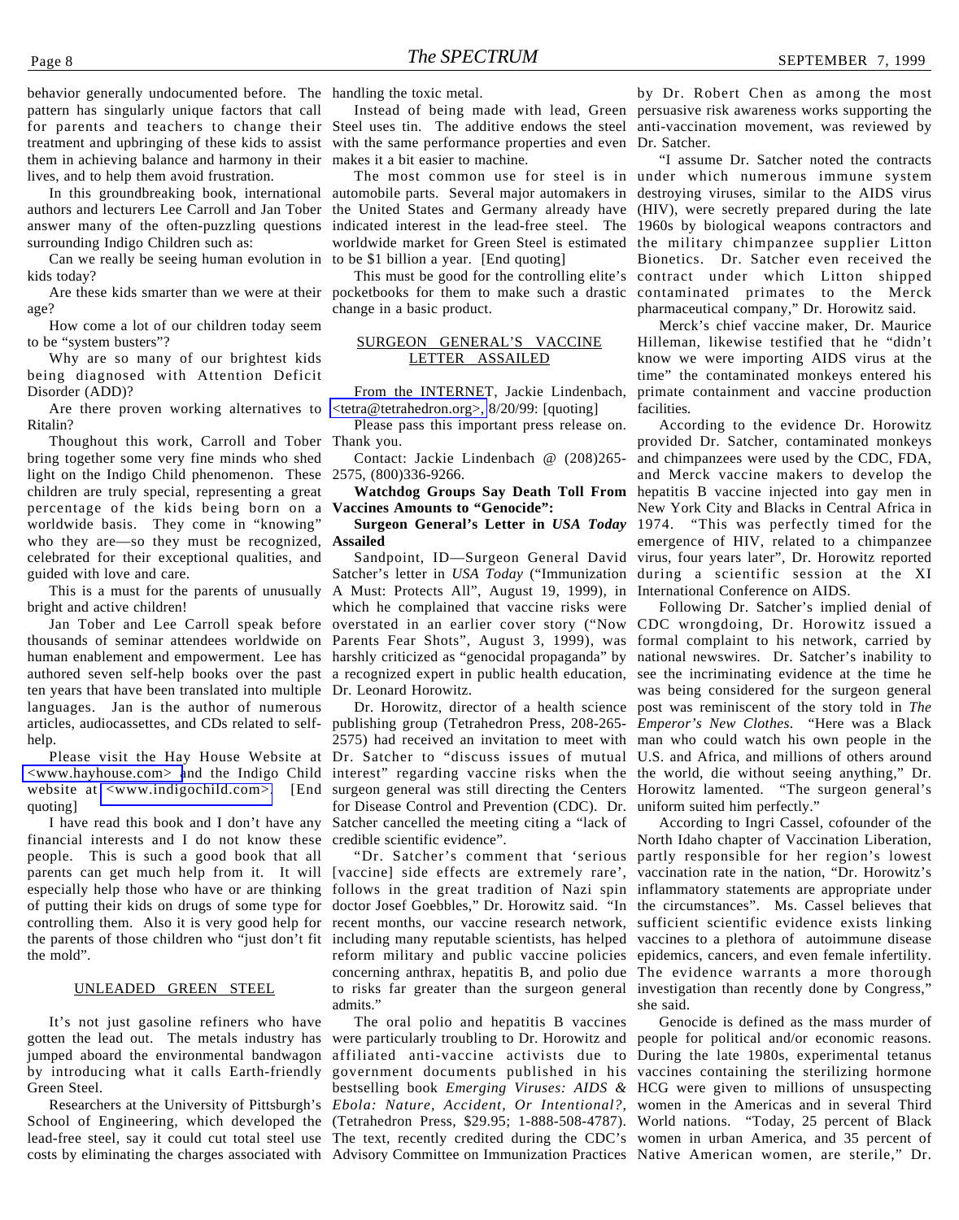behavior generally undocumented before. The pattern has singularly unique factors that call for parents and teachers to change their treatment and upbringing of these kids to assist them in achieving balance and harmony in their lives, and to help them avoid frustration.

In this groundbreaking book, international authors and lecturers Lee Carroll and Jan Tober answer many of the often-puzzling questions surrounding Indigo Children such as:

Can we really be seeing human evolution in kids today?

Are these kids smarter than we were at their age?

How come a lot of our children today seem to be "system busters"?

Why are so many of our brightest kids being diagnosed with Attention Deficit Disorder (ADD)?

Are there proven working alternatives to Ritalin?

Thoughout this work, Carroll and Tober bring together some very fine minds who shed light on the Indigo Child phenomenon. These children are truly special, representing a great percentage of the kids being born on a worldwide basis. They come in "knowing" who they are—so they must be recognized, celebrated for their exceptional qualities, and guided with love and care.

This is a must for the parents of unusually bright and active children!

Jan Tober and Lee Carroll speak before thousands of seminar attendees worldwide on human enablement and empowerment. Lee has authored seven self-help books over the past ten years that have been translated into multiple languages. Jan is the author of numerous articles, audiocassettes, and CDs related to self-help.

Please visit the Hay House Website at <www.hayhouse.com> and the Indigo Child website at <www.indigochild.com>. [End quoting]

I have read this book and I don't have any financial interests and I do not know these people. This is such a good book that all parents can get much help from it. It will especially help those who have or are thinking of putting their kids on drugs of some type for controlling them. Also it is very good help for the parents of those children who "just don't fit the mold".

## UNLEADED GREEN STEEL

It's not just gasoline refiners who have gotten the lead out. The metals industry has jumped aboard the environmental bandwagon by introducing what it calls Earth-friendly Green Steel.

Researchers at the University of Pittsburgh's School of Engineering, which developed the lead-free steel, say it could cut total steel use costs by eliminating the charges associated with handling the toxic metal.

Instead of being made with lead, Green Steel uses tin. The additive endows the steel with the same performance properties and even makes it a bit easier to machine.

The most common use for steel is in automobile parts. Several major automakers in the United States and Germany already have indicated interest in the lead-free steel. The worldwide market for Green Steel is estimated to be $1 billion a year. [End quoting]

This must be good for the controlling elite's pocketbooks for them to make such a drastic change in a basic product.

## SURGEON GENERAL'S VACCINE LETTER ASSAILED

From the INTERNET, Jackie Lindenbach, <tetra@tetrahedron.org>, 8/20/99: [quoting]

Please pass this important press release on. Thank you.

Contact: Jackie Lindenbach @ (208)265-2575, (800)336-9266.

**Watchdog Groups Say Death Toll From Vaccines Amounts to "Genocide":**

**Surgeon General's Letter in *USA Today* Assailed**

Sandpoint, ID—Surgeon General David Satcher's letter in *USA Today* ("Immunization A Must: Protects All", August 19, 1999), in which he complained that vaccine risks were overstated in an earlier cover story ("Now Parents Fear Shots", August 3, 1999), was harshly criticized as "genocidal propaganda" by a recognized expert in public health education, Dr. Leonard Horowitz.

Dr. Horowitz, director of a health science publishing group (Tetrahedron Press, 208-265-2575) had received an invitation to meet with Dr. Satcher to "discuss issues of mutual interest" regarding vaccine risks when the surgeon general was still directing the Centers for Disease Control and Prevention (CDC). Dr. Satcher cancelled the meeting citing a "lack of credible scientific evidence".

"Dr. Satcher's comment that 'serious [vaccine] side effects are extremely rare', follows in the great tradition of Nazi spin doctor Josef Goebbles," Dr. Horowitz said. "In recent months, our vaccine research network, including many reputable scientists, has helped reform military and public vaccine policies concerning anthrax, hepatitis B, and polio due to risks far greater than the surgeon general admits."

The oral polio and hepatitis B vaccines were particularly troubling to Dr. Horowitz and affiliated anti-vaccine activists due to government documents published in his bestselling book *Emerging Viruses: AIDS & Ebola: Nature, Accident, Or Intentional?*, (Tetrahedron Press, $29.95; 1-888-508-4787). The text, recently credited during the CDC's Advisory Committee on Immunization Practices by Dr. Robert Chen as among the most persuasive risk awareness works supporting the anti-vaccination movement, was reviewed by Dr. Satcher.

"I assume Dr. Satcher noted the contracts under which numerous immune system destroying viruses, similar to the AIDS virus (HIV), were secretly prepared during the late 1960s by biological weapons contractors and the military chimpanzee supplier Litton Bionetics. Dr. Satcher even received the contract under which Litton shipped contaminated primates to the Merck pharmaceutical company," Dr. Horowitz said.

Merck's chief vaccine maker, Dr. Maurice Hilleman, likewise testified that he "didn't know we were importing AIDS virus at the time" the contaminated monkeys entered his primate containment and vaccine production facilities.

According to the evidence Dr. Horowitz provided Dr. Satcher, contaminated monkeys and chimpanzees were used by the CDC, FDA, and Merck vaccine makers to develop the hepatitis B vaccine injected into gay men in New York City and Blacks in Central Africa in 1974. "This was perfectly timed for the emergence of HIV, related to a chimpanzee virus, four years later", Dr. Horowitz reported during a scientific session at the XI International Conference on AIDS.

Following Dr. Satcher's implied denial of CDC wrongdoing, Dr. Horowitz issued a formal complaint to his network, carried by national newswires. Dr. Satcher's inability to see the incriminating evidence at the time he was being considered for the surgeon general post was reminiscent of the story told in *The Emperor's New Clothes*. "Here was a Black man who could watch his own people in the U.S. and Africa, and millions of others around the world, die without seeing anything," Dr. Horowitz lamented. "The surgeon general's uniform suited him perfectly."

According to Ingri Cassel, cofounder of the North Idaho chapter of Vaccination Liberation, partly responsible for her region's lowest vaccination rate in the nation, "Dr. Horowitz's inflammatory statements are appropriate under the circumstances". Ms. Cassel believes that sufficient scientific evidence exists linking vaccines to a plethora of autoimmune disease epidemics, cancers, and even female infertility. The evidence warrants a more thorough investigation than recently done by Congress," she said.

Genocide is defined as the mass murder of people for political and/or economic reasons. During the late 1980s, experimental tetanus vaccines containing the sterilizing hormone HCG were given to millions of unsuspecting women in the Americas and in several Third World nations. "Today, 25 percent of Black women in urban America, and 35 percent of Native American women, are sterile," Dr.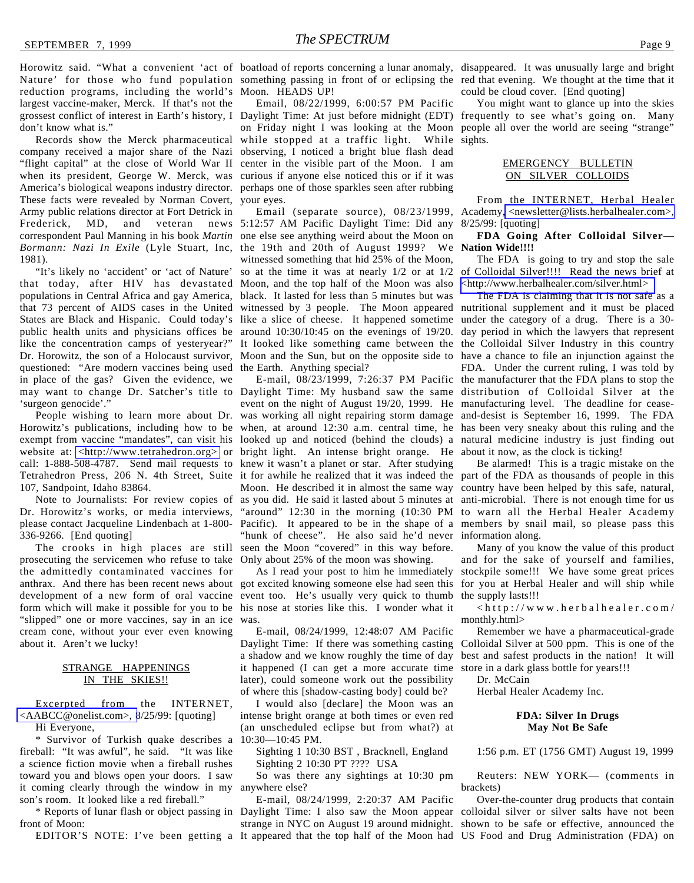Horowitz said. "What a convenient 'act of Nature' for those who fund population reduction programs, including the world's largest vaccine-maker, Merck. If that's not the grossest conflict of interest in Earth's history, I don't know what is."

Records show the Merck pharmaceutical company received a major share of the Nazi "flight capital" at the close of World War II when its president, George W. Merck, was America's biological weapons industry director. These facts were revealed by Norman Covert, Army public relations director at Fort Detrick in Frederick, MD, and veteran news correspondent Paul Manning in his book *Martin Bormann: Nazi In Exile* (Lyle Stuart, Inc, 1981).

"It's likely no 'accident' or 'act of Nature' that today, after HIV has devastated populations in Central Africa and gay America, that 73 percent of AIDS cases in the United States are Black and Hispanic. Could today's public health units and physicians offices be like the concentration camps of yesteryear?" Dr. Horowitz, the son of a Holocaust survivor, questioned: "Are modern vaccines being used in place of the gas? Given the evidence, we may want to change Dr. Satcher's title to 'surgeon genocide'."

People wishing to learn more about Dr. Horowitz's publications, including how to be exempt from vaccine "mandates", can visit his website at: <http://www.tetrahedron.org> or call: 1-888-508-4787. Send mail requests to Tetrahedron Press, 206 N. 4th Street, Suite 107, Sandpoint, Idaho 83864.

Note to Journalists: For review copies of Dr. Horowitz's works, or media interviews, please contact Jacqueline Lindenbach at 1-800-336-9266. [End quoting]

The crooks in high places are still prosecuting the servicemen who refuse to take the admittedly contaminated vaccines for anthrax. And there has been recent news about development of a new form of oral vaccine form which will make it possible for you to be "slipped" one or more vaccines, say in an ice cream cone, without your ever even knowing about it. Aren't we lucky!

## STRANGE HAPPENINGS IN THE SKIES!!

Excerpted from the INTERNET, <AABCC@onelist.com>, 8/25/99: [quoting]

Hi Everyone,

* Survivor of Turkish quake describes a fireball: "It was awful", he said. "It was like a science fiction movie when a fireball rushes toward you and blows open your doors. I saw it coming clearly through the window in my son's room. It looked like a red fireball."

* Reports of lunar flash or object passing in front of Moon:

EDITOR'S NOTE: I've been getting a boatload of reports concerning a lunar anomaly, something passing in front of or eclipsing the Moon. HEADS UP!

Email, 08/22/1999, 6:00:57 PM Pacific Daylight Time: At just before midnight (EDT) on Friday night I was looking at the Moon while stopped at a traffic light. While observing, I noticed a bright blue flash dead center in the visible part of the Moon. I am curious if anyone else noticed this or if it was perhaps one of those sparkles seen after rubbing your eyes.

Email (separate source), 08/23/1999, 5:12:57 AM Pacific Daylight Time: Did any one else see anything weird about the Moon on the 19th and 20th of August 1999? We witnessed something that hid 25% of the Moon, so at the time it was at nearly 1/2 or at 1/2 Moon, and the top half of the Moon was also black. It lasted for less than 5 minutes but was witnessed by 3 people. The Moon appeared like a slice of cheese. It happened sometime around 10:30/10:45 on the evenings of 19/20. It looked like something came between the Moon and the Sun, but on the opposite side to the Earth. Anything special?

E-mail, 08/23/1999, 7:26:37 PM Pacific Daylight Time: My husband saw the same event on the night of August 19/20, 1999. He was working all night repairing storm damage when, at around 12:30 a.m. central time, he looked up and noticed (behind the clouds) a bright light. An intense bright orange. He knew it wasn't a planet or star. After studying it for awhile he realized that it was indeed the Moon. He described it in almost the same way as you did. He said it lasted about 5 minutes at "around" 12:30 in the morning (10:30 PM Pacific). It appeared to be in the shape of a "hunk of cheese". He also said he'd never seen the Moon "covered" in this way before. Only about 25% of the moon was showing.

As I read your post to him he immediately got excited knowing someone else had seen this event too. He's usually very quick to thumb his nose at stories like this. I wonder what it was.

E-mail, 08/24/1999, 12:48:07 AM Pacific Daylight Time: If there was something casting a shadow and we know roughly the time of day it happened (I can get a more accurate time later), could someone work out the possibility of where this [shadow-casting body] could be?

I would also [declare] the Moon was an intense bright orange at both times or even red (an unscheduled eclipse but from what?) at 10:30—10:45 PM.

Sighting 1 10:30 BST , Bracknell, England
Sighting 2 10:30 PT ???? USA

So was there any sightings at 10:30 pm anywhere else?

E-mail, 08/24/1999, 2:20:37 AM Pacific Daylight Time: I also saw the Moon appear strange in NYC on August 19 around midnight. It appeared that the top half of the Moon had disappeared. It was unusually large and bright red that evening. We thought at the time that it could be cloud cover. [End quoting]

You might want to glance up into the skies frequently to see what's going on. Many people all over the world are seeing "strange" sights.

## EMERGENCY BULLETIN ON SILVER COLLOIDS

From the INTERNET, Herbal Healer Academy, <newsletter@lists.herbalhealer.com>, 8/25/99: [quoting]

**FDA Going After Colloidal Silver—Nation Wide!!!!**

The FDA is going to try and stop the sale of Colloidal Silver!!!! Read the news brief at <http://www.herbalhealer.com/silver.html>

The FDA is claiming that it is not safe as a nutritional supplement and it must be placed under the category of a drug. There is a 30-day period in which the lawyers that represent the Colloidal Silver Industry in this country have a chance to file an injunction against the FDA. Under the current ruling, I was told by the manufacturer that the FDA plans to stop the distribution of Colloidal Silver at the manufacturing level. The deadline for cease-and-desist is September 16, 1999. The FDA has been very sneaky about this ruling and the natural medicine industry is just finding out about it now, as the clock is ticking!

Be alarmed! This is a tragic mistake on the part of the FDA as thousands of people in this country have been helped by this safe, natural, anti-microbial. There is not enough time for us to warn all the Herbal Healer Academy members by snail mail, so please pass this information along.

Many of you know the value of this product and for the sake of yourself and families, stockpile some!!! We have some great prices for you at Herbal Healer and will ship while the supply lasts!!!

<http://www.herbalhealer.com/monthly.html>

Remember we have a pharmaceutical-grade Colloidal Silver at 500 ppm. This is one of the best and safest products in the nation! It will store in a dark glass bottle for years!!!

Dr. McCain
Herbal Healer Academy Inc.

### FDA: Silver In Drugs May Not Be Safe

1:56 p.m. ET (1756 GMT) August 19, 1999

Reuters: NEW YORK— (comments in brackets)

Over-the-counter drug products that contain colloidal silver or silver salts have not been shown to be safe or effective, announced the US Food and Drug Administration (FDA) on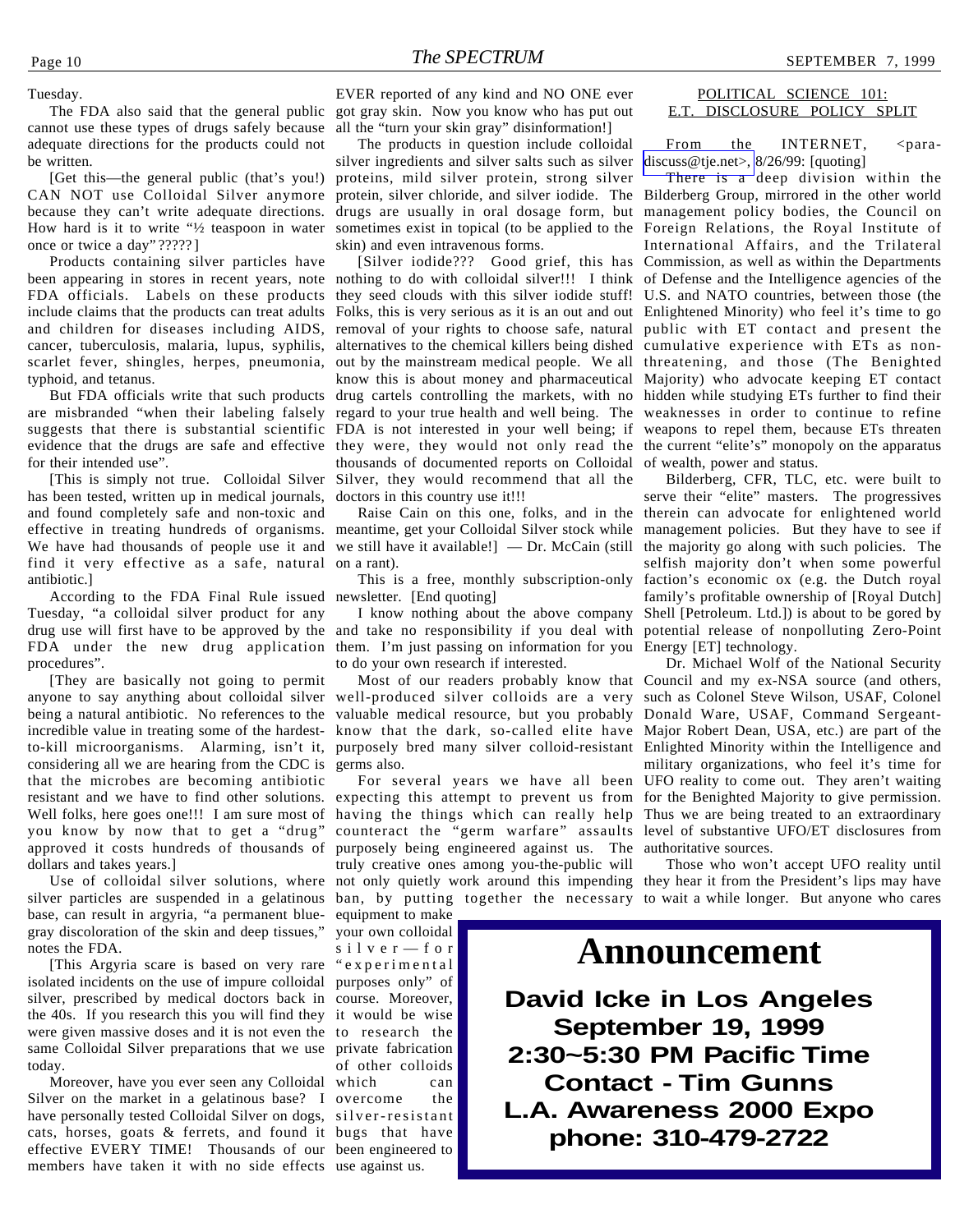Tuesday.

The FDA also said that the general public cannot use these types of drugs safely because adequate directions for the products could not be written.

[Get this—the general public (that's you!) CAN NOT use Colloidal Silver anymore because they can't write adequate directions. How hard is it to write "½ teaspoon in water once or twice a day"?????]

Products containing silver particles have been appearing in stores in recent years, note FDA officials. Labels on these products include claims that the products can treat adults and children for diseases including AIDS, cancer, tuberculosis, malaria, lupus, syphilis, scarlet fever, shingles, herpes, pneumonia, typhoid, and tetanus.

But FDA officials write that such products are misbranded "when their labeling falsely suggests that there is substantial scientific evidence that the drugs are safe and effective for their intended use".

[This is simply not true. Colloidal Silver has been tested, written up in medical journals, and found completely safe and non-toxic and effective in treating hundreds of organisms. We have had thousands of people use it and find it very effective as a safe, natural antibiotic.]

According to the FDA Final Rule issued Tuesday, "a colloidal silver product for any drug use will first have to be approved by the FDA under the new drug application procedures".

[They are basically not going to permit anyone to say anything about colloidal silver being a natural antibiotic. No references to the incredible value in treating some of the hardest-to-kill microorganisms. Alarming, isn't it, considering all we are hearing from the CDC is that the microbes are becoming antibiotic resistant and we have to find other solutions. Well folks, here goes one!!! I am sure most of you know by now that to get a "drug" approved it costs hundreds of thousands of dollars and takes years.]

Use of colloidal silver solutions, where silver particles are suspended in a gelatinous base, can result in argyria, "a permanent blue-gray discoloration of the skin and deep tissues," notes the FDA.

[This Argyria scare is based on very rare isolated incidents on the use of impure colloidal silver, prescribed by medical doctors back in the 40s. If you research this you will find they were given massive doses and it is not even the same Colloidal Silver preparations that we use today.

Moreover, have you ever seen any Colloidal Silver on the market in a gelatinous base? I have personally tested Colloidal Silver on dogs, cats, horses, goats & ferrets, and found it effective EVERY TIME! Thousands of our members have taken it with no side effects EVER reported of any kind and NO ONE ever got gray skin. Now you know who has put out all the "turn your skin gray" disinformation!]

The products in question include colloidal silver ingredients and silver salts such as silver proteins, mild silver protein, strong silver protein, silver chloride, and silver iodide. The drugs are usually in oral dosage form, but sometimes exist in topical (to be applied to the skin) and even intravenous forms.

[Silver iodide??? Good grief, this has nothing to do with colloidal silver!!! I think they seed clouds with this silver iodide stuff! Folks, this is very serious as it is an out and out removal of your rights to choose safe, natural alternatives to the chemical killers being dished out by the mainstream medical people. We all know this is about money and pharmaceutical drug cartels controlling the markets, with no regard to your true health and well being. The FDA is not interested in your well being; if they were, they would not only read the thousands of documented reports on Colloidal Silver, they would recommend that all the doctors in this country use it!!!

Raise Cain on this one, folks, and in the meantime, get your Colloidal Silver stock while we still have it available!] — Dr. McCain (still on a rant).

This is a free, monthly subscription-only newsletter. [End quoting]

I know nothing about the above company and take no responsibility if you deal with them. I'm just passing on information for you to do your own research if interested.

Most of our readers probably know that well-produced silver colloids are a very valuable medical resource, but you probably know that the dark, so-called elite have purposely bred many silver colloid-resistant germs also.

For several years we have all been expecting this attempt to prevent us from having the things which can really help counteract the "germ warfare" assaults purposely being engineered against us. The truly creative ones among you-the-public will not only quietly work around this impending ban, by putting together the necessary equipment to make your own colloidal silver—for "experimental purposes only" of course. Moreover, it would be wise to research the private fabrication of other colloids which can overcome the silver-resistant bugs that have been engineered to use against us.

## POLITICAL SCIENCE 101: E.T. DISCLOSURE POLICY SPLIT

From the INTERNET, <para-discuss@tje.net>, 8/26/99: [quoting]

There is a deep division within the Bilderberg Group, mirrored in the other world management policy bodies, the Council on Foreign Relations, the Royal Institute of International Affairs, and the Trilateral Commission, as well as within the Departments of Defense and the Intelligence agencies of the U.S. and NATO countries, between those (the Enlightened Minority) who feel it's time to go public with ET contact and present the cumulative experience with ETs as non-threatening, and those (The Benighted Majority) who advocate keeping ET contact hidden while studying ETs further to find their weaknesses in order to continue to refine weapons to repel them, because ETs threaten the current "elite's" monopoly on the apparatus of wealth, power and status.

Bilderberg, CFR, TLC, etc. were built to serve their "elite" masters. The progressives therein can advocate for enlightened world management policies. But they have to see if the majority go along with such policies. The selfish majority don't when some powerful faction's economic ox (e.g. the Dutch royal family's profitable ownership of [Royal Dutch] Shell [Petroleum. Ltd.]) is about to be gored by potential release of nonpolluting Zero-Point Energy [ET] technology.

Dr. Michael Wolf of the National Security Council and my ex-NSA source (and others, such as Colonel Steve Wilson, USAF, Colonel Donald Ware, USAF, Command Sergeant-Major Robert Dean, USA, etc.) are part of the Enlighted Minority within the Intelligence and military organizations, who feel it's time for UFO reality to come out. They aren't waiting for the Benighted Majority to give permission. Thus we are being treated to an extraordinary level of substantive UFO/ET disclosures from authoritative sources.

Those who won't accept UFO reality until they hear it from the President's lips may have to wait a while longer. But anyone who cares

# Announcement

**David Icke in Los Angeles**
**September 19, 1999**
**2:30~5:30 PM Pacific Time**
**Contact - Tim Gunns**
**L.A. Awareness 2000 Expo**
**phone: 310-479-2722**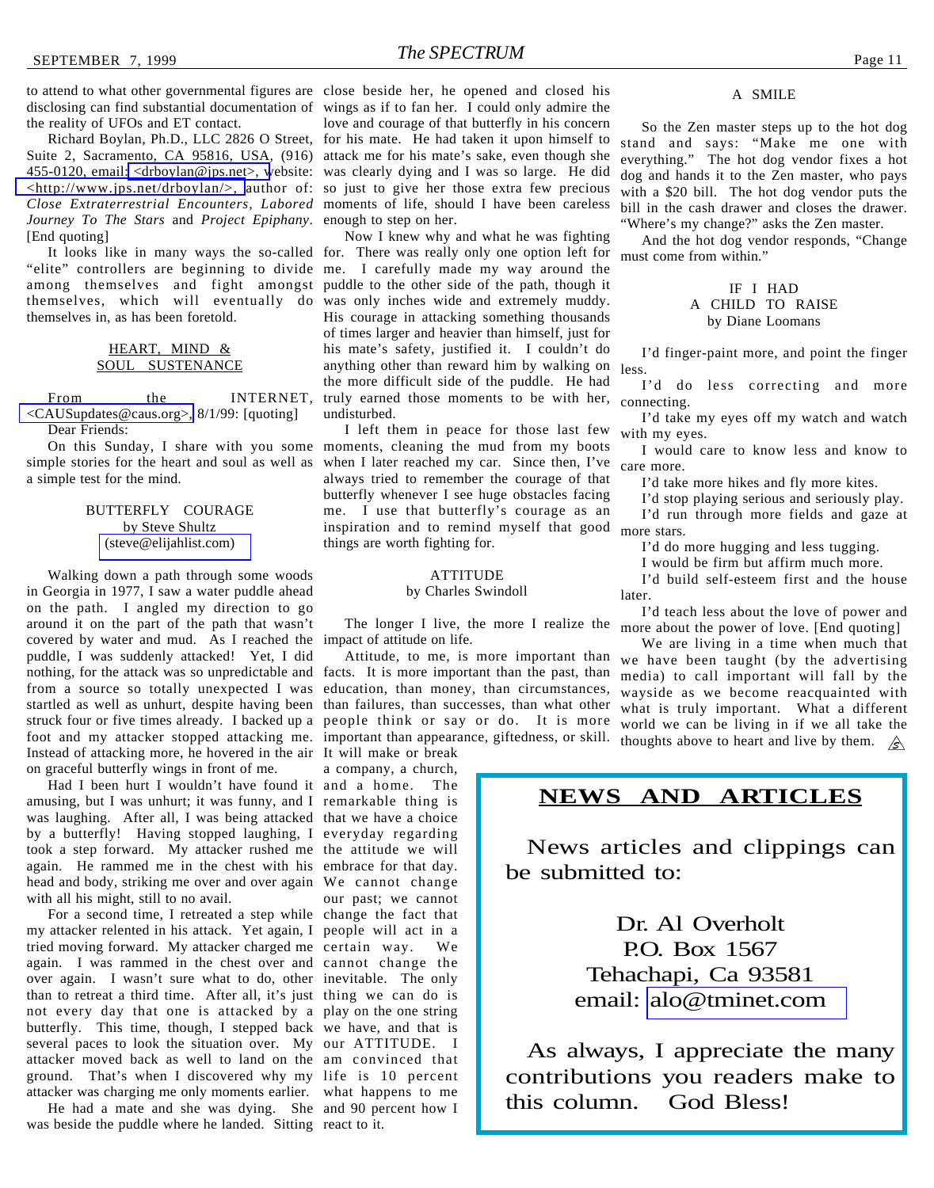to attend to what other governmental figures are disclosing can find substantial documentation of the reality of UFOs and ET contact.

Richard Boylan, Ph.D., LLC 2826 O Street, Suite 2, Sacramento, CA 95816, USA, (916) 455-0120, email: <drboylan@jps.net>, website: <http://www.jps.net/drboylan/>, author of: *Close Extraterrestrial Encounters*, *Labored Journey To The Stars* and *Project Epiphany*. [End quoting]

It looks like in many ways the so-called "elite" controllers are beginning to divide among themselves and fight amongst themselves, which will eventually do themselves in, as has been foretold.

## HEART, MIND & SOUL SUSTENANCE

From the INTERNET, <CAUSupdates@caus.org>, 8/1/99: [quoting]

Dear Friends:

On this Sunday, I share with you some simple stories for the heart and soul as well as a simple test for the mind.

### BUTTERFLY COURAGE
by Steve Shultz
(steve@elijahlist.com)

Walking down a path through some woods in Georgia in 1977, I saw a water puddle ahead on the path. I angled my direction to go around it on the part of the path that wasn't covered by water and mud. As I reached the puddle, I was suddenly attacked! Yet, I did nothing, for the attack was so unpredictable and from a source so totally unexpected I was startled as well as unhurt, despite having been struck four or five times already. I backed up a foot and my attacker stopped attacking me. Instead of attacking more, he hovered in the air on graceful butterfly wings in front of me.

Had I been hurt I wouldn't have found it amusing, but I was unhurt; it was funny, and I was laughing. After all, I was being attacked by a butterfly! Having stopped laughing, I took a step forward. My attacker rushed me again. He rammed me in the chest with his head and body, striking me over and over again with all his might, still to no avail.

For a second time, I retreated a step while my attacker relented in his attack. Yet again, I tried moving forward. My attacker charged me again. I was rammed in the chest over and over again. I wasn't sure what to do, other than to retreat a third time. After all, it's just not every day that one is attacked by a butterfly. This time, though, I stepped back several paces to look the situation over. My attacker moved back as well to land on the ground. That's when I discovered why my attacker was charging me only moments earlier.

He had a mate and she was dying. She was beside the puddle where he landed. Sitting close beside her, he opened and closed his wings as if to fan her. I could only admire the love and courage of that butterfly in his concern for his mate. He had taken it upon himself to attack me for his mate's sake, even though she was clearly dying and I was so large. He did so just to give her those extra few precious moments of life, should I have been careless enough to step on her.

Now I knew why and what he was fighting for. There was really only one option left for me. I carefully made my way around the puddle to the other side of the path, though it was only inches wide and extremely muddy. His courage in attacking something thousands of times larger and heavier than himself, just for his mate's safety, justified it. I couldn't do anything other than reward him by walking on the more difficult side of the puddle. He had truly earned those moments to be with her, undisturbed.

I left them in peace for those last few moments, cleaning the mud from my boots when I later reached my car. Since then, I've always tried to remember the courage of that butterfly whenever I see huge obstacles facing me. I use that butterfly's courage as an inspiration and to remind myself that good things are worth fighting for.

### ATTITUDE
by Charles Swindoll

The longer I live, the more I realize the impact of attitude on life.

Attitude, to me, is more important than facts. It is more important than the past, than education, than money, than circumstances, than failures, than successes, than what other people think or say or do. It is more important than appearance, giftedness, or skill. It will make or break a company, a church, and a home. The remarkable thing is that we have a choice everyday regarding the attitude we will embrace for that day. We cannot change our past; we cannot change the fact that people will act in a certain way. We cannot change the inevitable. The only thing we can do is play on the one string we have, and that is our ATTITUDE. I am convinced that life is 10 percent what happens to me and 90 percent how I react to it.

### A SMILE

So the Zen master steps up to the hot dog stand and says: "Make me one with everything." The hot dog vendor fixes a hot dog and hands it to the Zen master, who pays with a $20 bill. The hot dog vendor puts the bill in the cash drawer and closes the drawer. "Where's my change?" asks the Zen master.

And the hot dog vendor responds, "Change must come from within."

### IF I HAD A CHILD TO RAISE
by Diane Loomans

I'd finger-paint more, and point the finger less.

I'd do less correcting and more connecting.

I'd take my eyes off my watch and watch with my eyes.

I would care to know less and know to care more.

I'd take more hikes and fly more kites.

I'd stop playing serious and seriously play.

I'd run through more fields and gaze at more stars.

I'd do more hugging and less tugging.

I would be firm but affirm much more.

I'd build self-esteem first and the house later.

I'd teach less about the love of power and more about the power of love. [End quoting]

We are living in a time when much that we have been taught (by the advertising media) to call important will fall by the wayside as we become reacquainted with what is truly important. What a different world we can be living in if we all take the thoughts above to heart and live by them.

## NEWS AND ARTICLES

News articles and clippings can be submitted to:

Dr. Al Overholt
P.O. Box 1567
Tehachapi, Ca 93581
email: alo@tminet.com

As always, I appreciate the many contributions you readers make to this column. God Bless!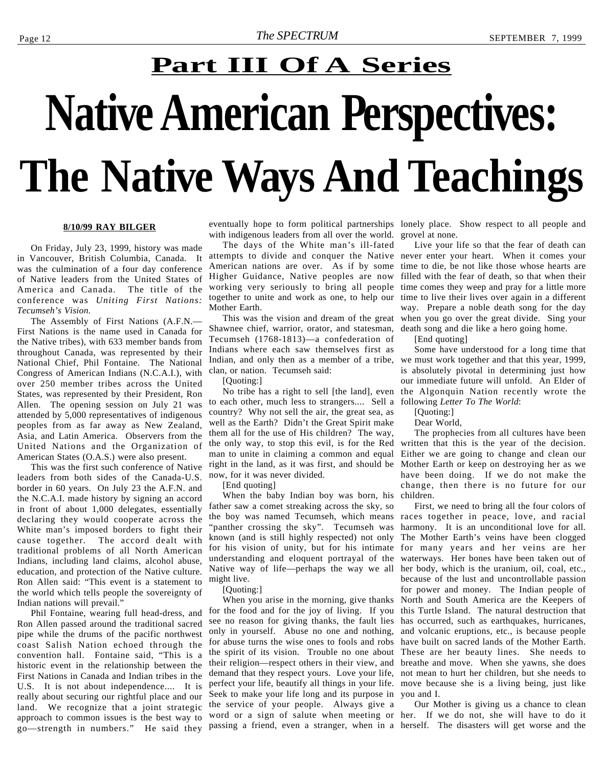# Part III Of A Series

# Native American Perspectives: The Native Ways And Teachings

**8/10/99 RAY BILGER**

On Friday, July 23, 1999, history was made in Vancouver, British Columbia, Canada. It was the culmination of a four day conference of Native leaders from the United States of America and Canada. The title of the conference was *Uniting First Nations: Tecumseh's Vision.*

The Assembly of First Nations (A.F.N.—First Nations is the name used in Canada for the Native tribes), with 633 member bands from throughout Canada, was represented by their National Chief, Phil Fontaine. The National Congress of American Indians (N.C.A.I.), with over 250 member tribes across the United States, was represented by their President, Ron Allen. The opening session on July 21 was attended by 5,000 representatives of indigenous peoples from as far away as New Zealand, Asia, and Latin America. Observers from the United Nations and the Organization of American States (O.A.S.) were also present.

This was the first such conference of Native leaders from both sides of the Canada-U.S. border in 60 years. On July 23 the A.F.N. and the N.C.A.I. made history by signing an accord in front of about 1,000 delegates, essentially declaring they would cooperate across the White man's imposed borders to fight their cause together. The accord dealt with traditional problems of all North American Indians, including land claims, alcohol abuse, education, and protection of the Native culture. Ron Allen said: "This event is a statement to the world which tells people the sovereignty of Indian nations will prevail."

Phil Fontaine, wearing full head-dress, and Ron Allen passed around the traditional sacred pipe while the drums of the pacific northwest coast Salish Nation echoed through the convention hall. Fontaine said, "This is a historic event in the relationship between the First Nations in Canada and Indian tribes in the U.S. It is not about independence.... It is really about securing our rightful place and our land. We recognize that a joint strategic approach to common issues is the best way to go—strength in numbers." He said they eventually hope to form political partnerships with indigenous leaders from all over the world.

The days of the White man's ill-fated attempts to divide and conquer the Native American nations are over. As if by some Higher Guidance, Native peoples are now working very seriously to bring all people together to unite and work as one, to help our Mother Earth.

This was the vision and dream of the great Shawnee chief, warrior, orator, and statesman, Tecumseh (1768-1813)—a confederation of Indians where each saw themselves first as Indian, and only then as a member of a tribe, clan, or nation. Tecumseh said:

[Quoting:]

No tribe has a right to sell [the land], even to each other, much less to strangers.... Sell a country? Why not sell the air, the great sea, as well as the Earth? Didn't the Great Spirit make them all for the use of His children? The way, the only way, to stop this evil, is for the Red man to unite in claiming a common and equal right in the land, as it was first, and should be now, for it was never divided.

[End quoting]

When the baby Indian boy was born, his father saw a comet streaking across the sky, so the boy was named Tecumseh, which means "panther crossing the sky". Tecumseh was known (and is still highly respected) not only for his vision of unity, but for his intimate understanding and eloquent portrayal of the Native way of life—perhaps the way we all might live.

[Quoting:]

When you arise in the morning, give thanks for the food and for the joy of living. If you see no reason for giving thanks, the fault lies only in yourself. Abuse no one and nothing, for abuse turns the wise ones to fools and robs the spirit of its vision. Trouble no one about their religion—respect others in their view, and demand that they respect yours. Love your life, perfect your life, beautify all things in your life. Seek to make your life long and its purpose in the service of your people. Always give a word or a sign of salute when meeting or passing a friend, even a stranger, when in a lonely place. Show respect to all people and grovel at none.

Live your life so that the fear of death can never enter your heart. When it comes your time to die, be not like those whose hearts are filled with the fear of death, so that when their time comes they weep and pray for a little more time to live their lives over again in a different way. Prepare a noble death song for the day when you go over the great divide. Sing your death song and die like a hero going home.

[End quoting]

Some have understood for a long time that we must work together and that this year, 1999, is absolutely pivotal in determining just how our immediate future will unfold. An Elder of the Algonquin Nation recently wrote the following *Letter To The World*:

[Quoting:]

Dear World,

The prophecies from all cultures have been written that this is the year of the decision. Either we are going to change and clean our Mother Earth or keep on destroying her as we have been doing. If we do not make the change, then there is no future for our children.

First, we need to bring all the four colors of races together in peace, love, and racial harmony. It is an unconditional love for all. The Mother Earth's veins have been clogged for many years and her veins are her waterways. Her bones have been taken out of her body, which is the uranium, oil, coal, etc., because of the lust and uncontrollable passion for power and money. The Indian people of North and South America are the Keepers of this Turtle Island. The natural destruction that has occurred, such as earthquakes, hurricanes, and volcanic eruptions, etc., is because people have built on sacred lands of the Mother Earth. These are her beauty lines. She needs to breathe and move. When she yawns, she does not mean to hurt her children, but she needs to move because she is a living being, just like you and I.

Our Mother is giving us a chance to clean her. If we do not, she will have to do it herself. The disasters will get worse and the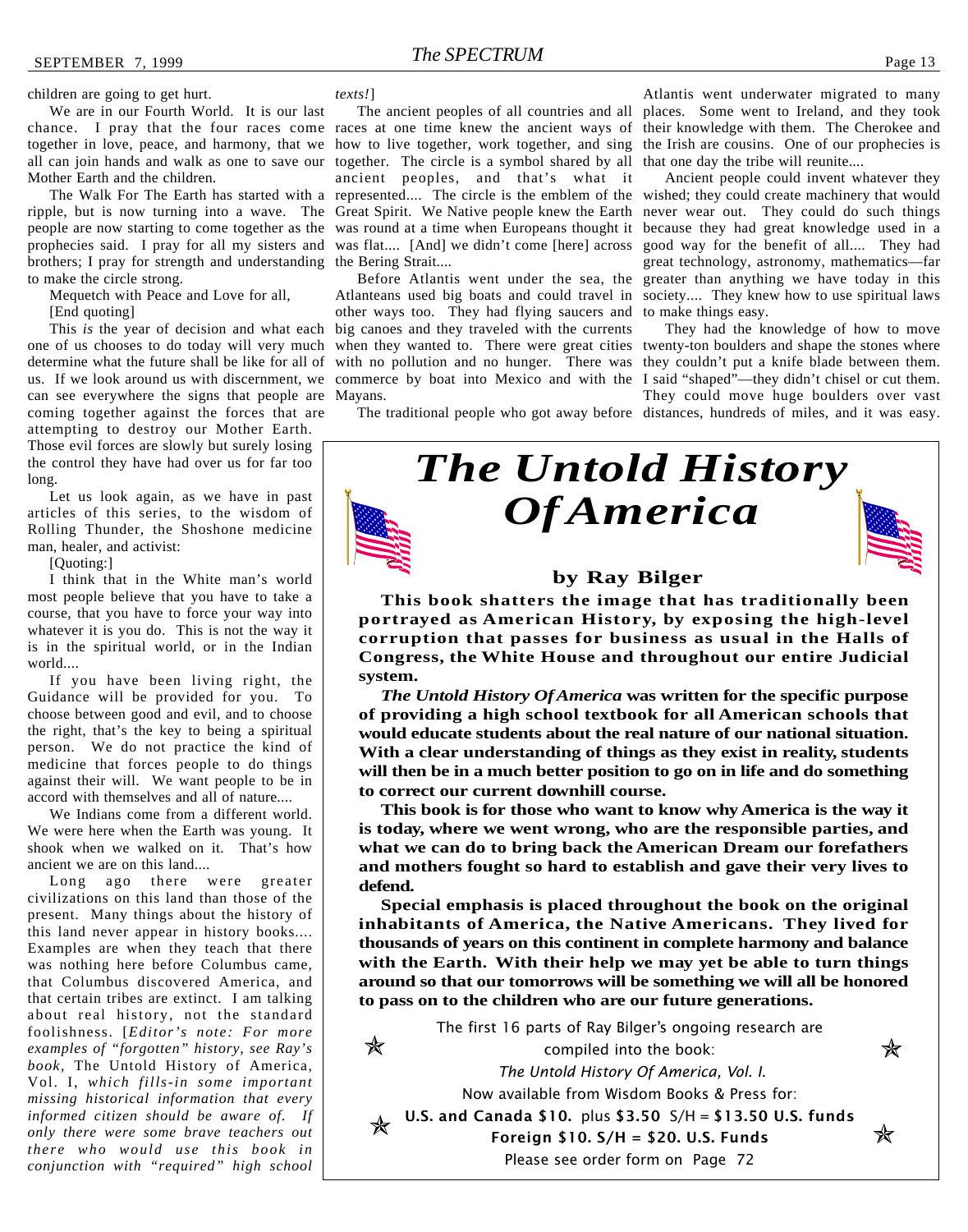children are going to get hurt.

We are in our Fourth World. It is our last chance. I pray that the four races come together in love, peace, and harmony, that we all can join hands and walk as one to save our Mother Earth and the children.

The Walk For The Earth has started with a ripple, but is now turning into a wave. The people are now starting to come together as the prophecies said. I pray for all my sisters and brothers; I pray for strength and understanding to make the circle strong.

Mequetch with Peace and Love for all,

[End quoting]

This *is* the year of decision and what each one of us chooses to do today will very much determine what the future shall be like for all of us. If we look around us with discernment, we can see everywhere the signs that people are coming together against the forces that are attempting to destroy our Mother Earth. Those evil forces are slowly but surely losing the control they have had over us for far too long.

Let us look again, as we have in past articles of this series, to the wisdom of Rolling Thunder, the Shoshone medicine man, healer, and activist:

[Quoting:]

I think that in the White man's world most people believe that you have to take a course, that you have to force your way into whatever it is you do. This is not the way it is in the spiritual world, or in the Indian world....

If you have been living right, the Guidance will be provided for you. To choose between good and evil, and to choose the right, that's the key to being a spiritual person. We do not practice the kind of medicine that forces people to do things against their will. We want people to be in accord with themselves and all of nature....

We Indians come from a different world. We were here when the Earth was young. It shook when we walked on it. That's how ancient we are on this land....

Long ago there were greater civilizations on this land than those of the present. Many things about the history of this land never appear in history books.... Examples are when they teach that there was nothing here before Columbus came, that Columbus discovered America, and that certain tribes are extinct. I am talking about real history, not the standard foolishness. [*Editor's note: For more examples of "forgotten" history, see Ray's book,* The Untold History of America, Vol. I, *which fills-in some important missing historical information that every informed citizen should be aware of. If only there were some brave teachers out there who would use this book in conjunction with "required" high school texts!*]

The ancient peoples of all countries and all races at one time knew the ancient ways of how to live together, work together, and sing together. The circle is a symbol shared by all ancient peoples, and that's what it represented.... The circle is the emblem of the Great Spirit. We Native people knew the Earth was round at a time when Europeans thought it was flat.... [And] we didn't come [here] across the Bering Strait....

Before Atlantis went under the sea, the Atlanteans used big boats and could travel in other ways too. They had flying saucers and big canoes and they traveled with the currents when they wanted to. There were great cities with no pollution and no hunger. There was commerce by boat into Mexico and with the Mayans.

The traditional people who got away before Atlantis went underwater migrated to many places. Some went to Ireland, and they took their knowledge with them. The Cherokee and the Irish are cousins. One of our prophecies is that one day the tribe will reunite....

Ancient people could invent whatever they wished; they could create machinery that would never wear out. They could do such things because they had great knowledge used in a good way for the benefit of all.... They had great technology, astronomy, mathematics—far greater than anything we have today in this society.... They knew how to use spiritual laws to make things easy.

They had the knowledge of how to move twenty-ton boulders and shape the stones where they couldn't put a knife blade between them. I said "shaped"—they didn't chisel or cut them. They could move huge boulders over vast distances, hundreds of miles, and it was easy.

---

# *The Untold History Of America*

### by Ray Bilger

**This book shatters the image that has traditionally been portrayed as American History, by exposing the high-level corruption that passes for business as usual in the Halls of Congress, the White House and throughout our entire Judicial system.**

***The Untold History Of America* was written for the specific purpose of providing a high school textbook for all American schools that would educate students about the real nature of our national situation. With a clear understanding of things as they exist in reality, students will then be in a much better position to go on in life and do something to correct our current downhill course.**

**This book is for those who want to know why America is the way it is today, where we went wrong, who are the responsible parties, and what we can do to bring back the American Dream our forefathers and mothers fought so hard to establish and gave their very lives to defend.**

**Special emphasis is placed throughout the book on the original inhabitants of America, the Native Americans. They lived for thousands of years on this continent in complete harmony and balance with the Earth. With their help we may yet be able to turn things around so that our tomorrows will be something we will all be honored to pass on to the children who are our future generations.**

The first 16 parts of Ray Bilger's ongoing research are compiled into the book:

*The Untold History Of America, Vol. I.*

Now available from Wisdom Books & Press for:

**U.S. and Canada $10.** plus **$3.50** S/H = **$13.50 U.S. funds**

**Foreign $10. S/H = $20. U.S. Funds**

Please see order form on Page 72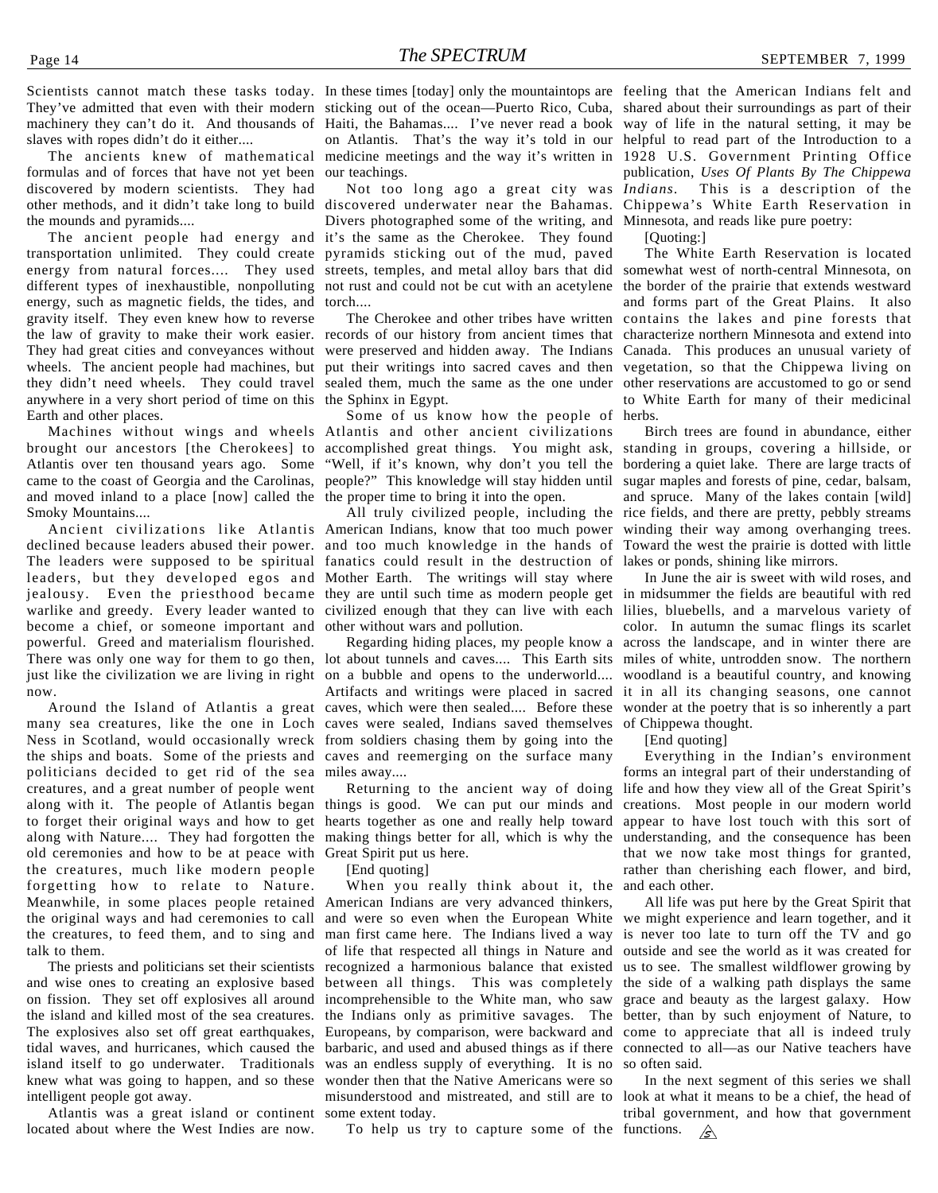Scientists cannot match these tasks today. They've admitted that even with their modern machinery they can't do it. And thousands of slaves with ropes didn't do it either....

The ancients knew of mathematical formulas and of forces that have not yet been discovered by modern scientists. They had other methods, and it didn't take long to build the mounds and pyramids....

The ancient people had energy and transportation unlimited. They could create energy from natural forces.... They used different types of inexhaustible, nonpolluting energy, such as magnetic fields, the tides, and gravity itself. They even knew how to reverse the law of gravity to make their work easier. They had great cities and conveyances without wheels. The ancient people had machines, but they didn't need wheels. They could travel anywhere in a very short period of time on this Earth and other places.

Machines without wings and wheels brought our ancestors [the Cherokees] to Atlantis over ten thousand years ago. Some came to the coast of Georgia and the Carolinas, and moved inland to a place [now] called the Smoky Mountains....

Ancient civilizations like Atlantis declined because leaders abused their power. The leaders were supposed to be spiritual leaders, but they developed egos and jealousy. Even the priesthood became warlike and greedy. Every leader wanted to become a chief, or someone important and powerful. Greed and materialism flourished. There was only one way for them to go then, just like the civilization we are living in right now.

Around the Island of Atlantis a great many sea creatures, like the one in Loch Ness in Scotland, would occasionally wreck the ships and boats. Some of the priests and politicians decided to get rid of the sea creatures, and a great number of people went along with it. The people of Atlantis began to forget their original ways and how to get along with Nature.... They had forgotten the old ceremonies and how to be at peace with the creatures, much like modern people forgetting how to relate to Nature. Meanwhile, in some places people retained the original ways and had ceremonies to call the creatures, to feed them, and to sing and talk to them.

The priests and politicians set their scientists and wise ones to creating an explosive based on fission. They set off explosives all around the island and killed most of the sea creatures. The explosives also set off great earthquakes, tidal waves, and hurricanes, which caused the island itself to go underwater. Traditionals knew what was going to happen, and so these intelligent people got away.

Atlantis was a great island or continent located about where the West Indies are now. In these times [today] only the mountaintops are sticking out of the ocean—Puerto Rico, Cuba, Haiti, the Bahamas.... I've never read a book on Atlantis. That's the way it's told in our medicine meetings and the way it's written in our teachings.

Not too long ago a great city was discovered underwater near the Bahamas. Divers photographed some of the writing, and it's the same as the Cherokee. They found pyramids sticking out of the mud, paved streets, temples, and metal alloy bars that did not rust and could not be cut with an acetylene torch....

The Cherokee and other tribes have written records of our history from ancient times that were preserved and hidden away. The Indians put their writings into sacred caves and then sealed them, much the same as the one under the Sphinx in Egypt.

Some of us know how the people of Atlantis and other ancient civilizations accomplished great things. You might ask, "Well, if it's known, why don't you tell the people?" This knowledge will stay hidden until the proper time to bring it into the open.

All truly civilized people, including the American Indians, know that too much power and too much knowledge in the hands of fanatics could result in the destruction of Mother Earth. The writings will stay where they are until such time as modern people get civilized enough that they can live with each other without wars and pollution.

Regarding hiding places, my people know a lot about tunnels and caves.... This Earth sits on a bubble and opens to the underworld.... Artifacts and writings were placed in sacred caves, which were then sealed.... Before these caves were sealed, Indians saved themselves from soldiers chasing them by going into the caves and reemerging on the surface many miles away....

Returning to the ancient way of doing things is good. We can put our minds and hearts together as one and really help toward making things better for all, which is why the Great Spirit put us here.

[End quoting]

When you really think about it, the American Indians are very advanced thinkers, and were so even when the European White man first came here. The Indians lived a way of life that respected all things in Nature and recognized a harmonious balance that existed between all things. This was completely incomprehensible to the White man, who saw the Indians only as primitive savages. The Europeans, by comparison, were backward and barbaric, and used and abused things as if there was an endless supply of everything. It is no wonder then that the Native Americans were so misunderstood and mistreated, and still are to some extent today.

To help us try to capture some of the feeling that the American Indians felt and shared about their surroundings as part of their way of life in the natural setting, it may be helpful to read part of the Introduction to a 1928 U.S. Government Printing Office publication, *Uses Of Plants By The Chippewa Indians*. This is a description of the Chippewa's White Earth Reservation in Minnesota, and reads like pure poetry:

[Quoting:]

The White Earth Reservation is located somewhat west of north-central Minnesota, on the border of the prairie that extends westward and forms part of the Great Plains. It also contains the lakes and pine forests that characterize northern Minnesota and extend into Canada. This produces an unusual variety of vegetation, so that the Chippewa living on other reservations are accustomed to go or send to White Earth for many of their medicinal herbs.

Birch trees are found in abundance, either standing in groups, covering a hillside, or bordering a quiet lake. There are large tracts of sugar maples and forests of pine, cedar, balsam, and spruce. Many of the lakes contain [wild] rice fields, and there are pretty, pebbly streams winding their way among overhanging trees. Toward the west the prairie is dotted with little lakes or ponds, shining like mirrors.

In June the air is sweet with wild roses, and in midsummer the fields are beautiful with red lilies, bluebells, and a marvelous variety of color. In autumn the sumac flings its scarlet across the landscape, and in winter there are miles of white, untrodden snow. The northern woodland is a beautiful country, and knowing it in all its changing seasons, one cannot wonder at the poetry that is so inherently a part of Chippewa thought.

[End quoting]

Everything in the Indian's environment forms an integral part of their understanding of life and how they view all of the Great Spirit's creations. Most people in our modern world appear to have lost touch with this sort of understanding, and the consequence has been that we now take most things for granted, rather than cherishing each flower, and bird, and each other.

All life was put here by the Great Spirit that we might experience and learn together, and it is never too late to turn off the TV and go outside and see the world as it was created for us to see. The smallest wildflower growing by the side of a walking path displays the same grace and beauty as the largest galaxy. How better, than by such enjoyment of Nature, to come to appreciate that all is indeed truly connected to all—as our Native teachers have so often said.

In the next segment of this series we shall look at what it means to be a chief, the head of tribal government, and how that government functions.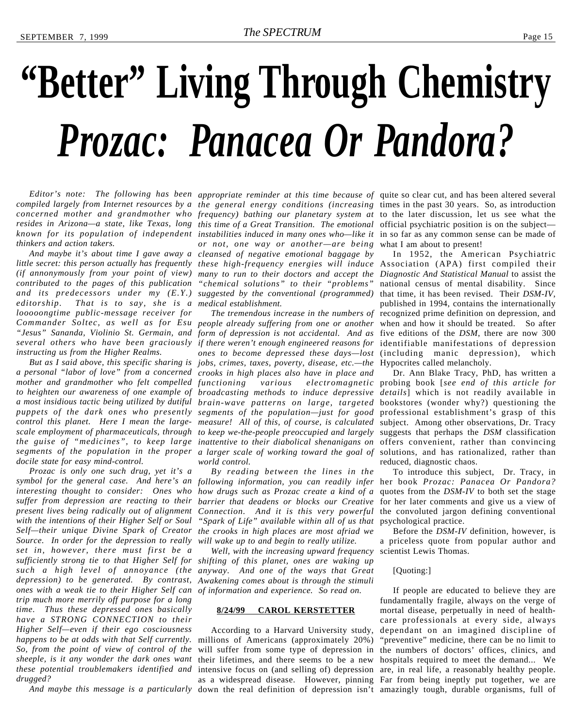# "Better" Living Through Chemistry

# *Prozac: Panacea Or Pandora?*

*Editor's note: The following has been compiled largely from Internet resources by a concerned mother and grandmother who resides in Arizona—a state, like Texas, long known for its population of independent thinkers and action takers.*

*And maybe it's about time I gave away a little secret: this person actually has frequently (if annonymously from your point of view) contributed to the pages of this publication and its predecessors under my (E.Y.) editorship. That is to say, she is a looooongtime public-message receiver for Commander Soltec, as well as for Esu "Jesus" Sananda, Violinio St. Germain, and several others who have been graciously instructing us from the Higher Realms.*

*But as I said above, this specific sharing is a personal "labor of love" from a concerned mother and grandmother who felt compelled to heighten our awareness of one example of a most insidious tactic being utilized by dutiful puppets of the dark ones who presently control this planet. Here I mean the large-scale employment of pharmaceuticals, through the guise of "medicines", to keep large segments of the population in the proper docile state for easy mind-control.*

*Prozac is only one such drug, yet it's a symbol for the general case. And here's an interesting thought to consider: Ones who suffer from depression are reacting to their present lives being radically out of alignment with the intentions of their Higher Self or Soul Self—their unique Divine Spark of Creator Source. In order for the depression to really set in, however, there must first be a sufficiently strong tie to that Higher Self for such a high level of annoyance (the depression) to be generated. By contrast, ones with a weak tie to their Higher Self can trip much more merrily off purpose for a long time. Thus these depressed ones basically have a STRONG CONNECTION to their Higher Self—even if their ego cosciousness happens to be at odds with that Self currently. So, from the point of view of control of the sheeple, is it any wonder the dark ones want these potential troublemakers identified and drugged?*

*And maybe this message is a particularly appropriate reminder at this time because of the general energy conditions (increasing frequency) bathing our planetary system at this time of a Great Transition. The emotional instabilities induced in many ones who—like it or not, one way or another—are being cleansed of negative emotional baggage by these high-frequency energies will induce many to run to their doctors and accept the "chemical solutions" to their "problems" suggested by the conventional (programmed) medical establishment.*

*The tremendous increase in the numbers of people already suffering from one or another form of depression is not accidental. And as if there weren't enough engineered reasons for ones to become depressed these days—lost jobs, crimes, taxes, poverty, disease, etc.—the crooks in high places also have in place and functioning various electromagnetic broadcasting methods to induce depressive brain-wave patterns on large, targeted segments of the population—just for good measure! All of this, of course, is calculated to keep we-the-people preoccupied and largely inattentive to their diabolical shenanigans on a larger scale of working toward the goal of world control.*

*By reading between the lines in the following information, you can readily infer how drugs such as Prozac create a kind of a barrier that deadens or blocks our Creative Connection. And it is this very powerful "Spark of Life" available within all of us that the crooks in high places are most afriad we will wake up to and begin to really utilize.*

*Well, with the increasing upward frequency shifting of this planet, ones are waking up anyway. And one of the ways that Great Awakening comes about is through the stimuli of information and experience. So read on.*

**8/24/99 CAROL KERSTETTER**

According to a Harvard University study, millions of Americans (approximately 20%) will suffer from some type of depression in their lifetimes, and there seems to be a new intensive focus on (and selling of) depression as a widespread disease. However, pinning down the real definition of depression isn't quite so clear cut, and has been altered several times in the past 30 years. So, as introduction to the later discussion, let us see what the official psychiatric position is on the subject—in so far as any common sense can be made of what I am about to present!

In 1952, the American Psychiatric Association (APA) first compiled their *Diagnostic And Statistical Manual* to assist the national census of mental disability. Since that time, it has been revised. Their *DSM-IV*, published in 1994, contains the internationally recognized prime definition on depression, and when and how it should be treated. So after five editions of the *DSM*, there are now 300 identifiable manifestations of depression (including manic depression), which Hypocrites called melancholy.

Dr. Ann Blake Tracy, PhD, has written a probing book [*see end of this article for details*] which is not readily available in bookstores (wonder why?) questioning the professional establishment's grasp of this subject. Among other observations, Dr. Tracy suggests that perhaps the *DSM* classification offers convenient, rather than convincing solutions, and has rationalized, rather than reduced, diagnostic chaos.

To introduce this subject, Dr. Tracy, in her book *Prozac: Panacea Or Pandora?* quotes from the *DSM-IV* to both set the stage for her later comments and give us a view of the convoluted jargon defining conventional psychological practice.

Before the *DSM-IV* definition, however, is a priceless quote from popular author and scientist Lewis Thomas.

[Quoting:]

If people are educated to believe they are fundamentally fragile, always on the verge of mortal disease, perpetually in need of health-care professionals at every side, always dependant on an imagined discipline of "preventive" medicine, there can be no limit to the numbers of doctors' offices, clinics, and hospitals required to meet the demand... We are, in real life, a reasonably healthy people. Far from being ineptly put together, we are amazingly tough, durable organisms, full of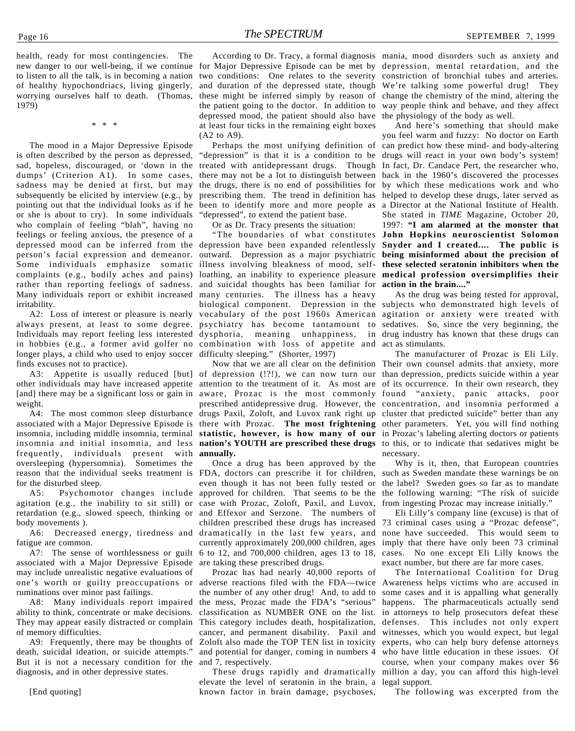health, ready for most contingencies. The new danger to our well-being, if we continue to listen to all the talk, is in becoming a nation of healthy hypochondriacs, living gingerly, worrying ourselves half to death. (Thomas, 1979)

\* \* \*

The mood in a Major Depressive Episode is often described by the person as depressed, sad, hopeless, discouraged, or 'down in the dumps' (Criterion A1). In some cases, sadness may be denied at first, but may subsequently be elicited by interview (e.g., by pointing out that the individual looks as if he or she is about to cry). In some individuals who complain of feeling "blah", having no feelings or feeling anxious, the presence of a depressed mood can be inferred from the person's facial expression and demeanor. Some individuals emphasize somatic complaints (e.g., bodily aches and pains) rather than reporting feelings of sadness. Many individuals report or exhibit increased irritability.

A2: Loss of interest or pleasure is nearly always present, at least to some degree. Individuals may report feeling less interested in hobbies (e.g., a former avid golfer no longer plays, a child who used to enjoy soccer finds excuses not to practice).

A3: Appetite is usually reduced [but] other individuals may have increased appetite [and] there may be a significant loss or gain in weight.

A4: The most common sleep disturbance associated with a Major Depressive Episode is insomnia, including middle insomnia, terminal insomnia and initial insomnia, and less frequently, individuals present with oversleeping (hypersomnia). Sometimes the reason that the individual seeks treatment is for the disturbed sleep.

A5: Psychomotor changes include agitation (e.g., the inability to sit still) or retardation (e.g., slowed speech, thinking or body movements ).

A6: Decreased energy, tiredness and fatigue are common.

A7: The sense of worthlessness or guilt associated with a Major Depressive Episode may include unrealistic negative evaluations of one's worth or guilty preoccupations or ruminations over minor past failings.

A8: Many individuals report impaired ability to think, concentrate or make decisions. They may appear easily distracted or complain of memory difficulties.

A9: Frequently, there may be thoughts of death, suicidal ideation, or suicide attempts." But it is not a necessary condition for the diagnosis, and in other depressive states.

[End quoting]

According to Dr. Tracy, a formal diagnosis for Major Depressive Episode can be met by two conditions: One relates to the severity and duration of the depressed state, though these might be inferred simply by reason of the patient going to the doctor. In addition to depressed mood, the patient should also have at least four ticks in the remaining eight boxes (A2 to A9).

Perhaps the most unifying definition of "depression" is that it is a condition to be treated with antidepressant drugs. Though there may not be a lot to distinguish between the drugs, there is no end of possibilities for prescribing them. The trend in definition has been to identify more and more people as "depressed", to extend the patient base.

Or as Dr. Tracy presents the situation:

"The boundaries of what constitutes depression have been expanded relentlessly outward. Depression as a major psychiatric illness involving bleakness of mood, self-loathing, an inability to experience pleasure and suicidal thoughts has been familiar for many centuries. The illness has a heavy biological component. Depression in the vocabulary of the post 1960s American psychiatry has become tantamount to dysphoria, meaning unhappiness, in combination with loss of appetite and difficulty sleeping." (Shorter, 1997)

Now that we are all clear on the definition of depression (!?!), we can now turn our attention to the treatment of it. As most are aware, Prozac is the most commonly prescribed antidepressive drug. However, the drugs Paxil, Zoloft, and Luvox rank right up there with Prozac. **The most frightening statistic, however, is how many of our nation's YOUTH are prescribed these drugs annually.**

Once a drug has been approved by the FDA, doctors can prescribe it for children, even though it has not been fully tested or approved for children. That seems to be the case with Prozac, Zoloft, Paxil, and Luvox, and Effexor and Serzone. The numbers of children prescribed these drugs has increased dramatically in the last few years, and currently approximately 200,000 children, ages 6 to 12, and 700,000 children, ages 13 to 18, are taking these prescribed drugs.

Prozac has had nearly 40,000 reports of adverse reactions filed with the FDA—twice the number of any other drug! And, to add to the mess, Prozac made the FDA's "serious" classification as NUMBER ONE on the list. This category includes death, hospitalization, cancer, and permanent disability. Paxil and Zoloft also made the TOP TEN list in toxicity and potential for danger, coming in numbers 4 and 7, respectively.

These drugs rapidly and dramatically elevate the level of seratonin in the brain, a known factor in brain damage, psychoses, mania, mood disorders such as anxiety and depression, mental retardation, and the constriction of bronchial tubes and arteries. We're talking some powerful drug! They change the chemistry of the mind, altering the way people think and behave, and they affect the physiology of the body as well.

And here's something that should make you feel warm and fuzzy: No doctor on Earth can predict how these mind- and body-altering drugs will react in your own body's system! In fact, Dr. Candace Pert, the researcher who, back in the 1960's discovered the processes by which these medications work and who helped to develop these drugs, later served as a Director at the National Institute of Health. She stated in *TIME* Magazine, October 20, 1997: **"I am alarmed at the monster that John Hopkins neuroscientist Solomon Snyder and I created.... The public is being misinformed about the precision of these selected seratonin inhibitors when the medical profession oversimplifies their action in the brain...."**

As the drug was being tested for approval, subjects who demonstrated high levels of agitation or anxiety were treated with sedatives. So, since the very beginning, the drug industry has known that these drugs can act as stimulants.

The manufacturer of Prozac is Eli Lily. Their own counsel admits that anxiety, more than depression, predicts suicide within a year of its occurrence. In their own research, they found "anxiety, panic attacks, poor concentration, and insomnia performed a cluster that predicted suicide" better than any other parameters. Yet, you will find nothing in Prozac's labeling alerting doctors or patients to this, or to indicate that sedatives might be necessary.

Why is it, then, that European countries such as Sweden mandate these warnings be on the label? Sweden goes so far as to mandate the following warning: "The risk of suicide from ingesting Prozac may increase initially."

Eli Lilly's company line (excuse) is that of 73 criminal cases using a "Prozac defense", none have succeeded. This would seem to imply that there have only been 73 criminal cases. No one except Eli Lilly knows the exact number, but there are far more cases.

The International Coalition for Drug Awareness helps victims who are accused in some cases and it is appalling what generally happens. The pharmaceuticals actually send in attorneys to help prosecutors defeat these defenses. This includes not only expert witnesses, which you would expect, but legal experts, who can help bury defense attorneys who have little education in these issues. Of course, when your company makes over $6 million a day, you can afford this high-level legal support.

The following was excerpted from the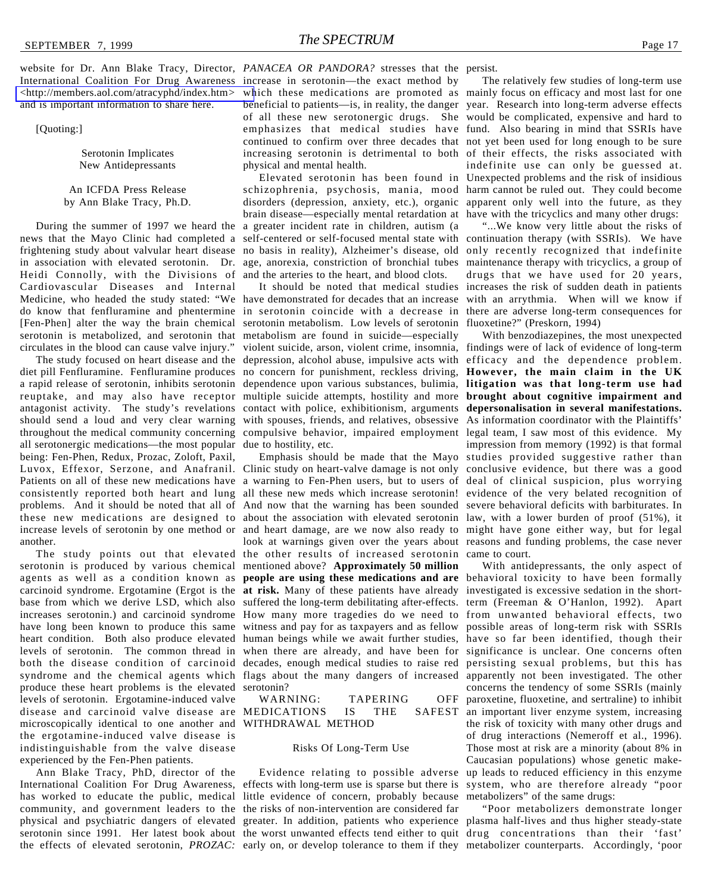website for Dr. Ann Blake Tracy, Director, International Coalition For Drug Awareness <http://members.aol.com/atracyphd/index.htm> and is important information to share here.

[Quoting:]

Serotonin Implicates
New Antidepressants

An ICFDA Press Release
by Ann Blake Tracy, Ph.D.

During the summer of 1997 we heard the news that the Mayo Clinic had completed a frightening study about valvular heart disease in association with elevated serotonin. Dr. Heidi Connolly, with the Divisions of Cardiovascular Diseases and Internal Medicine, who headed the study stated: "We do know that fenfluramine and phentermine [Fen-Phen] alter the way the brain chemical serotonin is metabolized, and serotonin that circulates in the blood can cause valve injury."

The study focused on heart disease and the diet pill Fenfluramine. Fenfluramine produces a rapid release of serotonin, inhibits serotonin reuptake, and may also have receptor antagonist activity. The study's revelations should send a loud and very clear warning throughout the medical community concerning all serotonergic medications—the most popular being: Fen-Phen, Redux, Prozac, Zoloft, Paxil, Luvox, Effexor, Serzone, and Anafranil. Patients on all of these new medications have consistently reported both heart and lung problems. And it should be noted that all of these new medications are designed to increase levels of serotonin by one method or another.

The study points out that elevated serotonin is produced by various chemical agents as well as a condition known as carcinoid syndrome. Ergotamine (Ergot is the base from which we derive LSD, which also increases serotonin.) and carcinoid syndrome have long been known to produce this same heart condition. Both also produce elevated levels of serotonin. The common thread in both the disease condition of carcinoid syndrome and the chemical agents which produce these heart problems is the elevated levels of serotonin. Ergotamine-induced valve disease and carcinoid valve disease are microscopically identical to one another and the ergotamine-induced valve disease is indistinguishable from the valve disease experienced by the Fen-Phen patients.

Ann Blake Tracy, PhD, director of the International Coalition For Drug Awareness, has worked to educate the public, medical community, and government leaders to the physical and psychiatric dangers of elevated serotonin since 1991. Her latest book about the effects of elevated serotonin, *PROZAC: PANACEA OR PANDORA?* stresses that the increase in serotonin—the exact method by which these medications are promoted as beneficial to patients—is, in reality, the danger of all these new serotonergic drugs. She emphasizes that medical studies have continued to confirm over three decades that increasing serotonin is detrimental to both physical and mental health.

Elevated serotonin has been found in schizophrenia, psychosis, mania, mood disorders (depression, anxiety, etc.), organic brain disease—especially mental retardation at a greater incident rate in children, autism (a self-centered or self-focused mental state with no basis in reality), Alzheimer's disease, old age, anorexia, constriction of bronchial tubes and the arteries to the heart, and blood clots.

It should be noted that medical studies have demonstrated for decades that an increase in serotonin coincide with a decrease in serotonin metabolism. Low levels of serotonin metabolism are found in suicide—especially violent suicide, arson, violent crime, insomnia, depression, alcohol abuse, impulsive acts with no concern for punishment, reckless driving, dependence upon various substances, bulimia, multiple suicide attempts, hostility and more contact with police, exhibitionism, arguments with spouses, friends, and relatives, obsessive compulsive behavior, impaired employment due to hostility, etc.

Emphasis should be made that the Mayo Clinic study on heart-valve damage is not only a warning to Fen-Phen users, but to users of all these new meds which increase serotonin! And now that the warning has been sounded about the association with elevated serotonin and heart damage, are we now also ready to look at warnings given over the years about the other results of increased serotonin mentioned above? **Approximately 50 million people are using these medications and are at risk.** Many of these patients have already suffered the long-term debilitating after-effects. How many more tragedies do we need to witness and pay for as taxpayers and as fellow human beings while we await further studies, when there are already, and have been for decades, enough medical studies to raise red flags about the many dangers of increased serotonin?

WARNING: TAPERING OFF MEDICATIONS IS THE SAFEST WITHDRAWAL METHOD

## Risks Of Long-Term Use

Evidence relating to possible adverse effects with long-term use is sparse but there is little evidence of concern, probably because the risks of non-intervention are considered far greater. In addition, patients who experience the worst unwanted effects tend either to quit early on, or develop tolerance to them if they persist.

The relatively few studies of long-term use mainly focus on efficacy and most last for one year. Research into long-term adverse effects would be complicated, expensive and hard to fund. Also bearing in mind that SSRIs have not yet been used for long enough to be sure of their effects, the risks associated with indefinite use can only be guessed at. Unexpected problems and the risk of insidious harm cannot be ruled out. They could become apparent only well into the future, as they have with the tricyclics and many other drugs:

"...We know very little about the risks of continuation therapy (with SSRIs). We have only recently recognized that indefinite maintenance therapy with tricyclics, a group of drugs that we have used for 20 years, increases the risk of sudden death in patients with an arrythmia. When will we know if there are adverse long-term consequences for fluoxetine?" (Preskorn, 1994)

With benzodiazepines, the most unexpected findings were of lack of evidence of long-term efficacy and the dependence problem. **However, the main claim in the UK litigation was that long-term use had brought about cognitive impairment and depersonalisation in several manifestations.** As information coordinator with the Plaintiffs' legal team, I saw most of this evidence. My impression from memory (1992) is that formal studies provided suggestive rather than conclusive evidence, but there was a good deal of clinical suspicion, plus worrying evidence of the very belated recognition of severe behavioral deficits with barbiturates. In law, with a lower burden of proof (51%), it might have gone either way, but for legal reasons and funding problems, the case never came to court.

With antidepressants, the only aspect of behavioral toxicity to have been formally investigated is excessive sedation in the short-term (Freeman & O'Hanlon, 1992). Apart from unwanted behavioral effects, two possible areas of long-term risk with SSRIs have so far been identified, though their significance is unclear. One concerns often persisting sexual problems, but this has apparently not been investigated. The other concerns the tendency of some SSRIs (mainly paroxetine, fluoxetine, and sertraline) to inhibit an important liver enzyme system, increasing the risk of toxicity with many other drugs and of drug interactions (Nemeroff et al., 1996). Those most at risk are a minority (about 8% in Caucasian populations) whose genetic make-up leads to reduced efficiency in this enzyme system, who are therefore already "poor metabolizers" of the same drugs:

"Poor metabolizers demonstrate longer plasma half-lives and thus higher steady-state drug concentrations than their 'fast' metabolizer counterparts. Accordingly, 'poor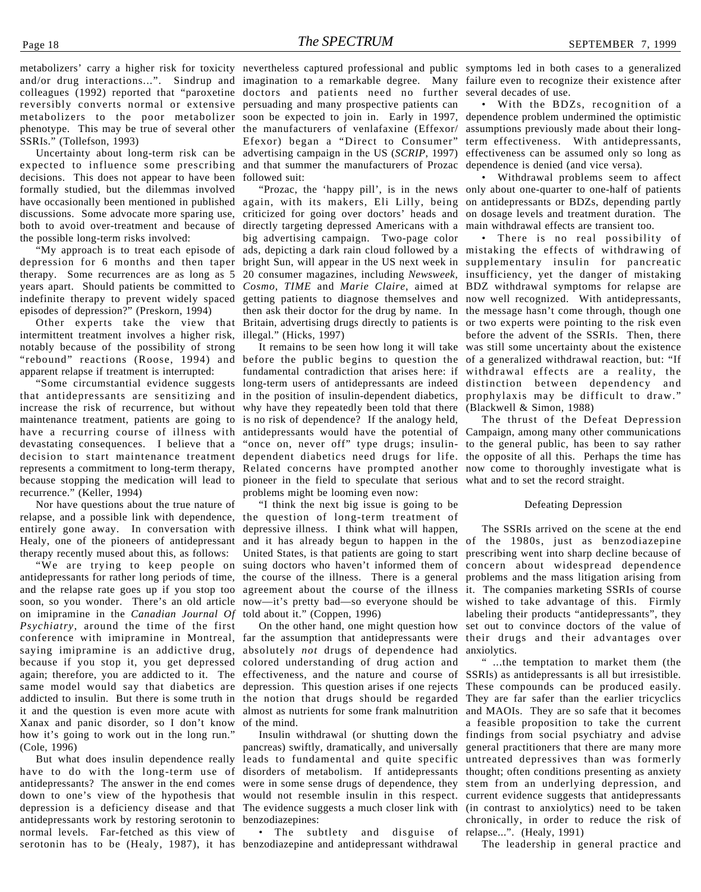metabolizers' carry a higher risk for toxicity and/or drug interactions...". Sindrup and colleagues (1992) reported that "paroxetine reversibly converts normal or extensive metabolizers to the poor metabolizer phenotype. This may be true of several other SSRIs." (Tollefson, 1993)

Uncertainty about long-term risk can be expected to influence some prescribing decisions. This does not appear to have been formally studied, but the dilemmas involved have occasionally been mentioned in published discussions. Some advocate more sparing use, both to avoid over-treatment and because of the possible long-term risks involved:

"My approach is to treat each episode of depression for 6 months and then taper therapy. Some recurrences are as long as 5 years apart. Should patients be committed to indefinite therapy to prevent widely spaced episodes of depression?" (Preskorn, 1994)

Other experts take the view that intermittent treatment involves a higher risk, notably because of the possibility of strong "rebound" reactions (Roose, 1994) and apparent relapse if treatment is interrupted:

"Some circumstantial evidence suggests that antidepressants are sensitizing and increase the risk of recurrence, but without maintenance treatment, patients are going to have a recurring course of illness with devastating consequences. I believe that a decision to start maintenance treatment represents a commitment to long-term therapy, because stopping the medication will lead to recurrence." (Keller, 1994)

Nor have questions about the true nature of relapse, and a possible link with dependence, entirely gone away. In conversation with Healy, one of the pioneers of antidepressant therapy recently mused about this, as follows:

"We are trying to keep people on antidepressants for rather long periods of time, and the relapse rate goes up if you stop too soon, so you wonder. There's an old article on imipramine in the *Canadian Journal Of Psychiatry*, around the time of the first conference with imipramine in Montreal, saying imipramine is an addictive drug, because if you stop it, you get depressed again; therefore, you are addicted to it. The same model would say that diabetics are addicted to insulin. But there is some truth in it and the question is even more acute with Xanax and panic disorder, so I don't know how it's going to work out in the long run." (Cole, 1996)

But what does insulin dependence really have to do with the long-term use of antidepressants? The answer in the end comes down to one's view of the hypothesis that depression is a deficiency disease and that antidepressants work by restoring serotonin to normal levels. Far-fetched as this view of serotonin has to be (Healy, 1987), it has nevertheless captured professional and public imagination to a remarkable degree. Many doctors and patients need no further persuading and many prospective patients can soon be expected to join in. Early in 1997, the manufacturers of venlafaxine (Effexor/Efexor) began a "Direct to Consumer" advertising campaign in the US (*SCRIP*, 1997) and that summer the manufacturers of Prozac followed suit:

"Prozac, the 'happy pill', is in the news again, with its makers, Eli Lilly, being criticized for going over doctors' heads and directly targeting depressed Americans with a big advertising campaign. Two-page color ads, depicting a dark rain cloud followed by a bright Sun, will appear in the US next week in 20 consumer magazines, including *Newsweek*, *Cosmo*, *TIME* and *Marie Claire*, aimed at getting patients to diagnose themselves and then ask their doctor for the drug by name. In Britain, advertising drugs directly to patients is illegal." (Hicks, 1997)

It remains to be seen how long it will take before the public begins to question the fundamental contradiction that arises here: if long-term users of antidepressants are indeed in the position of insulin-dependent diabetics, why have they repeatedly been told that there is no risk of dependence? If the analogy held, antidepressants would have the potential of "once on, never off" type drugs; insulin-dependent diabetics need drugs for life. Related concerns have prompted another pioneer in the field to speculate that serious problems might be looming even now:

"I think the next big issue is going to be the question of long-term treatment of depressive illness. I think what will happen, and it has already begun to happen in the United States, is that patients are going to start suing doctors who haven't informed them of the course of the illness. There is a general agreement about the course of the illness now—it's pretty bad—so everyone should be told about it." (Coppen, 1996)

On the other hand, one might question how far the assumption that antidepressants were absolutely *not* drugs of dependence had colored understanding of drug action and effectiveness, and the nature and course of depression. This question arises if one rejects the notion that drugs should be regarded almost as nutrients for some frank malnutrition of the mind.

Insulin withdrawal (or shutting down the pancreas) swiftly, dramatically, and universally leads to fundamental and quite specific disorders of metabolism. If antidepressants were in some sense drugs of dependence, they would not resemble insulin in this respect. The evidence suggests a much closer link with benzodiazepines:

- The subtlety and disguise of benzodiazepine and antidepressant withdrawal symptoms led in both cases to a generalized failure even to recognize their existence after several decades of use.
- With the BDZs, recognition of a dependence problem undermined the optimistic assumptions previously made about their long-term effectiveness. With antidepressants, effectiveness can be assumed only so long as dependence is denied (and vice versa).
- Withdrawal problems seem to affect only about one-quarter to one-half of patients on antidepressants or BDZs, depending partly on dosage levels and treatment duration. The main withdrawal effects are transient too.
- There is no real possibility of mistaking the effects of withdrawing of supplementary insulin for pancreatic insufficiency, yet the danger of mistaking BDZ withdrawal symptoms for relapse are now well recognized. With antidepressants, the message hasn't come through, though one or two experts were pointing to the risk even before the advent of the SSRIs. Then, there was still some uncertainty about the existence of a generalized withdrawal reaction, but: "If withdrawal effects are a reality, the distinction between dependency and prophylaxis may be difficult to draw." (Blackwell & Simon, 1988)

The thrust of the Defeat Depression Campaign, among many other communications to the general public, has been to say rather the opposite of all this. Perhaps the time has now come to thoroughly investigate what is what and to set the record straight.

## Defeating Depression

The SSRIs arrived on the scene at the end of the 1980s, just as benzodiazepine prescribing went into sharp decline because of concern about widespread dependence problems and the mass litigation arising from it. The companies marketing SSRIs of course wished to take advantage of this. Firmly labeling their products "antidepressants", they set out to convince doctors of the value of their drugs and their advantages over anxiolytics.

" ...the temptation to market them (the SSRIs) as antidepressants is all but irresistible. These compounds can be produced easily. They are far safer than the earlier tricyclics and MAOIs. They are so safe that it becomes a feasible proposition to take the current findings from social psychiatry and advise general practitioners that there are many more untreated depressives than was formerly thought; often conditions presenting as anxiety stem from an underlying depression, and current evidence suggests that antidepressants (in contrast to anxiolytics) need to be taken chronically, in order to reduce the risk of relapse...". (Healy, 1991)

The leadership in general practice and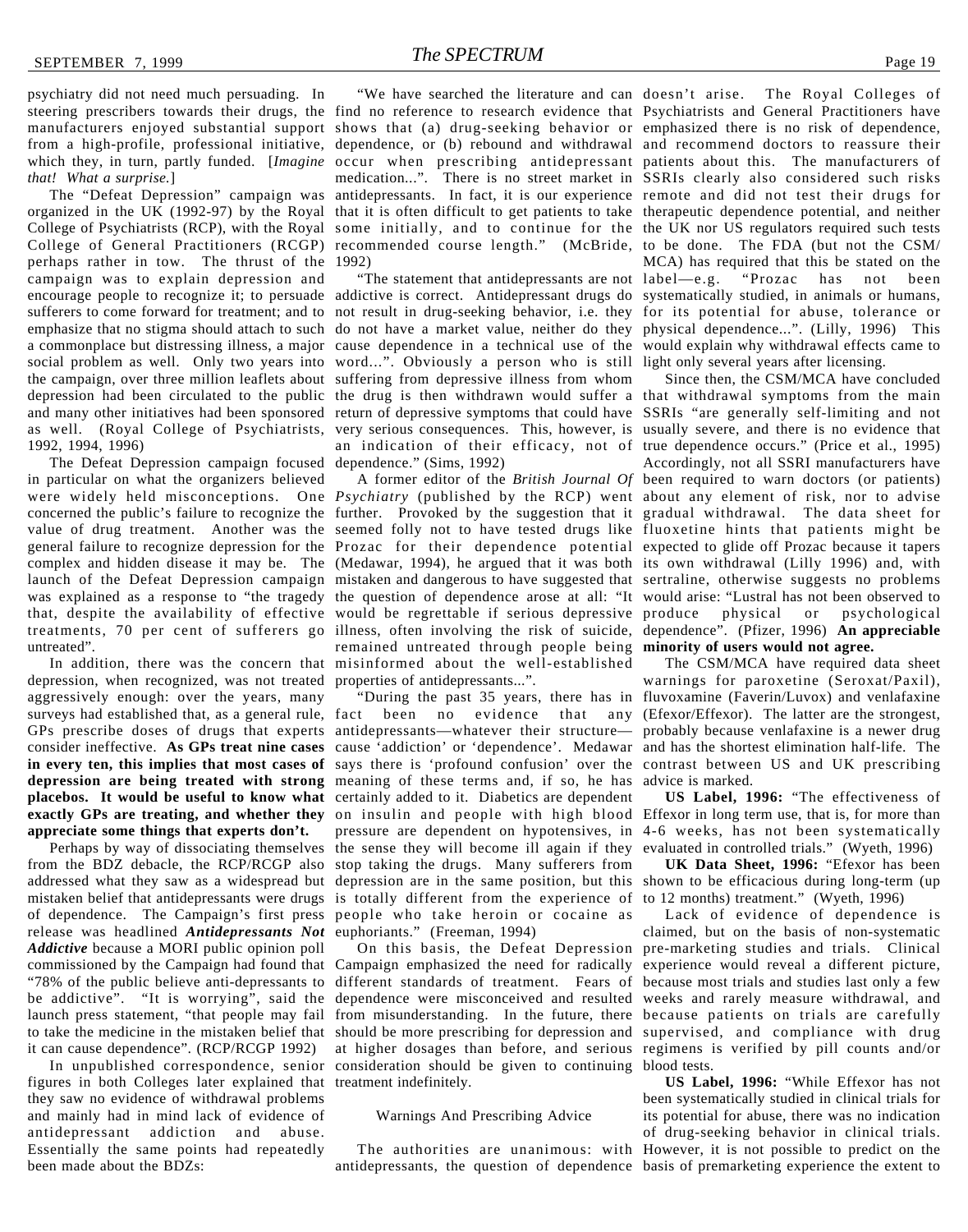psychiatry did not need much persuading. In steering prescribers towards their drugs, the manufacturers enjoyed substantial support from a high-profile, professional initiative, which they, in turn, partly funded. [*Imagine that! What a surprise.*]

The "Defeat Depression" campaign was organized in the UK (1992-97) by the Royal College of Psychiatrists (RCP), with the Royal College of General Practitioners (RCGP) perhaps rather in tow. The thrust of the campaign was to explain depression and encourage people to recognize it; to persuade sufferers to come forward for treatment; and to emphasize that no stigma should attach to such a commonplace but distressing illness, a major social problem as well. Only two years into the campaign, over three million leaflets about depression had been circulated to the public and many other initiatives had been sponsored as well. (Royal College of Psychiatrists, 1992, 1994, 1996)

The Defeat Depression campaign focused in particular on what the organizers believed were widely held misconceptions. One concerned the public's failure to recognize the value of drug treatment. Another was the general failure to recognize depression for the complex and hidden disease it may be. The launch of the Defeat Depression campaign was explained as a response to "the tragedy that, despite the availability of effective treatments, 70 per cent of sufferers go untreated".

In addition, there was the concern that depression, when recognized, was not treated aggressively enough: over the years, many surveys had established that, as a general rule, GPs prescribe doses of drugs that experts consider ineffective. **As GPs treat nine cases in every ten, this implies that most cases of depression are being treated with strong placebos. It would be useful to know what exactly GPs are treating, and whether they appreciate some things that experts don't.**

Perhaps by way of dissociating themselves from the BDZ debacle, the RCP/RCGP also addressed what they saw as a widespread but mistaken belief that antidepressants were drugs of dependence. The Campaign's first press release was headlined ***Antidepressants Not Addictive*** because a MORI public opinion poll commissioned by the Campaign had found that "78% of the public believe anti-depressants to be addictive". "It is worrying", said the launch press statement, "that people may fail to take the medicine in the mistaken belief that it can cause dependence". (RCP/RCGP 1992)

In unpublished correspondence, senior figures in both Colleges later explained that they saw no evidence of withdrawal problems and mainly had in mind lack of evidence of antidepressant addiction and abuse. Essentially the same points had repeatedly been made about the BDZs:

"We have searched the literature and can find no reference to research evidence that shows that (a) drug-seeking behavior or dependence, or (b) rebound and withdrawal occur when prescribing antidepressant medication...". There is no street market in antidepressants. In fact, it is our experience that it is often difficult to get patients to take some initially, and to continue for the recommended course length." (McBride, 1992)

"The statement that antidepressants are not addictive is correct. Antidepressant drugs do not result in drug-seeking behavior, i.e. they do not have a market value, neither do they cause dependence in a technical use of the word...". Obviously a person who is still suffering from depressive illness from whom the drug is then withdrawn would suffer a return of depressive symptoms that could have very serious consequences. This, however, is an indication of their efficacy, not of dependence." (Sims, 1992)

A former editor of the *British Journal Of Psychiatry* (published by the RCP) went further. Provoked by the suggestion that it seemed folly not to have tested drugs like Prozac for their dependence potential (Medawar, 1994), he argued that it was both mistaken and dangerous to have suggested that the question of dependence arose at all: "It would be regrettable if serious depressive illness, often involving the risk of suicide, remained untreated through people being misinformed about the well-established properties of antidepressants...".

"During the past 35 years, there has in fact been no evidence that any antidepressants—whatever their structure—cause 'addiction' or 'dependence'. Medawar says there is 'profound confusion' over the meaning of these terms and, if so, he has certainly added to it. Diabetics are dependent on insulin and people with high blood pressure are dependent on hypotensives, in the sense they will become ill again if they stop taking the drugs. Many sufferers from depression are in the same position, but this is totally different from the experience of people who take heroin or cocaine as euphoriants." (Freeman, 1994)

On this basis, the Defeat Depression Campaign emphasized the need for radically different standards of treatment. Fears of dependence were misconceived and resulted from misunderstanding. In the future, there should be more prescribing for depression and at higher dosages than before, and serious consideration should be given to continuing treatment indefinitely.

## Warnings And Prescribing Advice

The authorities are unanimous: with antidepressants, the question of dependence doesn't arise. The Royal Colleges of Psychiatrists and General Practitioners have emphasized there is no risk of dependence, and recommend doctors to reassure their patients about this. The manufacturers of SSRIs clearly also considered such risks remote and did not test their drugs for therapeutic dependence potential, and neither the UK nor US regulators required such tests to be done. The FDA (but not the CSM/MCA) has required that this be stated on the label—e.g. "Prozac has not been systematically studied, in animals or humans, for its potential for abuse, tolerance or physical dependence...". (Lilly, 1996) This would explain why withdrawal effects came to light only several years after licensing.

Since then, the CSM/MCA have concluded that withdrawal symptoms from the main SSRIs "are generally self-limiting and not usually severe, and there is no evidence that true dependence occurs." (Price et al., 1995) Accordingly, not all SSRI manufacturers have been required to warn doctors (or patients) about any element of risk, nor to advise gradual withdrawal. The data sheet for fluoxetine hints that patients might be expected to glide off Prozac because it tapers its own withdrawal (Lilly 1996) and, with sertraline, otherwise suggests no problems would arise: "Lustral has not been observed to produce physical or psychological dependence". (Pfizer, 1996) **An appreciable minority of users would not agree.**

The CSM/MCA have required data sheet warnings for paroxetine (Seroxat/Paxil), fluvoxamine (Faverin/Luvox) and venlafaxine (Efexor/Effexor). The latter are the strongest, probably because venlafaxine is a newer drug and has the shortest elimination half-life. The contrast between US and UK prescribing advice is marked.

**US Label, 1996:** "The effectiveness of Effexor in long term use, that is, for more than 4-6 weeks, has not been systematically evaluated in controlled trials." (Wyeth, 1996)

**UK Data Sheet, 1996:** "Efexor has been shown to be efficacious during long-term (up to 12 months) treatment." (Wyeth, 1996)

Lack of evidence of dependence is claimed, but on the basis of non-systematic pre-marketing studies and trials. Clinical experience would reveal a different picture, because most trials and studies last only a few weeks and rarely measure withdrawal, and because patients on trials are carefully supervised, and compliance with drug regimens is verified by pill counts and/or blood tests.

**US Label, 1996:** "While Effexor has not been systematically studied in clinical trials for its potential for abuse, there was no indication of drug-seeking behavior in clinical trials. However, it is not possible to predict on the basis of premarketing experience the extent to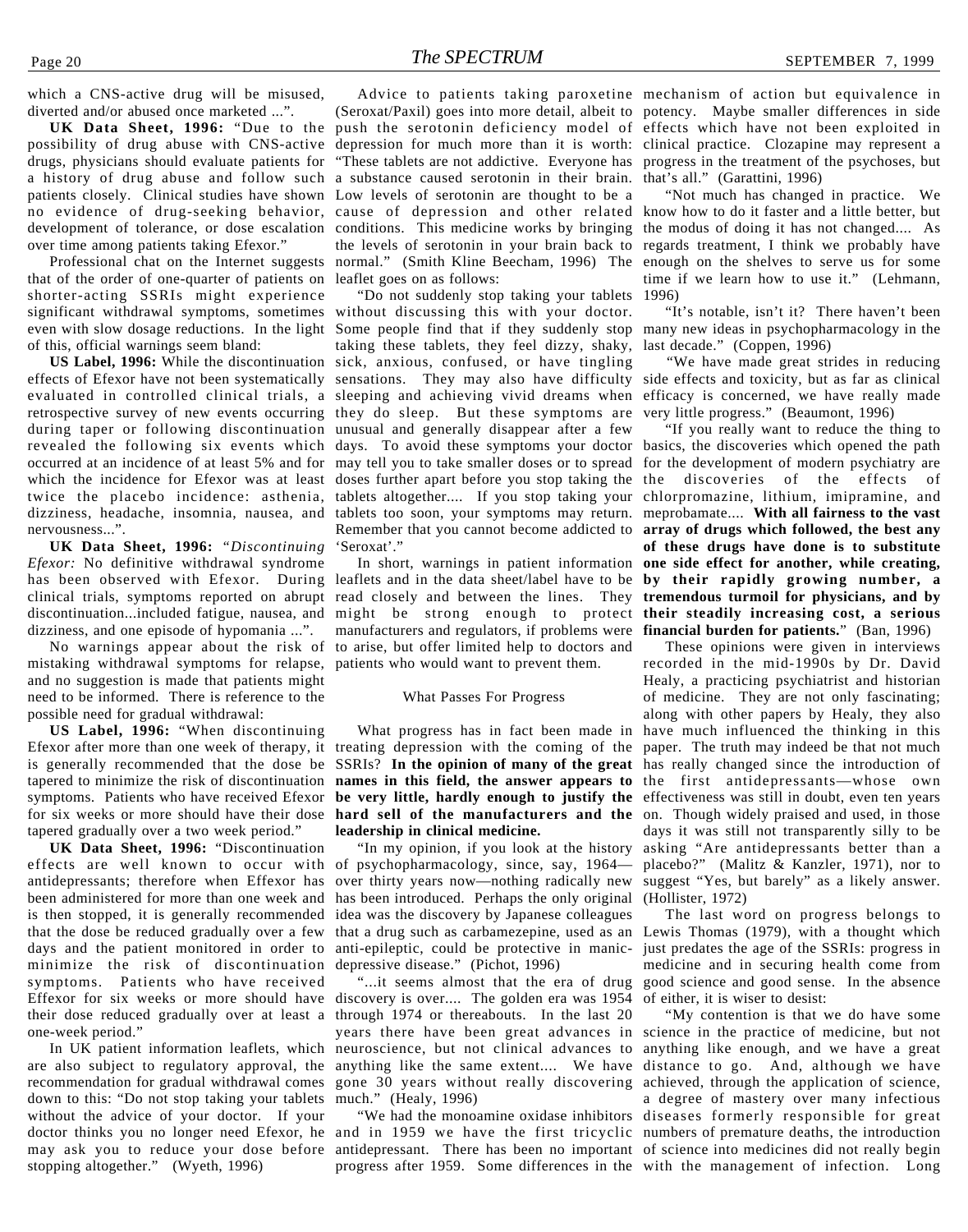which a CNS-active drug will be misused, diverted and/or abused once marketed ...".

**UK Data Sheet, 1996:** "Due to the possibility of drug abuse with CNS-active drugs, physicians should evaluate patients for a history of drug abuse and follow such patients closely. Clinical studies have shown no evidence of drug-seeking behavior, development of tolerance, or dose escalation over time among patients taking Efexor."

Professional chat on the Internet suggests that of the order of one-quarter of patients on shorter-acting SSRIs might experience significant withdrawal symptoms, sometimes even with slow dosage reductions. In the light of this, official warnings seem bland:

**US Label, 1996:** While the discontinuation effects of Efexor have not been systematically evaluated in controlled clinical trials, a retrospective survey of new events occurring during taper or following discontinuation revealed the following six events which occurred at an incidence of at least 5% and for which the incidence for Efexor was at least twice the placebo incidence: asthenia, dizziness, headache, insomnia, nausea, and nervousness...".

**UK Data Sheet, 1996:** "*Discontinuing Efexor:* No definitive withdrawal syndrome has been observed with Efexor. During clinical trials, symptoms reported on abrupt discontinuation...included fatigue, nausea, and dizziness, and one episode of hypomania ...".

No warnings appear about the risk of mistaking withdrawal symptoms for relapse, and no suggestion is made that patients might need to be informed. There is reference to the possible need for gradual withdrawal:

**US Label, 1996:** "When discontinuing Efexor after more than one week of therapy, it is generally recommended that the dose be tapered to minimize the risk of discontinuation symptoms. Patients who have received Efexor for six weeks or more should have their dose tapered gradually over a two week period."

**UK Data Sheet, 1996:** "Discontinuation effects are well known to occur with antidepressants; therefore when Effexor has been administered for more than one week and is then stopped, it is generally recommended that the dose be reduced gradually over a few days and the patient monitored in order to minimize the risk of discontinuation symptoms. Patients who have received Effexor for six weeks or more should have their dose reduced gradually over at least a one-week period."

In UK patient information leaflets, which are also subject to regulatory approval, the recommendation for gradual withdrawal comes down to this: "Do not stop taking your tablets without the advice of your doctor. If your doctor thinks you no longer need Efexor, he may ask you to reduce your dose before stopping altogether." (Wyeth, 1996)

Advice to patients taking paroxetine (Seroxat/Paxil) goes into more detail, albeit to push the serotonin deficiency model of depression for much more than it is worth: "These tablets are not addictive. Everyone has a substance caused serotonin in their brain. Low levels of serotonin are thought to be a cause of depression and other related conditions. This medicine works by bringing the levels of serotonin in your brain back to normal." (Smith Kline Beecham, 1996) The leaflet goes on as follows:

"Do not suddenly stop taking your tablets without discussing this with your doctor. Some people find that if they suddenly stop taking these tablets, they feel dizzy, shaky, sick, anxious, confused, or have tingling sensations. They may also have difficulty sleeping and achieving vivid dreams when they do sleep. But these symptoms are unusual and generally disappear after a few days. To avoid these symptoms your doctor may tell you to take smaller doses or to spread doses further apart before you stop taking the tablets altogether.... If you stop taking your tablets too soon, your symptoms may return. Remember that you cannot become addicted to 'Seroxat'."

In short, warnings in patient information leaflets and in the data sheet/label have to be read closely and between the lines. They might be strong enough to protect manufacturers and regulators, if problems were to arise, but offer limited help to doctors and patients who would want to prevent them.

## What Passes For Progress

What progress has in fact been made in treating depression with the coming of the SSRIs? **In the opinion of many of the great names in this field, the answer appears to be very little, hardly enough to justify the hard sell of the manufacturers and the leadership in clinical medicine.**

"In my opinion, if you look at the history of psychopharmacology, since, say, 1964—over thirty years now—nothing radically new has been introduced. Perhaps the only original idea was the discovery by Japanese colleagues that a drug such as carbamezepine, used as an anti-epileptic, could be protective in manic-depressive disease." (Pichot, 1996)

"...it seems almost that the era of drug discovery is over.... The golden era was 1954 through 1974 or thereabouts. In the last 20 years there have been great advances in neuroscience, but not clinical advances to anything like the same extent.... We have gone 30 years without really discovering much." (Healy, 1996)

"We had the monoamine oxidase inhibitors and in 1959 we have the first tricyclic antidepressant. There has been no important progress after 1959. Some differences in the mechanism of action but equivalence in potency. Maybe smaller differences in side effects which have not been exploited in clinical practice. Clozapine may represent a progress in the treatment of the psychoses, but that's all." (Garattini, 1996)

"Not much has changed in practice. We know how to do it faster and a little better, but the modus of doing it has not changed.... As regards treatment, I think we probably have enough on the shelves to serve us for some time if we learn how to use it." (Lehmann, 1996)

"It's notable, isn't it? There haven't been many new ideas in psychopharmacology in the last decade." (Coppen, 1996)

"We have made great strides in reducing side effects and toxicity, but as far as clinical efficacy is concerned, we have really made very little progress." (Beaumont, 1996)

"If you really want to reduce the thing to basics, the discoveries which opened the path for the development of modern psychiatry are the discoveries of the effects of chlorpromazine, lithium, imipramine, and meprobamate.... **With all fairness to the vast array of drugs which followed, the best any of these drugs have done is to substitute one side effect for another, while creating, by their rapidly growing number, a tremendous turmoil for physicians, and by their steadily increasing cost, a serious financial burden for patients.**" (Ban, 1996)

These opinions were given in interviews recorded in the mid-1990s by Dr. David Healy, a practicing psychiatrist and historian of medicine. They are not only fascinating; along with other papers by Healy, they also have much influenced the thinking in this paper. The truth may indeed be that not much has really changed since the introduction of the first antidepressants—whose own effectiveness was still in doubt, even ten years on. Though widely praised and used, in those days it was still not transparently silly to be asking "Are antidepressants better than a placebo?" (Malitz & Kanzler, 1971), nor to suggest "Yes, but barely" as a likely answer. (Hollister, 1972)

The last word on progress belongs to Lewis Thomas (1979), with a thought which just predates the age of the SSRIs: progress in medicine and in securing health come from good science and good sense. In the absence of either, it is wiser to desist:

"My contention is that we do have some science in the practice of medicine, but not anything like enough, and we have a great distance to go. And, although we have achieved, through the application of science, a degree of mastery over many infectious diseases formerly responsible for great numbers of premature deaths, the introduction of science into medicines did not really begin with the management of infection. Long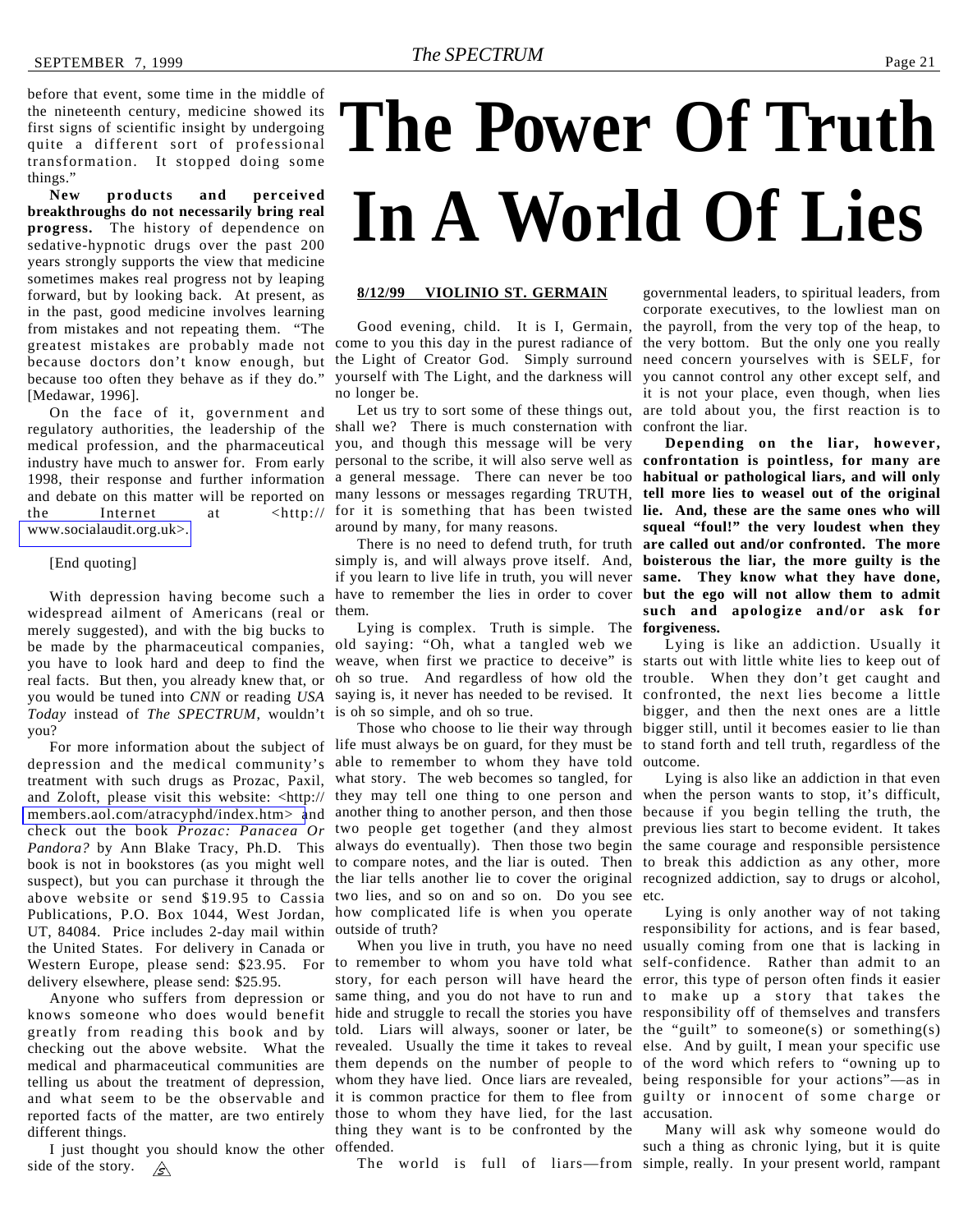before that event, some time in the middle of the nineteenth century, medicine showed its first signs of scientific insight by undergoing quite a different sort of professional transformation. It stopped doing some things."

**New products and perceived breakthroughs do not necessarily bring real progress.** The history of dependence on sedative-hypnotic drugs over the past 200 years strongly supports the view that medicine sometimes makes real progress not by leaping forward, but by looking back. At present, as in the past, good medicine involves learning from mistakes and not repeating them. "The greatest mistakes are probably made not because doctors don't know enough, but because too often they behave as if they do." [Medawar, 1996].

On the face of it, government and regulatory authorities, the leadership of the medical profession, and the pharmaceutical industry have much to answer for. From early 1998, their response and further information and debate on this matter will be reported on the Internet at <http://www.socialaudit.org.uk>.

[End quoting]

With depression having become such a widespread ailment of Americans (real or merely suggested), and with the big bucks to be made by the pharmaceutical companies, you have to look hard and deep to find the real facts. But then, you already knew that, or you would be tuned into *CNN* or reading *USA Today* instead of *The SPECTRUM*, wouldn't you?

For more information about the subject of depression and the medical community's treatment with such drugs as Prozac, Paxil, and Zoloft, please visit this website: <http://members.aol.com/atracyphd/index.htm> and check out the book *Prozac: Panacea Or Pandora?* by Ann Blake Tracy, Ph.D. This book is not in bookstores (as you might well suspect), but you can purchase it through the above website or send $19.95 to Cassia Publications, P.O. Box 1044, West Jordan, UT, 84084. Price includes 2-day mail within the United States. For delivery in Canada or Western Europe, please send: $23.95. For delivery elsewhere, please send: $25.95.

Anyone who suffers from depression or knows someone who does would benefit greatly from reading this book and by checking out the above website. What the medical and pharmaceutical communities are telling us about the treatment of depression, and what seem to be the observable and reported facts of the matter, are two entirely different things.

I just thought you should know the other side of the story.

# The Power Of Truth In A World Of Lies

**8/12/99 VIOLINIO ST. GERMAIN**

Good evening, child. It is I, Germain, come to you this day in the purest radiance of the Light of Creator God. Simply surround yourself with The Light, and the darkness will no longer be.

Let us try to sort some of these things out, shall we? There is much consternation with you, and though this message will be very personal to the scribe, it will also serve well as a general message. There can never be too many lessons or messages regarding TRUTH, for it is something that has been twisted around by many, for many reasons.

There is no need to defend truth, for truth simply is, and will always prove itself. And, if you learn to live life in truth, you will never have to remember the lies in order to cover them.

Lying is complex. Truth is simple. The old saying: "Oh, what a tangled web we weave, when first we practice to deceive" is oh so true. And regardless of how old the saying is, it never has needed to be revised. It is oh so simple, and oh so true.

Those who choose to lie their way through life must always be on guard, for they must be able to remember to whom they have told what story. The web becomes so tangled, for they may tell one thing to one person and another thing to another person, and then those two people get together (and they almost always do eventually). Then those two begin to compare notes, and the liar is outed. Then the liar tells another lie to cover the original two lies, and so on and so on. Do you see how complicated life is when you operate outside of truth?

When you live in truth, you have no need to remember to whom you have told what story, for each person will have heard the same thing, and you do not have to run and hide and struggle to recall the stories you have told. Liars will always, sooner or later, be revealed. Usually the time it takes to reveal them depends on the number of people to whom they have lied. Once liars are revealed, it is common practice for them to flee from those to whom they have lied, for the last thing they want is to be confronted by the offended.

The world is full of liars—from governmental leaders, to spiritual leaders, from corporate executives, to the lowliest man on the payroll, from the very top of the heap, to the very bottom. But the only one you really need concern yourselves with is SELF, for you cannot control any other except self, and it is not your place, even though, when lies are told about you, the first reaction is to confront the liar.

**Depending on the liar, however, confrontation is pointless, for many are habitual or pathological liars, and will only tell more lies to weasel out of the original lie. And, these are the same ones who will squeal "foul!" the very loudest when they are called out and/or confronted. The more boisterous the liar, the more guilty is the same. They know what they have done, but the ego will not allow them to admit such and apologize and/or ask for forgiveness.**

Lying is like an addiction. Usually it starts out with little white lies to keep out of trouble. When they don't get caught and confronted, the next lies become a little bigger, and then the next ones are a little bigger still, until it becomes easier to lie than to stand forth and tell truth, regardless of the outcome.

Lying is also like an addiction in that even when the person wants to stop, it's difficult, because if you begin telling the truth, the previous lies start to become evident. It takes the same courage and responsible persistence to break this addiction as any other, more recognized addiction, say to drugs or alcohol, etc.

Lying is only another way of not taking responsibility for actions, and is fear based, usually coming from one that is lacking in self-confidence. Rather than admit to an error, this type of person often finds it easier to make up a story that takes the responsibility off of themselves and transfers the "guilt" to someone(s) or something(s) else. And by guilt, I mean your specific use of the word which refers to "owning up to being responsible for your actions"—as in guilty or innocent of some charge or accusation.

Many will ask why someone would do such a thing as chronic lying, but it is quite simple, really. In your present world, rampant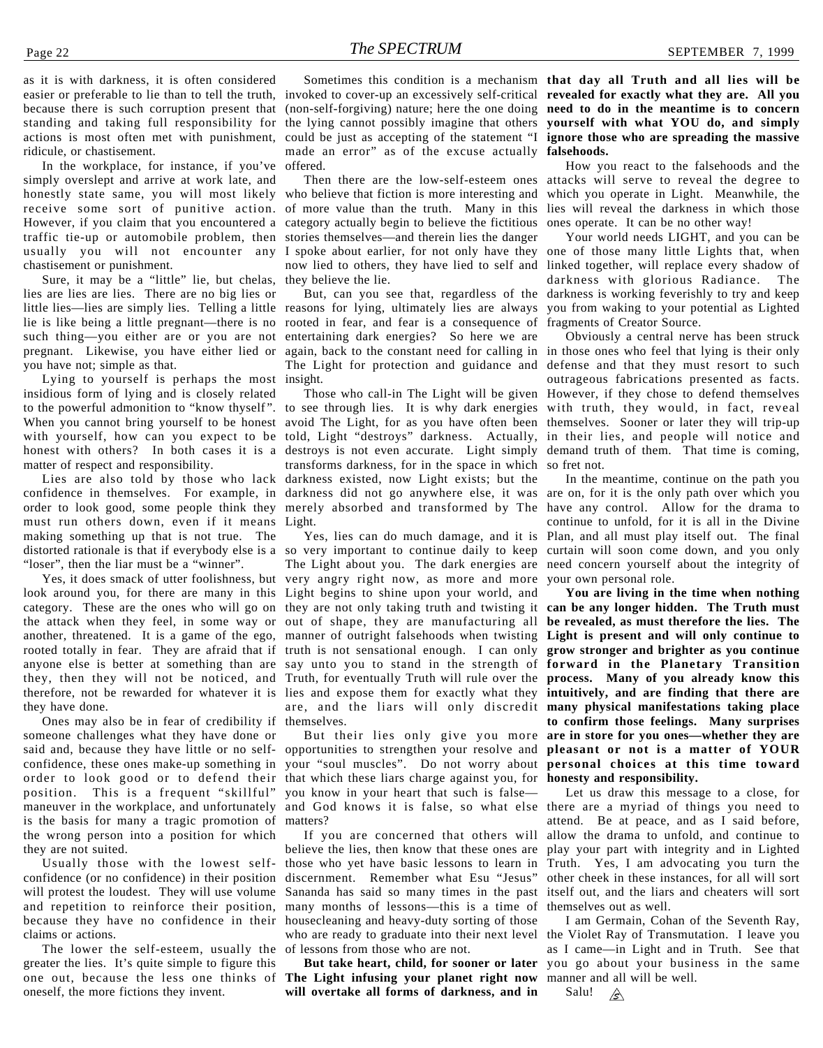as it is with darkness, it is often considered easier or preferable to lie than to tell the truth, because there is such corruption present that standing and taking full responsibility for actions is most often met with punishment, ridicule, or chastisement.

In the workplace, for instance, if you've simply overslept and arrive at work late, and honestly state same, you will most likely receive some sort of punitive action. However, if you claim that you encountered a traffic tie-up or automobile problem, then usually you will not encounter any chastisement or punishment.

Sure, it may be a "little" lie, but chelas, lies are lies are lies. There are no big lies or little lies—lies are simply lies. Telling a little lie is like being a little pregnant—there is no such thing—you either are or you are not pregnant. Likewise, you have either lied or you have not; simple as that.

Lying to yourself is perhaps the most insidious form of lying and is closely related to the powerful admonition to "know thyself". When you cannot bring yourself to be honest with yourself, how can you expect to be honest with others? In both cases it is a matter of respect and responsibility.

Lies are also told by those who lack confidence in themselves. For example, in order to look good, some people think they must run others down, even if it means making something up that is not true. The distorted rationale is that if everybody else is a "loser", then the liar must be a "winner".

Yes, it does smack of utter foolishness, but look around you, for there are many in this category. These are the ones who will go on the attack when they feel, in some way or another, threatened. It is a game of the ego, rooted totally in fear. They are afraid that if anyone else is better at something than are they, then they will not be noticed, and therefore, not be rewarded for whatever it is they have done.

Ones may also be in fear of credibility if someone challenges what they have done or said and, because they have little or no self-confidence, these ones make-up something in order to look good or to defend their position. This is a frequent "skillful" maneuver in the workplace, and unfortunately is the basis for many a tragic promotion of the wrong person into a position for which they are not suited.

Usually those with the lowest self-confidence (or no confidence) in their position will protest the loudest. They will use volume and repetition to reinforce their position, because they have no confidence in their claims or actions.

The lower the self-esteem, usually the greater the lies. It's quite simple to figure this one out, because the less one thinks of oneself, the more fictions they invent.

Sometimes this condition is a mechanism invoked to cover-up an excessively self-critical (non-self-forgiving) nature; here the one doing the lying cannot possibly imagine that others could be just as accepting of the statement "I made an error" as of the excuse actually offered.

Then there are the low-self-esteem ones who believe that fiction is more interesting and of more value than the truth. Many in this category actually begin to believe the fictitious stories themselves—and therein lies the danger I spoke about earlier, for not only have they now lied to others, they have lied to self and they believe the lie.

But, can you see that, regardless of the reasons for lying, ultimately lies are always rooted in fear, and fear is a consequence of entertaining dark energies? So here we are again, back to the constant need for calling in The Light for protection and guidance and insight.

Those who call-in The Light will be given to see through lies. It is why dark energies avoid The Light, for as you have often been told, Light "destroys" darkness. Actually, destroys is not even accurate. Light simply transforms darkness, for in the space in which darkness existed, now Light exists; but the darkness did not go anywhere else, it was merely absorbed and transformed by The Light.

Yes, lies can do much damage, and it is so very important to continue daily to keep The Light about you. The dark energies are very angry right now, as more and more Light begins to shine upon your world, and they are not only taking truth and twisting it out of shape, they are manufacturing all manner of outright falsehoods when twisting truth is not sensational enough. I can only say unto you to stand in the strength of Truth, for eventually Truth will rule over the lies and expose them for exactly what they are, and the liars will only discredit themselves.

But their lies only give you more opportunities to strengthen your resolve and your "soul muscles". Do not worry about that which these liars charge against you, for you know in your heart that such is false—and God knows it is false, so what else matters?

If you are concerned that others will believe the lies, then know that these ones are those who yet have basic lessons to learn in discernment. Remember what Esu "Jesus" Sananda has said so many times in the past many months of lessons—this is a time of housecleaning and heavy-duty sorting of those who are ready to graduate into their next level of lessons from those who are not.

**But take heart, child, for sooner or later The Light infusing your planet right now will overtake all forms of darkness, and in that day all Truth and all lies will be revealed for exactly what they are. All you need to do in the meantime is to concern yourself with what YOU do, and simply ignore those who are spreading the massive falsehoods.**

How you react to the falsehoods and the attacks will serve to reveal the degree to which you operate in Light. Meanwhile, the lies will reveal the darkness in which those ones operate. It can be no other way!

Your world needs LIGHT, and you can be one of those many little Lights that, when linked together, will replace every shadow of darkness with glorious Radiance. The darkness is working feverishly to try and keep you from waking to your potential as Lighted fragments of Creator Source.

Obviously a central nerve has been struck in those ones who feel that lying is their only defense and that they must resort to such outrageous fabrications presented as facts. However, if they chose to defend themselves with truth, they would, in fact, reveal themselves. Sooner or later they will trip-up in their lies, and people will notice and demand truth of them. That time is coming, so fret not.

In the meantime, continue on the path you are on, for it is the only path over which you have any control. Allow for the drama to continue to unfold, for it is all in the Divine Plan, and all must play itself out. The final curtain will soon come down, and you only need concern yourself about the integrity of your own personal role.

**You are living in the time when nothing can be any longer hidden. The Truth must be revealed, as must therefore the lies. The Light is present and will only continue to grow stronger and brighter as you continue forward in the Planetary Transition process. Many of you already know this intuitively, and are finding that there are many physical manifestations taking place to confirm those feelings. Many surprises are in store for you ones—whether they are pleasant or not is a matter of YOUR personal choices at this time toward honesty and responsibility.**

Let us draw this message to a close, for there are a myriad of things you need to attend. Be at peace, and as I said before, allow the drama to unfold, and continue to play your part with integrity and in Lighted Truth. Yes, I am advocating you turn the other cheek in these instances, for all will sort itself out, and the liars and cheaters will sort themselves out as well.

I am Germain, Cohan of the Seventh Ray, the Violet Ray of Transmutation. I leave you as I came—in Light and in Truth. See that you go about your business in the same manner and all will be well.

Salu!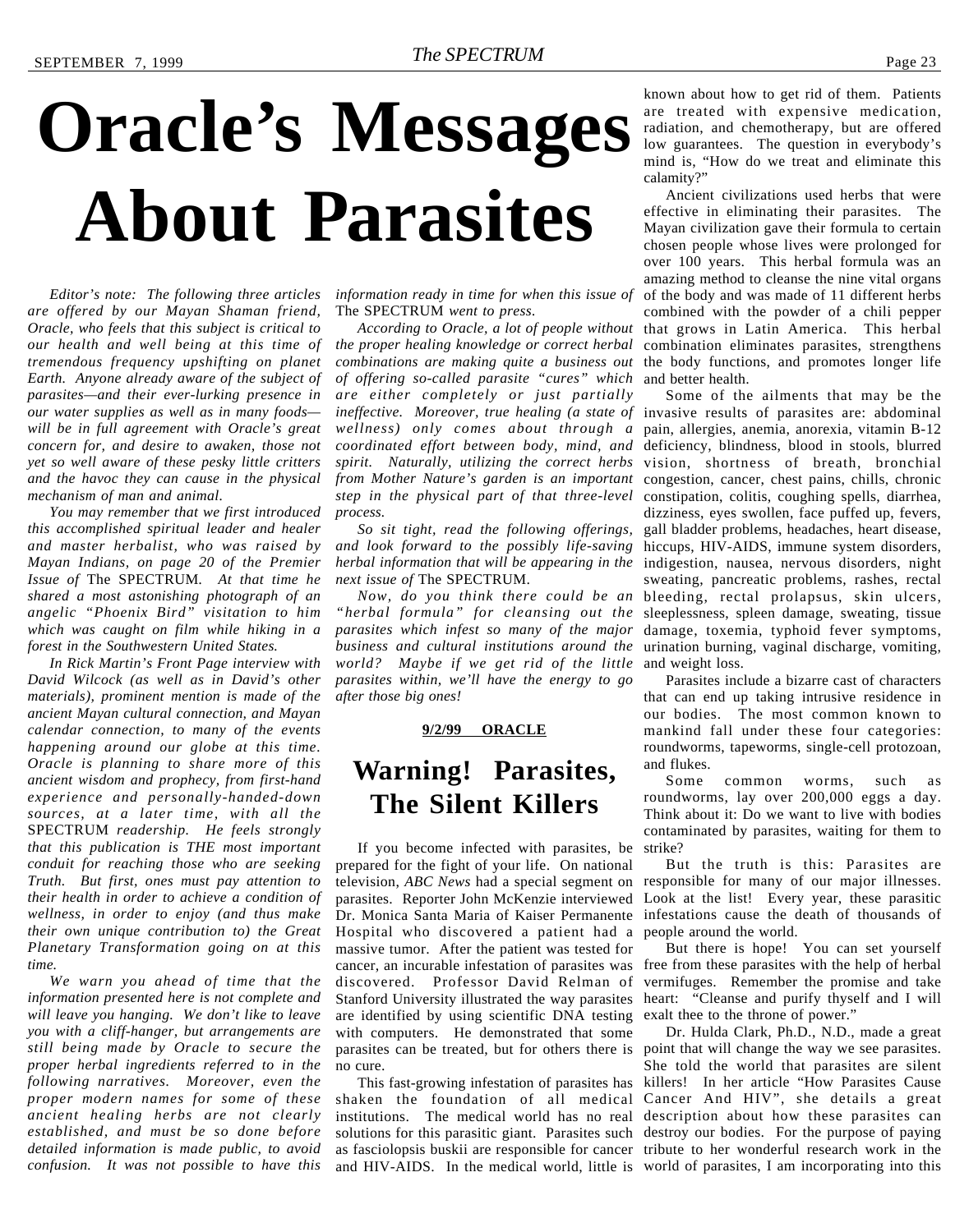# Oracle's Messages About Parasites

*Editor's note: The following three articles are offered by our Mayan Shaman friend, Oracle, who feels that this subject is critical to our health and well being at this time of tremendous frequency upshifting on planet Earth. Anyone already aware of the subject of parasites—and their ever-lurking presence in our water supplies as well as in many foods—will be in full agreement with Oracle's great concern for, and desire to awaken, those not yet so well aware of these pesky little critters and the havoc they can cause in the physical mechanism of man and animal.*

*You may remember that we first introduced this accomplished spiritual leader and healer and master herbalist, who was raised by Mayan Indians, on page 20 of the Premier Issue of* The SPECTRUM*. At that time he shared a most astonishing photograph of an angelic "Phoenix Bird" visitation to him which was caught on film while hiking in a forest in the Southwestern United States.*

*In Rick Martin's Front Page interview with David Wilcock (as well as in David's other materials), prominent mention is made of the ancient Mayan cultural connection, and Mayan calendar connection, to many of the events happening around our globe at this time. Oracle is planning to share more of this ancient wisdom and prophecy, from first-hand experience and personally-handed-down sources, at a later time, with all the* SPECTRUM *readership. He feels strongly that this publication is THE most important conduit for reaching those who are seeking Truth. But first, ones must pay attention to their health in order to achieve a condition of wellness, in order to enjoy (and thus make their own unique contribution to) the Great Planetary Transformation going on at this time.*

*We warn you ahead of time that the information presented here is not complete and will leave you hanging. We don't like to leave you with a cliff-hanger, but arrangements are still being made by Oracle to secure the proper herbal ingredients referred to in the following narratives. Moreover, even the proper modern names for some of these ancient healing herbs are not clearly established, and must be so done before detailed information is made public, to avoid confusion. It was not possible to have this information ready in time for when this issue of* The SPECTRUM *went to press.*

*According to Oracle, a lot of people without the proper healing knowledge or correct herbal combinations are making quite a business out of offering so-called parasite "cures" which are either completely or just partially ineffective. Moreover, true healing (a state of wellness) only comes about through a coordinated effort between body, mind, and spirit. Naturally, utilizing the correct herbs from Mother Nature's garden is an important step in the physical part of that three-level process.*

*So sit tight, read the following offerings, and look forward to the possibly life-saving herbal information that will be appearing in the next issue of* The SPECTRUM.

*Now, do you think there could be an "herbal formula" for cleansing out the parasites which infest so many of the major business and cultural institutions around the world? Maybe if we get rid of the little parasites within, we'll have the energy to go after those big ones!*

**9/2/99 ORACLE**

## Warning! Parasites, The Silent Killers

If you become infected with parasites, be prepared for the fight of your life. On national television, *ABC News* had a special segment on parasites. Reporter John McKenzie interviewed Dr. Monica Santa Maria of Kaiser Permanente Hospital who discovered a patient had a massive tumor. After the patient was tested for cancer, an incurable infestation of parasites was discovered. Professor David Relman of Stanford University illustrated the way parasites are identified by using scientific DNA testing with computers. He demonstrated that some parasites can be treated, but for others there is no cure.

This fast-growing infestation of parasites has shaken the foundation of all medical institutions. The medical world has no real solutions for this parasitic giant. Parasites such as fasciolopsis buskii are responsible for cancer and HIV-AIDS. In the medical world, little is known about how to get rid of them. Patients are treated with expensive medication, radiation, and chemotherapy, but are offered low guarantees. The question in everybody's mind is, "How do we treat and eliminate this calamity?"

Ancient civilizations used herbs that were effective in eliminating their parasites. The Mayan civilization gave their formula to certain chosen people whose lives were prolonged for over 100 years. This herbal formula was an amazing method to cleanse the nine vital organs of the body and was made of 11 different herbs combined with the powder of a chili pepper that grows in Latin America. This herbal combination eliminates parasites, strengthens the body functions, and promotes longer life and better health.

Some of the ailments that may be the invasive results of parasites are: abdominal pain, allergies, anemia, anorexia, vitamin B-12 deficiency, blindness, blood in stools, blurred vision, shortness of breath, bronchial congestion, cancer, chest pains, chills, chronic constipation, colitis, coughing spells, diarrhea, dizziness, eyes swollen, face puffed up, fevers, gall bladder problems, headaches, heart disease, hiccups, HIV-AIDS, immune system disorders, indigestion, nausea, nervous disorders, night sweating, pancreatic problems, rashes, rectal bleeding, rectal prolapsus, skin ulcers, sleeplessness, spleen damage, sweating, tissue damage, toxemia, typhoid fever symptoms, urination burning, vaginal discharge, vomiting, and weight loss.

Parasites include a bizarre cast of characters that can end up taking intrusive residence in our bodies. The most common known to mankind fall under these four categories: roundworms, tapeworms, single-cell protozoan, and flukes.

Some common worms, such as roundworms, lay over 200,000 eggs a day. Think about it: Do we want to live with bodies contaminated by parasites, waiting for them to strike?

But the truth is this: Parasites are responsible for many of our major illnesses. Look at the list! Every year, these parasitic infestations cause the death of thousands of people around the world.

But there is hope! You can set yourself free from these parasites with the help of herbal vermifuges. Remember the promise and take heart: "Cleanse and purify thyself and I will exalt thee to the throne of power."

Dr. Hulda Clark, Ph.D., N.D., made a great point that will change the way we see parasites. She told the world that parasites are silent killers! In her article "How Parasites Cause Cancer And HIV", she details a great description about how these parasites can destroy our bodies. For the purpose of paying tribute to her wonderful research work in the world of parasites, I am incorporating into this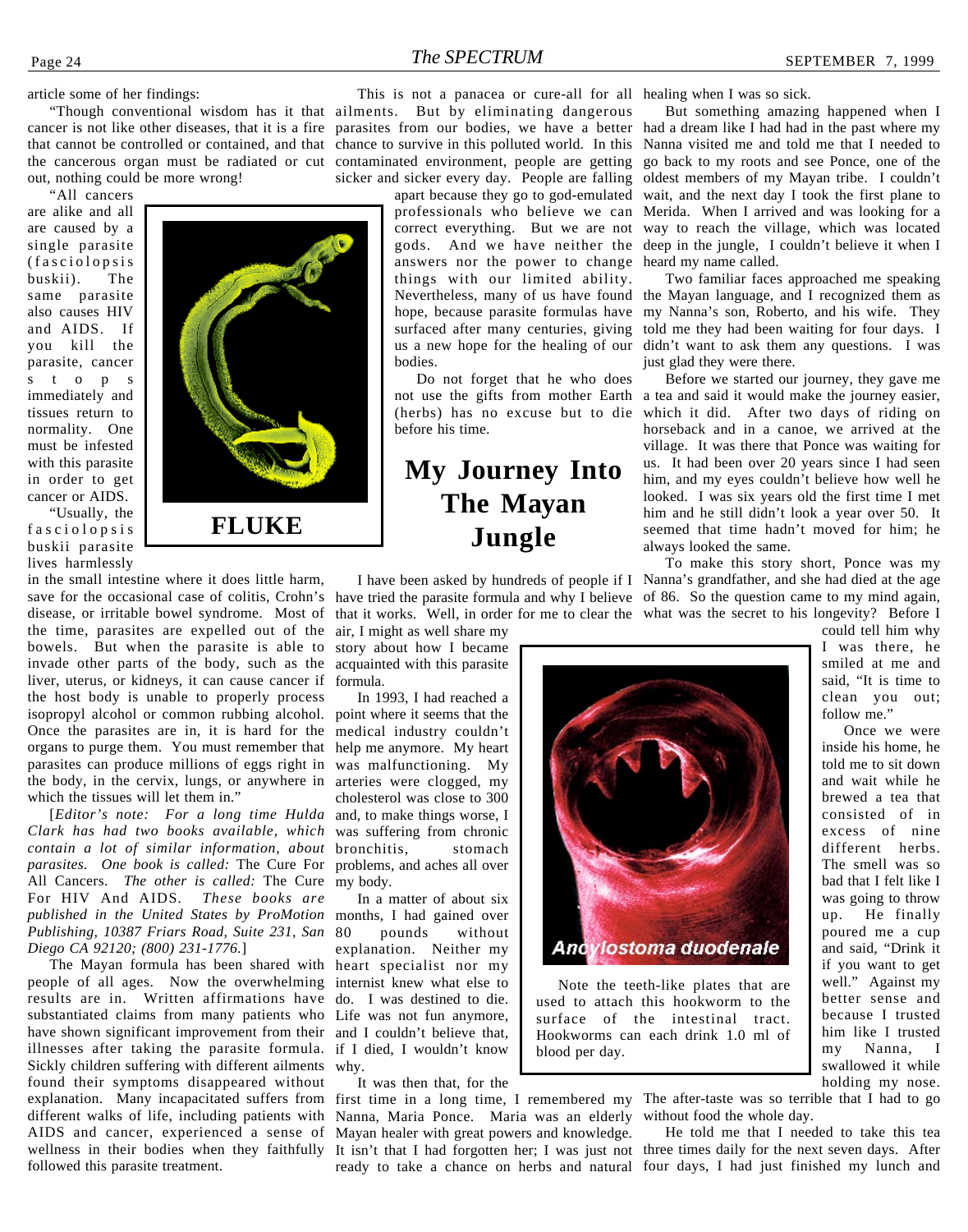article some of her findings:

"Though conventional wisdom has it that cancer is not like other diseases, that it is a fire that cannot be controlled or contained, and that the cancerous organ must be radiated or cut out, nothing could be more wrong!

"All cancers are alike and all are caused by a single parasite (fasciolopsis buskii). The same parasite also causes HIV and AIDS. If you kill the parasite, cancer stops immediately and tissues return to normality. One must be infested with this parasite in order to get cancer or AIDS.

FLUKE

"Usually, the fasciolopsis buskii parasite lives harmlessly in the small intestine where it does little harm, save for the occasional case of colitis, Crohn's disease, or irritable bowel syndrome. Most of the time, parasites are expelled out of the bowels. But when the parasite is able to invade other parts of the body, such as the liver, uterus, or kidneys, it can cause cancer if the host body is unable to properly process isopropyl alcohol or common rubbing alcohol. Once the parasites are in, it is hard for the organs to purge them. You must remember that parasites can produce millions of eggs right in the body, in the cervix, lungs, or anywhere in which the tissues will let them in."

[*Editor's note: For a long time Hulda Clark has had two books available, which contain a lot of similar information, about parasites. One book is called:* The Cure For All Cancers. *The other is called:* The Cure For HIV And AIDS. *These books are published in the United States by ProMotion Publishing, 10387 Friars Road, Suite 231, San Diego CA 92120; (800) 231-1776.*]

The Mayan formula has been shared with people of all ages. Now the overwhelming results are in. Written affirmations have substantiated claims from many patients who have shown significant improvement from their illnesses after taking the parasite formula. Sickly children suffering with different ailments found their symptoms disappeared without explanation. Many incapacitated suffers from different walks of life, including patients with AIDS and cancer, experienced a sense of wellness in their bodies when they faithfully followed this parasite treatment.

This is not a panacea or cure-all for all ailments. But by eliminating dangerous parasites from our bodies, we have a better chance to survive in this polluted world. In this contaminated environment, people are getting sicker and sicker every day. People are falling apart because they go to god-emulated professionals who believe we can correct everything. But we are not gods. And we have neither the answers nor the power to change things with our limited ability. Nevertheless, many of us have found hope, because parasite formulas have surfaced after many centuries, giving us a new hope for the healing of our bodies.

Do not forget that he who does not use the gifts from mother Earth (herbs) has no excuse but to die before his time.

# My Journey Into The Mayan Jungle

I have been asked by hundreds of people if I have tried the parasite formula and why I believe that it works. Well, in order for me to clear the air, I might as well share my story about how I became acquainted with this parasite formula.

In 1993, I had reached a point where it seems that the medical industry couldn't help me anymore. My heart was malfunctioning. My arteries were clogged, my cholesterol was close to 300 and, to make things worse, I was suffering from chronic bronchitis, stomach problems, and aches all over my body.

In a matter of about six months, I had gained over 80 pounds without explanation. Neither my heart specialist nor my internist knew what else to do. I was destined to die. Life was not fun anymore, and I couldn't believe that, if I died, I wouldn't know why.

It was then that, for the first time in a long time, I remembered my Nanna, Maria Ponce. Maria was an elderly Mayan healer with great powers and knowledge. It isn't that I had forgotten her; I was just not ready to take a chance on herbs and natural healing when I was so sick.

But something amazing happened when I had a dream like I had had in the past where my Nanna visited me and told me that I needed to go back to my roots and see Ponce, one of the oldest members of my Mayan tribe. I couldn't wait, and the next day I took the first plane to Merida. When I arrived and was looking for a way to reach the village, which was located deep in the jungle, I couldn't believe it when I heard my name called.

Two familiar faces approached me speaking the Mayan language, and I recognized them as my Nanna's son, Roberto, and his wife. They told me they had been waiting for four days. I didn't want to ask them any questions. I was just glad they were there.

Before we started our journey, they gave me a tea and said it would make the journey easier, which it did. After two days of riding on horseback and in a canoe, we arrived at the village. It was there that Ponce was waiting for us. It had been over 20 years since I had seen him, and my eyes couldn't believe how well he looked. I was six years old the first time I met him and he still didn't look a year over 50. It seemed that time hadn't moved for him; he always looked the same.

To make this story short, Ponce was my Nanna's grandfather, and she had died at the age of 86. So the question came to my mind again, what was the secret to his longevity? Before I could tell him why I was there, he smiled at me and said, "It is time to clean you out; follow me."

Ancylostoma duodenale

Note the teeth-like plates that are used to attach this hookworm to the surface of the intestinal tract. Hookworms can each drink 1.0 ml of blood per day.

Once we were inside his home, he told me to sit down and wait while he brewed a tea that consisted of in excess of nine different herbs. The smell was so bad that I felt like I was going to throw up. He finally poured me a cup and said, "Drink it if you want to get well." Against my better sense and because I trusted him like I trusted my Nanna, I swallowed it while holding my nose. The after-taste was so terrible that I had to go without food the whole day.

He told me that I needed to take this tea three times daily for the next seven days. After four days, I had just finished my lunch and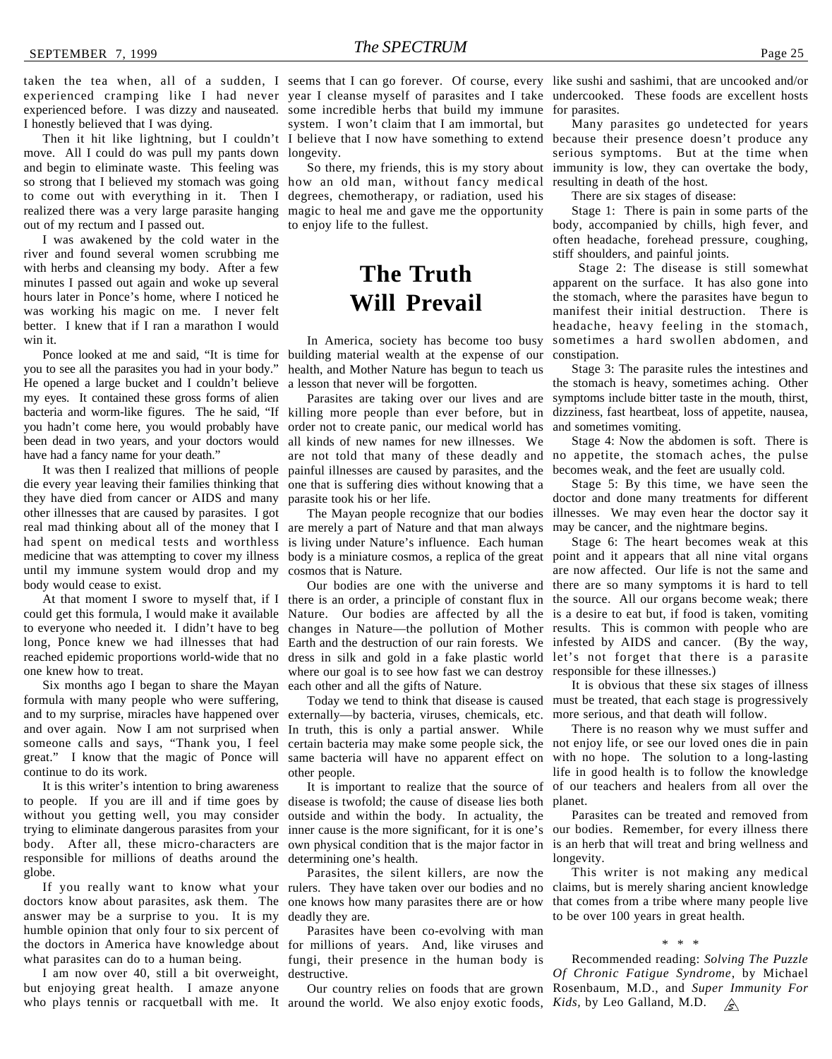taken the tea when, all of a sudden, I experienced cramping like I had never experienced before. I was dizzy and nauseated. I honestly believed that I was dying.

Then it hit like lightning, but I couldn't move. All I could do was pull my pants down and begin to eliminate waste. This feeling was so strong that I believed my stomach was going to come out with everything in it. Then I realized there was a very large parasite hanging out of my rectum and I passed out.

I was awakened by the cold water in the river and found several women scrubbing me with herbs and cleansing my body. After a few minutes I passed out again and woke up several hours later in Ponce's home, where I noticed he was working his magic on me. I never felt better. I knew that if I ran a marathon I would win it.

Ponce looked at me and said, "It is time for you to see all the parasites you had in your body." He opened a large bucket and I couldn't believe my eyes. It contained these gross forms of alien bacteria and worm-like figures. The he said, "If you hadn't come here, you would probably have been dead in two years, and your doctors would have had a fancy name for your death."

It was then I realized that millions of people die every year leaving their families thinking that they have died from cancer or AIDS and many other illnesses that are caused by parasites. I got real mad thinking about all of the money that I had spent on medical tests and worthless medicine that was attempting to cover my illness until my immune system would drop and my body would cease to exist.

At that moment I swore to myself that, if I could get this formula, I would make it available to everyone who needed it. I didn't have to beg long, Ponce knew we had illnesses that had reached epidemic proportions world-wide that no one knew how to treat.

Six months ago I began to share the Mayan formula with many people who were suffering, and to my surprise, miracles have happened over and over again. Now I am not surprised when someone calls and says, "Thank you, I feel great." I know that the magic of Ponce will continue to do its work.

It is this writer's intention to bring awareness to people. If you are ill and if time goes by without you getting well, you may consider trying to eliminate dangerous parasites from your body. After all, these micro-characters are responsible for millions of deaths around the globe.

If you really want to know what your doctors know about parasites, ask them. The answer may be a surprise to you. It is my humble opinion that only four to six percent of the doctors in America have knowledge about what parasites can do to a human being.

I am now over 40, still a bit overweight, but enjoying great health. I amaze anyone who plays tennis or racquetball with me. It seems that I can go forever. Of course, every year I cleanse myself of parasites and I take some incredible herbs that build my immune system. I won't claim that I am immortal, but I believe that I now have something to extend longevity.

So there, my friends, this is my story about how an old man, without fancy medical degrees, chemotherapy, or radiation, used his magic to heal me and gave me the opportunity to enjoy life to the fullest.

# The Truth Will Prevail

In America, society has become too busy building material wealth at the expense of our health, and Mother Nature has begun to teach us a lesson that never will be forgotten.

Parasites are taking over our lives and are killing more people than ever before, but in order not to create panic, our medical world has all kinds of new names for new illnesses. We are not told that many of these deadly and painful illnesses are caused by parasites, and the one that is suffering dies without knowing that a parasite took his or her life.

The Mayan people recognize that our bodies are merely a part of Nature and that man always is living under Nature's influence. Each human body is a miniature cosmos, a replica of the great cosmos that is Nature.

Our bodies are one with the universe and there is an order, a principle of constant flux in Nature. Our bodies are affected by all the changes in Nature—the pollution of Mother Earth and the destruction of our rain forests. We dress in silk and gold in a fake plastic world where our goal is to see how fast we can destroy each other and all the gifts of Nature.

Today we tend to think that disease is caused externally—by bacteria, viruses, chemicals, etc. In truth, this is only a partial answer. While certain bacteria may make some people sick, the same bacteria will have no apparent effect on other people.

It is important to realize that the source of disease is twofold; the cause of disease lies both outside and within the body. In actuality, the inner cause is the more significant, for it is one's own physical condition that is the major factor in determining one's health.

Parasites, the silent killers, are now the rulers. They have taken over our bodies and no one knows how many parasites there are or how deadly they are.

Parasites have been co-evolving with man for millions of years. And, like viruses and fungi, their presence in the human body is destructive.

Our country relies on foods that are grown around the world. We also enjoy exotic foods, like sushi and sashimi, that are uncooked and/or undercooked. These foods are excellent hosts for parasites.

Many parasites go undetected for years because their presence doesn't produce any serious symptoms. But at the time when immunity is low, they can overtake the body, resulting in death of the host.

There are six stages of disease:

Stage 1: There is pain in some parts of the body, accompanied by chills, high fever, and often headache, forehead pressure, coughing, stiff shoulders, and painful joints.

Stage 2: The disease is still somewhat apparent on the surface. It has also gone into the stomach, where the parasites have begun to manifest their initial destruction. There is headache, heavy feeling in the stomach, sometimes a hard swollen abdomen, and constipation.

Stage 3: The parasite rules the intestines and the stomach is heavy, sometimes aching. Other symptoms include bitter taste in the mouth, thirst, dizziness, fast heartbeat, loss of appetite, nausea, and sometimes vomiting.

Stage 4: Now the abdomen is soft. There is no appetite, the stomach aches, the pulse becomes weak, and the feet are usually cold.

Stage 5: By this time, we have seen the doctor and done many treatments for different illnesses. We may even hear the doctor say it may be cancer, and the nightmare begins.

Stage 6: The heart becomes weak at this point and it appears that all nine vital organs are now affected. Our life is not the same and there are so many symptoms it is hard to tell the source. All our organs become weak; there is a desire to eat but, if food is taken, vomiting results. This is common with people who are infested by AIDS and cancer. (By the way, let's not forget that there is a parasite responsible for these illnesses.)

It is obvious that these six stages of illness must be treated, that each stage is progressively more serious, and that death will follow.

There is no reason why we must suffer and not enjoy life, or see our loved ones die in pain with no hope. The solution to a long-lasting life in good health is to follow the knowledge of our teachers and healers from all over the planet.

Parasites can be treated and removed from our bodies. Remember, for every illness there is an herb that will treat and bring wellness and longevity.

This writer is not making any medical claims, but is merely sharing ancient knowledge that comes from a tribe where many people live to be over 100 years in great health.

\* \* \*

Recommended reading: *Solving The Puzzle Of Chronic Fatigue Syndrome*, by Michael Rosenbaum, M.D., and *Super Immunity For Kids*, by Leo Galland, M.D.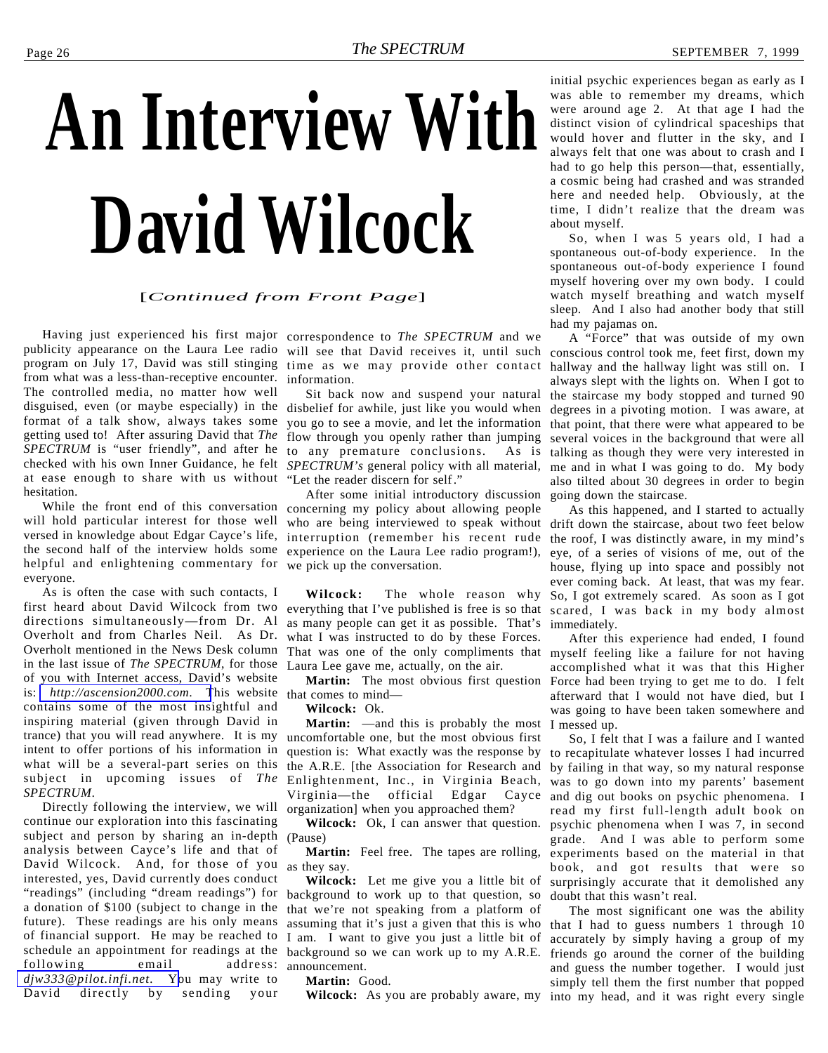# An Interview With David Wilcock

[*Continued from Front Page*]

Having just experienced his first major publicity appearance on the Laura Lee radio program on July 17, David was still stinging from what was a less-than-receptive encounter. The controlled media, no matter how well disguised, even (or maybe especially) in the format of a talk show, always takes some getting used to! After assuring David that *The SPECTRUM* is "user friendly", and after he checked with his own Inner Guidance, he felt at ease enough to share with us without hesitation.

While the front end of this conversation will hold particular interest for those well versed in knowledge about Edgar Cayce's life, the second half of the interview holds some helpful and enlightening commentary for everyone.

As is often the case with such contacts, I first heard about David Wilcock from two directions simultaneously—from Dr. Al Overholt and from Charles Neil. As Dr. Overholt mentioned in the News Desk column in the last issue of *The SPECTRUM*, for those of you with Internet access, David's website is: *http://ascension2000.com*. This website contains some of the most insightful and inspiring material (given through David in trance) that you will read anywhere. It is my intent to offer portions of his information in what will be a several-part series on this subject in upcoming issues of *The SPECTRUM*.

Directly following the interview, we will continue our exploration into this fascinating subject and person by sharing an in-depth analysis between Cayce's life and that of David Wilcock. And, for those of you interested, yes, David currently does conduct "readings" (including "dream readings") for a donation of $100 (subject to change in the future). These readings are his only means of financial support. He may be reached to schedule an appointment for readings at the following email address: *djw333@pilot.infi.net*. You may write to David directly by sending your correspondence to *The SPECTRUM* and we will see that David receives it, until such time as we may provide other contact information.

Sit back now and suspend your natural disbelief for awhile, just like you would when you go to see a movie, and let the information flow through you openly rather than jumping to any premature conclusions. As is *SPECTRUM's* general policy with all material, "Let the reader discern for self."

After some initial introductory discussion concerning my policy about allowing people who are being interviewed to speak without interruption (remember his recent rude experience on the Laura Lee radio program!), we pick up the conversation.

**Wilcock:** The whole reason why everything that I've published is free is so that as many people can get it as possible. That's what I was instructed to do by these Forces. That was one of the only compliments that Laura Lee gave me, actually, on the air.

**Martin:** The most obvious first question that comes to mind—

**Wilcock:** Ok.

**Martin:** —and this is probably the most uncomfortable one, but the most obvious first question is: What exactly was the response by the A.R.E. [the Association for Research and Enlightenment, Inc., in Virginia Beach, Virginia—the official Edgar Cayce organization] when you approached them?

**Wilcock:** Ok, I can answer that question. (Pause)

**Martin:** Feel free. The tapes are rolling, as they say.

**Wilcock:** Let me give you a little bit of background to work up to that question, so that we're not speaking from a platform of assuming that it's just a given that this is who I am. I want to give you just a little bit of background so we can work up to my A.R.E. announcement.

**Martin:** Good.

**Wilcock:** As you are probably aware, my initial psychic experiences began as early as I was able to remember my dreams, which were around age 2. At that age I had the distinct vision of cylindrical spaceships that would hover and flutter in the sky, and I always felt that one was about to crash and I had to go help this person—that, essentially, a cosmic being had crashed and was stranded here and needed help. Obviously, at the time, I didn't realize that the dream was about myself.

So, when I was 5 years old, I had a spontaneous out-of-body experience. In the spontaneous out-of-body experience I found myself hovering over my own body. I could watch myself breathing and watch myself sleep. And I also had another body that still had my pajamas on.

A "Force" that was outside of my own conscious control took me, feet first, down my hallway and the hallway light was still on. I always slept with the lights on. When I got to the staircase my body stopped and turned 90 degrees in a pivoting motion. I was aware, at that point, that there were what appeared to be several voices in the background that were all talking as though they were very interested in me and in what I was going to do. My body also tilted about 30 degrees in order to begin going down the staircase.

As this happened, and I started to actually drift down the staircase, about two feet below the roof, I was distinctly aware, in my mind's eye, of a series of visions of me, out of the house, flying up into space and possibly not ever coming back. At least, that was my fear. So, I got extremely scared. As soon as I got scared, I was back in my body almost immediately.

After this experience had ended, I found myself feeling like a failure for not having accomplished what it was that this Higher Force had been trying to get me to do. I felt afterward that I would not have died, but I was going to have been taken somewhere and I messed up.

So, I felt that I was a failure and I wanted to recapitulate whatever losses I had incurred by failing in that way, so my natural response was to go down into my parents' basement and dig out books on psychic phenomena. I read my first full-length adult book on psychic phenomena when I was 7, in second grade. And I was able to perform some experiments based on the material in that book, and got results that were so surprisingly accurate that it demolished any doubt that this wasn't real.

The most significant one was the ability that I had to guess numbers 1 through 10 accurately by simply having a group of my friends go around the corner of the building and guess the number together. I would just simply tell them the first number that popped into my head, and it was right every single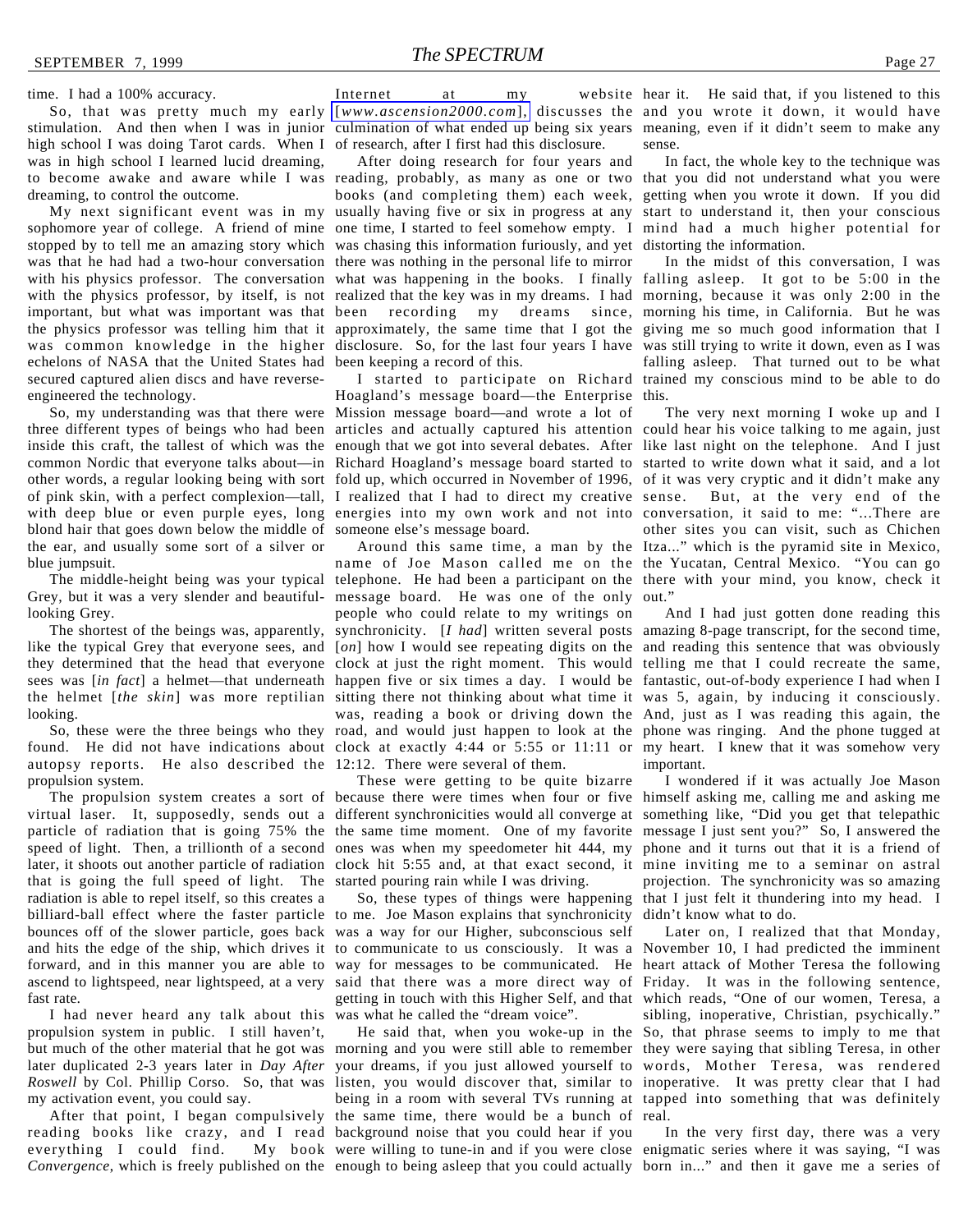time. I had a 100% accuracy.

So, that was pretty much my early stimulation. And then when I was in junior high school I was doing Tarot cards. When I was in high school I learned lucid dreaming, to become awake and aware while I was dreaming, to control the outcome.

My next significant event was in my sophomore year of college. A friend of mine stopped by to tell me an amazing story which was that he had had a two-hour conversation with his physics professor. The conversation with the physics professor, by itself, is not important, but what was important was that the physics professor was telling him that it was common knowledge in the higher echelons of NASA that the United States had secured captured alien discs and have reverse-engineered the technology.

So, my understanding was that there were three different types of beings who had been inside this craft, the tallest of which was the common Nordic that everyone talks about—in other words, a regular looking being with sort of pink skin, with a perfect complexion—tall, with deep blue or even purple eyes, long blond hair that goes down below the middle of the ear, and usually some sort of a silver or blue jumpsuit.

The middle-height being was your typical Grey, but it was a very slender and beautiful-looking Grey.

The shortest of the beings was, apparently, like the typical Grey that everyone sees, and they determined that the head that everyone sees was [*in fact*] a helmet—that underneath the helmet [*the skin*] was more reptilian looking.

So, these were the three beings who they found. He did not have indications about autopsy reports. He also described the propulsion system.

The propulsion system creates a sort of virtual laser. It, supposedly, sends out a particle of radiation that is going 75% the speed of light. Then, a trillionth of a second later, it shoots out another particle of radiation that is going the full speed of light. The radiation is able to repel itself, so this creates a billiard-ball effect where the faster particle bounces off of the slower particle, goes back and hits the edge of the ship, which drives it forward, and in this manner you are able to ascend to lightspeed, near lightspeed, at a very fast rate.

I had never heard any talk about this propulsion system in public. I still haven't, but much of the other material that he got was later duplicated 2-3 years later in *Day After Roswell* by Col. Phillip Corso. So, that was my activation event, you could say.

After that point, I began compulsively reading books like crazy, and I read everything I could find. My book *Convergence*, which is freely published on the Internet at my website [*www.ascension2000.com*], discusses the culmination of what ended up being six years of research, after I first had this disclosure.

After doing research for four years and reading, probably, as many as one or two books (and completing them) each week, usually having five or six in progress at any one time, I started to feel somehow empty. I was chasing this information furiously, and yet there was nothing in the personal life to mirror what was happening in the books. I finally realized that the key was in my dreams. I had been recording my dreams since, approximately, the same time that I got the disclosure. So, for the last four years I have been keeping a record of this.

I started to participate on Richard Hoagland's message board—the Enterprise Mission message board—and wrote a lot of articles and actually captured his attention enough that we got into several debates. After Richard Hoagland's message board started to fold up, which occurred in November of 1996, I realized that I had to direct my creative energies into my own work and not into someone else's message board.

Around this same time, a man by the name of Joe Mason called me on the telephone. He had been a participant on the message board. He was one of the only people who could relate to my writings on synchronicity. [*I had*] written several posts [*on*] how I would see repeating digits on the clock at just the right moment. This would happen five or six times a day. I would be sitting there not thinking about what time it was, reading a book or driving down the road, and would just happen to look at the clock at exactly 4:44 or 5:55 or 11:11 or 12:12. There were several of them.

These were getting to be quite bizarre because there were times when four or five different synchronicities would all converge at the same time moment. One of my favorite ones was when my speedometer hit 444, my clock hit 5:55 and, at that exact second, it started pouring rain while I was driving.

So, these types of things were happening to me. Joe Mason explains that synchronicity was a way for our Higher, subconscious self to communicate to us consciously. It was a way for messages to be communicated. He said that there was a more direct way of getting in touch with this Higher Self, and that was what he called the "dream voice".

He said that, when you woke-up in the morning and you were still able to remember your dreams, if you just allowed yourself to listen, you would discover that, similar to being in a room with several TVs running at the same time, there would be a bunch of background noise that you could hear if you were willing to tune-in and if you were close enough to being asleep that you could actually hear it. He said that, if you listened to this and you wrote it down, it would have meaning, even if it didn't seem to make any sense.

In fact, the whole key to the technique was that you did not understand what you were getting when you wrote it down. If you did start to understand it, then your conscious mind had a much higher potential for distorting the information.

In the midst of this conversation, I was falling asleep. It got to be 5:00 in the morning, because it was only 2:00 in the morning his time, in California. But he was giving me so much good information that I was still trying to write it down, even as I was falling asleep. That turned out to be what trained my conscious mind to be able to do this.

The very next morning I woke up and I could hear his voice talking to me again, just like last night on the telephone. And I just started to write down what it said, and a lot of it was very cryptic and it didn't make any sense. But, at the very end of the conversation, it said to me: "...There are other sites you can visit, such as Chichen Itza..." which is the pyramid site in Mexico, the Yucatan, Central Mexico. "You can go there with your mind, you know, check it out."

And I had just gotten done reading this amazing 8-page transcript, for the second time, and reading this sentence that was obviously telling me that I could recreate the same, fantastic, out-of-body experience I had when I was 5, again, by inducing it consciously. And, just as I was reading this again, the phone was ringing. And the phone tugged at my heart. I knew that it was somehow very important.

I wondered if it was actually Joe Mason himself asking me, calling me and asking me something like, "Did you get that telepathic message I just sent you?" So, I answered the phone and it turns out that it is a friend of mine inviting me to a seminar on astral projection. The synchronicity was so amazing that I just felt it thundering into my head. I didn't know what to do.

Later on, I realized that that Monday, November 10, I had predicted the imminent heart attack of Mother Teresa the following Friday. It was in the following sentence, which reads, "One of our women, Teresa, a sibling, inoperative, Christian, psychically." So, that phrase seems to imply to me that they were saying that sibling Teresa, in other words, Mother Teresa, was rendered inoperative. It was pretty clear that I had tapped into something that was definitely real.

In the very first day, there was a very enigmatic series where it was saying, "I was born in..." and then it gave me a series of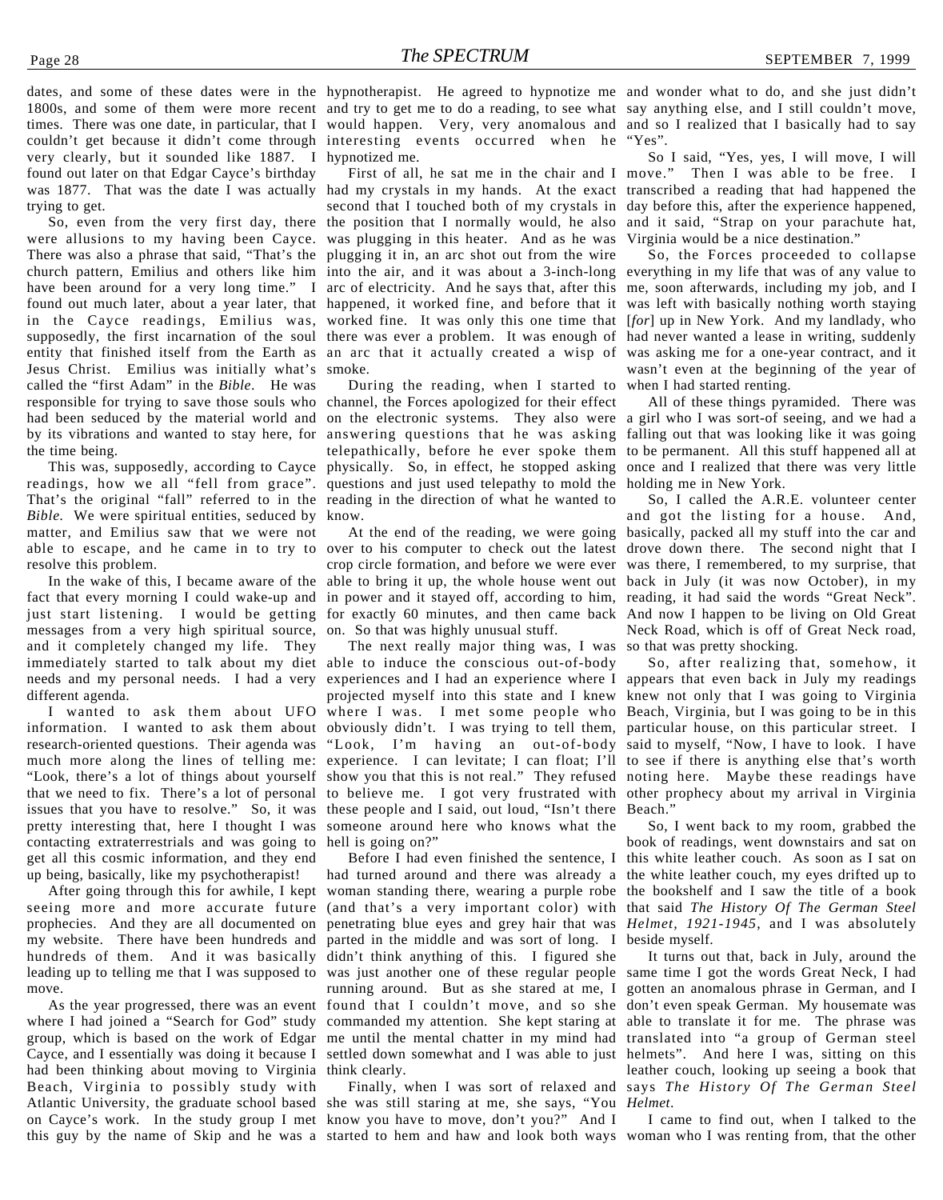dates, and some of these dates were in the 1800s, and some of them were more recent times. There was one date, in particular, that I couldn't get because it didn't come through very clearly, but it sounded like 1887. I found out later on that Edgar Cayce's birthday was 1877. That was the date I was actually trying to get.

So, even from the very first day, there were allusions to my having been Cayce. There was also a phrase that said, "That's the church pattern, Emilius and others like him have been around for a very long time." I found out much later, about a year later, that in the Cayce readings, Emilius was, supposedly, the first incarnation of the soul entity that finished itself from the Earth as Jesus Christ. Emilius was initially what's called the "first Adam" in the *Bible*. He was responsible for trying to save those souls who had been seduced by the material world and by its vibrations and wanted to stay here, for the time being.

This was, supposedly, according to Cayce readings, how we all "fell from grace". That's the original "fall" referred to in the *Bible.* We were spiritual entities, seduced by matter, and Emilius saw that we were not able to escape, and he came in to try to resolve this problem.

In the wake of this, I became aware of the fact that every morning I could wake-up and just start listening. I would be getting messages from a very high spiritual source, and it completely changed my life. They immediately started to talk about my diet needs and my personal needs. I had a very different agenda.

I wanted to ask them about UFO information. I wanted to ask them about research-oriented questions. Their agenda was much more along the lines of telling me: "Look, there's a lot of things about yourself that we need to fix. There's a lot of personal issues that you have to resolve." So, it was pretty interesting that, here I thought I was contacting extraterrestrials and was going to get all this cosmic information, and they end up being, basically, like my psychotherapist!

After going through this for awhile, I kept seeing more and more accurate future prophecies. And they are all documented on my website. There have been hundreds and hundreds of them. And it was basically leading up to telling me that I was supposed to move.

As the year progressed, there was an event where I had joined a "Search for God" study group, which is based on the work of Edgar Cayce, and I essentially was doing it because I had been thinking about moving to Virginia Beach, Virginia to possibly study with Atlantic University, the graduate school based on Cayce's work. In the study group I met this guy by the name of Skip and he was a hypnotherapist. He agreed to hypnotize me and try to get me to do a reading, to see what would happen. Very, very anomalous and interesting events occurred when he hypnotized me.

First of all, he sat me in the chair and I had my crystals in my hands. At the exact second that I touched both of my crystals in the position that I normally would, he also was plugging in this heater. And as he was plugging it in, an arc shot out from the wire into the air, and it was about a 3-inch-long arc of electricity. And he says that, after this happened, it worked fine, and before that it worked fine. It was only this one time that there was ever a problem. It was enough of an arc that it actually created a wisp of smoke.

During the reading, when I started to channel, the Forces apologized for their effect on the electronic systems. They also were answering questions that he was asking telepathically, before he ever spoke them physically. So, in effect, he stopped asking questions and just used telepathy to mold the reading in the direction of what he wanted to know.

At the end of the reading, we were going over to his computer to check out the latest crop circle formation, and before we were ever able to bring it up, the whole house went out in power and it stayed off, according to him, for exactly 60 minutes, and then came back on. So that was highly unusual stuff.

The next really major thing was, I was able to induce the conscious out-of-body experiences and I had an experience where I projected myself into this state and I knew where I was. I met some people who obviously didn't. I was trying to tell them, "Look, I'm having an out-of-body experience. I can levitate; I can float; I'll show you that this is not real." They refused to believe me. I got very frustrated with these people and I said, out loud, "Isn't there someone around here who knows what the hell is going on?"

Before I had even finished the sentence, I had turned around and there was already a woman standing there, wearing a purple robe (and that's a very important color) with penetrating blue eyes and grey hair that was parted in the middle and was sort of long. I didn't think anything of this. I figured she was just another one of these regular people running around. But as she stared at me, I found that I couldn't move, and so she commanded my attention. She kept staring at me until the mental chatter in my mind had settled down somewhat and I was able to just think clearly.

Finally, when I was sort of relaxed and she was still staring at me, she says, "You know you have to move, don't you?" And I started to hem and haw and look both ways and wonder what to do, and she just didn't say anything else, and I still couldn't move, and so I realized that I basically had to say "Yes".

So I said, "Yes, yes, I will move, I will move." Then I was able to be free. I transcribed a reading that had happened the day before this, after the experience happened, and it said, "Strap on your parachute hat, Virginia would be a nice destination."

So, the Forces proceeded to collapse everything in my life that was of any value to me, soon afterwards, including my job, and I was left with basically nothing worth staying [*for*] up in New York. And my landlady, who had never wanted a lease in writing, suddenly was asking me for a one-year contract, and it wasn't even at the beginning of the year of when I had started renting.

All of these things pyramided. There was a girl who I was sort-of seeing, and we had a falling out that was looking like it was going to be permanent. All this stuff happened all at once and I realized that there was very little holding me in New York.

So, I called the A.R.E. volunteer center and got the listing for a house. And, basically, packed all my stuff into the car and drove down there. The second night that I was there, I remembered, to my surprise, that back in July (it was now October), in my reading, it had said the words "Great Neck". And now I happen to be living on Old Great Neck Road, which is off of Great Neck road, so that was pretty shocking.

So, after realizing that, somehow, it appears that even back in July my readings knew not only that I was going to Virginia Beach, Virginia, but I was going to be in this particular house, on this particular street. I said to myself, "Now, I have to look. I have to see if there is anything else that's worth noting here. Maybe these readings have other prophecy about my arrival in Virginia Beach."

So, I went back to my room, grabbed the book of readings, went downstairs and sat on this white leather couch. As soon as I sat on the white leather couch, my eyes drifted up to the bookshelf and I saw the title of a book that said *The History Of The German Steel Helmet, 1921-1945*, and I was absolutely beside myself.

It turns out that, back in July, around the same time I got the words Great Neck, I had gotten an anomalous phrase in German, and I don't even speak German. My housemate was able to translate it for me. The phrase was translated into "a group of German steel helmets". And here I was, sitting on this leather couch, looking up seeing a book that says *The History Of The German Steel Helmet*.

I came to find out, when I talked to the woman who I was renting from, that the other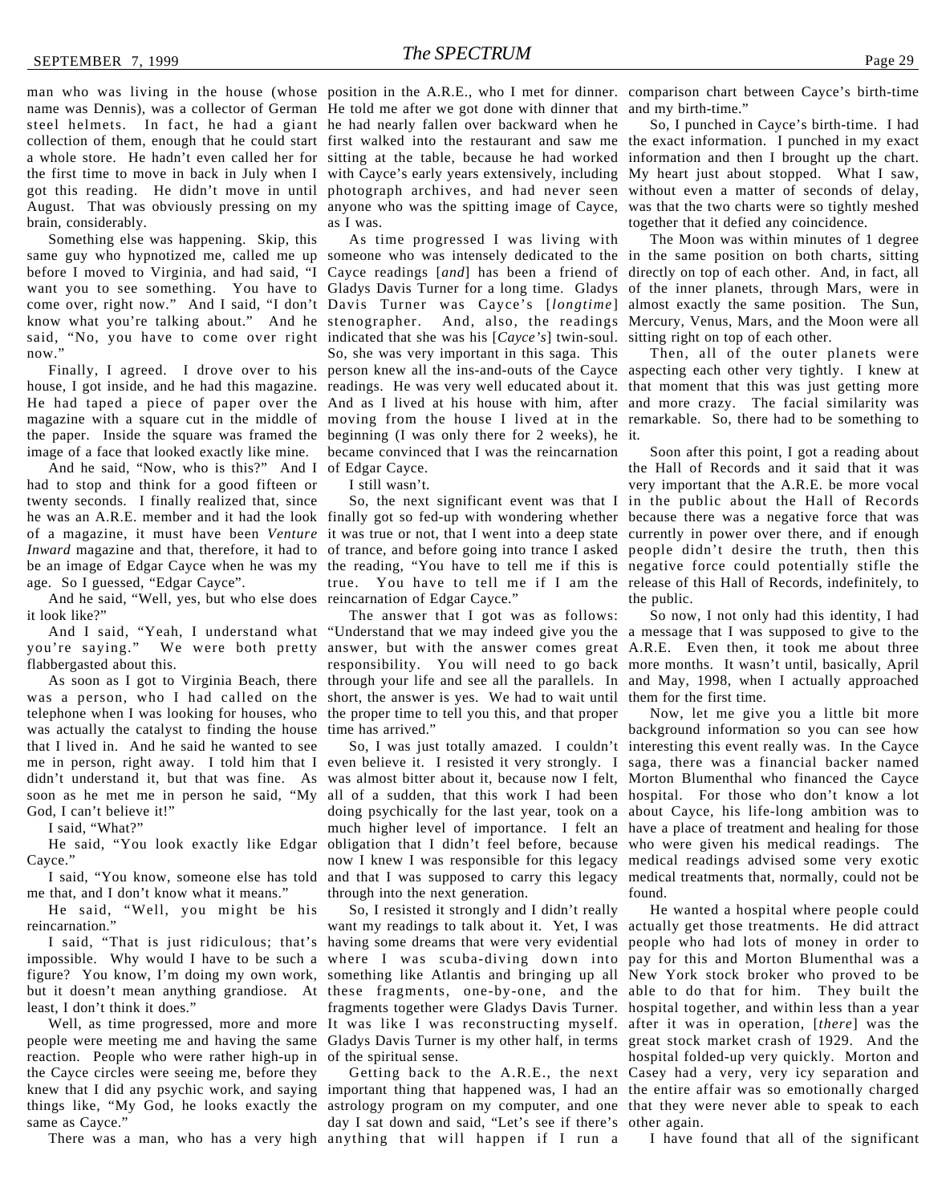man who was living in the house (whose name was Dennis), was a collector of German steel helmets. In fact, he had a giant collection of them, enough that he could start a whole store. He hadn't even called her for the first time to move in back in July when I got this reading. He didn't move in until August. That was obviously pressing on my brain, considerably.

Something else was happening. Skip, this same guy who hypnotized me, called me up before I moved to Virginia, and had said, "I want you to see something. You have to come over, right now." And I said, "I don't know what you're talking about." And he said, "No, you have to come over right now."

Finally, I agreed. I drove over to his house, I got inside, and he had this magazine. He had taped a piece of paper over the magazine with a square cut in the middle of the paper. Inside the square was framed the image of a face that looked exactly like mine.

And he said, "Now, who is this?" And I had to stop and think for a good fifteen or twenty seconds. I finally realized that, since he was an A.R.E. member and it had the look of a magazine, it must have been *Venture Inward* magazine and that, therefore, it had to be an image of Edgar Cayce when he was my age. So I guessed, "Edgar Cayce".

And he said, "Well, yes, but who else does it look like?"

And I said, "Yeah, I understand what you're saying." We were both pretty flabbergasted about this.

As soon as I got to Virginia Beach, there was a person, who I had called on the telephone when I was looking for houses, who was actually the catalyst to finding the house that I lived in. And he said he wanted to see me in person, right away. I told him that I didn't understand it, but that was fine. As soon as he met me in person he said, "My God, I can't believe it!"

I said, "What?"

He said, "You look exactly like Edgar Cayce."

I said, "You know, someone else has told me that, and I don't know what it means."

He said, "Well, you might be his reincarnation."

I said, "That is just ridiculous; that's impossible. Why would I have to be such a figure? You know, I'm doing my own work, but it doesn't mean anything grandiose. At least, I don't think it does."

Well, as time progressed, more and more people were meeting me and having the same reaction. People who were rather high-up in the Cayce circles were seeing me, before they knew that I did any psychic work, and saying things like, "My God, he looks exactly the same as Cayce."

There was a man, who has a very high position in the A.R.E., who I met for dinner. He told me after we got done with dinner that he had nearly fallen over backward when he first walked into the restaurant and saw me sitting at the table, because he had worked with Cayce's early years extensively, including photograph archives, and had never seen anyone who was the spitting image of Cayce, as I was.

As time progressed I was living with someone who was intensely dedicated to the Cayce readings [*and*] has been a friend of Gladys Davis Turner for a long time. Gladys Davis Turner was Cayce's [*longtime*] stenographer. And, also, the readings indicated that she was his [*Cayce's*] twin-soul. So, she was very important in this saga. This person knew all the ins-and-outs of the Cayce readings. He was very well educated about it. And as I lived at his house with him, after moving from the house I lived at in the beginning (I was only there for 2 weeks), he became convinced that I was the reincarnation of Edgar Cayce.

I still wasn't.

So, the next significant event was that I finally got so fed-up with wondering whether it was true or not, that I went into a deep state of trance, and before going into trance I asked the reading, "You have to tell me if this is true. You have to tell me if I am the reincarnation of Edgar Cayce."

The answer that I got was as follows: "Understand that we may indeed give you the answer, but with the answer comes great responsibility. You will need to go back through your life and see all the parallels. In short, the answer is yes. We had to wait until the proper time to tell you this, and that proper time has arrived."

So, I was just totally amazed. I couldn't even believe it. I resisted it very strongly. I was almost bitter about it, because now I felt, all of a sudden, that this work I had been doing psychically for the last year, took on a much higher level of importance. I felt an obligation that I didn't feel before, because now I knew I was responsible for this legacy and that I was supposed to carry this legacy through into the next generation.

So, I resisted it strongly and I didn't really want my readings to talk about it. Yet, I was having some dreams that were very evidential where I was scuba-diving down into something like Atlantis and bringing up all these fragments, one-by-one, and the fragments together were Gladys Davis Turner. It was like I was reconstructing myself. Gladys Davis Turner is my other half, in terms of the spiritual sense.

Getting back to the A.R.E., the next important thing that happened was, I had an astrology program on my computer, and one day I sat down and said, "Let's see if there's anything that will happen if I run a comparison chart between Cayce's birth-time and my birth-time."

So, I punched in Cayce's birth-time. I had the exact information. I punched in my exact information and then I brought up the chart. My heart just about stopped. What I saw, without even a matter of seconds of delay, was that the two charts were so tightly meshed together that it defied any coincidence.

The Moon was within minutes of 1 degree in the same position on both charts, sitting directly on top of each other. And, in fact, all of the inner planets, through Mars, were in almost exactly the same position. The Sun, Mercury, Venus, Mars, and the Moon were all sitting right on top of each other.

Then, all of the outer planets were aspecting each other very tightly. I knew at that moment that this was just getting more and more crazy. The facial similarity was remarkable. So, there had to be something to it.

Soon after this point, I got a reading about the Hall of Records and it said that it was very important that the A.R.E. be more vocal in the public about the Hall of Records because there was a negative force that was currently in power over there, and if enough people didn't desire the truth, then this negative force could potentially stifle the release of this Hall of Records, indefinitely, to the public.

So now, I not only had this identity, I had a message that I was supposed to give to the A.R.E. Even then, it took me about three more months. It wasn't until, basically, April and May, 1998, when I actually approached them for the first time.

Now, let me give you a little bit more background information so you can see how interesting this event really was. In the Cayce saga, there was a financial backer named Morton Blumenthal who financed the Cayce hospital. For those who don't know a lot about Cayce, his life-long ambition was to have a place of treatment and healing for those who were given his medical readings. The medical readings advised some very exotic medical treatments that, normally, could not be found.

He wanted a hospital where people could actually get those treatments. He did attract people who had lots of money in order to pay for this and Morton Blumenthal was a New York stock broker who proved to be able to do that for him. They built the hospital together, and within less than a year after it was in operation, [*there*] was the great stock market crash of 1929. And the hospital folded-up very quickly. Morton and Casey had a very, very icy separation and the entire affair was so emotionally charged that they were never able to speak to each other again.

I have found that all of the significant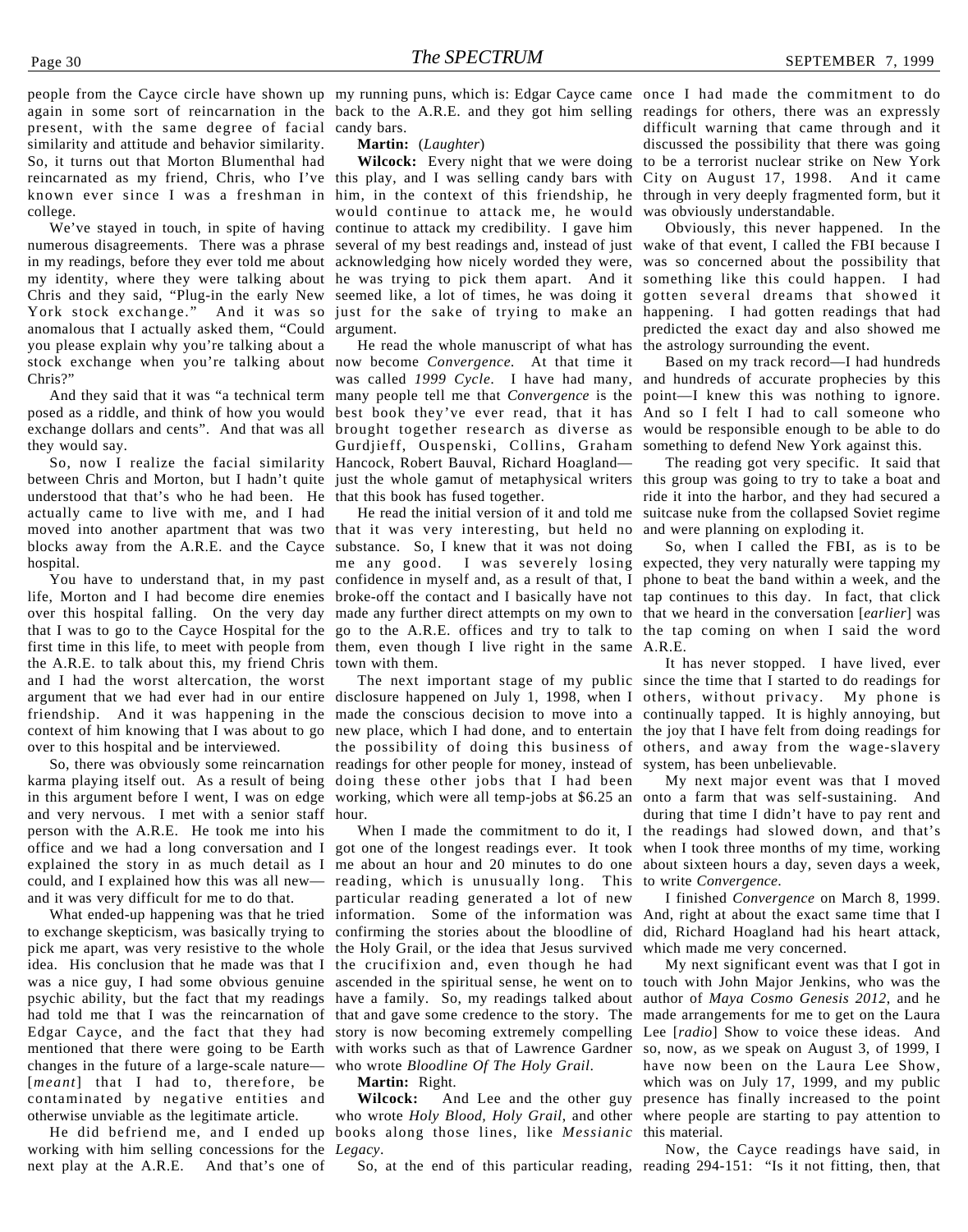people from the Cayce circle have shown up again in some sort of reincarnation in the present, with the same degree of facial similarity and attitude and behavior similarity. So, it turns out that Morton Blumenthal had reincarnated as my friend, Chris, who I've known ever since I was a freshman in college.

We've stayed in touch, in spite of having numerous disagreements. There was a phrase in my readings, before they ever told me about my identity, where they were talking about Chris and they said, "Plug-in the early New York stock exchange." And it was so anomalous that I actually asked them, "Could you please explain why you're talking about a stock exchange when you're talking about Chris?"

And they said that it was "a technical term posed as a riddle, and think of how you would exchange dollars and cents". And that was all they would say.

So, now I realize the facial similarity between Chris and Morton, but I hadn't quite understood that that's who he had been. He actually came to live with me, and I had moved into another apartment that was two blocks away from the A.R.E. and the Cayce hospital.

You have to understand that, in my past life, Morton and I had become dire enemies over this hospital falling. On the very day that I was to go to the Cayce Hospital for the first time in this life, to meet with people from the A.R.E. to talk about this, my friend Chris and I had the worst altercation, the worst argument that we had ever had in our entire friendship. And it was happening in the context of him knowing that I was about to go over to this hospital and be interviewed.

So, there was obviously some reincarnation karma playing itself out. As a result of being in this argument before I went, I was on edge and very nervous. I met with a senior staff person with the A.R.E. He took me into his office and we had a long conversation and I explained the story in as much detail as I could, and I explained how this was all new—and it was very difficult for me to do that.

What ended-up happening was that he tried to exchange skepticism, was basically trying to pick me apart, was very resistive to the whole idea. His conclusion that he made was that I was a nice guy, I had some obvious genuine psychic ability, but the fact that my readings had told me that I was the reincarnation of Edgar Cayce, and the fact that they had mentioned that there were going to be Earth changes in the future of a large-scale nature—[*meant*] that I had to, therefore, be contaminated by negative entities and otherwise unviable as the legitimate article.

He did befriend me, and I ended up working with him selling concessions for the next play at the A.R.E. And that's one of my running puns, which is: Edgar Cayce came back to the A.R.E. and they got him selling candy bars.

**Martin:** (*Laughter*)

**Wilcock:** Every night that we were doing this play, and I was selling candy bars with him, in the context of this friendship, he would continue to attack me, he would continue to attack my credibility. I gave him several of my best readings and, instead of just acknowledging how nicely worded they were, he was trying to pick them apart. And it seemed like, a lot of times, he was doing it just for the sake of trying to make an argument.

He read the whole manuscript of what has now become *Convergence*. At that time it was called *1999 Cycle*. I have had many, many people tell me that *Convergence* is the best book they've ever read, that it has brought together research as diverse as Gurdjieff, Ouspenski, Collins, Graham Hancock, Robert Bauval, Richard Hoagland—just the whole gamut of metaphysical writers that this book has fused together.

He read the initial version of it and told me that it was very interesting, but held no substance. So, I knew that it was not doing me any good. I was severely losing confidence in myself and, as a result of that, I broke-off the contact and I basically have not made any further direct attempts on my own to go to the A.R.E. offices and try to talk to them, even though I live right in the same town with them.

The next important stage of my public disclosure happened on July 1, 1998, when I made the conscious decision to move into a new place, which I had done, and to entertain the possibility of doing this business of readings for other people for money, instead of doing these other jobs that I had been working, which were all temp-jobs at $6.25 an hour.

When I made the commitment to do it, I got one of the longest readings ever. It took me about an hour and 20 minutes to do one reading, which is unusually long. This particular reading generated a lot of new information. Some of the information was confirming the stories about the bloodline of the Holy Grail, or the idea that Jesus survived the crucifixion and, even though he had ascended in the spiritual sense, he went on to have a family. So, my readings talked about that and gave some credence to the story. The story is now becoming extremely compelling with works such as that of Lawrence Gardner who wrote *Bloodline Of The Holy Grail*.

**Martin:** Right.

**Wilcock:** And Lee and the other guy who wrote *Holy Blood, Holy Grail*, and other books along those lines, like *Messianic Legacy*.

So, at the end of this particular reading, once I had made the commitment to do readings for others, there was an expressly difficult warning that came through and it discussed the possibility that there was going to be a terrorist nuclear strike on New York City on August 17, 1998. And it came through in very deeply fragmented form, but it was obviously understandable.

Obviously, this never happened. In the wake of that event, I called the FBI because I was so concerned about the possibility that something like this could happen. I had gotten several dreams that showed it happening. I had gotten readings that had predicted the exact day and also showed me the astrology surrounding the event.

Based on my track record—I had hundreds and hundreds of accurate prophecies by this point—I knew this was nothing to ignore. And so I felt I had to call someone who would be responsible enough to be able to do something to defend New York against this.

The reading got very specific. It said that this group was going to try to take a boat and ride it into the harbor, and they had secured a suitcase nuke from the collapsed Soviet regime and were planning on exploding it.

So, when I called the FBI, as is to be expected, they very naturally were tapping my phone to beat the band within a week, and the tap continues to this day. In fact, that click that we heard in the conversation [*earlier*] was the tap coming on when I said the word A.R.E.

It has never stopped. I have lived, ever since the time that I started to do readings for others, without privacy. My phone is continually tapped. It is highly annoying, but the joy that I have felt from doing readings for others, and away from the wage-slavery system, has been unbelievable.

My next major event was that I moved onto a farm that was self-sustaining. And during that time I didn't have to pay rent and the readings had slowed down, and that's when I took three months of my time, working about sixteen hours a day, seven days a week, to write *Convergence*.

I finished *Convergence* on March 8, 1999. And, right at about the exact same time that I did, Richard Hoagland had his heart attack, which made me very concerned.

My next significant event was that I got in touch with John Major Jenkins, who was the author of *Maya Cosmo Genesis 2012*, and he made arrangements for me to get on the Laura Lee [*radio*] Show to voice these ideas. And so, now, as we speak on August 3, of 1999, I have now been on the Laura Lee Show, which was on July 17, 1999, and my public presence has finally increased to the point where people are starting to pay attention to this material.

Now, the Cayce readings have said, in reading 294-151: "Is it not fitting, then, that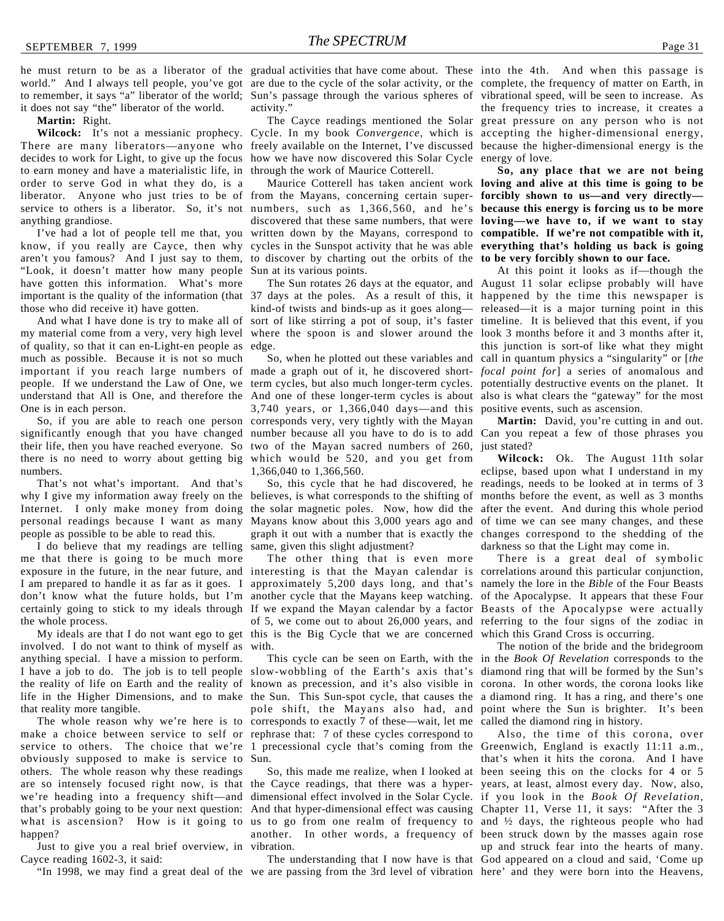he must return to be as a liberator of the world." And I always tell people, you've got to remember, it says "a" liberator of the world; it does not say "the" liberator of the world.

**Martin:** Right.

**Wilcock:** It's not a messianic prophecy. There are many liberators—anyone who decides to work for Light, to give up the focus to earn money and have a materialistic life, in order to serve God in what they do, is a liberator. Anyone who just tries to be of service to others is a liberator. So, it's not anything grandiose.

I've had a lot of people tell me that, you know, if you really are Cayce, then why aren't you famous? And I just say to them, "Look, it doesn't matter how many people have gotten this information. What's more important is the quality of the information (that those who did receive it) have gotten.

And what I have done is try to make all of my material come from a very, very high level of quality, so that it can en-Light-en people as much as possible. Because it is not so much important if you reach large numbers of people. If we understand the Law of One, we understand that All is One, and therefore the One is in each person.

So, if you are able to reach one person significantly enough that you have changed their life, then you have reached everyone. So there is no need to worry about getting big numbers.

That's not what's important. And that's why I give my information away freely on the Internet. I only make money from doing personal readings because I want as many people as possible to be able to read this.

I do believe that my readings are telling me that there is going to be much more exposure in the future, in the near future, and I am prepared to handle it as far as it goes. I don't know what the future holds, but I'm certainly going to stick to my ideals through the whole process.

My ideals are that I do not want ego to get involved. I do not want to think of myself as anything special. I have a mission to perform. I have a job to do. The job is to tell people the reality of life on Earth and the reality of life in the Higher Dimensions, and to make that reality more tangible.

The whole reason why we're here is to make a choice between service to self or service to others. The choice that we're obviously supposed to make is service to others. The whole reason why these readings are so intensely focused right now, is that we're heading into a frequency shift—and that's probably going to be your next question: what is ascension? How is it going to happen?

Just to give you a real brief overview, in Cayce reading 1602-3, it said:

"In 1998, we may find a great deal of the gradual activities that have come about. These are due to the cycle of the solar activity, or the Sun's passage through the various spheres of activity."

The Cayce readings mentioned the Solar Cycle. In my book *Convergence*, which is freely available on the Internet, I've discussed how we have now discovered this Solar Cycle through the work of Maurice Cotterell.

Maurice Cotterell has taken ancient work from the Mayans, concerning certain super-numbers, such as 1,366,560, and he's discovered that these same numbers, that were written down by the Mayans, correspond to cycles in the Sunspot activity that he was able to discover by charting out the orbits of the Sun at its various points.

The Sun rotates 26 days at the equator, and 37 days at the poles. As a result of this, it kind-of twists and binds-up as it goes along—sort of like stirring a pot of soup, it's faster where the spoon is and slower around the edge.

So, when he plotted out these variables and made a graph out of it, he discovered short-term cycles, but also much longer-term cycles. And one of these longer-term cycles is about 3,740 years, or 1,366,040 days—and this corresponds very, very tightly with the Mayan number because all you have to do is to add two of the Mayan sacred numbers of 260, which would be 520, and you get from 1,366,040 to 1,366,560.

So, this cycle that he had discovered, he believes, is what corresponds to the shifting of the solar magnetic poles. Now, how did the Mayans know about this 3,000 years ago and graph it out with a number that is exactly the same, given this slight adjustment?

The other thing that is even more interesting is that the Mayan calendar is approximately 5,200 days long, and that's another cycle that the Mayans keep watching. If we expand the Mayan calendar by a factor of 5, we come out to about 26,000 years, and this is the Big Cycle that we are concerned with.

This cycle can be seen on Earth, with the slow-wobbling of the Earth's axis that's known as precession, and it's also visible in the Sun. This Sun-spot cycle, that causes the pole shift, the Mayans also had, and corresponds to exactly 7 of these—wait, let me rephrase that: 7 of these cycles correspond to 1 precessional cycle that's coming from the Sun.

So, this made me realize, when I looked at the Cayce readings, that there was a hyper-dimensional effect involved in the Solar Cycle. And that hyper-dimensional effect was causing us to go from one realm of frequency to another. In other words, a frequency of vibration.

The understanding that I now have is that we are passing from the 3rd level of vibration into the 4th. And when this passage is complete, the frequency of matter on Earth, in vibrational speed, will be seen to increase. As the frequency tries to increase, it creates a great pressure on any person who is not accepting the higher-dimensional energy, because the higher-dimensional energy is the energy of love.

**So, any place that we are not being loving and alive at this time is going to be forcibly shown to us—and very directly—because this energy is forcing us to be more loving—we have to, if we want to stay compatible. If we're not compatible with it, everything that's holding us back is going to be very forcibly shown to our face.**

At this point it looks as if—though the August 11 solar eclipse probably will have happened by the time this newspaper is released—it is a major turning point in this timeline. It is believed that this event, if you look 3 months before it and 3 months after it, this junction is sort-of like what they might call in quantum physics a "singularity" or [*the focal point for*] a series of anomalous and potentially destructive events on the planet. It also is what clears the "gateway" for the most positive events, such as ascension.

**Martin:** David, you're cutting in and out. Can you repeat a few of those phrases you just stated?

**Wilcock:** Ok. The August 11th solar eclipse, based upon what I understand in my readings, needs to be looked at in terms of 3 months before the event, as well as 3 months after the event. And during this whole period of time we can see many changes, and these changes correspond to the shedding of the darkness so that the Light may come in.

There is a great deal of symbolic correlations around this particular conjunction, namely the lore in the *Bible* of the Four Beasts of the Apocalypse. It appears that these Four Beasts of the Apocalypse were actually referring to the four signs of the zodiac in which this Grand Cross is occurring.

The notion of the bride and the bridegroom in the *Book Of Revelation* corresponds to the diamond ring that will be formed by the Sun's corona. In other words, the corona looks like a diamond ring. It has a ring, and there's one point where the Sun is brighter. It's been called the diamond ring in history.

Also, the time of this corona, over Greenwich, England is exactly 11:11 a.m., that's when it hits the corona. And I have been seeing this on the clocks for 4 or 5 years, at least, almost every day. Now, also, if you look in the *Book Of Revelation*, Chapter 11, Verse 11, it says: "After the 3 and ½ days, the righteous people who had been struck down by the masses again rose up and struck fear into the hearts of many. God appeared on a cloud and said, 'Come up here' and they were born into the Heavens,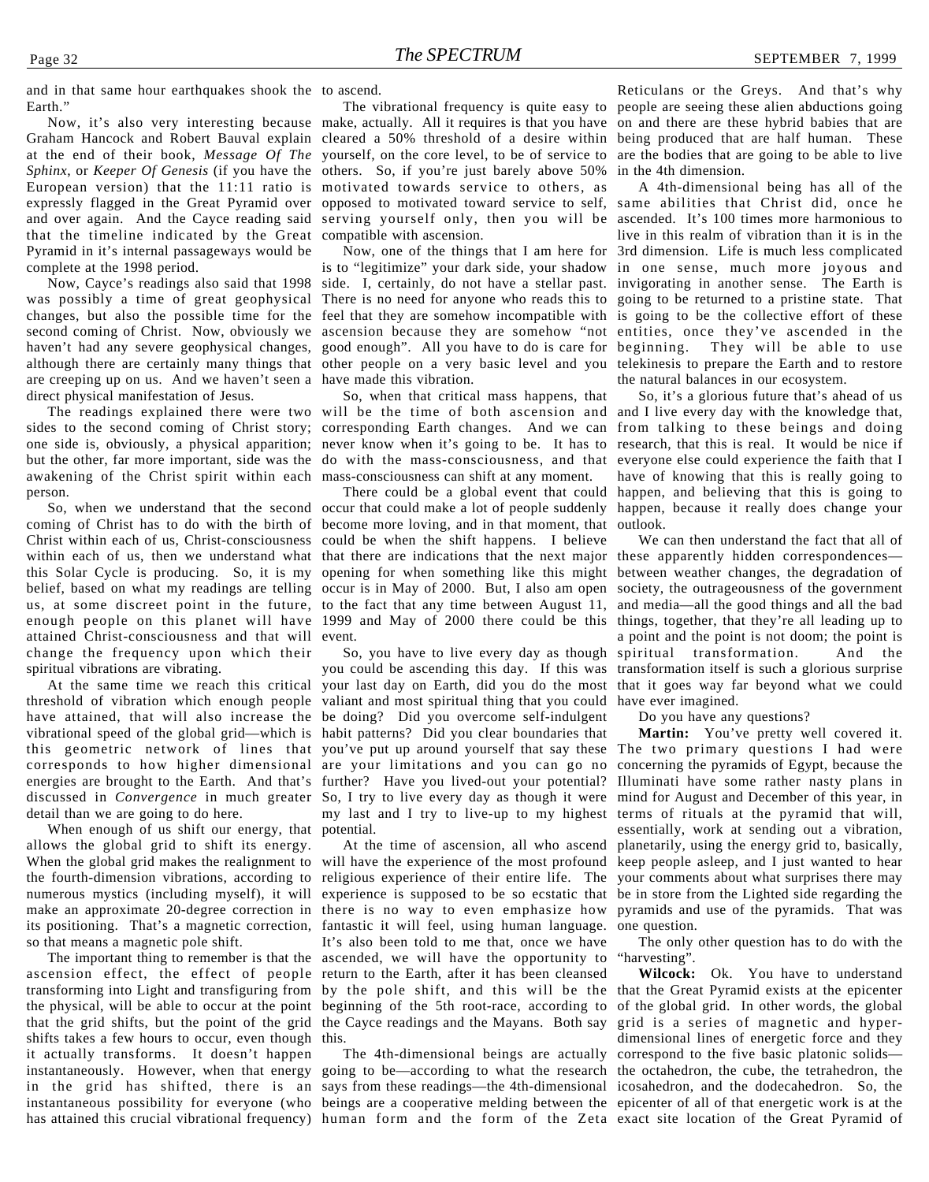and in that same hour earthquakes shook the Earth."

Now, it's also very interesting because Graham Hancock and Robert Bauval explain at the end of their book, *Message Of The Sphinx*, or *Keeper Of Genesis* (if you have the European version) that the 11:11 ratio is expressly flagged in the Great Pyramid over and over again. And the Cayce reading said that the timeline indicated by the Great Pyramid in it's internal passageways would be complete at the 1998 period.

Now, Cayce's readings also said that 1998 was possibly a time of great geophysical changes, but also the possible time for the second coming of Christ. Now, obviously we haven't had any severe geophysical changes, although there are certainly many things that are creeping up on us. And we haven't seen a direct physical manifestation of Jesus.

The readings explained there were two sides to the second coming of Christ story; one side is, obviously, a physical apparition; but the other, far more important, side was the awakening of the Christ spirit within each person.

So, when we understand that the second coming of Christ has to do with the birth of Christ within each of us, Christ-consciousness within each of us, then we understand what this Solar Cycle is producing. So, it is my belief, based on what my readings are telling us, at some discreet point in the future, enough people on this planet will have attained Christ-consciousness and that will change the frequency upon which their spiritual vibrations are vibrating.

At the same time we reach this critical threshold of vibration which enough people have attained, that will also increase the vibrational speed of the global grid—which is this geometric network of lines that corresponds to how higher dimensional energies are brought to the Earth. And that's discussed in *Convergence* in much greater detail than we are going to do here.

When enough of us shift our energy, that allows the global grid to shift its energy. When the global grid makes the realignment to the fourth-dimension vibrations, according to numerous mystics (including myself), it will make an approximate 20-degree correction in its positioning. That's a magnetic correction, so that means a magnetic pole shift.

The important thing to remember is that the ascension effect, the effect of people transforming into Light and transfiguring from the physical, will be able to occur at the point that the grid shifts, but the point of the grid shifts takes a few hours to occur, even though it actually transforms. It doesn't happen instantaneously. However, when that energy in the grid has shifted, there is an instantaneous possibility for everyone (who has attained this crucial vibrational frequency) to ascend.

The vibrational frequency is quite easy to make, actually. All it requires is that you have cleared a 50% threshold of a desire within yourself, on the core level, to be of service to others. So, if you're just barely above 50% motivated towards service to others, as opposed to motivated toward service to self, serving yourself only, then you will be compatible with ascension.

Now, one of the things that I am here for is to "legitimize" your dark side, your shadow side. I, certainly, do not have a stellar past. There is no need for anyone who reads this to feel that they are somehow incompatible with ascension because they are somehow "not good enough". All you have to do is care for other people on a very basic level and you have made this vibration.

So, when that critical mass happens, that will be the time of both ascension and corresponding Earth changes. And we can never know when it's going to be. It has to do with the mass-consciousness, and that mass-consciousness can shift at any moment.

There could be a global event that could occur that could make a lot of people suddenly become more loving, and in that moment, that could be when the shift happens. I believe that there are indications that the next major opening for when something like this might occur is in May of 2000. But, I also am open to the fact that any time between August 11, 1999 and May of 2000 there could be this event.

So, you have to live every day as though you could be ascending this day. If this was your last day on Earth, did you do the most valiant and most spiritual thing that you could be doing? Did you overcome self-indulgent habit patterns? Did you clear boundaries that you've put up around yourself that say these are your limitations and you can go no further? Have you lived-out your potential? So, I try to live every day as though it were my last and I try to live-up to my highest potential.

At the time of ascension, all who ascend will have the experience of the most profound religious experience of their entire life. The experience is supposed to be so ecstatic that there is no way to even emphasize how fantastic it will feel, using human language. It's also been told to me that, once we have ascended, we will have the opportunity to return to the Earth, after it has been cleansed by the pole shift, and this will be the beginning of the 5th root-race, according to the Cayce readings and the Mayans. Both say this.

The 4th-dimensional beings are actually going to be—according to what the research says from these readings—the 4th-dimensional beings are a cooperative melding between the human form and the form of the Zeta Reticulans or the Greys. And that's why people are seeing these alien abductions going on and there are these hybrid babies that are being produced that are half human. These are the bodies that are going to be able to live in the 4th dimension.

A 4th-dimensional being has all of the same abilities that Christ did, once he ascended. It's 100 times more harmonious to live in this realm of vibration than it is in the 3rd dimension. Life is much less complicated in one sense, much more joyous and invigorating in another sense. The Earth is going to be returned to a pristine state. That is going to be the collective effort of these entities, once they've ascended in the beginning. They will be able to use telekinesis to prepare the Earth and to restore the natural balances in our ecosystem.

So, it's a glorious future that's ahead of us and I live every day with the knowledge that, from talking to these beings and doing research, that this is real. It would be nice if everyone else could experience the faith that I have of knowing that this is really going to happen, and believing that this is going to happen, because it really does change your outlook.

We can then understand the fact that all of these apparently hidden correspondences—between weather changes, the degradation of society, the outrageousness of the government and media—all the good things and all the bad things, together, that they're all leading up to a point and the point is not doom; the point is spiritual transformation. And the transformation itself is such a glorious surprise that it goes way far beyond what we could have ever imagined.

Do you have any questions?

**Martin:** You've pretty well covered it. The two primary questions I had were concerning the pyramids of Egypt, because the Illuminati have some rather nasty plans in mind for August and December of this year, in terms of rituals at the pyramid that will, essentially, work at sending out a vibration, planetarily, using the energy grid to, basically, keep people asleep, and I just wanted to hear your comments about what surprises there may be in store from the Lighted side regarding the pyramids and use of the pyramids. That was one question.

The only other question has to do with the "harvesting".

**Wilcock:** Ok. You have to understand that the Great Pyramid exists at the epicenter of the global grid. In other words, the global grid is a series of magnetic and hyper-dimensional lines of energetic force and they correspond to the five basic platonic solids—the octahedron, the cube, the tetrahedron, the icosahedron, and the dodecahedron. So, the epicenter of all of that energetic work is at the exact site location of the Great Pyramid of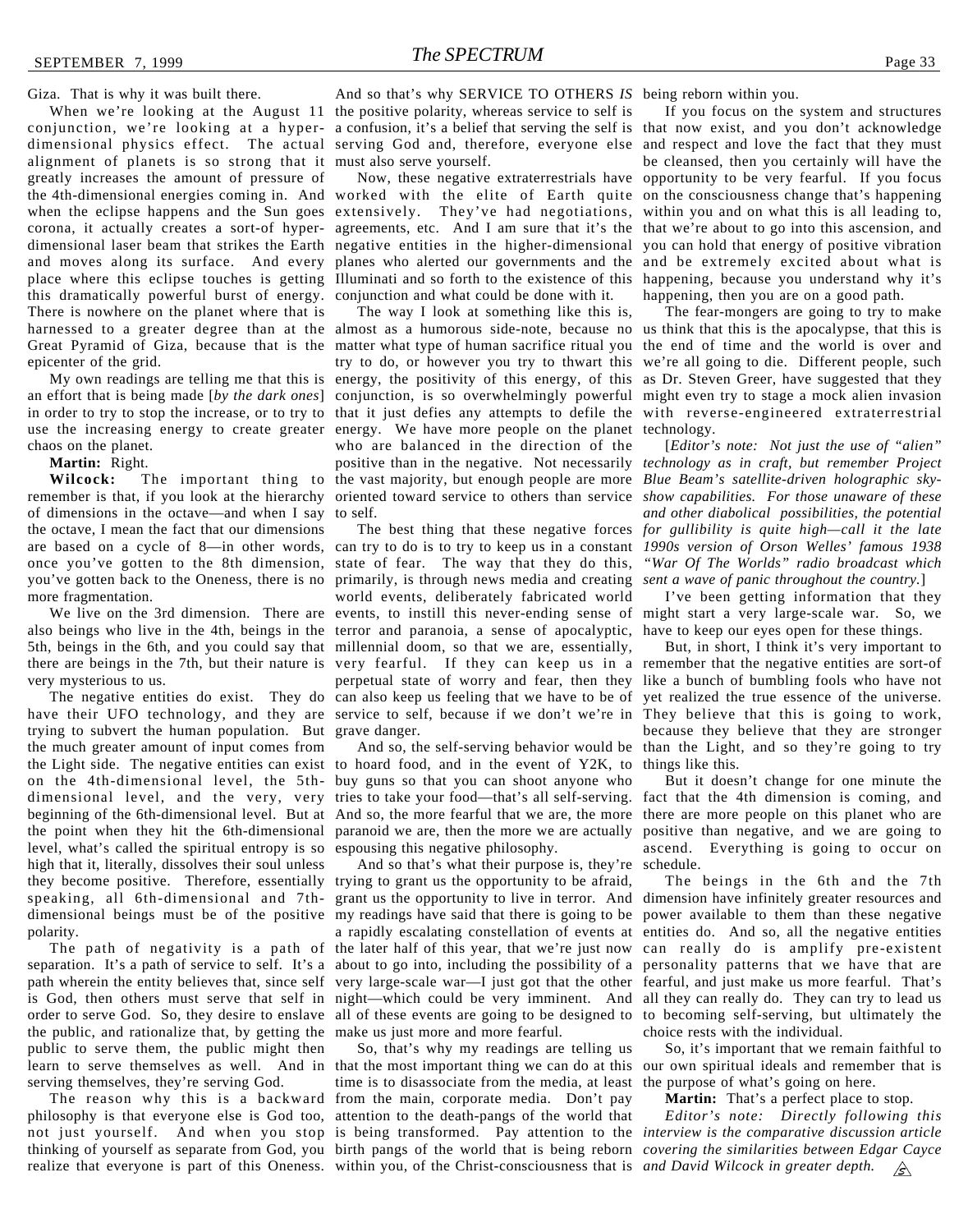Giza. That is why it was built there.

When we're looking at the August 11 conjunction, we're looking at a hyper-dimensional physics effect. The actual alignment of planets is so strong that it greatly increases the amount of pressure of the 4th-dimensional energies coming in. And when the eclipse happens and the Sun goes corona, it actually creates a sort-of hyper-dimensional laser beam that strikes the Earth and moves along its surface. And every place where this eclipse touches is getting this dramatically powerful burst of energy. There is nowhere on the planet where that is harnessed to a greater degree than at the Great Pyramid of Giza, because that is the epicenter of the grid.

My own readings are telling me that this is an effort that is being made [*by the dark ones*] in order to try to stop the increase, or to try to use the increasing energy to create greater chaos on the planet.

**Martin:** Right.

**Wilcock:** The important thing to remember is that, if you look at the hierarchy of dimensions in the octave—and when I say the octave, I mean the fact that our dimensions are based on a cycle of 8—in other words, once you've gotten to the 8th dimension, you've gotten back to the Oneness, there is no more fragmentation.

We live on the 3rd dimension. There are also beings who live in the 4th, beings in the 5th, beings in the 6th, and you could say that there are beings in the 7th, but their nature is very mysterious to us.

The negative entities do exist. They do have their UFO technology, and they are trying to subvert the human population. But the much greater amount of input comes from the Light side. The negative entities can exist on the 4th-dimensional level, the 5th-dimensional level, and the very, very beginning of the 6th-dimensional level. But at the point when they hit the 6th-dimensional level, what's called the spiritual entropy is so high that it, literally, dissolves their soul unless they become positive. Therefore, essentially speaking, all 6th-dimensional and 7th-dimensional beings must be of the positive polarity.

The path of negativity is a path of separation. It's a path of service to self. It's a path wherein the entity believes that, since self is God, then others must serve that self in order to serve God. So, they desire to enslave the public, and rationalize that, by getting the public to serve them, the public might then learn to serve themselves as well. And in serving themselves, they're serving God.

The reason why this is a backward philosophy is that everyone else is God too, not just yourself. And when you stop thinking of yourself as separate from God, you realize that everyone is part of this Oneness. And so that's why SERVICE TO OTHERS *IS* the positive polarity, whereas service to self is a confusion, it's a belief that serving the self is serving God and, therefore, everyone else must also serve yourself.

Now, these negative extraterrestrials have worked with the elite of Earth quite extensively. They've had negotiations, agreements, etc. And I am sure that it's the negative entities in the higher-dimensional planes who alerted our governments and the Illuminati and so forth to the existence of this conjunction and what could be done with it.

The way I look at something like this is, almost as a humorous side-note, because no matter what type of human sacrifice ritual you try to do, or however you try to thwart this energy, the positivity of this energy, of this conjunction, is so overwhelmingly powerful that it just defies any attempts to defile the energy. We have more people on the planet who are balanced in the direction of the positive than in the negative. Not necessarily the vast majority, but enough people are more oriented toward service to others than service to self.

The best thing that these negative forces can try to do is to try to keep us in a constant state of fear. The way that they do this, primarily, is through news media and creating world events, deliberately fabricated world events, to instill this never-ending sense of terror and paranoia, a sense of apocalyptic, millennial doom, so that we are, essentially, very fearful. If they can keep us in a perpetual state of worry and fear, then they can also keep us feeling that we have to be of service to self, because if we don't we're in grave danger.

And so, the self-serving behavior would be to hoard food, and in the event of Y2K, to buy guns so that you can shoot anyone who tries to take your food—that's all self-serving. And so, the more fearful that we are, the more paranoid we are, then the more we are actually espousing this negative philosophy.

And so that's what their purpose is, they're trying to grant us the opportunity to be afraid, grant us the opportunity to live in terror. And my readings have said that there is going to be a rapidly escalating constellation of events at the later half of this year, that we're just now about to go into, including the possibility of a very large-scale war—I just got that the other night—which could be very imminent. And all of these events are going to be designed to make us just more and more fearful.

So, that's why my readings are telling us that the most important thing we can do at this time is to disassociate from the media, at least from the main, corporate media. Don't pay attention to the death-pangs of the world that is being transformed. Pay attention to the birth pangs of the world that is being reborn within you, of the Christ-consciousness that is being reborn within you.

If you focus on the system and structures that now exist, and you don't acknowledge and respect and love the fact that they must be cleansed, then you certainly will have the opportunity to be very fearful. If you focus on the consciousness change that's happening within you and on what this is all leading to, that we're about to go into this ascension, and you can hold that energy of positive vibration and be extremely excited about what is happening, because you understand why it's happening, then you are on a good path.

The fear-mongers are going to try to make us think that this is the apocalypse, that this is the end of time and the world is over and we're all going to die. Different people, such as Dr. Steven Greer, have suggested that they might even try to stage a mock alien invasion with reverse-engineered extraterrestrial technology.

[*Editor's note: Not just the use of "alien" technology as in craft, but remember Project Blue Beam's satellite-driven holographic sky-show capabilities. For those unaware of these and other diabolical possibilities, the potential for gullibility is quite high—call it the late 1990s version of Orson Welles' famous 1938 "War Of The Worlds" radio broadcast which sent a wave of panic throughout the country.*]

I've been getting information that they might start a very large-scale war. So, we have to keep our eyes open for these things.

But, in short, I think it's very important to remember that the negative entities are sort-of like a bunch of bumbling fools who have not yet realized the true essence of the universe. They believe that this is going to work, because they believe that they are stronger than the Light, and so they're going to try things like this.

But it doesn't change for one minute the fact that the 4th dimension is coming, and there are more people on this planet who are positive than negative, and we are going to ascend. Everything is going to occur on schedule.

The beings in the 6th and the 7th dimension have infinitely greater resources and power available to them than these negative entities do. And so, all the negative entities can really do is amplify pre-existent personality patterns that we have that are fearful, and just make us more fearful. That's all they can really do. They can try to lead us to becoming self-serving, but ultimately the choice rests with the individual.

So, it's important that we remain faithful to our own spiritual ideals and remember that is the purpose of what's going on here.

**Martin:** That's a perfect place to stop.

*Editor's note: Directly following this interview is the comparative discussion article covering the similarities between Edgar Cayce and David Wilcock in greater depth.*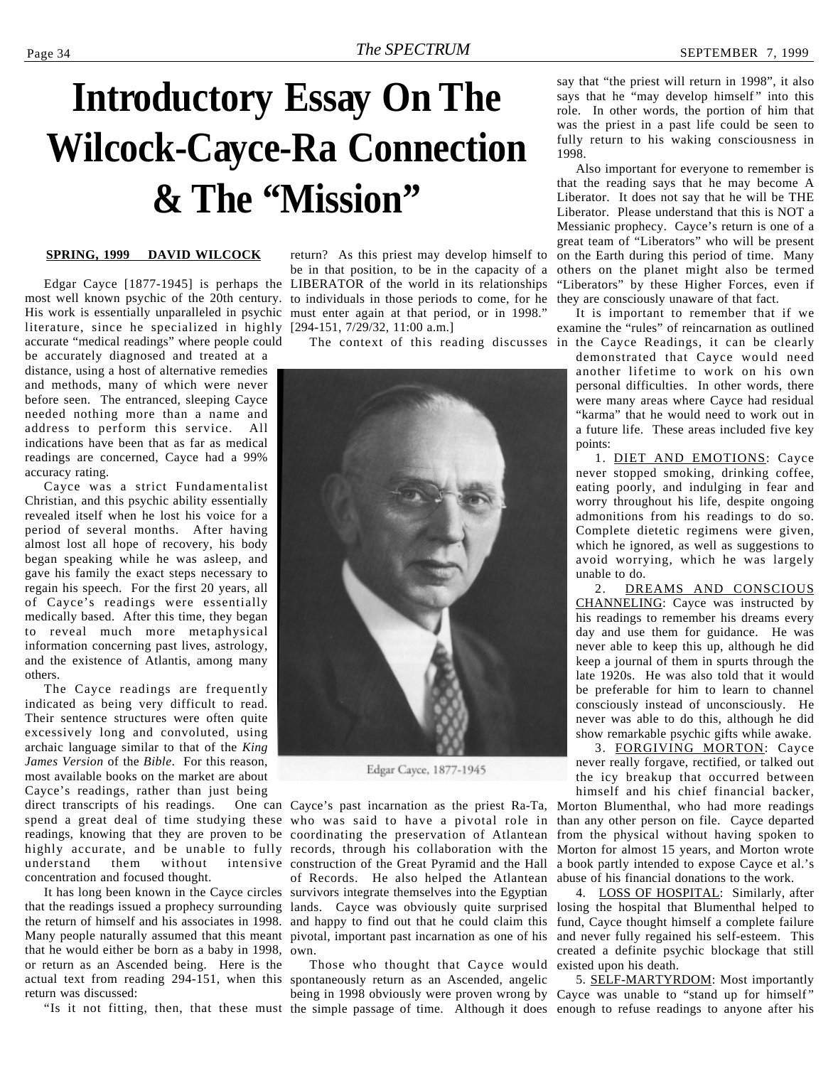# Introductory Essay On The Wilcock-Cayce-Ra Connection & The "Mission"

**SPRING, 1999 DAVID WILCOCK**

Edgar Cayce [1877-1945] is perhaps the most well known psychic of the 20th century. His work is essentially unparalleled in psychic literature, since he specialized in highly accurate "medical readings" where people could be accurately diagnosed and treated at a distance, using a host of alternative remedies and methods, many of which were never before seen. The entranced, sleeping Cayce needed nothing more than a name and address to perform this service. All indications have been that as far as medical readings are concerned, Cayce had a 99% accuracy rating.

Cayce was a strict Fundamentalist Christian, and this psychic ability essentially revealed itself when he lost his voice for a period of several months. After having almost lost all hope of recovery, his body began speaking while he was asleep, and gave his family the exact steps necessary to regain his speech. For the first 20 years, all of Cayce's readings were essentially medically based. After this time, they began to reveal much more metaphysical information concerning past lives, astrology, and the existence of Atlantis, among many others.

The Cayce readings are frequently indicated as being very difficult to read. Their sentence structures were often quite excessively long and convoluted, using archaic language similar to that of the *King James Version* of the *Bible*. For this reason, most available books on the market are about Cayce's readings, rather than just being direct transcripts of his readings. One can spend a great deal of time studying these readings, knowing that they are proven to be highly accurate, and be unable to fully understand them without intensive concentration and focused thought.

It has long been known in the Cayce circles that the readings issued a prophecy surrounding the return of himself and his associates in 1998. Many people naturally assumed that this meant that he would either be born as a baby in 1998, or return as an Ascended being. Here is the actual text from reading 294-151, when this return was discussed:

"Is it not fitting, then, that these must return? As this priest may develop himself to be in that position, to be in the capacity of a LIBERATOR of the world in its relationships to individuals in those periods to come, for he must enter again at that period, or in 1998." [294-151, 7/29/32, 11:00 a.m.]

The context of this reading discusses Cayce's past incarnation as the priest Ra-Ta, who was said to have a pivotal role in coordinating the preservation of Atlantean records, through his collaboration with the construction of the Great Pyramid and the Hall of Records. He also helped the Atlantean survivors integrate themselves into the Egyptian lands. Cayce was obviously quite surprised and happy to find out that he could claim this pivotal, important past incarnation as one of his own.

Edgar Cayce, 1877-1945

Those who thought that Cayce would spontaneously return as an Ascended, angelic being in 1998 obviously were proven wrong by the simple passage of time. Although it does say that "the priest will return in 1998", it also says that he "may develop himself" into this role. In other words, the portion of him that was the priest in a past life could be seen to fully return to his waking consciousness in 1998.

Also important for everyone to remember is that the reading says that he may become A Liberator. It does not say that he will be THE Liberator. Please understand that this is NOT a Messianic prophecy. Cayce's return is one of a great team of "Liberators" who will be present on the Earth during this period of time. Many others on the planet might also be termed "Liberators" by these Higher Forces, even if they are consciously unaware of that fact.

It is important to remember that if we examine the "rules" of reincarnation as outlined in the Cayce Readings, it can be clearly demonstrated that Cayce would need another lifetime to work on his own personal difficulties. In other words, there were many areas where Cayce had residual "karma" that he would need to work out in a future life. These areas included five key points:

1. DIET AND EMOTIONS: Cayce never stopped smoking, drinking coffee, eating poorly, and indulging in fear and worry throughout his life, despite ongoing admonitions from his readings to do so. Complete dietetic regimens were given, which he ignored, as well as suggestions to avoid worrying, which he was largely unable to do.

2. DREAMS AND CONSCIOUS CHANNELING: Cayce was instructed by his readings to remember his dreams every day and use them for guidance. He was never able to keep this up, although he did keep a journal of them in spurts through the late 1920s. He was also told that it would be preferable for him to learn to channel consciously instead of unconsciously. He never was able to do this, although he did show remarkable psychic gifts while awake.

3. FORGIVING MORTON: Cayce never really forgave, rectified, or talked out the icy breakup that occurred between himself and his chief financial backer, Morton Blumenthal, who had more readings than any other person on file. Cayce departed from the physical without having spoken to Morton for almost 15 years, and Morton wrote a book partly intended to expose Cayce et al.'s abuse of his financial donations to the work.

4. LOSS OF HOSPITAL: Similarly, after losing the hospital that Blumenthal helped to fund, Cayce thought himself a complete failure and never fully regained his self-esteem. This created a definite psychic blockage that still existed upon his death.

5. SELF-MARTYRDOM: Most importantly Cayce was unable to "stand up for himself" enough to refuse readings to anyone after his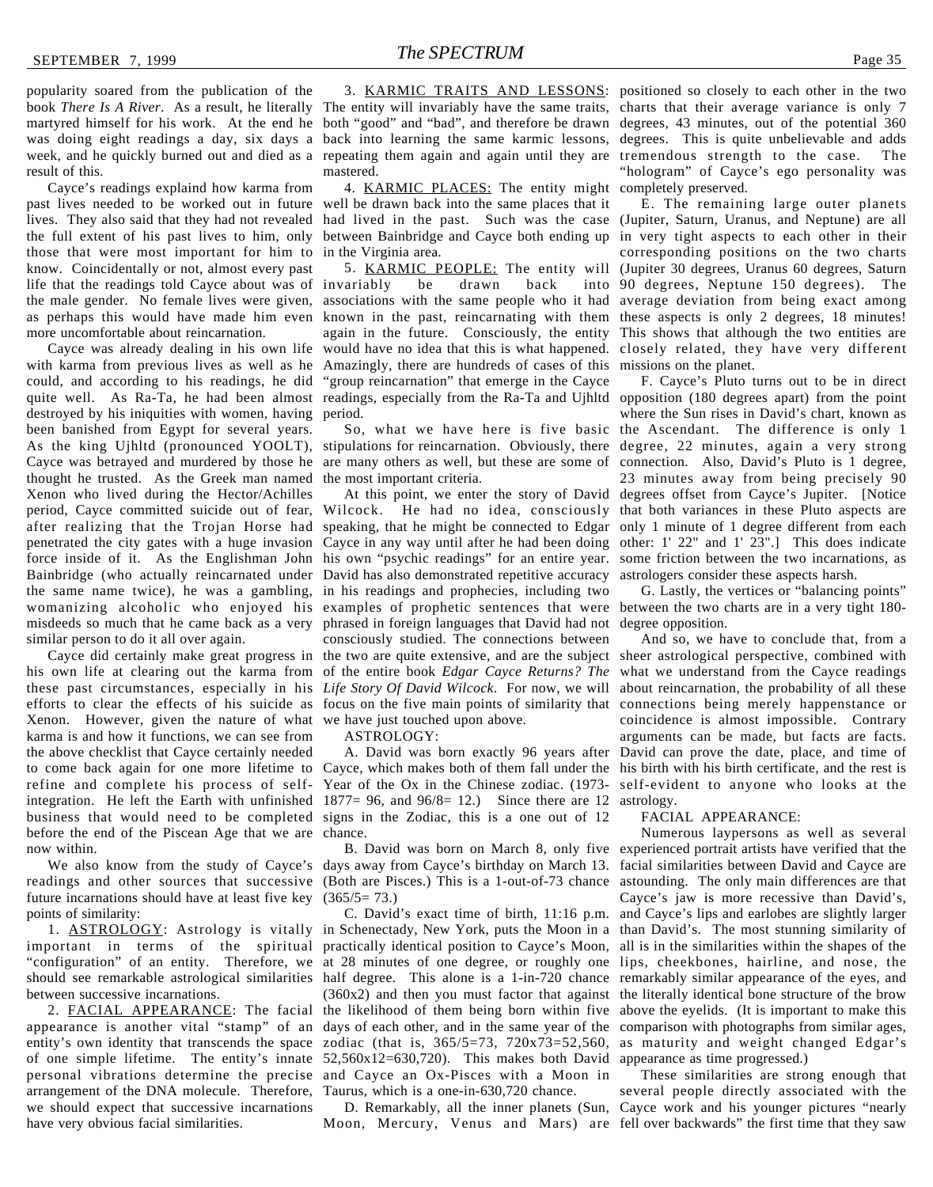popularity soared from the publication of the book *There Is A River*. As a result, he literally martyred himself for his work. At the end he was doing eight readings a day, six days a week, and he quickly burned out and died as a result of this.

Cayce's readings explain how karma from past lives needed to be worked out in future lives. They also said that they had not revealed the full extent of his past lives to him, only those that were most important for him to know. Coincidentally or not, almost every past life that the readings told Cayce about was of the male gender. No female lives were given, as perhaps this would have made him even more uncomfortable about reincarnation.

Cayce was already dealing in his own life with karma from previous lives as well as he could, and according to his readings, he did quite well. As Ra-Ta, he had been almost destroyed by his iniquities with women, having been banished from Egypt for several years. As the king Ujhltd (pronounced YOOLT), Cayce was betrayed and murdered by those he thought he trusted. As the Greek man named Xenon who lived during the Hector/Achilles period, Cayce committed suicide out of fear, after realizing that the Trojan Horse had penetrated the city gates with a huge invasion force inside of it. As the Englishman John Bainbridge (who actually reincarnated under the same name twice), he was a gambling, womanizing alcoholic who enjoyed his misdeeds so much that he came back as a very similar person to do it all over again.

Cayce did certainly make great progress in his own life at clearing out the karma from these past circumstances, especially in his efforts to clear the effects of his suicide as Xenon. However, given the nature of what karma is and how it functions, we can see from the above checklist that Cayce certainly needed to come back again for one more lifetime to refine and complete his process of self-integration. He left the Earth with unfinished business that would need to be completed before the end of the Piscean Age that we are now within.

We also know from the study of Cayce's readings and other sources that successive future incarnations should have at least five key points of similarity:

1. ASTROLOGY: Astrology is vitally important in terms of the spiritual "configuration" of an entity. Therefore, we should see remarkable astrological similarities between successive incarnations.

2. FACIAL APPEARANCE: The facial appearance is another vital "stamp" of an entity's own identity that transcends the space of one simple lifetime. The entity's innate personal vibrations determine the precise arrangement of the DNA molecule. Therefore, we should expect that successive incarnations have very obvious facial similarities.

3. KARMIC TRAITS AND LESSONS: The entity will invariably have the same traits, both "good" and "bad", and therefore be drawn back into learning the same karmic lessons, repeating them again and again until they are mastered.

4. KARMIC PLACES: The entity might well be drawn back into the same places that it had lived in the past. Such was the case between Bainbridge and Cayce both ending up in the Virginia area.

5. KARMIC PEOPLE: The entity will invariably be drawn back into associations with the same people who it had known in the past, reincarnating with them again in the future. Consciously, the entity would have no idea that this is what happened. Amazingly, there are hundreds of cases of this "group reincarnation" that emerge in the Cayce readings, especially from the Ra-Ta and Ujhltd period.

So, what we have here is five basic stipulations for reincarnation. Obviously, there are many others as well, but these are some of the most important criteria.

At this point, we enter the story of David Wilcock. He had no idea, consciously speaking, that he might be connected to Edgar Cayce in any way until after he had been doing his own "psychic readings" for an entire year. David has also demonstrated repetitive accuracy in his readings and prophecies, including two examples of prophetic sentences that were phrased in foreign languages that David had not consciously studied. The connections between the two are quite extensive, and are the subject of the entire book *Edgar Cayce Returns? The Life Story Of David Wilcock*. For now, we will focus on the five main points of similarity that we have just touched upon above.

ASTROLOGY:

A. David was born exactly 96 years after Cayce, which makes both of them fall under the Year of the Ox in the Chinese zodiac. (1973-1877= 96, and 96/8= 12.) Since there are 12 signs in the Zodiac, this is a one out of 12 chance.

B. David was born on March 8, only five days away from Cayce's birthday on March 13. (Both are Pisces.) This is a 1-out-of-73 chance (365/5= 73.)

C. David's exact time of birth, 11:16 p.m. in Schenectady, New York, puts the Moon in a practically identical position to Cayce's Moon, at 28 minutes of one degree, or roughly one half degree. This alone is a 1-in-720 chance (360x2) and then you must factor that against the likelihood of them being born within five days of each other, and in the same year of the zodiac (that is, 365/5=73, 720x73=52,560, 52,560x12=630,720). This makes both David and Cayce an Ox-Pisces with a Moon in Taurus, which is a one-in-630,720 chance.

D. Remarkably, all the inner planets (Sun, Moon, Mercury, Venus and Mars) are positioned so closely to each other in the two charts that their average variance is only 7 degrees, 43 minutes, out of the potential 360 degrees. This is quite unbelievable and adds tremendous strength to the case. The "hologram" of Cayce's ego personality was completely preserved.

E. The remaining large outer planets (Jupiter, Saturn, Uranus, and Neptune) are all in very tight aspects to each other in their corresponding positions on the two charts (Jupiter 30 degrees, Uranus 60 degrees, Saturn 90 degrees, Neptune 150 degrees). The average deviation from being exact among these aspects is only 2 degrees, 18 minutes! This shows that although the two entities are closely related, they have very different missions on the planet.

F. Cayce's Pluto turns out to be in direct opposition (180 degrees apart) from the point where the Sun rises in David's chart, known as the Ascendant. The difference is only 1 degree, 22 minutes, again a very strong connection. Also, David's Pluto is 1 degree, 23 minutes away from being precisely 90 degrees offset from Cayce's Jupiter. [Notice that both variances in these Pluto aspects are only 1 minute of 1 degree different from each other: 1' 22" and 1' 23".] This does indicate some friction between the two incarnations, as astrologers consider these aspects harsh.

G. Lastly, the vertices or "balancing points" between the two charts are in a very tight 180-degree opposition.

And so, we have to conclude that, from a sheer astrological perspective, combined with what we understand from the Cayce readings about reincarnation, the probability of all these connections being merely happenstance or coincidence is almost impossible. Contrary arguments can be made, but facts are facts. David can prove the date, place, and time of his birth with his birth certificate, and the rest is self-evident to anyone who looks at the astrology.

FACIAL APPEARANCE:

Numerous laypersons as well as several experienced portrait artists have verified that the facial similarities between David and Cayce are astounding. The only main differences are that Cayce's jaw is more recessive than David's, and Cayce's lips and earlobes are slightly larger than David's. The most stunning similarity of all is in the similarities within the shapes of the lips, cheekbones, hairline, and nose, the remarkably similar appearance of the eyes, and the literally identical bone structure of the brow above the eyelids. (It is important to make this comparison with photographs from similar ages, as maturity and weight changed Edgar's appearance as time progressed.)

These similarities are strong enough that several people directly associated with the Cayce work and his younger pictures "nearly fell over backwards" the first time that they saw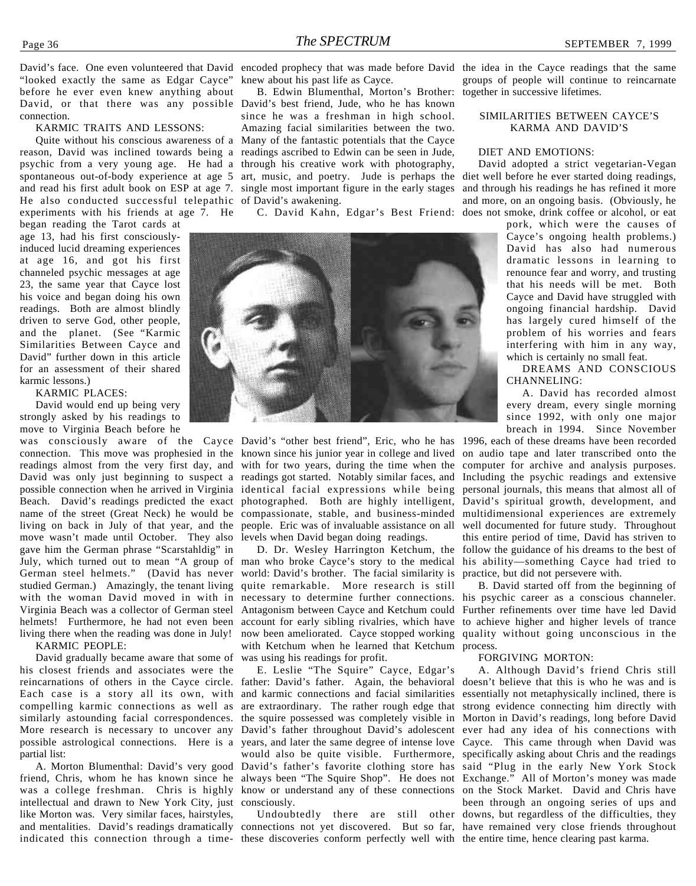David's face. One even volunteered that David "looked exactly the same as Edgar Cayce" before he ever even knew anything about David, or that there was any possible connection.

KARMIC TRAITS AND LESSONS:

Quite without his conscious awareness of a reason, David was inclined towards being a psychic from a very young age. He had a spontaneous out-of-body experience at age 5 and read his first adult book on ESP at age 7. He also conducted successful telepathic experiments with his friends at age 7. He began reading the Tarot cards at age 13, had his first consciously-induced lucid dreaming experiences at age 16, and got his first channeled psychic messages at age 23, the same year that Cayce lost his voice and began doing his own readings. Both are almost blindly driven to serve God, other people, and the planet. (See "Karmic Similarities Between Cayce and David" further down in this article for an assessment of their shared karmic lessons.)

KARMIC PLACES:

David would end up being very strongly asked by his readings to move to Virginia Beach before he was consciously aware of the Cayce connection. This move was prophesied in the readings almost from the very first day, and David was only just beginning to suspect a possible connection when he arrived in Virginia Beach. David's readings predicted the exact name of the street (Great Neck) he would be living on back in July of that year, and the move wasn't made until October. They also gave him the German phrase "Scarstahldig" in July, which turned out to mean "A group of German steel helmets." (David has never studied German.) Amazingly, the tenant living with the woman David moved in with in Virginia Beach was a collector of German steel helmets! Furthermore, he had not even been living there when the reading was done in July!

KARMIC PEOPLE:

David gradually became aware that some of his closest friends and associates were the reincarnations of others in the Cayce circle. Each case is a story all its own, with compelling karmic connections as well as similarly astounding facial correspondences. More research is necessary to uncover any possible astrological connections. Here is a partial list:

A. Morton Blumenthal: David's very good friend, Chris, whom he has known since he was a college freshman. Chris is highly intellectual and drawn to New York City, just like Morton was. Very similar faces, hairstyles, and mentalities. David's readings dramatically indicated this connection through a time-encoded prophecy that was made before David knew about his past life as Cayce.

B. Edwin Blumenthal, Morton's Brother: David's best friend, Jude, who he has known since he was a freshman in high school. Amazing facial similarities between the two. Many of the fantastic potentials that the Cayce readings ascribed to Edwin can be seen in Jude, through his creative work with photography, art, music, and poetry. Jude is perhaps the single most important figure in the early stages of David's awakening.

C. David Kahn, Edgar's Best Friend: David's "other best friend", Eric, who he has known since his junior year in college and lived with for two years, during the time when the readings got started. Notably similar faces, and identical facial expressions while being photographed. Both are highly intelligent, compassionate, stable, and business-minded people. Eric was of invaluable assistance on all levels when David began doing readings.

D. Dr. Wesley Harrington Ketchum, the man who broke Cayce's story to the medical world: David's brother. The facial similarity is quite remarkable. More research is still necessary to determine further connections. Antagonism between Cayce and Ketchum could account for early sibling rivalries, which have now been ameliorated. Cayce stopped working with Ketchum when he learned that Ketchum was using his readings for profit.

E. Leslie "The Squire" Cayce, Edgar's father: David's father. Again, the behavioral and karmic connections and facial similarities are extraordinary. The rather rough edge that the squire possessed was completely visible in David's father throughout David's adolescent years, and later the same degree of intense love would also be quite visible. Furthermore, David's father's favorite clothing store has always been "The Squire Shop". He does not know or understand any of these connections consciously.

Undoubtedly there are still other connections not yet discovered. But so far, these discoveries conform perfectly well with the idea in the Cayce readings that the same groups of people will continue to reincarnate together in successive lifetimes.

## SIMILARITIES BETWEEN CAYCE'S KARMA AND DAVID'S

DIET AND EMOTIONS:

David adopted a strict vegetarian-Vegan diet well before he ever started doing readings, and through his readings he has refined it more and more, on an ongoing basis. (Obviously, he does not smoke, drink coffee or alcohol, or eat pork, which were the causes of Cayce's ongoing health problems.) David has also had numerous dramatic lessons in learning to renounce fear and worry, and trusting that his needs will be met. Both Cayce and David have struggled with ongoing financial hardship. David has largely cured himself of the problem of his worries and fears interfering with him in any way, which is certainly no small feat.

DREAMS AND CONSCIOUS CHANNELING:

A. David has recorded almost every dream, every single morning since 1992, with only one major breach in 1994. Since November 1996, each of these dreams have been recorded on audio tape and later transcribed onto the computer for archive and analysis purposes. Including the psychic readings and extensive personal journals, this means that almost all of David's spiritual growth, development, and multidimensional experiences are extremely well documented for future study. Throughout this entire period of time, David has striven to follow the guidance of his dreams to the best of his ability—something Cayce had tried to practice, but did not persevere with.

B. David started off from the beginning of his psychic career as a conscious channeler. Further refinements over time have led David to achieve higher and higher levels of trance quality without going unconscious in the process.

FORGIVING MORTON:

A. Although David's friend Chris still doesn't believe that this is who he was and is essentially not metaphysically inclined, there is strong evidence connecting him directly with Morton in David's readings, long before David ever had any idea of his connections with Cayce. This came through when David was specifically asking about Chris and the readings said "Plug in the early New York Stock Exchange." All of Morton's money was made on the Stock Market. David and Chris have been through an ongoing series of ups and downs, but regardless of the difficulties, they have remained very close friends throughout the entire time, hence clearing past karma.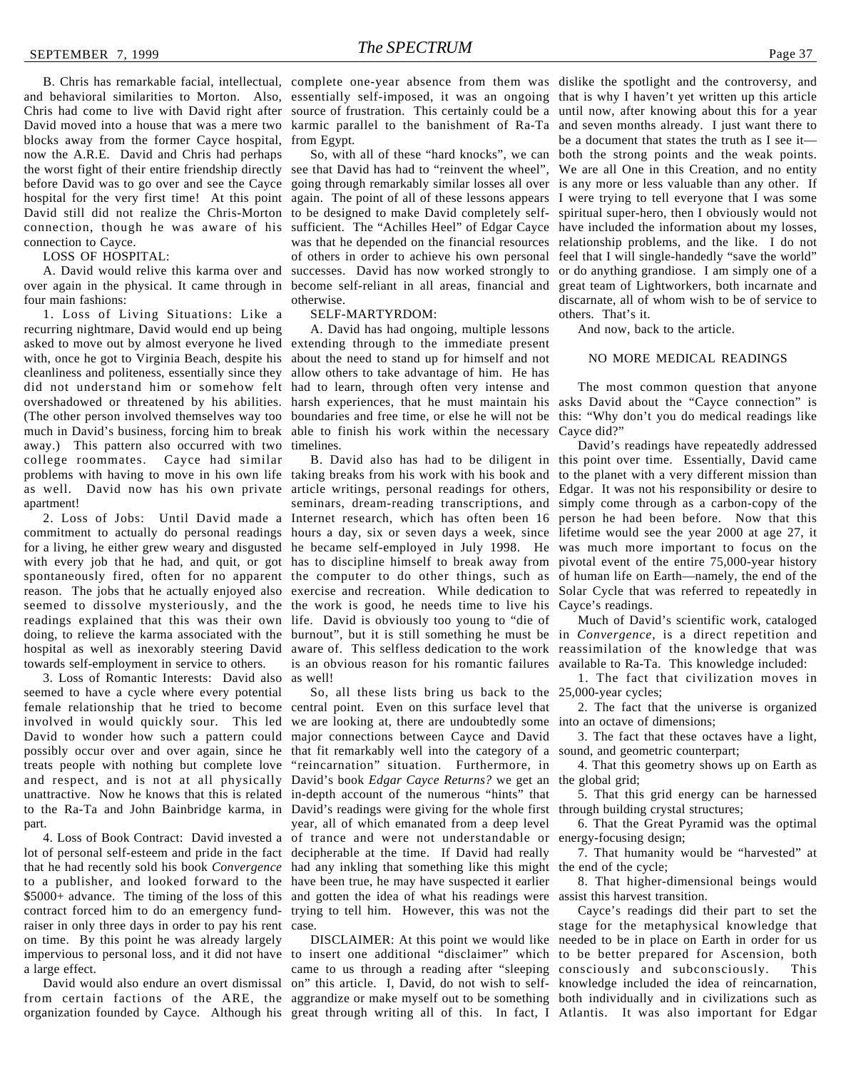B. Chris has remarkable facial, intellectual, and behavioral similarities to Morton. Also, Chris had come to live with David right after David moved into a house that was a mere two blocks away from the former Cayce hospital, now the A.R.E. David and Chris had perhaps the worst fight of their entire friendship directly before David was to go over and see the Cayce hospital for the very first time! At this point David still did not realize the Chris-Morton connection, though he was aware of his connection to Cayce.

LOSS OF HOSPITAL:

A. David would relive this karma over and over again in the physical. It came through in four main fashions:

1. Loss of Living Situations: Like a recurring nightmare, David would end up being asked to move out by almost everyone he lived with, once he got to Virginia Beach, despite his cleanliness and politeness, essentially since they did not understand him or somehow felt overshadowed or threatened by his abilities. (The other person involved themselves way too much in David's business, forcing him to break away.) This pattern also occurred with two college roommates. Cayce had similar problems with having to move in his own life as well. David now has his own private apartment!

2. Loss of Jobs: Until David made a commitment to actually do personal readings for a living, he either grew weary and disgusted with every job that he had, and quit, or got spontaneously fired, often for no apparent reason. The jobs that he actually enjoyed also seemed to dissolve mysteriously, and the readings explained that this was their own doing, to relieve the karma associated with the hospital as well as inexorably steering David towards self-employment in service to others.

3. Loss of Romantic Interests: David also seemed to have a cycle where every potential female relationship that he tried to become involved in would quickly sour. This led David to wonder how such a pattern could possibly occur over and over again, since he treats people with nothing but complete love and respect, and is not at all physically unattractive. Now he knows that this is related to the Ra-Ta and John Bainbridge karma, in part.

4. Loss of Book Contract: David invested a lot of personal self-esteem and pride in the fact that he had recently sold his book *Convergence* to a publisher, and looked forward to the $5000+ advance. The timing of the loss of this contract forced him to do an emergency fund-raiser in only three days in order to pay his rent on time. By this point he was already largely impervious to personal loss, and it did not have a large effect.

David would also endure an overt dismissal from certain factions of the ARE, the organization founded by Cayce. Although his complete one-year absence from them was essentially self-imposed, it was an ongoing source of frustration. This certainly could be a karmic parallel to the banishment of Ra-Ta from Egypt.

So, with all of these "hard knocks", we can see that David has had to "reinvent the wheel", going through remarkably similar losses all over again. The point of all of these lessons appears to be designed to make David completely self-sufficient. The "Achilles Heel" of Edgar Cayce was that he depended on the financial resources of others in order to achieve his own personal successes. David has now worked strongly to become self-reliant in all areas, financial and otherwise.

SELF-MARTYRDOM:

A. David has had ongoing, multiple lessons extending through to the immediate present about the need to stand up for himself and not allow others to take advantage of him. He has had to learn, through often very intense and harsh experiences, that he must maintain his boundaries and free time, or else he will not be able to finish his work within the necessary timelines.

B. David also has had to be diligent in taking breaks from his work with his book and article writings, personal readings for others, seminars, dream-reading transcriptions, and Internet research, which has often been 16 hours a day, six or seven days a week, since he became self-employed in July 1998. He has to discipline himself to break away from the computer to do other things, such as exercise and recreation. While dedication to the work is good, he needs time to live his life. David is obviously too young to "die of burnout", but it is still something he must be aware of. This selfless dedication to the work is an obvious reason for his romantic failures as well!

So, all these lists bring us back to the central point. Even on this surface level that we are looking at, there are undoubtedly some major connections between Cayce and David that fit remarkably well into the category of a "reincarnation" situation. Furthermore, in David's book *Edgar Cayce Returns?* we get an in-depth account of the numerous "hints" that David's readings were giving for the whole first year, all of which emanated from a deep level of trance and were not understandable or decipherable at the time. If David had really had any inkling that something like this might have been true, he may have suspected it earlier and gotten the idea of what his readings were trying to tell him. However, this was not the case.

DISCLAIMER: At this point we would like to insert one additional "disclaimer" which came to us through a reading after "sleeping on" this article. I, David, do not wish to self-aggrandize or make myself out to be something great through writing all of this. In fact, I dislike the spotlight and the controversy, and that is why I haven't yet written up this article until now, after knowing about this for a year and seven months already. I just want there to be a document that states the truth as I see it—both the strong points and the weak points. We are all One in this Creation, and no entity is any more or less valuable than any other. If I were trying to tell everyone that I was some spiritual super-hero, then I obviously would not have included the information about my losses, relationship problems, and the like. I do not feel that I will single-handedly "save the world" or do anything grandiose. I am simply one of a great team of Lightworkers, both incarnate and discarnate, all of whom wish to be of service to others. That's it.

And now, back to the article.

## NO MORE MEDICAL READINGS

The most common question that anyone asks David about the "Cayce connection" is this: "Why don't you do medical readings like Cayce did?"

David's readings have repeatedly addressed this point over time. Essentially, David came to the planet with a very different mission than Edgar. It was not his responsibility or desire to simply come through as a carbon-copy of the person he had been before. Now that this lifetime would see the year 2000 at age 27, it was much more important to focus on the pivotal event of the entire 75,000-year history of human life on Earth—namely, the end of the Solar Cycle that was referred to repeatedly in Cayce's readings.

Much of David's scientific work, cataloged in *Convergence*, is a direct repetition and reassimilation of the knowledge that was available to Ra-Ta. This knowledge included:

1. The fact that civilization moves in 25,000-year cycles;

2. The fact that the universe is organized into an octave of dimensions;

3. The fact that these octaves have a light, sound, and geometric counterpart;

4. That this geometry shows up on Earth as the global grid;

5. That this grid energy can be harnessed through building crystal structures;

6. That the Great Pyramid was the optimal energy-focusing design;

7. That humanity would be "harvested" at the end of the cycle;

8. That higher-dimensional beings would assist this harvest transition.

Cayce's readings did their part to set the stage for the metaphysical knowledge that needed to be in place on Earth in order for us to be better prepared for Ascension, both consciously and subconsciously. This knowledge included the idea of reincarnation, both individually and in civilizations such as Atlantis. It was also important for Edgar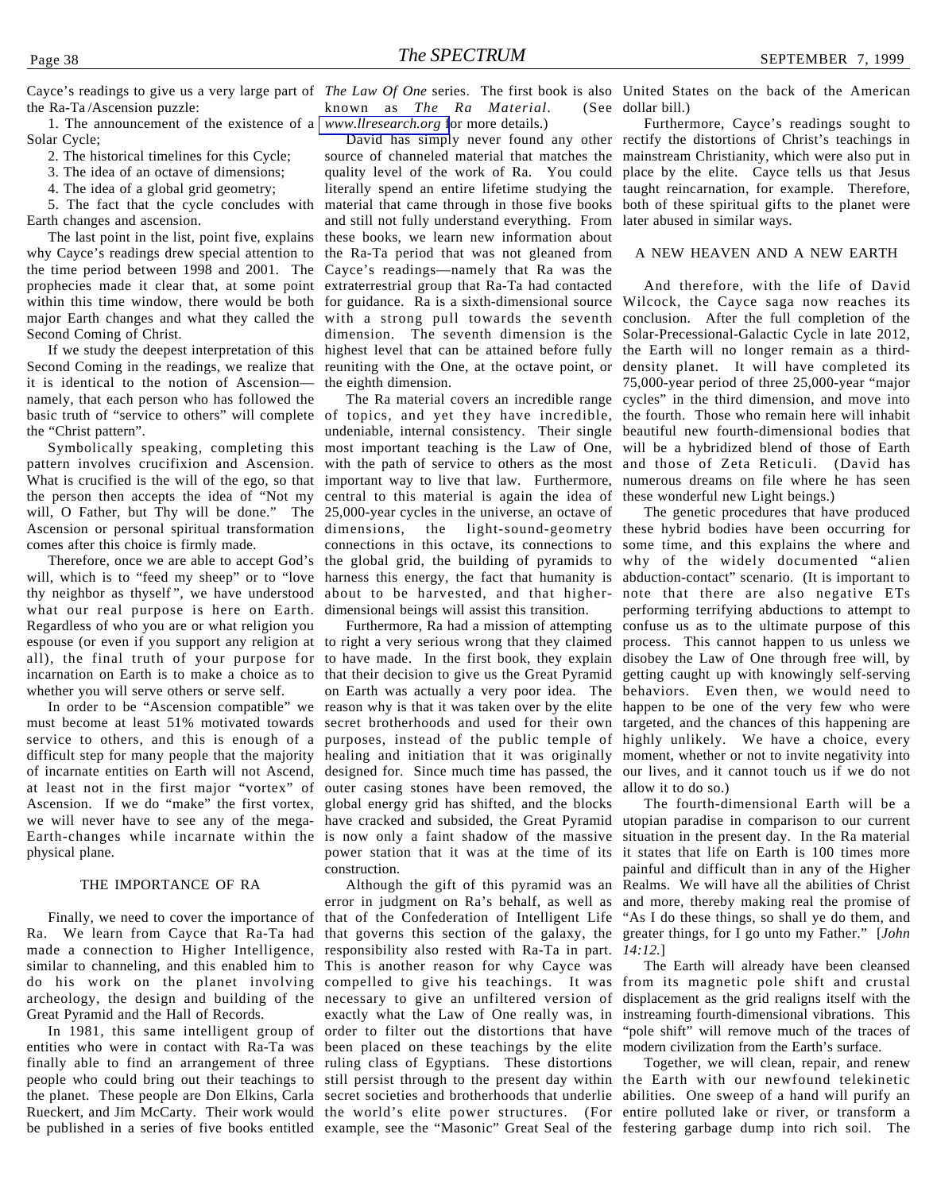Cayce's readings to give us a very large part of the Ra-Ta /Ascension puzzle:

1. The announcement of the existence of a Solar Cycle;

2. The historical timelines for this Cycle;

3. The idea of an octave of dimensions;

4. The idea of a global grid geometry;

5. The fact that the cycle concludes with Earth changes and ascension.

The last point in the list, point five, explains why Cayce's readings drew special attention to the time period between 1998 and 2001. The prophecies made it clear that, at some point within this time window, there would be both major Earth changes and what they called the Second Coming of Christ.

If we study the deepest interpretation of this Second Coming in the readings, we realize that it is identical to the notion of Ascension—namely, that each person who has followed the basic truth of "service to others" will complete the "Christ pattern".

Symbolically speaking, completing this pattern involves crucifixion and Ascension. What is crucified is the will of the ego, so that the person then accepts the idea of "Not my will, O Father, but Thy will be done." The Ascension or personal spiritual transformation comes after this choice is firmly made.

Therefore, once we are able to accept God's will, which is to "feed my sheep" or to "love thy neighbor as thyself", we have understood what our real purpose is here on Earth. Regardless of who you are or what religion you espouse (or even if you support any religion at all), the final truth of your purpose for incarnation on Earth is to make a choice as to whether you will serve others or serve self.

In order to be "Ascension compatible" we must become at least 51% motivated towards service to others, and this is enough of a difficult step for many people that the majority of incarnate entities on Earth will not Ascend, at least not in the first major "vortex" of Ascension. If we do "make" the first vortex, we will never have to see any of the mega-Earth-changes while incarnate within the physical plane.

## THE IMPORTANCE OF RA

Finally, we need to cover the importance of Ra. We learn from Cayce that Ra-Ta had made a connection to Higher Intelligence, similar to channeling, and this enabled him to do his work on the planet involving archeology, the design and building of the Great Pyramid and the Hall of Records.

In 1981, this same intelligent group of entities who were in contact with Ra-Ta was finally able to find an arrangement of three people who could bring out their teachings to the planet. These people are Don Elkins, Carla Rueckert, and Jim McCarty. Their work would be published in a series of five books entitled *The Law Of One* series. The first book is also known as *The Ra Material*. (See *www.llresearch.org* for more details.)

David has simply never found any other source of channeled material that matches the quality level of the work of Ra. You could literally spend an entire lifetime studying the material that came through in those five books and still not fully understand everything. From these books, we learn new information about the Ra-Ta period that was not gleaned from Cayce's readings—namely that Ra was the extraterrestrial group that Ra-Ta had contacted for guidance. Ra is a sixth-dimensional source with a strong pull towards the seventh dimension. The seventh dimension is the highest level that can be attained before fully reuniting with the One, at the octave point, or the eighth dimension.

The Ra material covers an incredible range of topics, and yet they have incredible, undeniable, internal consistency. Their single most important teaching is the Law of One, with the path of service to others as the most important way to live that law. Furthermore, central to this material is again the idea of 25,000-year cycles in the universe, an octave of dimensions, the light-sound-geometry connections in this octave, its connections to the global grid, the building of pyramids to harness this energy, the fact that humanity is about to be harvested, and that higher-dimensional beings will assist this transition.

Furthermore, Ra had a mission of attempting to right a very serious wrong that they claimed to have made. In the first book, they explain that their decision to give us the Great Pyramid on Earth was actually a very poor idea. The reason why is that it was taken over by the elite secret brotherhoods and used for their own purposes, instead of the public temple of healing and initiation that it was originally designed for. Since much time has passed, the outer casing stones have been removed, the global energy grid has shifted, and the blocks have cracked and subsided, the Great Pyramid is now only a faint shadow of the massive power station that it was at the time of its construction.

Although the gift of this pyramid was an error in judgment on Ra's behalf, as well as that of the Confederation of Intelligent Life that governs this section of the galaxy, the responsibility also rested with Ra-Ta in part. This is another reason for why Cayce was compelled to give his teachings. It was necessary to give an unfiltered version of exactly what the Law of One really was, in order to filter out the distortions that have been placed on these teachings by the elite ruling class of Egyptians. These distortions still persist through to the present day within secret societies and brotherhoods that underlie the world's elite power structures. (For example, see the "Masonic" Great Seal of the United States on the back of the American dollar bill.)

Furthermore, Cayce's readings sought to rectify the distortions of Christ's teachings in mainstream Christianity, which were also put in place by the elite. Cayce tells us that Jesus taught reincarnation, for example. Therefore, both of these spiritual gifts to the planet were later abused in similar ways.

## A NEW HEAVEN AND A NEW EARTH

And therefore, with the life of David Wilcock, the Cayce saga now reaches its conclusion. After the full completion of the Solar-Precessional-Galactic Cycle in late 2012, the Earth will no longer remain as a third-density planet. It will have completed its 75,000-year period of three 25,000-year "major cycles" in the third dimension, and move into the fourth. Those who remain here will inhabit beautiful new fourth-dimensional bodies that will be a hybridized blend of those of Earth and those of Zeta Reticuli. (David has numerous dreams on file where he has seen these wonderful new Light beings.)

The genetic procedures that have produced these hybrid bodies have been occurring for some time, and this explains the where and why of the widely documented "alien abduction-contact" scenario. (It is important to note that there are also negative ETs performing terrifying abductions to attempt to confuse us as to the ultimate purpose of this process. This cannot happen to us unless we disobey the Law of One through free will, by getting caught up with knowingly self-serving behaviors. Even then, we would need to happen to be one of the very few who were targeted, and the chances of this happening are highly unlikely. We have a choice, every moment, whether or not to invite negativity into our lives, and it cannot touch us if we do not allow it to do so.)

The fourth-dimensional Earth will be a utopian paradise in comparison to our current situation in the present day. In the Ra material it states that life on Earth is 100 times more painful and difficult than in any of the Higher Realms. We will have all the abilities of Christ and more, thereby making real the promise of "As I do these things, so shall ye do them, and greater things, for I go unto my Father." [*John 14:12.*]

The Earth will already have been cleansed from its magnetic pole shift and crustal displacement as the grid realigns itself with the instreaming fourth-dimensional vibrations. This "pole shift" will remove much of the traces of modern civilization from the Earth's surface.

Together, we will clean, repair, and renew the Earth with our newfound telekinetic abilities. One sweep of a hand will purify an entire polluted lake or river, or transform a festering garbage dump into rich soil. The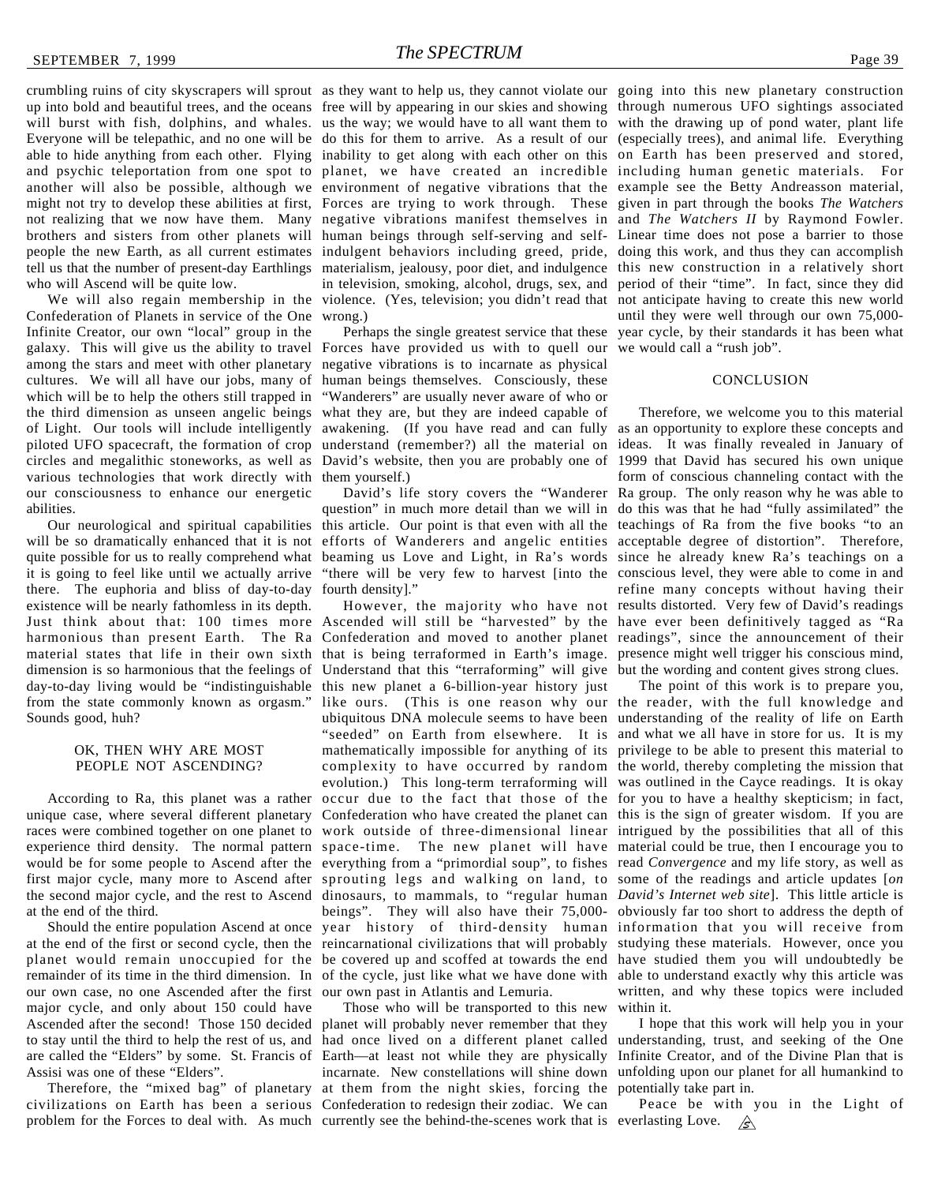crumbling ruins of city skyscrapers will sprout up into bold and beautiful trees, and the oceans will burst with fish, dolphins, and whales. Everyone will be telepathic, and no one will be able to hide anything from each other. Flying and psychic teleportation from one spot to another will also be possible, although we might not try to develop these abilities at first, not realizing that we now have them. Many brothers and sisters from other planets will people the new Earth, as all current estimates tell us that the number of present-day Earthlings who will Ascend will be quite low.

We will also regain membership in the Confederation of Planets in service of the One Infinite Creator, our own "local" group in the galaxy. This will give us the ability to travel among the stars and meet with other planetary cultures. We will all have our jobs, many of which will be to help the others still trapped in the third dimension as unseen angelic beings of Light. Our tools will include intelligently piloted UFO spacecraft, the formation of crop circles and megalithic stoneworks, as well as various technologies that work directly with our consciousness to enhance our energetic abilities.

Our neurological and spiritual capabilities will be so dramatically enhanced that it is not quite possible for us to really comprehend what it is going to feel like until we actually arrive there. The euphoria and bliss of day-to-day existence will be nearly fathomless in its depth. Just think about that: 100 times more harmonious than present Earth. The Ra material states that life in their own sixth dimension is so harmonious that the feelings of day-to-day living would be "indistinguishable from the state commonly known as orgasm." Sounds good, huh?

## OK, THEN WHY ARE MOST PEOPLE NOT ASCENDING?

According to Ra, this planet was a rather unique case, where several different planetary races were combined together on one planet to experience third density. The normal pattern would be for some people to Ascend after the first major cycle, many more to Ascend after the second major cycle, and the rest to Ascend at the end of the third.

Should the entire population Ascend at once at the end of the first or second cycle, then the planet would remain unoccupied for the remainder of its time in the third dimension. In our own case, no one Ascended after the first major cycle, and only about 150 could have Ascended after the second! Those 150 decided to stay until the third to help the rest of us, and are called the "Elders" by some. St. Francis of Assisi was one of these "Elders".

Therefore, the "mixed bag" of planetary civilizations on Earth has been a serious problem for the Forces to deal with. As much as they want to help us, they cannot violate our free will by appearing in our skies and showing us the way; we would have to all want them to do this for them to arrive. As a result of our inability to get along with each other on this planet, we have created an incredible environment of negative vibrations that the Forces are trying to work through. These negative vibrations manifest themselves in human beings through self-serving and self-indulgent behaviors including greed, pride, materialism, jealousy, poor diet, and indulgence in television, smoking, alcohol, drugs, sex, and violence. (Yes, television; you didn't read that wrong.)

Perhaps the single greatest service that these Forces have provided us with to quell our negative vibrations is to incarnate as physical human beings themselves. Consciously, these "Wanderers" are usually never aware of who or what they are, but they are indeed capable of awakening. (If you have read and can fully understand (remember?) all the material on David's website, then you are probably one of them yourself.)

David's life story covers the "Wanderer question" in much more detail than we will in this article. Our point is that even with all the efforts of Wanderers and angelic entities beaming us Love and Light, in Ra's words "there will be very few to harvest [into the fourth density]."

However, the majority who have not Ascended will still be "harvested" by the Confederation and moved to another planet that is being terraformed in Earth's image. Understand that this "terraforming" will give this new planet a 6-billion-year history just like ours. (This is one reason why our ubiquitous DNA molecule seems to have been "seeded" on Earth from elsewhere. It is mathematically impossible for anything of its complexity to have occurred by random evolution.) This long-term terraforming will occur due to the fact that those of the Confederation who have created the planet can work outside of three-dimensional linear space-time. The new planet will have everything from a "primordial soup", to fishes sprouting legs and walking on land, to dinosaurs, to mammals, to "regular human beings". They will also have their 75,000-year history of third-density human reincarnational civilizations that will probably be covered up and scoffed at towards the end of the cycle, just like what we have done with our own past in Atlantis and Lemuria.

Those who will be transported to this new planet will probably never remember that they had once lived on a different planet called Earth—at least not while they are physically incarnate. New constellations will shine down at them from the night skies, forcing the Confederation to redesign their zodiac. We can currently see the behind-the-scenes work that is going into this new planetary construction through numerous UFO sightings associated with the drawing up of pond water, plant life (especially trees), and animal life. Everything on Earth has been preserved and stored, including human genetic materials. For example see the Betty Andreasson material, given in part through the books *The Watchers* and *The Watchers II* by Raymond Fowler. Linear time does not pose a barrier to those doing this work, and thus they can accomplish this new construction in a relatively short period of their "time". In fact, since they did not anticipate having to create this new world until they were well through our own 75,000-year cycle, by their standards it has been what we would call a "rush job".

## CONCLUSION

Therefore, we welcome you to this material as an opportunity to explore these concepts and ideas. It was finally revealed in January of 1999 that David has secured his own unique form of conscious channeling contact with the Ra group. The only reason why he was able to do this was that he had "fully assimilated" the teachings of Ra from the five books "to an acceptable degree of distortion". Therefore, since he already knew Ra's teachings on a conscious level, they were able to come in and refine many concepts without having their results distorted. Very few of David's readings have ever been definitively tagged as "Ra readings", since the announcement of their presence might well trigger his conscious mind, but the wording and content gives strong clues.

The point of this work is to prepare you, the reader, with the full knowledge and understanding of the reality of life on Earth and what we all have in store for us. It is my privilege to be able to present this material to the world, thereby completing the mission that was outlined in the Cayce readings. It is okay for you to have a healthy skepticism; in fact, this is the sign of greater wisdom. If you are intrigued by the possibilities that all of this material could be true, then I encourage you to read *Convergence* and my life story, as well as some of the readings and article updates [*on David's Internet web site*]. This little article is obviously far too short to address the depth of information that you will receive from studying these materials. However, once you have studied them you will undoubtedly be able to understand exactly why this article was written, and why these topics were included within it.

I hope that this work will help you in your understanding, trust, and seeking of the One Infinite Creator, and of the Divine Plan that is unfolding upon our planet for all humankind to potentially take part in.

Peace be with you in the Light of everlasting Love.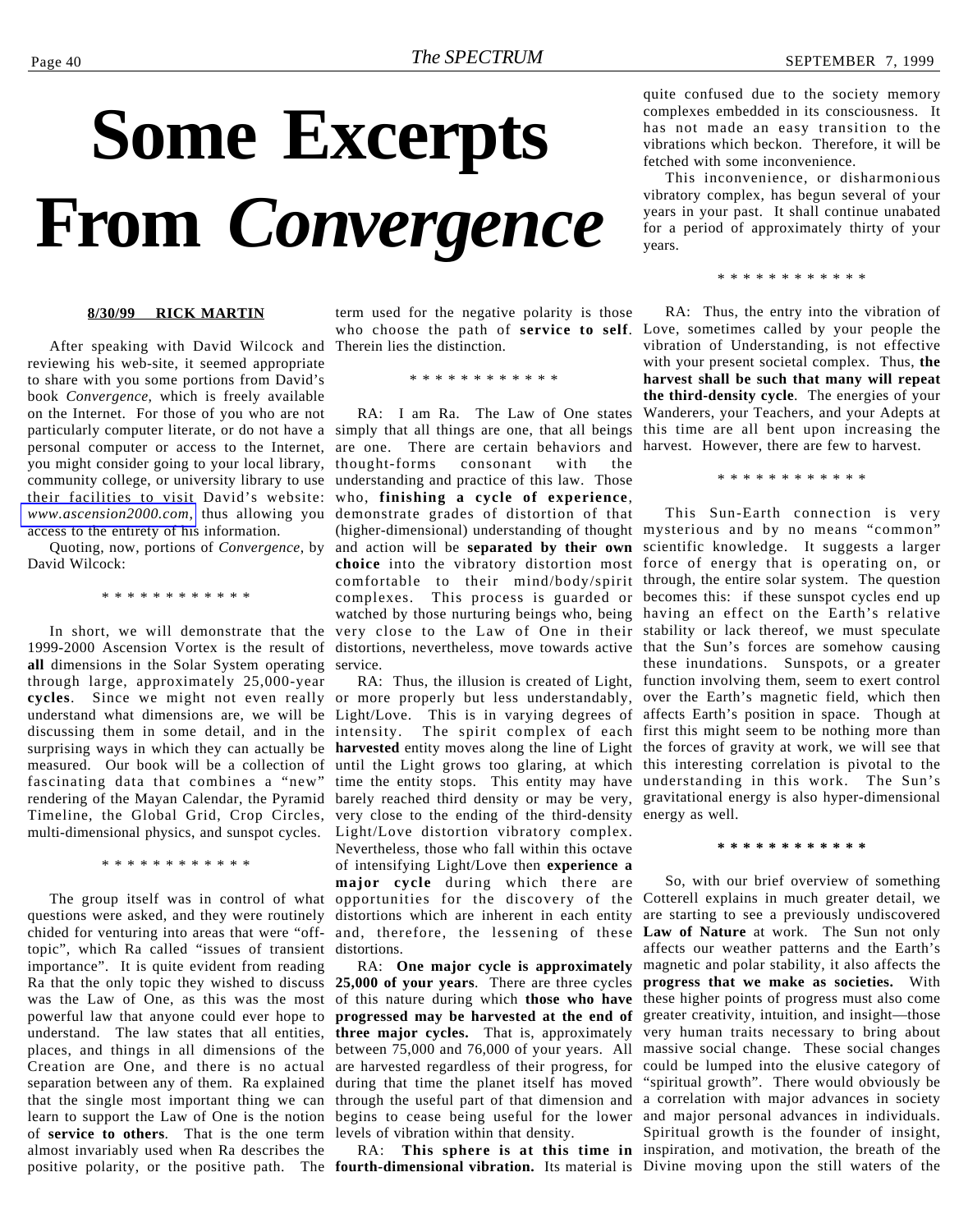# Some Excerpts From *Convergence*

**8/30/99 RICK MARTIN**

After speaking with David Wilcock and reviewing his web-site, it seemed appropriate to share with you some portions from David's book *Convergence*, which is freely available on the Internet. For those of you who are not particularly computer literate, or do not have a personal computer or access to the Internet, you might consider going to your local library, community college, or university library to use their facilities to visit David's website: *www.ascension2000.com*, thus allowing you access to the entirety of his information.

Quoting, now, portions of *Convergence*, by David Wilcock:

\* \* \* \* \* \* \* \* \* \* \* \*

In short, we will demonstrate that the 1999-2000 Ascension Vortex is the result of **all** dimensions in the Solar System operating through large, approximately 25,000-year **cycles**. Since we might not even really understand what dimensions are, we will be discussing them in some detail, and in the surprising ways in which they can actually be measured. Our book will be a collection of fascinating data that combines a "new" rendering of the Mayan Calendar, the Pyramid Timeline, the Global Grid, Crop Circles, multi-dimensional physics, and sunspot cycles.

\* \* \* \* \* \* \* \* \* \* \* \*

The group itself was in control of what questions were asked, and they were routinely chided for venturing into areas that were "off-topic", which Ra called "issues of transient importance". It is quite evident from reading Ra that the only topic they wished to discuss was the Law of One, as this was the most powerful law that anyone could ever hope to understand. The law states that all entities, places, and things in all dimensions of the Creation are One, and there is no actual separation between any of them. Ra explained that the single most important thing we can learn to support the Law of One is the notion of **service to others**. That is the one term almost invariably used when Ra describes the positive polarity, or the positive path. The term used for the negative polarity is those who choose the path of **service to self**. Therein lies the distinction.

\* \* \* \* \* \* \* \* \* \* \* \*

RA: I am Ra. The Law of One states simply that all things are one, that all beings are one. There are certain behaviors and thought-forms consonant with the understanding and practice of this law. Those who, **finishing a cycle of experience**, demonstrate grades of distortion of that (higher-dimensional) understanding of thought and action will be **separated by their own choice** into the vibratory distortion most comfortable to their mind/body/spirit complexes. This process is guarded or watched by those nurturing beings who, being very close to the Law of One in their distortions, nevertheless, move towards active service.

RA: Thus, the illusion is created of Light, or more properly but less understandably, Light/Love. This is in varying degrees of intensity. The spirit complex of each **harvested** entity moves along the line of Light until the Light grows too glaring, at which time the entity stops. This entity may have barely reached third density or may be very, very close to the ending of the third-density Light/Love distortion vibratory complex. Nevertheless, those who fall within this octave of intensifying Light/Love then **experience a major cycle** during which there are opportunities for the discovery of the distortions which are inherent in each entity and, therefore, the lessening of these distortions.

RA: **One major cycle is approximately 25,000 of your years**. There are three cycles of this nature during which **those who have progressed may be harvested at the end of three major cycles.** That is, approximately between 75,000 and 76,000 of your years. All are harvested regardless of their progress, for during that time the planet itself has moved through the useful part of that dimension and begins to cease being useful for the lower levels of vibration within that density.

RA: **This sphere is at this time in fourth-dimensional vibration.** Its material is quite confused due to the society memory complexes embedded in its consciousness. It has not made an easy transition to the vibrations which beckon. Therefore, it will be fetched with some inconvenience.

This inconvenience, or disharmonious vibratory complex, has begun several of your years in your past. It shall continue unabated for a period of approximately thirty of your years.

\* \* \* \* \* \* \* \* \* \* \* \*

RA: Thus, the entry into the vibration of Love, sometimes called by your people the vibration of Understanding, is not effective with your present societal complex. Thus, **the harvest shall be such that many will repeat the third-density cycle**. The energies of your Wanderers, your Teachers, and your Adepts at this time are all bent upon increasing the harvest. However, there are few to harvest.

\* \* \* \* \* \* \* \* \* \* \* \*

This Sun-Earth connection is very mysterious and by no means "common" scientific knowledge. It suggests a larger force of energy that is operating on, or through, the entire solar system. The question becomes this: if these sunspot cycles end up having an effect on the Earth's relative stability or lack thereof, we must speculate that the Sun's forces are somehow causing these inundations. Sunspots, or a greater function involving them, seem to exert control over the Earth's magnetic field, which then affects Earth's position in space. Though at first this might seem to be nothing more than the forces of gravity at work, we will see that this interesting correlation is pivotal to the understanding in this work. The Sun's gravitational energy is also hyper-dimensional energy as well.

**\* \* \* \* \* \* \* \* \* \* \* \***

So, with our brief overview of something Cotterell explains in much greater detail, we are starting to see a previously undiscovered **Law of Nature** at work. The Sun not only affects our weather patterns and the Earth's magnetic and polar stability, it also affects the **progress that we make as societies.** With these higher points of progress must also come greater creativity, intuition, and insight—those very human traits necessary to bring about massive social change. These social changes could be lumped into the elusive category of "spiritual growth". There would obviously be a correlation with major advances in society and major personal advances in individuals. Spiritual growth is the founder of insight, inspiration, and motivation, the breath of the Divine moving upon the still waters of the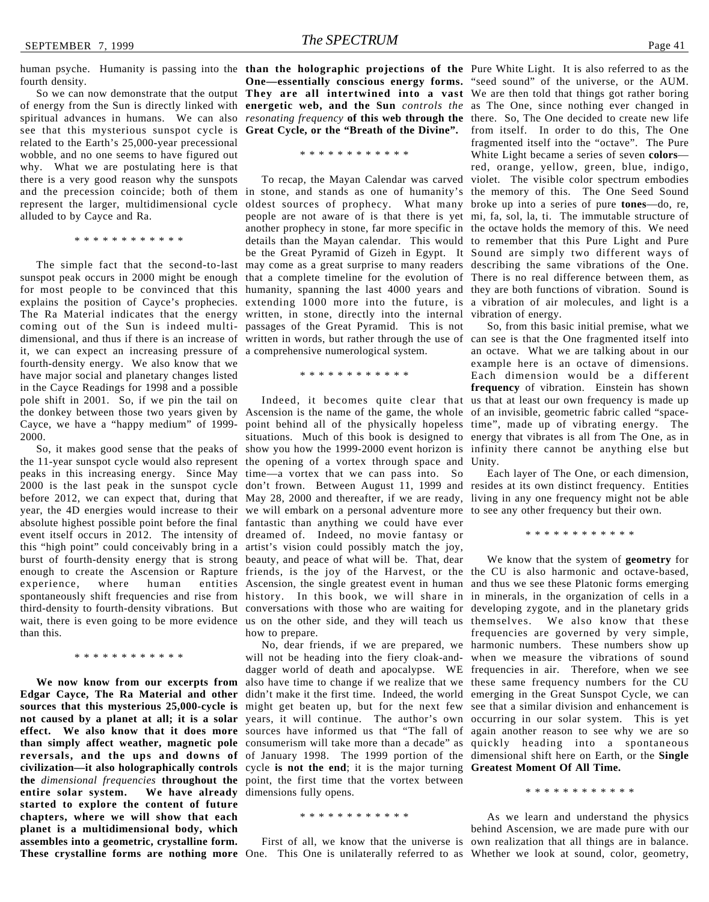human psyche. Humanity is passing into the fourth density.

So we can now demonstrate that the output of energy from the Sun is directly linked with spiritual advances in humans. We can also see that this mysterious sunspot cycle is related to the Earth's 25,000-year precessional wobble, and no one seems to have figured out why. What we are postulating here is that there is a very good reason why the sunspots and the precession coincide; both of them represent the larger, multidimensional cycle alluded to by Cayce and Ra.

* * * * * * * * * * * *

The simple fact that the second-to-last sunspot peak occurs in 2000 might be enough for most people to be convinced that this explains the position of Cayce's prophecies. The Ra Material indicates that the energy coming out of the Sun is indeed multi-dimensional, and thus if there is an increase of it, we can expect an increasing pressure of fourth-density energy. We also know that we have major social and planetary changes listed in the Cayce Readings for 1998 and a possible pole shift in 2001. So, if we pin the tail on the donkey between those two years given by Cayce, we have a "happy medium" of 1999-2000.

So, it makes good sense that the peaks of the 11-year sunspot cycle would also represent peaks in this increasing energy. Since May 2000 is the last peak in the sunspot cycle before 2012, we can expect that, during that year, the 4D energies would increase to their absolute highest possible point before the final event itself occurs in 2012. The intensity of this "high point" could conceivably bring in a burst of fourth-density energy that is strong enough to create the Ascension or Rapture experience, where human entities spontaneously shift frequencies and rise from third-density to fourth-density vibrations. But wait, there is even going to be more evidence than this.

* * * * * * * * * * * *

**We now know from our excerpts from Edgar Cayce, The Ra Material and other sources that this mysterious 25,000-cycle is not caused by a planet at all; it is a solar effect. We also know that it does more than simply affect weather, magnetic pole reversals, and the ups and downs of civilization—it also holographically controls the *dimensional frequencies* throughout the entire solar system. We have already started to explore the content of future chapters, where we will show that each planet is a multidimensional body, which assembles into a geometric, crystalline form. These crystalline forms are nothing more than the holographic projections of the One—essentially conscious energy forms. They are all intertwined into a vast energetic web, and the Sun *controls the resonating frequency* of this web through the Great Cycle, or the "Breath of the Divine".**

* * * * * * * * * * * *

To recap, the Mayan Calendar was carved in stone, and stands as one of humanity's oldest sources of prophecy. What many people are not aware of is that there is yet another prophecy in stone, far more specific in details than the Mayan calendar. This would be the Great Pyramid of Gizeh in Egypt. It may come as a great surprise to many readers that a complete timeline for the evolution of humanity, spanning the last 4000 years and extending 1000 more into the future, is written, in stone, directly into the internal passages of the Great Pyramid. This is not written in words, but rather through the use of a comprehensive numerological system.

* * * * * * * * * * * *

Indeed, it becomes quite clear that Ascension is the name of the game, the whole point behind all of the physically hopeless situations. Much of this book is designed to show you how the 1999-2000 event horizon is the opening of a vortex through space and time—a vortex that we can pass into. So don't frown. Between August 11, 1999 and May 28, 2000 and thereafter, if we are ready, we will embark on a personal adventure more fantastic than anything we could have ever dreamed of. Indeed, no movie fantasy or artist's vision could possibly match the joy, beauty, and peace of what will be. That, dear friends, is the joy of the Harvest, or the Ascension, the single greatest event in human history. In this book, we will share in conversations with those who are waiting for us on the other side, and they will teach us how to prepare.

No, dear friends, if we are prepared, we will not be heading into the fiery cloak-and-dagger world of death and apocalypse. WE also have time to change if we realize that we didn't make it the first time. Indeed, the world might get beaten up, but for the next few years, it will continue. The author's own sources have informed us that "The fall of consumerism will take more than a decade" as of January 1998. The 1999 portion of the cycle **is not the end**; it is the major turning point, the first time that the vortex between dimensions fully opens.

* * * * * * * * * * * *

First of all, we know that the universe is One. This One is unilaterally referred to as Pure White Light. It is also referred to as the "seed sound" of the universe, or the AUM. We are then told that things got rather boring as The One, since nothing ever changed in there. So, The One decided to create new life from itself. In order to do this, The One fragmented itself into the "octave". The Pure White Light became a series of seven **colors**—red, orange, yellow, green, blue, indigo, violet. The visible color spectrum embodies the memory of this. The One Seed Sound broke up into a series of pure **tones**—do, re, mi, fa, sol, la, ti. The immutable structure of the octave holds the memory of this. We need to remember that this Pure Light and Pure Sound are simply two different ways of describing the same vibrations of the One. There is no real difference between them, as they are both functions of vibration. Sound is a vibration of air molecules, and light is a vibration of energy.

So, from this basic initial premise, what we can see is that the One fragmented itself into an octave. What we are talking about in our example here is an octave of dimensions. Each dimension would be a different **frequency** of vibration. Einstein has shown us that at least our own frequency is made up of an invisible, geometric fabric called "space-time", made up of vibrating energy. The energy that vibrates is all from The One, as in infinity there cannot be anything else but Unity.

Each layer of The One, or each dimension, resides at its own distinct frequency. Entities living in any one frequency might not be able to see any other frequency but their own.

* * * * * * * * * * * *

We know that the system of **geometry** for the CU is also harmonic and octave-based, and thus we see these Platonic forms emerging in minerals, in the organization of cells in a developing zygote, and in the planetary grids themselves. We also know that these frequencies are governed by very simple, harmonic numbers. These numbers show up when we measure the vibrations of sound frequencies in air. Therefore, when we see these same frequency numbers for the CU emerging in the Great Sunspot Cycle, we can see that a similar division and enhancement is occurring in our solar system. This is yet again another reason to see why we are so quickly heading into a spontaneous dimensional shift here on Earth, or the **Single Greatest Moment Of All Time.**

* * * * * * * * * * * *

As we learn and understand the physics behind Ascension, we are made pure with our own realization that all things are in balance. Whether we look at sound, color, geometry,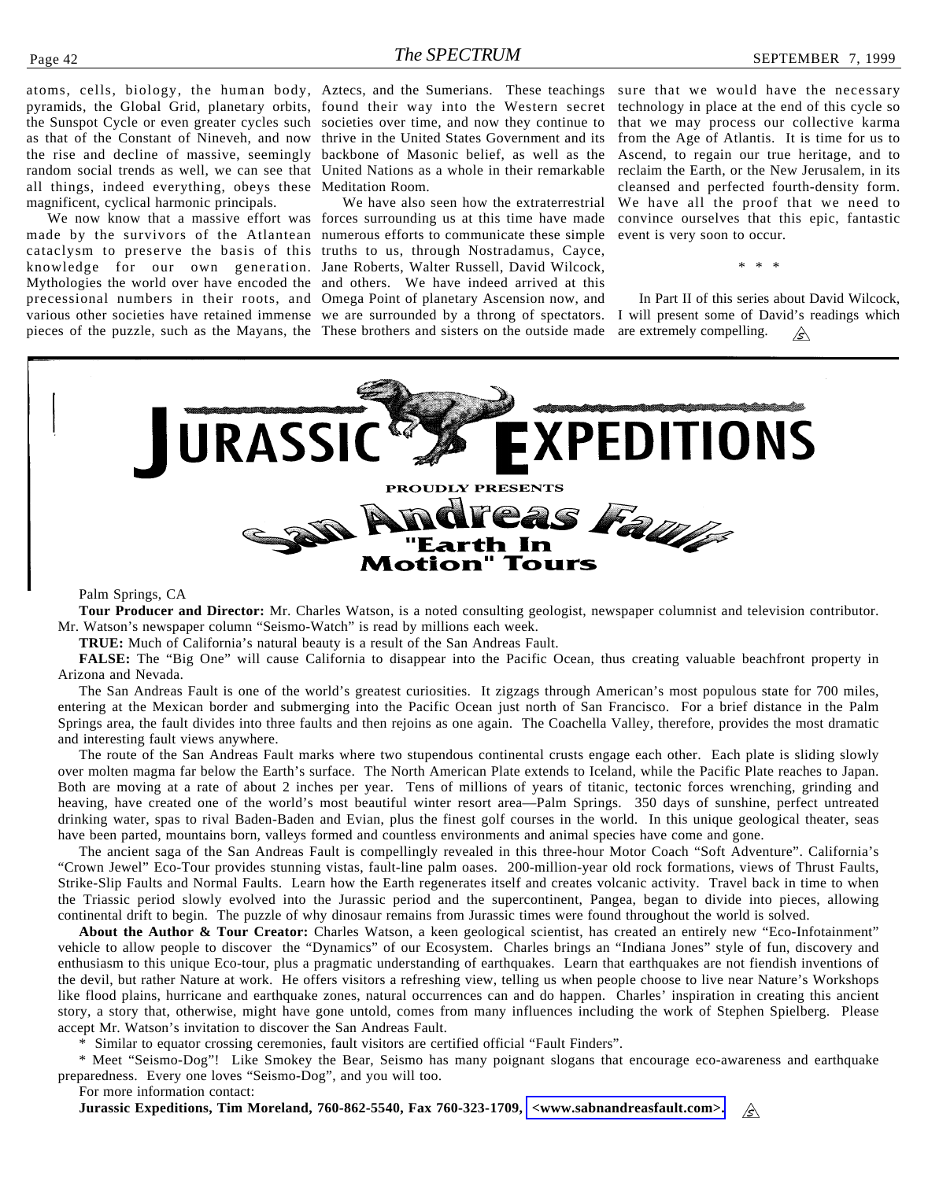atoms, cells, biology, the human body, pyramids, the Global Grid, planetary orbits, the Sunspot Cycle or even greater cycles such as that of the Constant of Nineveh, and now the rise and decline of massive, seemingly random social trends as well, we can see that all things, indeed everything, obeys these magnificent, cyclical harmonic principals.

We now know that a massive effort was made by the survivors of the Atlantean cataclysm to preserve the basis of this knowledge for our own generation. Mythologies the world over have encoded the precessional numbers in their roots, and various other societies have retained immense pieces of the puzzle, such as the Mayans, the Aztecs, and the Sumerians. These teachings found their way into the Western secret societies over time, and now they continue to thrive in the United States Government and its backbone of Masonic belief, as well as the United Nations as a whole in their remarkable Meditation Room.

We have also seen how the extraterrestrial forces surrounding us at this time have made numerous efforts to communicate these simple truths to us, through Nostradamus, Cayce, Jane Roberts, Walter Russell, David Wilcock, and others. We have indeed arrived at this Omega Point of planetary Ascension now, and we are surrounded by a throng of spectators. These brothers and sisters on the outside made sure that we would have the necessary technology in place at the end of this cycle so that we may process our collective karma from the Age of Atlantis. It is time for us to Ascend, to regain our true heritage, and to reclaim the Earth, or the New Jerusalem, in its cleansed and perfected fourth-density form. We have all the proof that we need to convince ourselves that this epic, fantastic event is very soon to occur.

\* \* \*

In Part II of this series about David Wilcock, I will present some of David's readings which are extremely compelling.

# JURASSIC EXPEDITIONS

PROUDLY PRESENTS

## San Andreas Fault "Earth In Motion" Tours

Palm Springs, CA

**Tour Producer and Director:** Mr. Charles Watson, is a noted consulting geologist, newspaper columnist and television contributor. Mr. Watson's newspaper column "Seismo-Watch" is read by millions each week.

**TRUE:** Much of California's natural beauty is a result of the San Andreas Fault.

**FALSE:** The "Big One" will cause California to disappear into the Pacific Ocean, thus creating valuable beachfront property in Arizona and Nevada.

The San Andreas Fault is one of the world's greatest curiosities. It zigzags through American's most populous state for 700 miles, entering at the Mexican border and submerging into the Pacific Ocean just north of San Francisco. For a brief distance in the Palm Springs area, the fault divides into three faults and then rejoins as one again. The Coachella Valley, therefore, provides the most dramatic and interesting fault views anywhere.

The route of the San Andreas Fault marks where two stupendous continental crusts engage each other. Each plate is sliding slowly over molten magma far below the Earth's surface. The North American Plate extends to Iceland, while the Pacific Plate reaches to Japan. Both are moving at a rate of about 2 inches per year. Tens of millions of years of titanic, tectonic forces wrenching, grinding and heaving, have created one of the world's most beautiful winter resort area—Palm Springs. 350 days of sunshine, perfect untreated drinking water, spas to rival Baden-Baden and Evian, plus the finest golf courses in the world. In this unique geological theater, seas have been parted, mountains born, valleys formed and countless environments and animal species have come and gone.

The ancient saga of the San Andreas Fault is compellingly revealed in this three-hour Motor Coach "Soft Adventure". California's "Crown Jewel" Eco-Tour provides stunning vistas, fault-line palm oases. 200-million-year old rock formations, views of Thrust Faults, Strike-Slip Faults and Normal Faults. Learn how the Earth regenerates itself and creates volcanic activity. Travel back in time to when the Triassic period slowly evolved into the Jurassic period and the supercontinent, Pangea, began to divide into pieces, allowing continental drift to begin. The puzzle of why dinosaur remains from Jurassic times were found throughout the world is solved.

**About the Author & Tour Creator:** Charles Watson, a keen geological scientist, has created an entirely new "Eco-Infotainment" vehicle to allow people to discover the "Dynamics" of our Ecosystem. Charles brings an "Indiana Jones" style of fun, discovery and enthusiasm to this unique Eco-tour, plus a pragmatic understanding of earthquakes. Learn that earthquakes are not fiendish inventions of the devil, but rather Nature at work. He offers visitors a refreshing view, telling us when people choose to live near Nature's Workshops like flood plains, hurricane and earthquake zones, natural occurrences can and do happen. Charles' inspiration in creating this ancient story, a story that, otherwise, might have gone untold, comes from many influences including the work of Stephen Spielberg. Please accept Mr. Watson's invitation to discover the San Andreas Fault.

\* Similar to equator crossing ceremonies, fault visitors are certified official "Fault Finders".

\* Meet "Seismo-Dog"! Like Smokey the Bear, Seismo has many poignant slogans that encourage eco-awareness and earthquake preparedness. Every one loves "Seismo-Dog", and you will too.

For more information contact:

**Jurassic Expeditions, Tim Moreland, 760-862-5540, Fax 760-323-1709, <www.sabnandreasfault.com>.**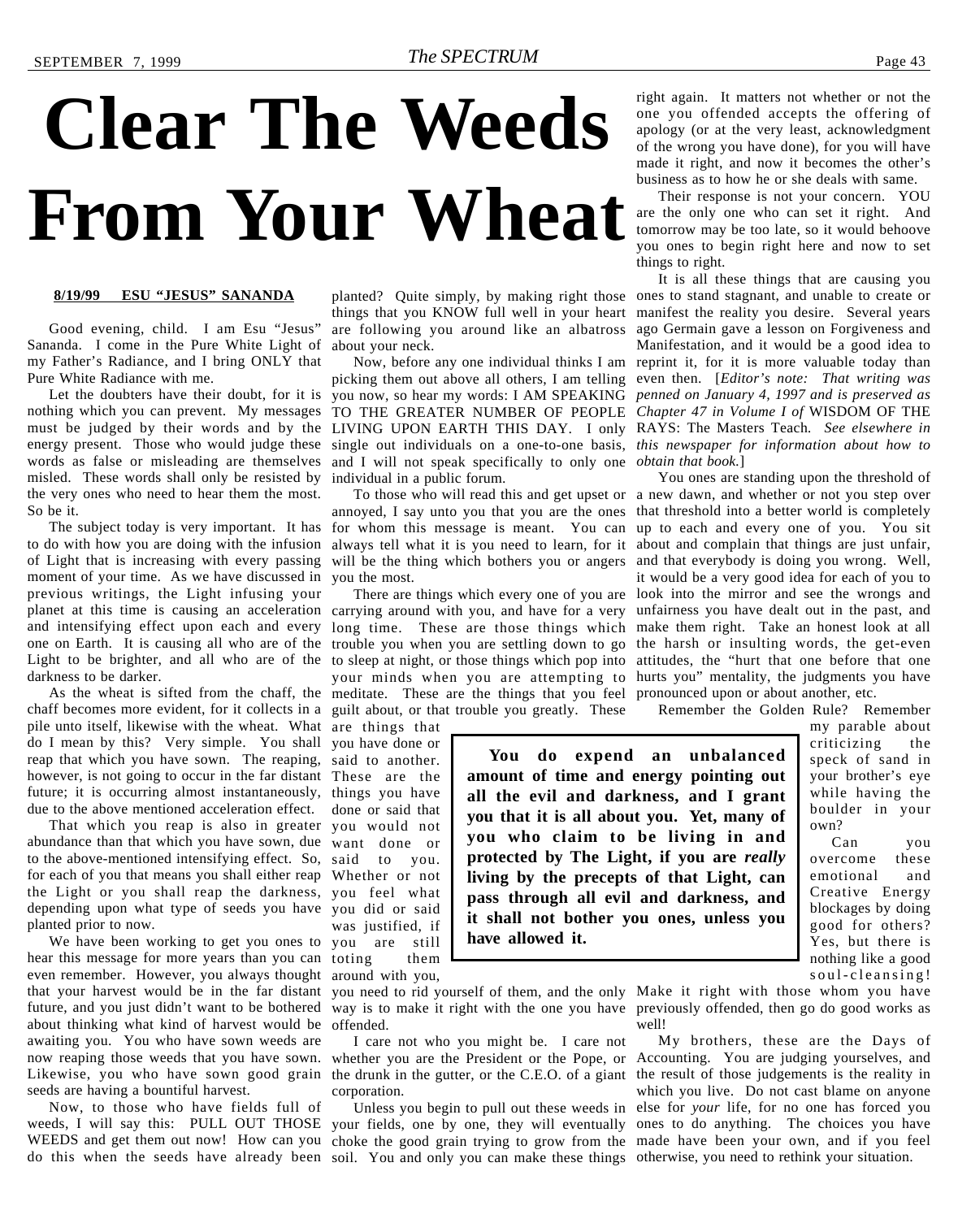# Clear The Weeds From Your Wheat

**8/19/99 ESU "JESUS" SANANDA**

Good evening, child. I am Esu "Jesus" Sananda. I come in the Pure White Light of my Father's Radiance, and I bring ONLY that Pure White Radiance with me.

Let the doubters have their doubt, for it is nothing which you can prevent. My messages must be judged by their words and by the energy present. Those who would judge these words as false or misleading are themselves misled. These words shall only be resisted by the very ones who need to hear them the most. So be it.

The subject today is very important. It has to do with how you are doing with the infusion of Light that is increasing with every passing moment of your time. As we have discussed in previous writings, the Light infusing your planet at this time is causing an acceleration and intensifying effect upon each and every one on Earth. It is causing all who are of the Light to be brighter, and all who are of the darkness to be darker.

As the wheat is sifted from the chaff, the chaff becomes more evident, for it collects in a pile unto itself, likewise with the wheat. What do I mean by this? Very simple. You shall reap that which you have sown. The reaping, however, is not going to occur in the far distant future; it is occurring almost instantaneously, due to the above mentioned acceleration effect.

That which you reap is also in greater abundance than that which you have sown, due to the above-mentioned intensifying effect. So, for each of you that means you shall either reap the Light or you shall reap the darkness, depending upon what type of seeds you have planted prior to now.

We have been working to get you ones to hear this message for more years than you can even remember. However, you always thought that your harvest would be in the far distant future, and you just didn't want to be bothered about thinking what kind of harvest would be awaiting you. You who have sown weeds are now reaping those weeds that you have sown. Likewise, you who have sown good grain seeds are having a bountiful harvest.

Now, to those who have fields full of weeds, I will say this: PULL OUT THOSE WEEDS and get them out now! How can you do this when the seeds have already been planted? Quite simply, by making right those things that you KNOW full well in your heart are following you around like an albatross about your neck.

Now, before any one individual thinks I am picking them out above all others, I am telling you now, so hear my words: I AM SPEAKING TO THE GREATER NUMBER OF PEOPLE LIVING UPON EARTH THIS DAY. I only single out individuals on a one-to-one basis, and I will not speak specifically to only one individual in a public forum.

To those who will read this and get upset or annoyed, I say unto you that you are the ones for whom this message is meant. You can always tell what it is you need to learn, for it will be the thing which bothers you or angers you the most.

There are things which every one of you are carrying around with you, and have for a very long time. These are those things which trouble you when you are settling down to go to sleep at night, or those things which pop into your minds when you are attempting to meditate. These are the things that you feel guilt about, or that trouble you greatly. These are things that you have done or said to another. These are the things you have done or said that you would not want done or said to you. Whether or not you feel what you did or said was justified, if you are still toting them around with you, you need to rid yourself of them, and the only way is to make it right with the one you have offended.

> **You do expend an unbalanced amount of time and energy pointing out all the evil and darkness, and I grant you that it is all about you. Yet, many of you who claim to be living in and protected by The Light, if you are *really* living by the precepts of that Light, can pass through all evil and darkness, and it shall not bother you ones, unless you have allowed it.**

I care not who you might be. I care not whether you are the President or the Pope, or the drunk in the gutter, or the C.E.O. of a giant corporation.

Unless you begin to pull out these weeds in your fields, one by one, they will eventually choke the good grain trying to grow from the soil. You and only you can make these things right again. It matters not whether or not the one you offended accepts the offering of apology (or at the very least, acknowledgment of the wrong you have done), for you will have made it right, and now it becomes the other's business as to how he or she deals with same.

Their response is not your concern. YOU are the only one who can set it right. And tomorrow may be too late, so it would behoove you ones to begin right here and now to set things to right.

It is all these things that are causing you ones to stand stagnant, and unable to create or manifest the reality you desire. Several years ago Germain gave a lesson on Forgiveness and Manifestation, and it would be a good idea to reprint it, for it is more valuable today than even then. [*Editor's note: That writing was penned on January 4, 1997 and is preserved as Chapter 47 in Volume I of* WISDOM OF THE RAYS: The Masters Teach*. See elsewhere in this newspaper for information about how to obtain that book.*]

You ones are standing upon the threshold of a new dawn, and whether or not you step over that threshold into a better world is completely up to each and every one of you. You sit about and complain that things are just unfair, and that everybody is doing you wrong. Well, it would be a very good idea for each of you to look into the mirror and see the wrongs and unfairness you have dealt out in the past, and make them right. Take an honest look at all the harsh or insulting words, the get-even attitudes, the "hurt that one before that one hurts you" mentality, the judgments you have pronounced upon or about another, etc.

Remember the Golden Rule? Remember my parable about criticizing the speck of sand in your brother's eye while having the boulder in your own?

Can you overcome these emotional and Creative Energy blockages by doing good for others? Yes, but there is nothing like a good soul-cleansing! Make it right with those whom you have previously offended, then go do good works as well!

My brothers, these are the Days of Accounting. You are judging yourselves, and the result of those judgements is the reality in which you live. Do not cast blame on anyone else for *your* life, for no one has forced you ones to do anything. The choices you have made have been your own, and if you feel otherwise, you need to rethink your situation.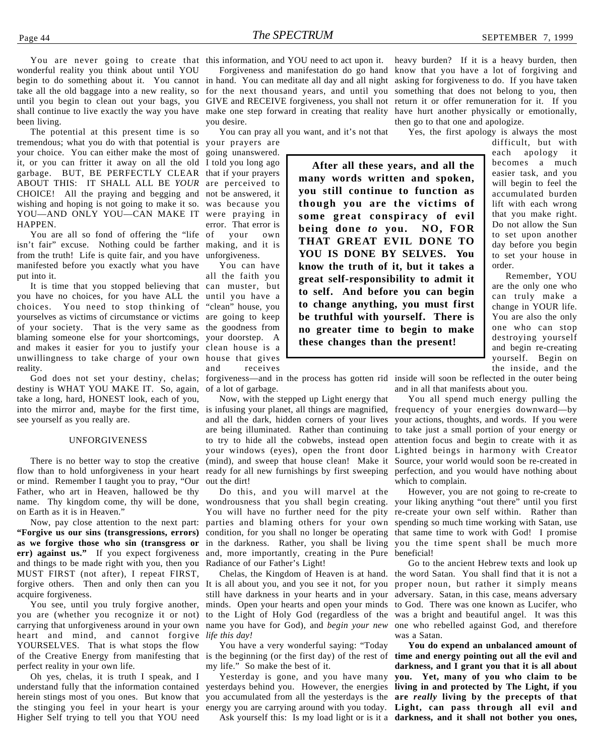You are never going to create that wonderful reality you think about until YOU begin to do something about it. You cannot take all the old baggage into a new reality, so until you begin to clean out your bags, you shall continue to live exactly the way you have been living.

The potential at this present time is so tremendous; what you do with that potential is your choice. You can either make the most of it, or you can fritter it away on all the old garbage. BUT, BE PERFECTLY CLEAR ABOUT THIS: IT SHALL ALL BE *YOUR* CHOICE! All the praying and begging and wishing and hoping is not going to make it so. YOU—AND ONLY YOU—CAN MAKE IT HAPPEN.

You are all so fond of offering the "life isn't fair" excuse. Nothing could be farther from the truth! Life is quite fair, and you have manifested before you exactly what you have put into it.

It is time that you stopped believing that you have no choices, for you have ALL the choices. You need to stop thinking of yourselves as victims of circumstance or victims of your society. That is the very same as blaming someone else for your shortcomings, and makes it easier for you to justify your unwillingness to take charge of your own reality.

God does not set your destiny, chelas; destiny is WHAT YOU MAKE IT. So, again, take a long, hard, HONEST look, each of you, into the mirror and, maybe for the first time, see yourself as you really are.

## UNFORGIVENESS

There is no better way to stop the creative flow than to hold unforgiveness in your heart or mind. Remember I taught you to pray, "Our Father, who art in Heaven, hallowed be thy name. Thy kingdom come, thy will be done, on Earth as it is in Heaven."

Now, pay close attention to the next part: **"Forgive us our sins (transgressions, errors) as we forgive those who sin (transgress or err) against us."** If you expect forgiveness and things to be made right with you, then you MUST FIRST (not after), I repeat FIRST, forgive others. Then and only then can you acquire forgiveness.

You see, until you truly forgive another, you are (whether you recognize it or not) carrying that unforgiveness around in your own heart and mind, and cannot forgive YOURSELVES. That is what stops the flow of the Creative Energy from manifesting that perfect reality in your own life.

Oh yes, chelas, it is truth I speak, and I understand fully that the information contained herein stings most of you ones. But know that the stinging you feel in your heart is your Higher Self trying to tell you that YOU need this information, and YOU need to act upon it.

Forgiveness and manifestation do go hand in hand. You can meditate all day and all night for the next thousand years, and until you GIVE and RECEIVE forgiveness, you shall not make one step forward in creating that reality you desire.

You can pray all you want, and it's not that your prayers are going unanswered. I told you long ago that if your prayers are perceived to not be answered, it was because you were praying in error. That error is of your own making, and it is unforgiveness.

You can have all the faith you can muster, but until you have a "clean" house, you are going to keep the goodness from your doorstep. A clean house is a house that gives and receives forgiveness—and in the process has gotten rid of a lot of garbage.

> **After all these years, and all the many words written and spoken, you still continue to function as though you are the victims of some great conspiracy of evil being done *to* you. NO, FOR THAT GREAT EVIL DONE TO YOU IS DONE BY SELVES. You know the truth of it, but it takes a great self-responsibility to admit it to self. And before you can begin to change anything, you must first be truthful with yourself. There is no greater time to begin to make these changes than the present!**

Now, with the stepped up Light energy that is infusing your planet, all things are magnified, and all the dark, hidden corners of your lives are being illuminated. Rather than continuing to try to hide all the cobwebs, instead open your windows (eyes), open the front door (mind), and sweep that house clean! Make it ready for all new furnishings by first sweeping out the dirt!

Do this, and you will marvel at the wondrousness that you shall begin creating. You will have no further need for the pity parties and blaming others for your own condition, for you shall no longer be operating in the darkness. Rather, you shall be living and, more importantly, creating in the Pure Radiance of our Father's Light!

Chelas, the Kingdom of Heaven is at hand. It is all about you, and you see it not, for you still have darkness in your hearts and in your minds. Open your hearts and open your minds to the Light of Holy God (regardless of the name you have for God), and *begin your new life this day!*

You have a very wonderful saying: "Today is the beginning (or the first day) of the rest of my life." So make the best of it.

Yesterday is gone, and you have many yesterdays behind you. However, the energies you accumulated from all the yesterdays is the energy you are carrying around with you today.

Ask yourself this: Is my load light or is it a heavy burden? If it is a heavy burden, then know that you have a lot of forgiving and asking for forgiveness to do. If you have taken something that does not belong to you, then return it or offer remuneration for it. If you have hurt another physically or emotionally, then go to that one and apologize.

Yes, the first apology is always the most difficult, but with each apology it becomes a much easier task, and you will begin to feel the accumulated burden lift with each wrong that you make right. Do not allow the Sun to set upon another day before you begin to set your house in order.

Remember, YOU are the only one who can truly make a change in YOUR life. You are also the only one who can stop destroying yourself and begin re-creating yourself. Begin on the inside, and the inside will soon be reflected in the outer being and in all that manifests about you.

You all spend much energy pulling the frequency of your energies downward—by your actions, thoughts, and words. If you were to take just a small portion of your energy or attention focus and begin to create with it as Lighted beings in harmony with Creator Source, your world would soon be re-created in perfection, and you would have nothing about which to complain.

However, you are not going to re-create to your liking anything "out there" until you first re-create your own self within. Rather than spending so much time working with Satan, use that same time to work with God! I promise you the time spent shall be much more beneficial!

Go to the ancient Hebrew texts and look up the word Satan. You shall find that it is not a proper noun, but rather it simply means adversary. Satan, in this case, means adversary to God. There was one known as Lucifer, who was a bright and beautiful angel. It was this one who rebelled against God, and therefore was a Satan.

**You do expend an unbalanced amount of time and energy pointing out all the evil and darkness, and I grant you that it is all about you. Yet, many of you who claim to be living in and protected by The Light, if you are *really* living by the precepts of that Light, can pass through all evil and darkness, and it shall not bother you ones,**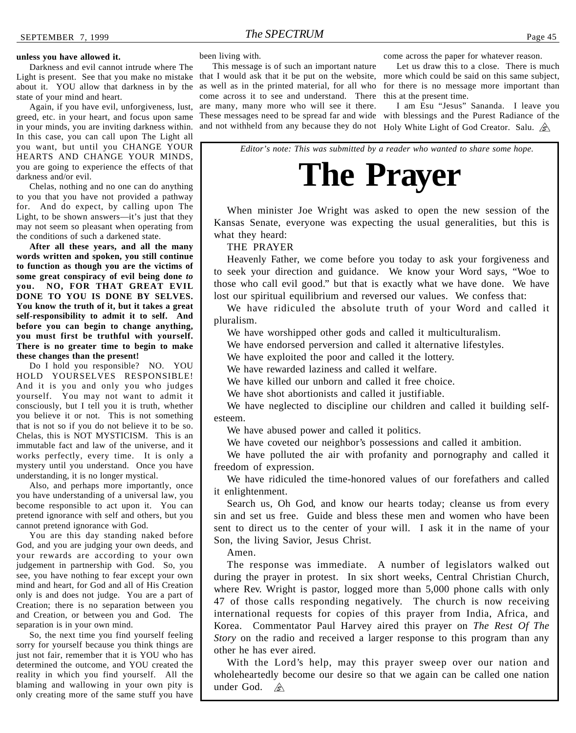**unless you have allowed it.**

Darkness and evil cannot intrude where The Light is present. See that you make no mistake about it. YOU allow that darkness in by the state of your mind and heart.

Again, if you have evil, unforgiveness, lust, greed, etc. in your heart, and focus upon same in your minds, you are inviting darkness within. In this case, you can call upon The Light all you want, but until you CHANGE YOUR HEARTS AND CHANGE YOUR MINDS, you are going to experience the effects of that darkness and/or evil.

Chelas, nothing and no one can do anything to you that you have not provided a pathway for. And do expect, by calling upon The Light, to be shown answers—it's just that they may not seem so pleasant when operating from the conditions of such a darkened state.

**After all these years, and all the many words written and spoken, you still continue to function as though you are the victims of some great conspiracy of evil being done *to* you. NO, FOR THAT GREAT EVIL DONE TO YOU IS DONE BY SELVES. You know the truth of it, but it takes a great self-responsibility to admit it to self. And before you can begin to change anything, you must first be truthful with yourself. There is no greater time to begin to make these changes than the present!**

Do I hold you responsible? NO. YOU HOLD YOURSELVES RESPONSIBLE! And it is you and only you who judges yourself. You may not want to admit it consciously, but I tell you it is truth, whether you believe it or not. This is not something that is not so if you do not believe it to be so. Chelas, this is NOT MYSTICISM. This is an immutable fact and law of the universe, and it works perfectly, every time. It is only a mystery until you understand. Once you have understanding, it is no longer mystical.

Also, and perhaps more importantly, once you have understanding of a universal law, you become responsible to act upon it. You can pretend ignorance with self and others, but you cannot pretend ignorance with God.

You are this day standing naked before God, and you are judging your own deeds, and your rewards are according to your own judgement in partnership with God. So, you see, you have nothing to fear except your own mind and heart, for God and all of His Creation only is and does not judge. You are a part of Creation; there is no separation between you and Creation, or between you and God. The separation is in your own mind.

So, the next time you find yourself feeling sorry for yourself because you think things are just not fair, remember that it is YOU who has determined the outcome, and YOU created the reality in which you find yourself. All the blaming and wallowing in your own pity is only creating more of the same stuff you have been living with.

This message is of such an important nature that I would ask that it be put on the website, as well as in the printed material, for all who come across it to see and understand. There are many, many more who will see it there. These messages need to be spread far and wide and not withheld from any because they do not come across the paper for whatever reason.

Let us draw this to a close. There is much more which could be said on this same subject, for there is no message more important than this at the present time.

I am Esu "Jesus" Sananda. I leave you with blessings and the Purest Radiance of the Holy White Light of God Creator. Salu.

*Editor's note: This was submitted by a reader who wanted to share some hope.*

# The Prayer

When minister Joe Wright was asked to open the new session of the Kansas Senate, everyone was expecting the usual generalities, but this is what they heard:

THE PRAYER

Heavenly Father, we come before you today to ask your forgiveness and to seek your direction and guidance. We know your Word says, "Woe to those who call evil good." but that is exactly what we have done. We have lost our spiritual equilibrium and reversed our values. We confess that:

We have ridiculed the absolute truth of your Word and called it pluralism.

We have worshipped other gods and called it multiculturalism.

We have endorsed perversion and called it alternative lifestyles.

We have exploited the poor and called it the lottery.

We have rewarded laziness and called it welfare.

We have killed our unborn and called it free choice.

We have shot abortionists and called it justifiable.

We have neglected to discipline our children and called it building self-esteem.

We have abused power and called it politics.

We have coveted our neighbor's possessions and called it ambition.

We have polluted the air with profanity and pornography and called it freedom of expression.

We have ridiculed the time-honored values of our forefathers and called it enlightenment.

Search us, Oh God, and know our hearts today; cleanse us from every sin and set us free. Guide and bless these men and women who have been sent to direct us to the center of your will. I ask it in the name of your Son, the living Savior, Jesus Christ.

Amen.

The response was immediate. A number of legislators walked out during the prayer in protest. In six short weeks, Central Christian Church, where Rev. Wright is pastor, logged more than 5,000 phone calls with only 47 of those calls responding negatively. The church is now receiving international requests for copies of this prayer from India, Africa, and Korea. Commentator Paul Harvey aired this prayer on *The Rest Of The Story* on the radio and received a larger response to this program than any other he has ever aired.

With the Lord's help, may this prayer sweep over our nation and wholeheartedly become our desire so that we again can be called one nation under God.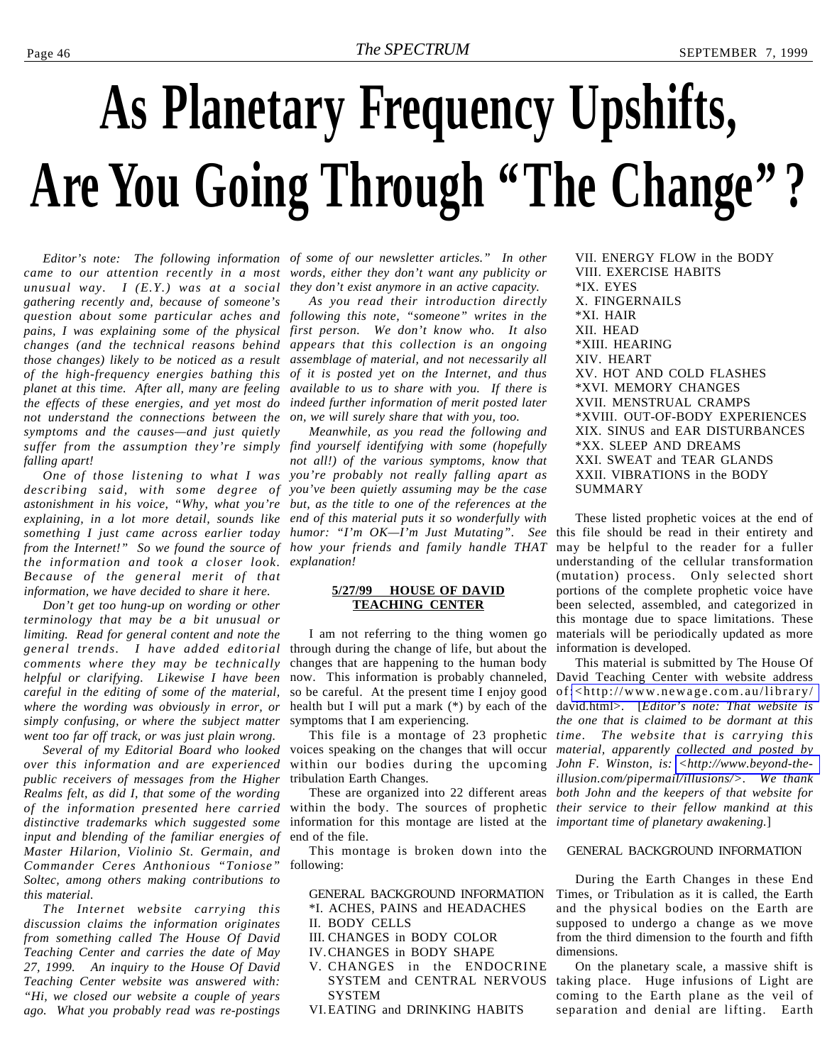# As Planetary Frequency Upshifts, Are You Going Through "The Change"?

*Editor's note: The following information came to our attention recently in a most unusual way. I (E.Y.) was at a social gathering recently and, because of someone's question about some particular aches and pains, I was explaining some of the physical changes (and the technical reasons behind those changes) likely to be noticed as a result of the high-frequency energies bathing this planet at this time. After all, many are feeling the effects of these energies, and yet most do not understand the connections between the symptoms and the causes—and just quietly suffer from the assumption they're simply falling apart!*

*One of those listening to what I was describing said, with some degree of astonishment in his voice, "Why, what you're explaining, in a lot more detail, sounds like something I just came across earlier today from the Internet!" So we found the source of the information and took a closer look. Because of the general merit of that information, we have decided to share it here.*

*Don't get too hung-up on wording or other terminology that may be a bit unusual or limiting. Read for general content and note the general trends. I have added editorial comments where they may be technically helpful or clarifying. Likewise I have been careful in the editing of some of the material, where the wording was obviously in error, or simply confusing, or where the subject matter went too far off track, or was just plain wrong.*

*Several of my Editorial Board who looked over this information and are experienced public receivers of messages from the Higher Realms felt, as did I, that some of the wording of the information presented here carried distinctive trademarks which suggested some input and blending of the familiar energies of Master Hilarion, Violinio St. Germain, and Commander Ceres Anthonious "Toniose" Soltec, among others making contributions to this material.*

*The Internet website carrying this discussion claims the information originates from something called The House Of David Teaching Center and carries the date of May 27, 1999. An inquiry to the House Of David Teaching Center website was answered with: "Hi, we closed our website a couple of years ago. What you probably read was re-postings of some of our newsletter articles." In other words, either they don't want any publicity or they don't exist anymore in an active capacity.*

*As you read their introduction directly following this note, "someone" writes in the first person. We don't know who. It also appears that this collection is an ongoing assemblage of material, and not necessarily all of it is posted yet on the Internet, and thus available to us to share with you. If there is indeed further information of merit posted later on, we will surely share that with you, too.*

*Meanwhile, as you read the following and find yourself identifying with some (hopefully not all!) of the various symptoms, know that you're probably not really falling apart as you've been quietly assuming may be the case but, as the title to one of the references at the end of this material puts it so wonderfully with humor: "I'm OK—I'm Just Mutating". See how your friends and family handle THAT explanation!*

## 5/27/99 HOUSE OF DAVID TEACHING CENTER

I am not referring to the thing women go through during the change of life, but about the changes that are happening to the human body now. This information is probably channeled, so be careful. At the present time I enjoy good health but I will put a mark (*) by each of the symptoms that I am experiencing.

This file is a montage of 23 prophetic voices speaking on the changes that will occur within our bodies during the upcoming tribulation Earth Changes.

These are organized into 22 different areas within the body. The sources of prophetic information for this montage are listed at the end of the file.

This montage is broken down into the following:

GENERAL BACKGROUND INFORMATION
*I. ACHES, PAINS and HEADACHES
II. BODY CELLS
III. CHANGES in BODY COLOR
IV. CHANGES in BODY SHAPE
V. CHANGES in the ENDOCRINE SYSTEM and CENTRAL NERVOUS SYSTEM
VI. EATING and DRINKING HABITS
VII. ENERGY FLOW in the BODY
VIII. EXERCISE HABITS
*IX. EYES
X. FINGERNAILS
*XI. HAIR
XII. HEAD
*XIII. HEARING
XIV. HEART
XV. HOT AND COLD FLASHES
*XVI. MEMORY CHANGES
XVII. MENSTRUAL CRAMPS
*XVIII. OUT-OF-BODY EXPERIENCES
XIX. SINUS and EAR DISTURBANCES
*XX. SLEEP AND DREAMS
XXI. SWEAT and TEAR GLANDS
XXII. VIBRATIONS in the BODY
SUMMARY

These listed prophetic voices at the end of this file should be read in their entirety and may be helpful to the reader for a fuller understanding of the cellular transformation (mutation) process. Only selected short portions of the complete prophetic voice have been selected, assembled, and categorized in this montage due to space limitations. These materials will be periodically updated as more information is developed.

This material is submitted by The House Of David Teaching Center with website address of <http://www.newage.com.au/library/david.html>. [*Editor's note: That website is the one that is claimed to be dormant at this time. The website that is carrying this material, apparently collected and posted by John F. Winston, is: <http://www.beyond-the-illusion.com/pipermail/illusions/>. We thank both John and the keepers of that website for their service to their fellow mankind at this important time of planetary awakening.*]

### GENERAL BACKGROUND INFORMATION

During the Earth Changes in these End Times, or Tribulation as it is called, the Earth and the physical bodies on the Earth are supposed to undergo a change as we move from the third dimension to the fourth and fifth dimensions.

On the planetary scale, a massive shift is taking place. Huge infusions of Light are coming to the Earth plane as the veil of separation and denial are lifting. Earth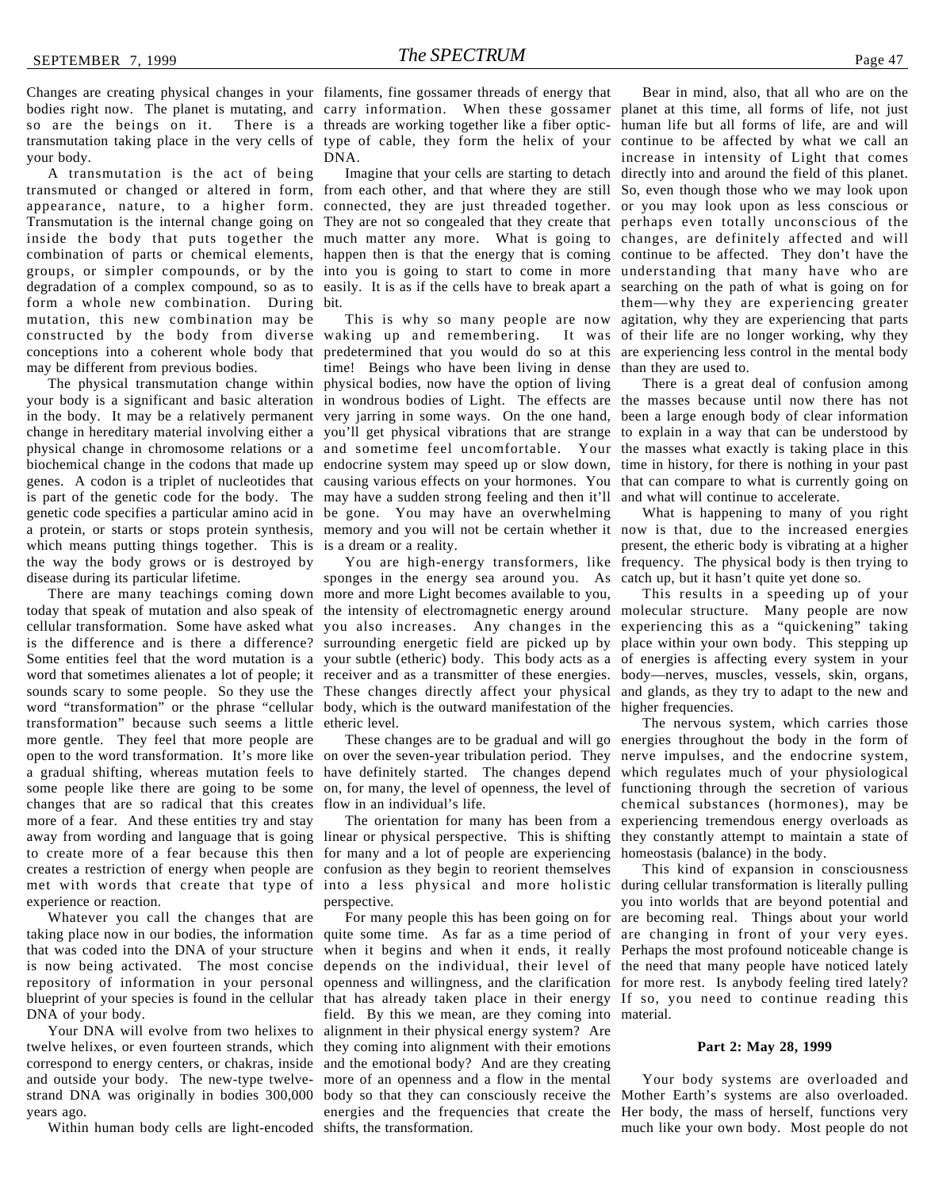Changes are creating physical changes in your bodies right now. The planet is mutating, and so are the beings on it. There is a transmutation taking place in the very cells of your body.

A transmutation is the act of being transmuted or changed or altered in form, appearance, nature, to a higher form. Transmutation is the internal change going on inside the body that puts together the combination of parts or chemical elements, groups, or simpler compounds, or by the degradation of a complex compound, so as to form a whole new combination. During mutation, this new combination may be constructed by the body from diverse conceptions into a coherent whole body that may be different from previous bodies.

The physical transmutation change within your body is a significant and basic alteration in the body. It may be a relatively permanent change in hereditary material involving either a physical change in chromosome relations or a biochemical change in the codons that made up genes. A codon is a triplet of nucleotides that is part of the genetic code for the body. The genetic code specifies a particular amino acid in a protein, or starts or stops protein synthesis, which means putting things together. This is the way the body grows or is destroyed by disease during its particular lifetime.

There are many teachings coming down today that speak of mutation and also speak of cellular transformation. Some have asked what is the difference and is there a difference? Some entities feel that the word mutation is a word that sometimes alienates a lot of people; it sounds scary to some people. So they use the word "transformation" or the phrase "cellular transformation" because such seems a little more gentle. They feel that more people are open to the word transformation. It's more like a gradual shifting, whereas mutation feels to some people like there are going to be some changes that are so radical that this creates more of a fear. And these entities try and stay away from wording and language that is going to create more of a fear because this then creates a restriction of energy when people are met with words that create that type of experience or reaction.

Whatever you call the changes that are taking place now in our bodies, the information that was coded into the DNA of your structure is now being activated. The most concise repository of information in your personal blueprint of your species is found in the cellular DNA of your body.

Your DNA will evolve from two helixes to twelve helixes, or even fourteen strands, which correspond to energy centers, or chakras, inside and outside your body. The new-type twelve-strand DNA was originally in bodies 300,000 years ago.

Within human body cells are light-encoded filaments, fine gossamer threads of energy that carry information. When these gossamer threads are working together like a fiber optic-type of cable, they form the helix of your DNA.

Imagine that your cells are starting to detach from each other, and that where they are still connected, they are just threaded together. They are not so congealed that they create that much matter any more. What is going to happen then is that the energy that is coming into you is going to start to come in more easily. It is as if the cells have to break apart a bit.

This is why so many people are now waking up and remembering. It was predetermined that you would do so at this time! Beings who have been living in dense physical bodies, now have the option of living in wondrous bodies of Light. The effects are very jarring in some ways. On the one hand, you'll get physical vibrations that are strange and sometime feel uncomfortable. Your endocrine system may speed up or slow down, causing various effects on your hormones. You may have a sudden strong feeling and then it'll be gone. You may have an overwhelming memory and you will not be certain whether it is a dream or a reality.

You are high-energy transformers, like sponges in the energy sea around you. As more and more Light becomes available to you, the intensity of electromagnetic energy around you also increases. Any changes in the surrounding energetic field are picked up by your subtle (etheric) body. This body acts as a receiver and as a transmitter of these energies. These changes directly affect your physical body, which is the outward manifestation of the etheric level.

These changes are to be gradual and will go on over the seven-year tribulation period. They have definitely started. The changes depend on, for many, the level of openness, the level of flow in an individual's life.

The orientation for many has been from a linear or physical perspective. This is shifting for many and a lot of people are experiencing confusion as they begin to reorient themselves into a less physical and more holistic perspective.

For many people this has been going on for quite some time. As far as a time period of when it begins and when it ends, it really depends on the individual, their level of openness and willingness, and the clarification that has already taken place in their energy field. By this we mean, are they coming into alignment in their physical energy system? Are they coming into alignment with their emotions and the emotional body? And are they creating more of an openness and a flow in the mental body so that they can consciously receive the energies and the frequencies that create the shifts, the transformation.

Bear in mind, also, that all who are on the planet at this time, all forms of life, not just human life but all forms of life, are and will continue to be affected by what we call an increase in intensity of Light that comes directly into and around the field of this planet. So, even though those who we may look upon or you may look upon as less conscious or perhaps even totally unconscious of the changes, are definitely affected and will continue to be affected. They don't have the understanding that many have who are searching on the path of what is going on for them—why they are experiencing greater agitation, why they are experiencing that parts of their life are no longer working, why they are experiencing less control in the mental body than they are used to.

There is a great deal of confusion among the masses because until now there has not been a large enough body of clear information to explain in a way that can be understood by the masses what exactly is taking place in this time in history, for there is nothing in your past that can compare to what is currently going on and what will continue to accelerate.

What is happening to many of you right now is that, due to the increased energies present, the etheric body is vibrating at a higher frequency. The physical body is then trying to catch up, but it hasn't quite yet done so.

This results in a speeding up of your molecular structure. Many people are now experiencing this as a "quickening" taking place within your own body. This stepping up of energies is affecting every system in your body—nerves, muscles, vessels, skin, organs, and glands, as they try to adapt to the new and higher frequencies.

The nervous system, which carries those energies throughout the body in the form of nerve impulses, and the endocrine system, which regulates much of your physiological functioning through the secretion of various chemical substances (hormones), may be experiencing tremendous energy overloads as they constantly attempt to maintain a state of homeostasis (balance) in the body.

This kind of expansion in consciousness during cellular transformation is literally pulling you into worlds that are beyond potential and are becoming real. Things about your world are changing in front of your very eyes. Perhaps the most profound noticeable change is the need that many people have noticed lately for more rest. Is anybody feeling tired lately? If so, you need to continue reading this material.

**Part 2: May 28, 1999**

Your body systems are overloaded and Mother Earth's systems are also overloaded. Her body, the mass of herself, functions very much like your own body. Most people do not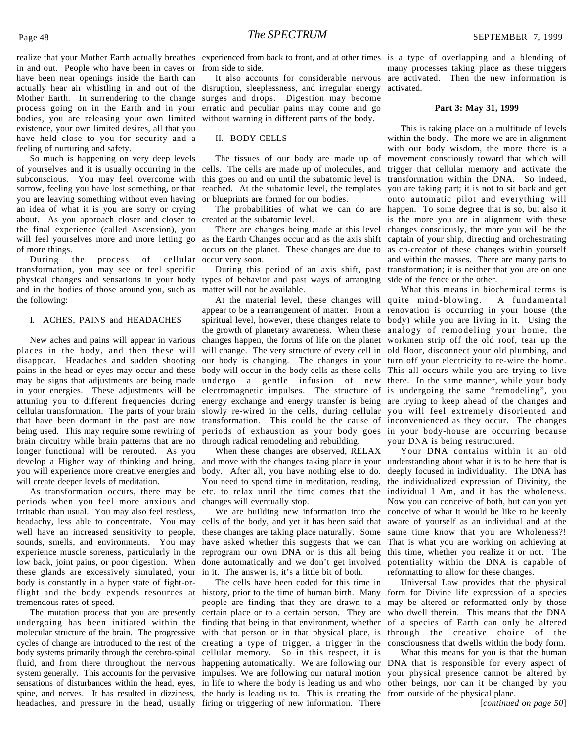realize that your Mother Earth actually breathes in and out. People who have been in caves or have been near openings inside the Earth can actually hear air whistling in and out of the Mother Earth. In surrendering to the change process going on in the Earth and in your bodies, you are releasing your own limited existence, your own limited desires, all that you have held close to you for security and a feeling of nurturing and safety.

So much is happening on very deep levels of yourselves and it is usually occurring in the subconscious. You may feel overcome with sorrow, feeling you have lost something, or that you are leaving something without even having an idea of what it is you are sorry or crying about. As you approach closer and closer to the final experience (called Ascension), you will feel yourselves more and more letting go of more things.

During the process of cellular transformation, you may see or feel specific physical changes and sensations in your body and in the bodies of those around you, such as the following:

I. ACHES, PAINS and HEADACHES

New aches and pains will appear in various places in the body, and then these will disappear. Headaches and sudden shooting pains in the head or eyes may occur and these may be signs that adjustments are being made in your energies. These adjustments will be attuning you to different frequencies during cellular transformation. The parts of your brain that have been dormant in the past are now being used. This may require some rewiring of brain circuitry while brain patterns that are no longer functional will be rerouted. As you develop a Higher way of thinking and being, you will experience more creative energies and will create deeper levels of meditation.

As transformation occurs, there may be periods when you feel more anxious and irritable than usual. You may also feel restless, headachy, less able to concentrate. You may well have an increased sensitivity to people, sounds, smells, and environments. You may experience muscle soreness, particularly in the low back, joint pains, or poor digestion. When these glands are excessively simulated, your body is constantly in a hyper state of fight-or-flight and the body expends resources at tremendous rates of speed.

The mutation process that you are presently undergoing has been initiated within the molecular structure of the brain. The progressive cycles of change are introduced to the rest of the body systems primarily through the cerebro-spinal fluid, and from there throughout the nervous system generally. This accounts for the pervasive sensations of disturbances within the head, eyes, spine, and nerves. It has resulted in dizziness, headaches, and pressure in the head, usually experienced from back to front, and at other times from side to side.

It also accounts for considerable nervous disruption, sleeplessness, and irregular energy surges and drops. Digestion may become erratic and peculiar pains may come and go without warning in different parts of the body.

II. BODY CELLS

The tissues of our body are made up of cells. The cells are made up of molecules, and this goes on and on until the subatomic level is reached. At the subatomic level, the templates or blueprints are formed for our bodies.

The probabilities of what we can do are created at the subatomic level.

There are changes being made at this level as the Earth Changes occur and as the axis shift occurs on the planet. These changes are due to occur very soon.

During this period of an axis shift, past types of behavior and past ways of arranging matter will not be available.

At the material level, these changes will appear to be a rearrangement of matter. From a spiritual level, however, these changes relate to the growth of planetary awareness. When these changes happen, the forms of life on the planet will change. The very structure of every cell in our body is changing. The changes in your body will occur in the body cells as these cells undergo a gentle infusion of new electromagnetic impulses. The structure of energy exchange and energy transfer is being slowly re-wired in the cells, during cellular transformation. This could be the cause of periods of exhaustion as your body goes through radical remodeling and rebuilding.

When these changes are observed, RELAX and move with the changes taking place in your body. After all, you have nothing else to do. You need to spend time in meditation, reading, etc. to relax until the time comes that the changes will eventually stop.

We are building new information into the cells of the body, and yet it has been said that these changes are taking place naturally. Some have asked whether this suggests that we can reprogram our own DNA or is this all being done automatically and we don't get involved in it. The answer is, it's a little bit of both.

The cells have been coded for this time in history, prior to the time of human birth. Many people are finding that they are drawn to a certain place or to a certain person. They are finding that being in that environment, whether with that person or in that physical place, is creating a type of trigger, a trigger in the cellular memory. So in this respect, it is happening automatically. We are following our impulses. We are following our natural motion in life to where the body is leading us and who the body is leading us to. This is creating the firing or triggering of new information. There is a type of overlapping and a blending of many processes taking place as these triggers are activated. Then the new information is activated.

**Part 3: May 31, 1999**

This is taking place on a multitude of levels within the body. The more we are in alignment with our body wisdom, the more there is a movement consciously toward that which will trigger that cellular memory and activate the transformation within the DNA. So indeed, you are taking part; it is not to sit back and get onto automatic pilot and everything will happen. To some degree that is so, but also it is the more you are in alignment with these changes consciously, the more you will be the captain of your ship, directing and orchestrating as co-creator of these changes within yourself and within the masses. There are many parts to transformation; it is neither that you are on one side of the fence or the other.

What this means in biochemical terms is quite mind-blowing. A fundamental renovation is occurring in your house (the body) while you are living in it. Using the analogy of remodeling your home, the workmen strip off the old roof, tear up the old floor, disconnect your old plumbing, and turn off your electricity to re-wire the home. This all occurs while you are trying to live there. In the same manner, while your body is undergoing the same "remodeling", you are trying to keep ahead of the changes and you will feel extremely disoriented and inconvenienced as they occur. The changes in your body-house are occurring because your DNA is being restructured.

Your DNA contains within it an old understanding about what it is to be here that is deeply focused in individuality. The DNA has the individualized expression of Divinity, the individual I Am, and it has the wholeness. Now you can conceive of both, but can you yet conceive of what it would be like to be keenly aware of yourself as an individual and at the same time know that you are Wholeness?! That is what you are working on achieving at this time, whether you realize it or not. The potentiality within the DNA is capable of reformatting to allow for these changes.

Universal Law provides that the physical form for Divine life expression of a species may be altered or reformatted only by those who dwell therein. This means that the DNA of a species of Earth can only be altered through the creative choice of the consciousness that dwells within the body form.

What this means for you is that the human DNA that is responsible for every aspect of your physical presence cannot be altered by other beings, nor can it be changed by you from outside of the physical plane.

[*continued on page 50*]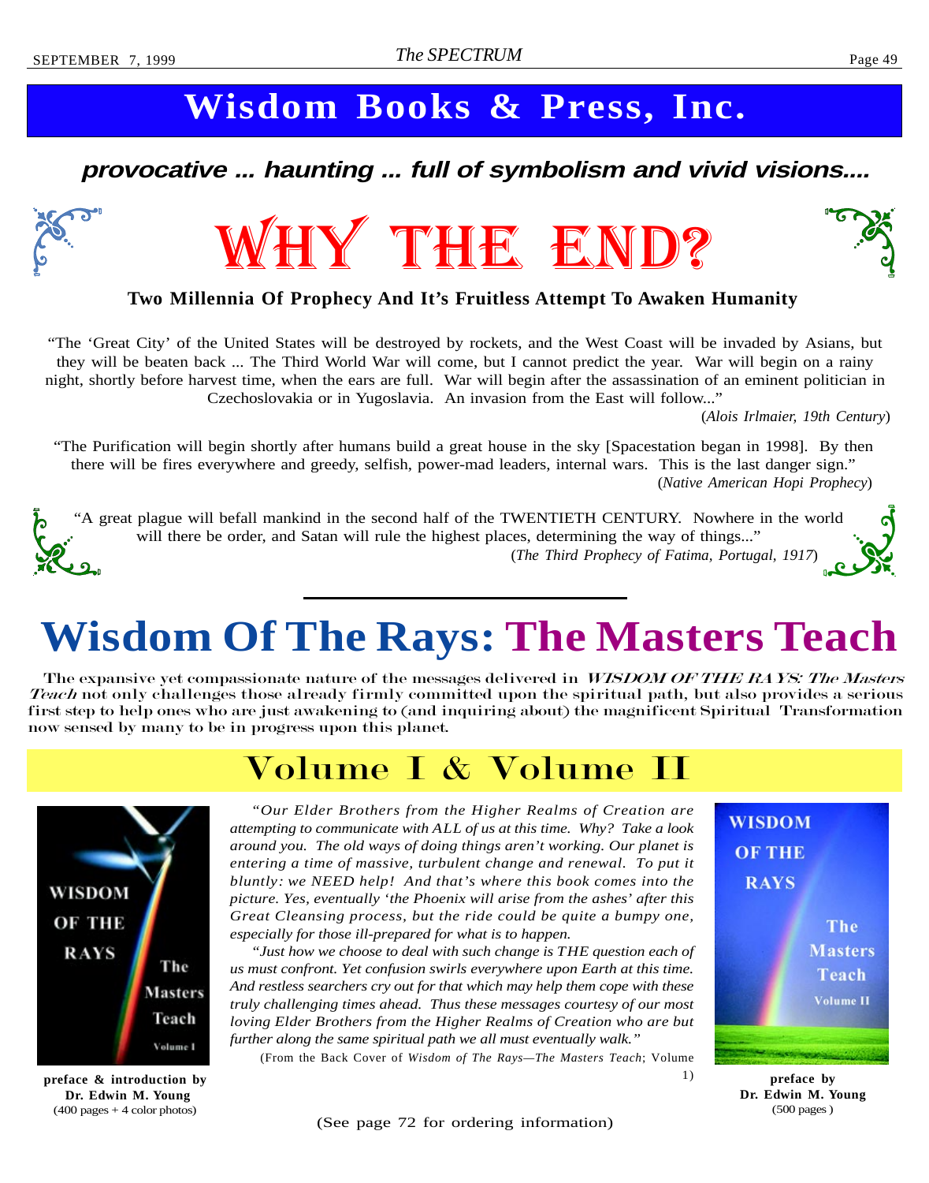# Wisdom Books & Press, Inc.

***provocative ... haunting ... full of symbolism and vivid visions....***

# WHY THE END?

**Two Millennia Of Prophecy And It's Fruitless Attempt To Awaken Humanity**

"The 'Great City' of the United States will be destroyed by rockets, and the West Coast will be invaded by Asians, but they will be beaten back ... The Third World War will come, but I cannot predict the year. War will begin on a rainy night, shortly before harvest time, when the ears are full. War will begin after the assassination of an eminent politician in Czechoslovakia or in Yugoslavia. An invasion from the East will follow..."

(*Alois Irlmaier, 19th Century*)

"The Purification will begin shortly after humans build a great house in the sky [Spacestation began in 1998]. By then there will be fires everywhere and greedy, selfish, power-mad leaders, internal wars. This is the last danger sign."

(*Native American Hopi Prophecy*)

"A great plague will befall mankind in the second half of the TWENTIETH CENTURY. Nowhere in the world will there be order, and Satan will rule the highest places, determining the way of things..."

(*The Third Prophecy of Fatima, Portugal, 1917*)

---

# Wisdom Of The Rays: The Masters Teach

The expansive yet compassionate nature of the messages delivered in *WISDOM OF THE RAYS: The Masters Teach* not only challenges those already firmly committed upon the spiritual path, but also provides a serious first step to help ones who are just awakening to (and inquiring about) the magnificent Spiritual Transformation now sensed by many to be in progress upon this planet.

## Volume I & Volume II

WISDOM OF THE RAYS
The Masters Teach
Volume I

**preface & introduction by Dr. Edwin M. Young**
(400 pages + 4 color photos)

*"Our Elder Brothers from the Higher Realms of Creation are attempting to communicate with ALL of us at this time. Why? Take a look around you. The old ways of doing things aren't working. Our planet is entering a time of massive, turbulent change and renewal. To put it bluntly: we NEED help! And that's where this book comes into the picture. Yes, eventually 'the Phoenix will arise from the ashes' after this Great Cleansing process, but the ride could be quite a bumpy one, especially for those ill-prepared for what is to happen.*

*"Just how we choose to deal with such change is THE question each of us must confront. Yet confusion swirls everywhere upon Earth at this time. And restless searchers cry out for that which may help them cope with these truly challenging times ahead. Thus these messages courtesy of our most loving Elder Brothers from the Higher Realms of Creation who are but further along the same spiritual path we all must eventually walk."*

(From the Back Cover of *Wisdom of The Rays—The Masters Teach*; Volume 1)

WISDOM OF THE RAYS
The Masters Teach
Volume II

**preface by Dr. Edwin M. Young**
(500 pages )

(See page 72 for ordering information)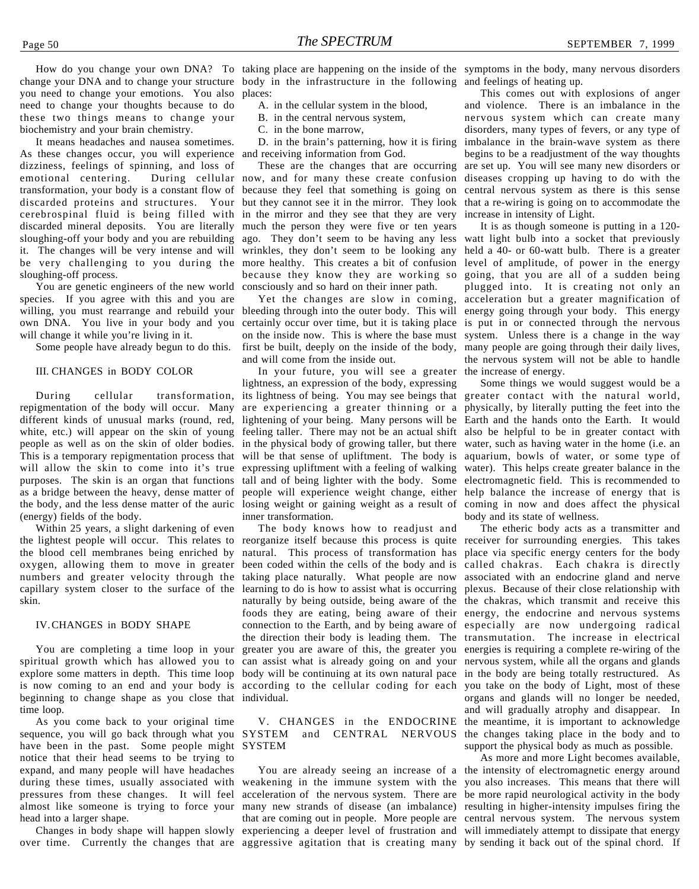How do you change your own DNA? To change your DNA and to change your structure you need to change your emotions. You also need to change your thoughts because to do these two things means to change your biochemistry and your brain chemistry.

It means headaches and nausea sometimes. As these changes occur, you will experience dizziness, feelings of spinning, and loss of emotional centering. During cellular transformation, your body is a constant flow of discarded proteins and structures. Your cerebrospinal fluid is being filled with discarded mineral deposits. You are literally sloughing-off your body and you are rebuilding it. The changes will be very intense and will be very challenging to you during the sloughing-off process.

You are genetic engineers of the new world species. If you agree with this and you are willing, you must rearrange and rebuild your own DNA. You live in your body and you will change it while you're living in it.

Some people have already begun to do this.

### III. CHANGES in BODY COLOR

During cellular transformation, repigmentation of the body will occur. Many different kinds of unusual marks (round, red, white, etc.) will appear on the skin of young people as well as on the skin of older bodies. This is a temporary repigmentation process that will allow the skin to come into it's true purposes. The skin is an organ that functions as a bridge between the heavy, dense matter of the body, and the less dense matter of the auric (energy) fields of the body.

Within 25 years, a slight darkening of even the lightest people will occur. This relates to the blood cell membranes being enriched by oxygen, allowing them to move in greater numbers and greater velocity through the capillary system closer to the surface of the skin.

### IV. CHANGES in BODY SHAPE

You are completing a time loop in your spiritual growth which has allowed you to explore some matters in depth. This time loop is now coming to an end and your body is beginning to change shape as you close that time loop.

As you come back to your original time sequence, you will go back through what you have been in the past. Some people might notice that their head seems to be trying to expand, and many people will have headaches during these times, usually associated with pressures from these changes. It will feel almost like someone is trying to force your head into a larger shape.

Changes in body shape will happen slowly over time. Currently the changes that are taking place are happening on the inside of the body in the infrastructure in the following places:

A. in the cellular system in the blood,

B. in the central nervous system,

C. in the bone marrow,

D. in the brain's patterning, how it is firing and receiving information from God.

These are the changes that are occurring now, and for many these create confusion because they feel that something is going on but they cannot see it in the mirror. They look in the mirror and they see that they are very much the person they were five or ten years ago. They don't seem to be having any less wrinkles, they don't seem to be looking any more healthy. This creates a bit of confusion because they know they are working so consciously and so hard on their inner path.

Yet the changes are slow in coming, bleeding through into the outer body. This will certainly occur over time, but it is taking place on the inside now. This is where the base must first be built, deeply on the inside of the body, and will come from the inside out.

In your future, you will see a greater lightness, an expression of the body, expressing its lightness of being. You may see beings that are experiencing a greater thinning or a lightening of your being. Many persons will be feeling taller. There may not be an actual shift in the physical body of growing taller, but there will be that sense of upliftment. The body is expressing upliftment with a feeling of walking tall and of being lighter with the body. Some people will experience weight change, either losing weight or gaining weight as a result of inner transformation.

The body knows how to readjust and reorganize itself because this process is quite natural. This process of transformation has been coded within the cells of the body and is taking place naturally. What people are now learning to do is how to assist what is occurring naturally by being outside, being aware of the foods they are eating, being aware of their connection to the Earth, and by being aware of the direction their body is leading them. The greater you are aware of this, the greater you can assist what is already going on and your body will be continuing at its own natural pace according to the cellular coding for each individual.

### V. CHANGES in the ENDOCRINE SYSTEM and CENTRAL NERVOUS SYSTEM

You are already seeing an increase of a weakening in the immune system with the acceleration of the nervous system. There are many new strands of disease (an imbalance) that are coming out in people. More people are experiencing a deeper level of frustration and aggressive agitation that is creating many symptoms in the body, many nervous disorders and feelings of heating up.

This comes out with explosions of anger and violence. There is an imbalance in the nervous system which can create many disorders, many types of fevers, or any type of imbalance in the brain-wave system as there begins to be a readjustment of the way thoughts are set up. You will see many new disorders or diseases cropping up having to do with the central nervous system as there is this sense that a re-wiring is going on to accommodate the increase in intensity of Light.

It is as though someone is putting in a 120-watt light bulb into a socket that previously held a 40- or 60-watt bulb. There is a greater level of amplitude, of power in the energy going, that you are all of a sudden being plugged into. It is creating not only an acceleration but a greater magnification of energy going through your body. This energy is put in or connected through the nervous system. Unless there is a change in the way many people are going through their daily lives, the nervous system will not be able to handle the increase of energy.

Some things we would suggest would be a greater contact with the natural world, physically, by literally putting the feet into the Earth and the hands onto the Earth. It would also be helpful to be in greater contact with water, such as having water in the home (i.e. an aquarium, bowls of water, or some type of water). This helps create greater balance in the electromagnetic field. This is recommended to help balance the increase of energy that is coming in now and does affect the physical body and its state of wellness.

The etheric body acts as a transmitter and receiver for surrounding energies. This takes place via specific energy centers for the body called chakras. Each chakra is directly associated with an endocrine gland and nerve plexus. Because of their close relationship with the chakras, which transmit and receive this energy, the endocrine and nervous systems especially are now undergoing radical transmutation. The increase in electrical energies is requiring a complete re-wiring of the nervous system, while all the organs and glands in the body are being totally restructured. As you take on the body of Light, most of these organs and glands will no longer be needed, and will gradually atrophy and disappear. In the meantime, it is important to acknowledge the changes taking place in the body and to support the physical body as much as possible.

As more and more Light becomes available, the intensity of electromagnetic energy around you also increases. This means that there will be more rapid neurological activity in the body resulting in higher-intensity impulses firing the central nervous system. The nervous system will immediately attempt to dissipate that energy by sending it back out of the spinal chord. If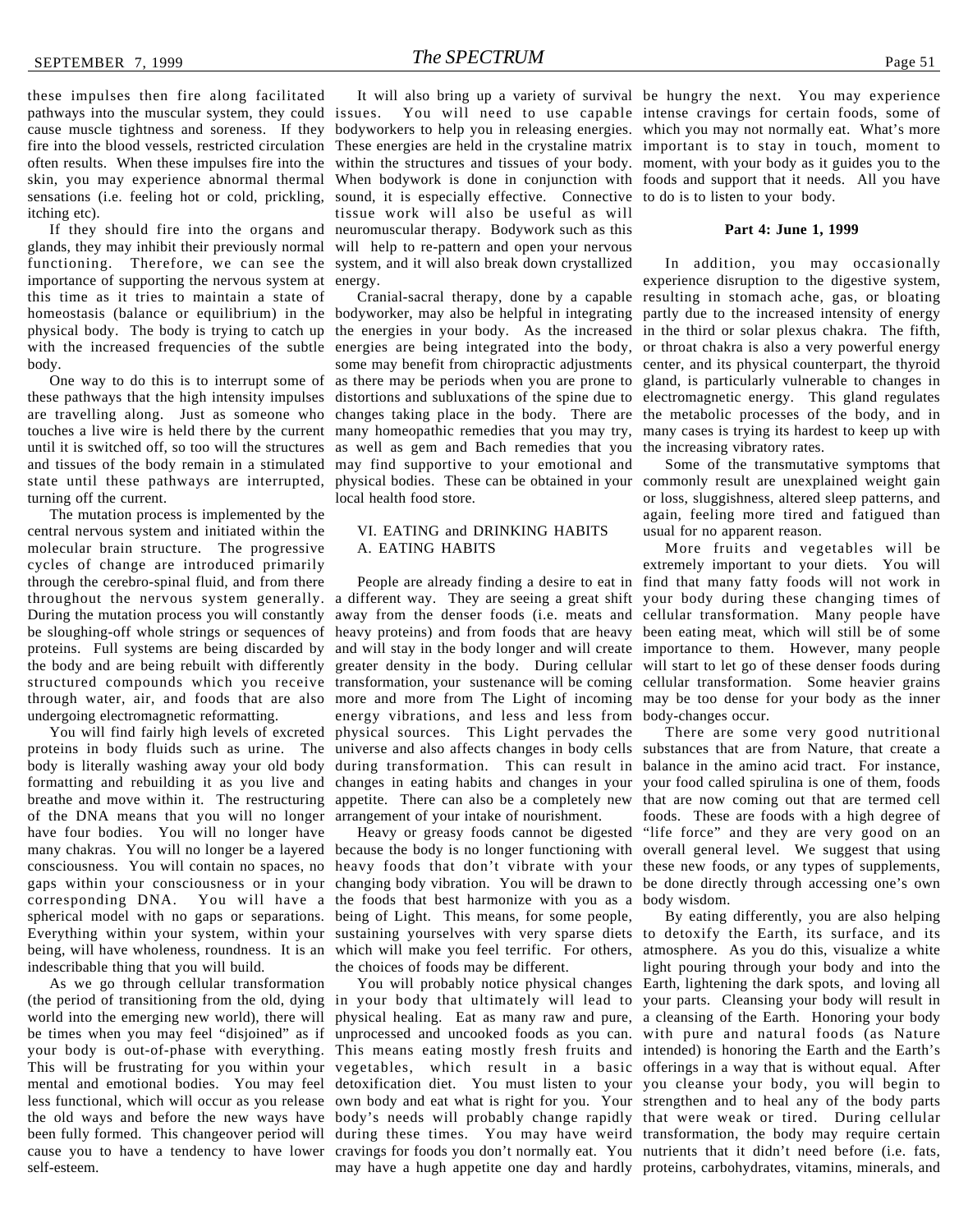these impulses then fire along facilitated pathways into the muscular system, they could cause muscle tightness and soreness. If they fire into the blood vessels, restricted circulation often results. When these impulses fire into the skin, you may experience abnormal thermal sensations (i.e. feeling hot or cold, prickling, itching etc).

If they should fire into the organs and glands, they may inhibit their previously normal functioning. Therefore, we can see the importance of supporting the nervous system at this time as it tries to maintain a state of homeostasis (balance or equilibrium) in the physical body. The body is trying to catch up with the increased frequencies of the subtle body.

One way to do this is to interrupt some of these pathways that the high intensity impulses are travelling along. Just as someone who touches a live wire is held there by the current until it is switched off, so too will the structures and tissues of the body remain in a stimulated state until these pathways are interrupted, turning off the current.

The mutation process is implemented by the central nervous system and initiated within the molecular brain structure. The progressive cycles of change are introduced primarily through the cerebro-spinal fluid, and from there throughout the nervous system generally. During the mutation process you will constantly be sloughing-off whole strings or sequences of proteins. Full systems are being discarded by the body and are being rebuilt with differently structured compounds which you receive through water, air, and foods that are also undergoing electromagnetic reformatting.

You will find fairly high levels of excreted proteins in body fluids such as urine. The body is literally washing away your old body formatting and rebuilding it as you live and breathe and move within it. The restructuring of the DNA means that you will no longer have four bodies. You will no longer have many chakras. You will no longer be a layered consciousness. You will contain no spaces, no gaps within your consciousness or in your corresponding DNA. You will have a spherical model with no gaps or separations. Everything within your system, within your being, will have wholeness, roundness. It is an indescribable thing that you will build.

As we go through cellular transformation (the period of transitioning from the old, dying world into the emerging new world), there will be times when you may feel "disjoined" as if your body is out-of-phase with everything. This will be frustrating for you within your mental and emotional bodies. You may feel less functional, which will occur as you release the old ways and before the new ways have been fully formed. This changeover period will cause you to have a tendency to have lower self-esteem.

It will also bring up a variety of survival issues. You will need to use capable bodyworkers to help you in releasing energies. These energies are held in the crystaline matrix within the structures and tissues of your body. When bodywork is done in conjunction with sound, it is especially effective. Connective tissue work will also be useful as will neuromuscular therapy. Bodywork such as this will help to re-pattern and open your nervous system, and it will also break down crystallized energy.

Cranial-sacral therapy, done by a capable bodyworker, may also be helpful in integrating the energies in your body. As the increased energies are being integrated into the body, some may benefit from chiropractic adjustments as there may be periods when you are prone to distortions and subluxations of the spine due to changes taking place in the body. There are many homeopathic remedies that you may try, as well as gem and Bach remedies that you may find supportive to your emotional and physical bodies. These can be obtained in your local health food store.

## VI. EATING and DRINKING HABITS
### A. EATING HABITS

People are already finding a desire to eat in a different way. They are seeing a great shift away from the denser foods (i.e. meats and heavy proteins) and from foods that are heavy and will stay in the body longer and will create greater density in the body. During cellular transformation, your sustenance will be coming more and more from The Light of incoming energy vibrations, and less and less from physical sources. This Light pervades the universe and also affects changes in body cells during transformation. This can result in changes in eating habits and changes in your appetite. There can also be a completely new arrangement of your intake of nourishment.

Heavy or greasy foods cannot be digested because the body is no longer functioning with heavy foods that don't vibrate with your changing body vibration. You will be drawn to the foods that best harmonize with you as a being of Light. This means, for some people, sustaining yourselves with very sparse diets which will make you feel terrific. For others, the choices of foods may be different.

You will probably notice physical changes in your body that ultimately will lead to physical healing. Eat as many raw and pure, unprocessed and uncooked foods as you can. This means eating mostly fresh fruits and vegetables, which result in a basic detoxification diet. You must listen to your own body and eat what is right for you. Your body's needs will probably change rapidly during these times. You may have weird cravings for foods you don't normally eat. You may have a hugh appetite one day and hardly be hungry the next. You may experience intense cravings for certain foods, some of which you may not normally eat. What's more important is to stay in touch, moment to moment, with your body as it guides you to the foods and support that it needs. All you have to do is to listen to your body.

**Part 4: June 1, 1999**

In addition, you may occasionally experience disruption to the digestive system, resulting in stomach ache, gas, or bloating partly due to the increased intensity of energy in the third or solar plexus chakra. The fifth, or throat chakra is also a very powerful energy center, and its physical counterpart, the thyroid gland, is particularly vulnerable to changes in electromagnetic energy. This gland regulates the metabolic processes of the body, and in many cases is trying its hardest to keep up with the increasing vibratory rates.

Some of the transmutative symptoms that commonly result are unexplained weight gain or loss, sluggishness, altered sleep patterns, and again, feeling more tired and fatigued than usual for no apparent reason.

More fruits and vegetables will be extremely important to your diets. You will find that many fatty foods will not work in your body during these changing times of cellular transformation. Many people have been eating meat, which will still be of some importance to them. However, many people will start to let go of these denser foods during cellular transformation. Some heavier grains may be too dense for your body as the inner body-changes occur.

There are some very good nutritional substances that are from Nature, that create a balance in the amino acid tract. For instance, your food called spirulina is one of them, foods that are now coming out that are termed cell foods. These are foods with a high degree of "life force" and they are very good on an overall general level. We suggest that using these new foods, or any types of supplements, be done directly through accessing one's own body wisdom.

By eating differently, you are also helping to detoxify the Earth, its surface, and its atmosphere. As you do this, visualize a white light pouring through your body and into the Earth, lightening the dark spots, and loving all your parts. Cleansing your body will result in a cleansing of the Earth. Honoring your body with pure and natural foods (as Nature intended) is honoring the Earth and the Earth's offerings in a way that is without equal. After you cleanse your body, you will begin to strengthen and to heal any of the body parts that were weak or tired. During cellular transformation, the body may require certain nutrients that it didn't need before (i.e. fats, proteins, carbohydrates, vitamins, minerals, and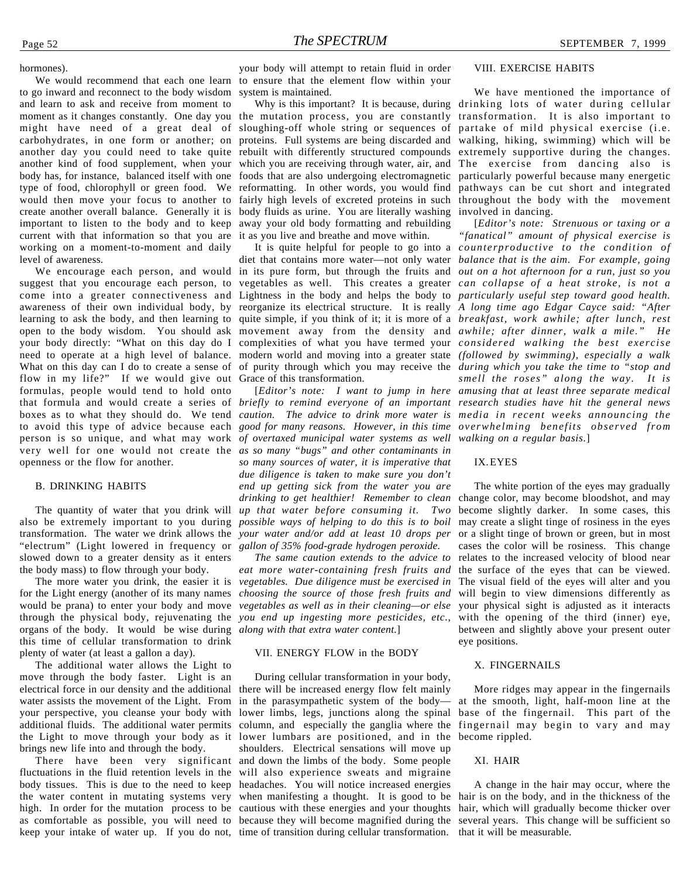hormones).

We would recommend that each one learn to go inward and reconnect to the body wisdom and learn to ask and receive from moment to moment as it changes constantly. One day you might have need of a great deal of carbohydrates, in one form or another; on another day you could need to take quite another kind of food supplement, when your body has, for instance, balanced itself with one type of food, chlorophyll or green food. We would then move your focus to another to create another overall balance. Generally it is important to listen to the body and to keep current with that information so that you are working on a moment-to-moment and daily level of awareness.

We encourage each person, and would suggest that you encourage each person, to come into a greater connectiveness and awareness of their own individual body, by learning to ask the body, and then learning to open to the body wisdom. You should ask your body directly: "What on this day do I need to operate at a high level of balance. What on this day can I do to create a sense of flow in my life?" If we would give out formulas, people would tend to hold onto that formula and would create a series of boxes as to what they should do. We tend to avoid this type of advice because each person is so unique, and what may work very well for one would not create the openness or the flow for another.

### B. DRINKING HABITS

The quantity of water that you drink will also be extremely important to you during transformation. The water we drink allows the "electrum" (Light lowered in frequency or slowed down to a greater density as it enters the body mass) to flow through your body.

The more water you drink, the easier it is for the Light energy (another of its many names would be prana) to enter your body and move through the physical body, rejuvenating the organs of the body. It would be wise during this time of cellular transformation to drink plenty of water (at least a gallon a day).

The additional water allows the Light to move through the body faster. Light is an electrical force in our density and the additional water assists the movement of the Light. From your perspective, you cleanse your body with additional fluids. The additional water permits the Light to move through your body as it brings new life into and through the body.

There have been very significant fluctuations in the fluid retention levels in the body tissues. This is due to the need to keep the water content in mutating systems very high. In order for the mutation process to be as comfortable as possible, you will need to keep your intake of water up. If you do not, your body will attempt to retain fluid in order to ensure that the element flow within your system is maintained.

Why is this important? It is because, during the mutation process, you are constantly sloughing-off whole string or sequences of proteins. Full systems are being discarded and rebuilt with differently structured compounds which you are receiving through water, air, and foods that are also undergoing electromagnetic reformatting. In other words, you would find fairly high levels of excreted proteins in such body fluids as urine. You are literally washing away your old body formatting and rebuilding it as you live and breathe and move within.

It is quite helpful for people to go into a diet that contains more water—not only water in its pure form, but through the fruits and vegetables as well. This creates a greater Lightness in the body and helps the body to reorganize its electrical structure. It is really quite simple, if you think of it; it is more of a movement away from the density and complexities of what you have termed your modern world and moving into a greater state of purity through which you may receive the Grace of this transformation.

[*Editor's note: I want to jump in here briefly to remind everyone of an important caution. The advice to drink more water is good for many reasons. However, in this time of overtaxed municipal water systems as well as so many "bugs" and other contaminants in so many sources of water, it is imperative that due diligence is taken to make sure you don't end up getting sick from the water you are drinking to get healthier! Remember to clean up that water before consuming it. Two possible ways of helping to do this is to boil your water and/or add at least 10 drops per gallon of 35% food-grade hydrogen peroxide.*

*The same caution extends to the advice to eat more water-containing fresh fruits and vegetables. Due diligence must be exercised in choosing the source of those fresh fruits and vegetables as well as in their cleaning—or else you end up ingesting more pesticides, etc., along with that extra water content.*]

### VII. ENERGY FLOW in the BODY

During cellular transformation in your body, there will be increased energy flow felt mainly in the parasympathetic system of the body—lower limbs, legs, junctions along the spinal column, and especially the ganglia where the lower lumbars are positioned, and in the shoulders. Electrical sensations will move up and down the limbs of the body. Some people will also experience sweats and migraine headaches. You will notice increased energies when manifesting a thought. It is good to be cautious with these energies and your thoughts because they will become magnified during the time of transition during cellular transformation.

### VIII. EXERCISE HABITS

We have mentioned the importance of drinking lots of water during cellular transformation. It is also important to partake of mild physical exercise (i.e. walking, hiking, swimming) which will be extremely supportive during the changes. The exercise from dancing also is particularly powerful because many energetic pathways can be cut short and integrated throughout the body with the movement involved in dancing.

[*Editor's note: Strenuous or taxing or a "fanatical" amount of physical exercise is counterproductive to the condition of balance that is the aim. For example, going out on a hot afternoon for a run, just so you can collapse of a heat stroke, is not a particularly useful step toward good health. A long time ago Edgar Cayce said: "After breakfast, work awhile; after lunch, rest awhile; after dinner, walk a mile." He considered walking the best exercise (followed by swimming), especially a walk during which you take the time to "stop and smell the roses" along the way. It is amusing that at least three separate medical research studies have hit the general news media in recent weeks announcing the overwhelming benefits observed from walking on a regular basis.*]

### IX. EYES

The white portion of the eyes may gradually change color, may become bloodshot, and may become slightly darker. In some cases, this may create a slight tinge of rosiness in the eyes or a slight tinge of brown or green, but in most cases the color will be rosiness. This change relates to the increased velocity of blood near the surface of the eyes that can be viewed. The visual field of the eyes will alter and you will begin to view dimensions differently as your physical sight is adjusted as it interacts with the opening of the third (inner) eye, between and slightly above your present outer eye positions.

### X. FINGERNAILS

More ridges may appear in the fingernails at the smooth, light, half-moon line at the base of the fingernail. This part of the fingernail may begin to vary and may become rippled.

### XI. HAIR

A change in the hair may occur, where the hair is on the body, and in the thickness of the hair, which will gradually become thicker over several years. This change will be sufficient so that it will be measurable.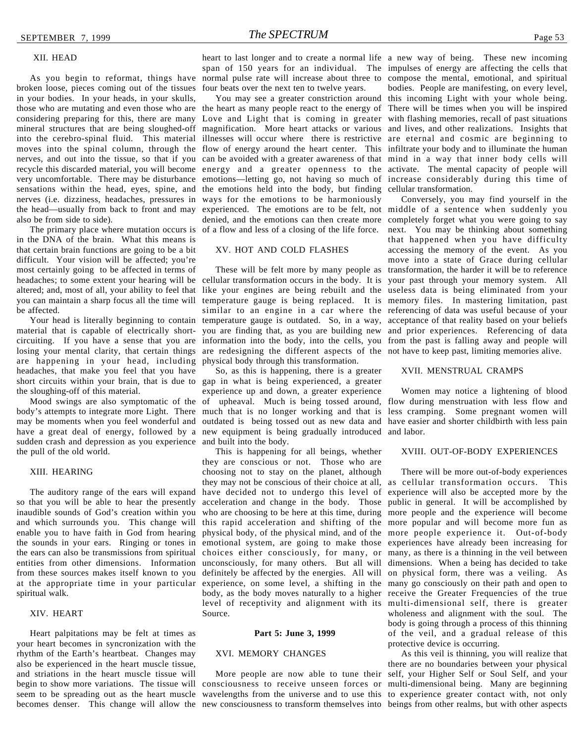## XII. HEAD

As you begin to reformat, things have broken loose, pieces coming out of the tissues in your bodies. In your heads, in your skulls, those who are mutating and even those who are considering preparing for this, there are many mineral structures that are being sloughed-off into the cerebro-spinal fluid. This material moves into the spinal column, through the nerves, and out into the tissue, so that if you recycle this discarded material, you will become very uncomfortable. There may be disturbance sensations within the head, eyes, spine, and nerves (i.e. dizziness, headaches, pressures in the head—usually from back to front and may also be from side to side).

The primary place where mutation occurs is in the DNA of the brain. What this means is that certain brain functions are going to be a bit difficult. Your vision will be affected; you're most certainly going to be affected in terms of headaches; to some extent your hearing will be altered; and, most of all, your ability to feel that you can maintain a sharp focus all the time will be affected.

Your head is literally beginning to contain material that is capable of electrically short-circuiting. If you have a sense that you are losing your mental clarity, that certain things are happening in your head, including headaches, that make you feel that you have short circuits within your brain, that is due to the sloughing-off of this material.

Mood swings are also symptomatic of the body's attempts to integrate more Light. There may be moments when you feel wonderful and have a great deal of energy, followed by a sudden crash and depression as you experience the pull of the old world.

## XIII. HEARING

The auditory range of the ears will expand so that you will be able to hear the presently inaudible sounds of God's creation within you and which surrounds you. This change will enable you to have faith in God from hearing the sounds in your ears. Ringing or tones in the ears can also be transmissions from spiritual entities from other dimensions. Information from these sources makes itself known to you at the appropriate time in your particular spiritual walk.

## XIV. HEART

Heart palpitations may be felt at times as your heart becomes in syncronization with the rhythm of the Earth's heartbeat. Changes may also be experienced in the heart muscle tissue, and striations in the heart muscle tissue will begin to show more variations. The tissue will seem to be spreading out as the heart muscle becomes denser. This change will allow the heart to last longer and to create a normal life span of 150 years for an individual. The normal pulse rate will increase about three to four beats over the next ten to twelve years.

You may see a greater constriction around the heart as many people react to the energy of Love and Light that is coming in greater magnification. More heart attacks or various illnesses will occur where there is restrictive flow of energy around the heart center. This can be avoided with a greater awareness of that energy and a greater openness to the emotions—letting go, not having so much of the emotions held into the body, but finding ways for the emotions to be harmoniously experienced. The emotions are to be felt, not denied, and the emotions can then create more of a flow and less of a closing of the life force.

## XV. HOT AND COLD FLASHES

These will be felt more by many people as cellular transformation occurs in the body. It is like your engines are being rebuilt and the temperature gauge is being replaced. It is similar to an engine in a car where the temperature gauge is outdated. So, in a way, you are finding that, as you are building new information into the body, into the cells, you are redesigning the different aspects of the physical body through this transformation.

So, as this is happening, there is a greater gap in what is being experienced, a greater experience up and down, a greater experience of upheaval. Much is being tossed around, much that is no longer working and that is outdated is being tossed out as new data and new equipment is being gradually introduced and built into the body.

This is happening for all beings, whether they are conscious or not. Those who are choosing not to stay on the planet, although they may not be conscious of their choice at all, have decided not to undergo this level of acceleration and change in the body. Those who are choosing to be here at this time, during this rapid acceleration and shifting of the physical body, of the physical mind, and of the emotional system, are going to make those choices either consciously, for many, or unconsciously, for many others. But all will definitely be affected by the energies. All will experience, on some level, a shifting in the body, as the body moves naturally to a higher level of receptivity and alignment with its Source.

**Part 5: June 3, 1999**

## XVI. MEMORY CHANGES

More people are now able to tune their consciousness to receive unseen forces or wavelengths from the universe and to use this new consciousness to transform themselves into a new way of being. These new incoming impulses of energy are affecting the cells that compose the mental, emotional, and spiritual bodies. People are manifesting, on every level, this incoming Light with your whole being. There will be times when you will be inspired with flashing memories, recall of past situations and lives, and other realizations. Insights that are eternal and cosmic are beginning to infiltrate your body and to illuminate the human mind in a way that inner body cells will activate. The mental capacity of people will increase considerably during this time of cellular transformation.

Conversely, you may find yourself in the middle of a sentence when suddenly you completely forget what you were going to say next. You may be thinking about something that happened when you have difficulty accessing the memory of the event. As you move into a state of Grace during cellular transformation, the harder it will be to reference your past through your memory system. All useless data is being eliminated from your memory files. In mastering limitation, past referencing of data was useful because of your acceptance of that reality based on your beliefs and prior experiences. Referencing of data from the past is falling away and people will not have to keep past, limiting memories alive.

## XVII. MENSTRUAL CRAMPS

Women may notice a lightening of blood flow during menstruation with less flow and less cramping. Some pregnant women will have easier and shorter childbirth with less pain and labor.

## XVIII. OUT-OF-BODY EXPERIENCES

There will be more out-of-body experiences as cellular transformation occurs. This experience will also be accepted more by the public in general. It will be accomplished by more people and the experience will become more popular and will become more fun as more people experience it. Out-of-body experiences have already been increasing for many, as there is a thinning in the veil between dimensions. When a being has decided to take on physical form, there was a veiling. As many go consciously on their path and open to receive the Greater Frequencies of the true multi-dimensional self, there is greater wholeness and alignment with the soul. The body is going through a process of this thinning of the veil, and a gradual release of this protective device is occurring.

As this veil is thinning, you will realize that there are no boundaries between your physical self, your Higher Self or Soul Self, and your multi-dimensional being. Many are beginning to experience greater contact with, not only beings from other realms, but with other aspects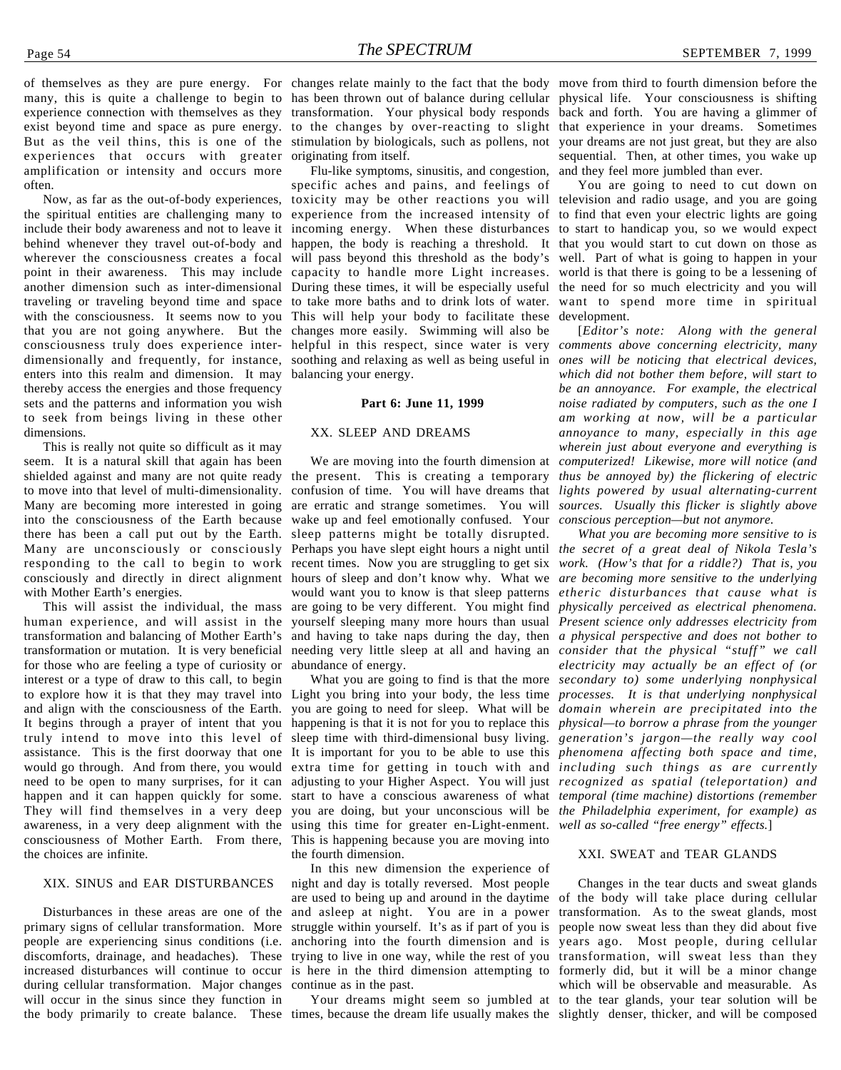of themselves as they are pure energy. For many, this is quite a challenge to begin to experience connection with themselves as they exist beyond time and space as pure energy. But as the veil thins, this is one of the experiences that occurs with greater amplification or intensity and occurs more often.

Now, as far as the out-of-body experiences, the spiritual entities are challenging many to include their body awareness and not to leave it behind whenever they travel out-of-body and wherever the consciousness creates a focal point in their awareness. This may include another dimension such as inter-dimensional traveling or traveling beyond time and space with the consciousness. It seems now to you that you are not going anywhere. But the consciousness truly does experience inter-dimensionally and frequently, for instance, enters into this realm and dimension. It may thereby access the energies and those frequency sets and the patterns and information you wish to seek from beings living in these other dimensions.

This is really not quite so difficult as it may seem. It is a natural skill that again has been shielded against and many are not quite ready to move into that level of multi-dimensionality. Many are becoming more interested in going into the consciousness of the Earth because there has been a call put out by the Earth. Many are unconsciously or consciously responding to the call to begin to work consciously and directly in direct alignment with Mother Earth's energies.

This will assist the individual, the mass human experience, and will assist in the transformation and balancing of Mother Earth's transformation or mutation. It is very beneficial for those who are feeling a type of curiosity or interest or a type of draw to this call, to begin to explore how it is that they may travel into and align with the consciousness of the Earth. It begins through a prayer of intent that you truly intend to move into this level of assistance. This is the first doorway that one would go through. And from there, you would need to be open to many surprises, for it can happen and it can happen quickly for some. They will find themselves in a very deep awareness, in a very deep alignment with the consciousness of Mother Earth. From there, the choices are infinite.

## XIX. SINUS and EAR DISTURBANCES

Disturbances in these areas are one of the primary signs of cellular transformation. More people are experiencing sinus conditions (i.e. discomforts, drainage, and headaches). These increased disturbances will continue to occur during cellular transformation. Major changes will occur in the sinus since they function in the body primarily to create balance. These changes relate mainly to the fact that the body has been thrown out of balance during cellular transformation. Your physical body responds to the changes by over-reacting to slight stimulation by biologicals, such as pollens, not originating from itself.

Flu-like symptoms, sinusitis, and congestion, specific aches and pains, and feelings of toxicity may be other reactions you will experience from the increased intensity of incoming energy. When these disturbances happen, the body is reaching a threshold. It will pass beyond this threshold as the body's capacity to handle more Light increases. During these times, it will be especially useful to take more baths and to drink lots of water. This will help your body to facilitate these changes more easily. Swimming will also be helpful in this respect, since water is very soothing and relaxing as well as being useful in balancing your energy.

**Part 6: June 11, 1999**

## XX. SLEEP AND DREAMS

We are moving into the fourth dimension at the present. This is creating a temporary confusion of time. You will have dreams that are erratic and strange sometimes. You will wake up and feel emotionally confused. Your sleep patterns might be totally disrupted. Perhaps you have slept eight hours a night until recent times. Now you are struggling to get six hours of sleep and don't know why. What we would want you to know is that sleep patterns are going to be very different. You might find yourself sleeping many more hours than usual and having to take naps during the day, then needing very little sleep at all and having an abundance of energy.

What you are going to find is that the more Light you bring into your body, the less time you are going to need for sleep. What will be happening is that it is not for you to replace this sleep time with third-dimensional busy living. It is important for you to be able to use this extra time for getting in touch with and adjusting to your Higher Aspect. You will just start to have a conscious awareness of what you are doing, but your unconscious will be using this time for greater en-Light-enment. This is happening because you are moving into the fourth dimension.

In this new dimension the experience of night and day is totally reversed. Most people are used to being up and around in the daytime and asleep at night. You are in a power struggle within yourself. It's as if part of you is anchoring into the fourth dimension and is trying to live in one way, while the rest of you is here in the third dimension attempting to continue as in the past.

Your dreams might seem so jumbled at times, because the dream life usually makes the move from third to fourth dimension before the physical life. Your consciousness is shifting back and forth. You are having a glimmer of that experience in your dreams. Sometimes your dreams are not just great, but they are also sequential. Then, at other times, you wake up and they feel more jumbled than ever.

You are going to need to cut down on television and radio usage, and you are going to find that even your electric lights are going to start to handicap you, so we would expect that you would start to cut down on those as well. Part of what is going to happen in your world is that there is going to be a lessening of the need for so much electricity and you will want to spend more time in spiritual development.

[*Editor's note: Along with the general comments above concerning electricity, many ones will be noticing that electrical devices, which did not bother them before, will start to be an annoyance. For example, the electrical noise radiated by computers, such as the one I am working at now, will be a particular annoyance to many, especially in this age wherein just about everyone and everything is computerized! Likewise, more will notice (and thus be annoyed by) the flickering of electric lights powered by usual alternating-current sources. Usually this flicker is slightly above conscious perception—but not anymore.*

*What you are becoming more sensitive to is the secret of a great deal of Nikola Tesla's work. (How's that for a riddle?) That is, you are becoming more sensitive to the underlying etheric disturbances that cause what is physically perceived as electrical phenomena. Present science only addresses electricity from a physical perspective and does not bother to consider that the physical "stuff" we call electricity may actually be an effect of (or secondary to) some underlying nonphysical processes. It is that underlying nonphysical domain wherein are precipitated into the physical—to borrow a phrase from the younger generation's jargon—the really way cool phenomena affecting both space and time, including such things as are currently recognized as spatial (teleportation) and temporal (time machine) distortions (remember the Philadelphia experiment, for example) as well as so-called "free energy" effects.*]

## XXI. SWEAT and TEAR GLANDS

Changes in the tear ducts and sweat glands of the body will take place during cellular transformation. As to the sweat glands, most people now sweat less than they did about five years ago. Most people, during cellular transformation, will sweat less than they formerly did, but it will be a minor change which will be observable and measurable. As to the tear glands, your tear solution will be slightly denser, thicker, and will be composed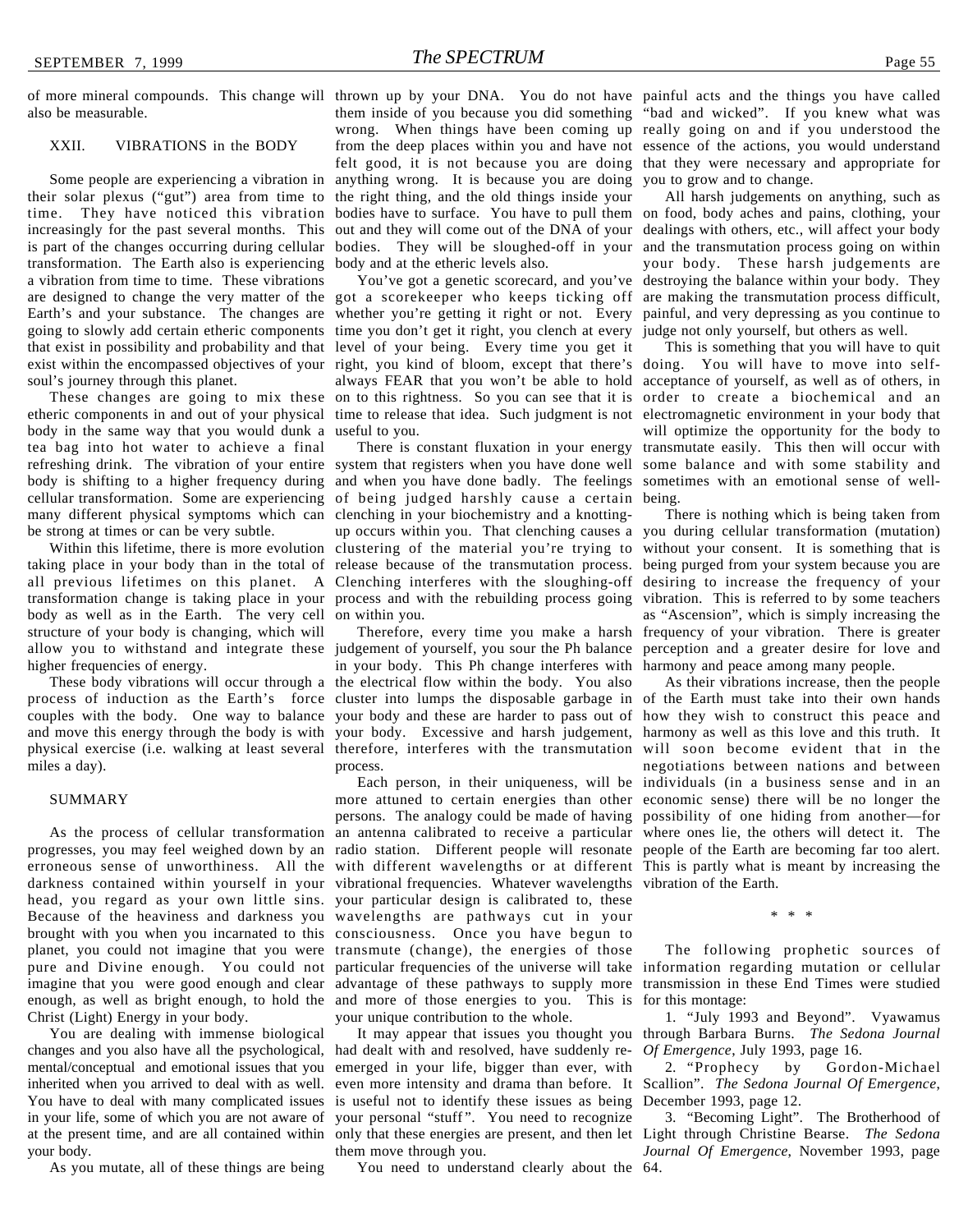of more mineral compounds. This change will also be measurable.

### XXII. VIBRATIONS in the BODY

Some people are experiencing a vibration in their solar plexus ("gut") area from time to time. They have noticed this vibration increasingly for the past several months. This is part of the changes occurring during cellular transformation. The Earth also is experiencing a vibration from time to time. These vibrations are designed to change the very matter of the Earth's and your substance. The changes are going to slowly add certain etheric components that exist in possibility and probability and that exist within the encompassed objectives of your soul's journey through this planet.

These changes are going to mix these etheric components in and out of your physical body in the same way that you would dunk a tea bag into hot water to achieve a final refreshing drink. The vibration of your entire body is shifting to a higher frequency during cellular transformation. Some are experiencing many different physical symptoms which can be strong at times or can be very subtle.

Within this lifetime, there is more evolution taking place in your body than in the total of all previous lifetimes on this planet. A transformation change is taking place in your body as well as in the Earth. The very cell structure of your body is changing, which will allow you to withstand and integrate these higher frequencies of energy.

These body vibrations will occur through a process of induction as the Earth's force couples with the body. One way to balance and move this energy through the body is with physical exercise (i.e. walking at least several miles a day).

### SUMMARY

As the process of cellular transformation progresses, you may feel weighed down by an erroneous sense of unworthiness. All the darkness contained within yourself in your head, you regard as your own little sins. Because of the heaviness and darkness you brought with you when you incarnated to this planet, you could not imagine that you were pure and Divine enough. You could not imagine that you were good enough and clear enough, as well as bright enough, to hold the Christ (Light) Energy in your body.

You are dealing with immense biological changes and you also have all the psychological, mental/conceptual and emotional issues that you inherited when you arrived to deal with as well. You have to deal with many complicated issues in your life, some of which you are not aware of at the present time, and are all contained within your body.

As you mutate, all of these things are being thrown up by your DNA. You do not have them inside of you because you did something wrong. When things have been coming up from the deep places within you and have not felt good, it is not because you are doing anything wrong. It is because you are doing the right thing, and the old things inside your bodies have to surface. You have to pull them out and they will come out of the DNA of your bodies. They will be sloughed-off in your body and at the etheric levels also.

You've got a genetic scorecard, and you've got a scorekeeper who keeps ticking off whether you're getting it right or not. Every time you don't get it right, you clench at every level of your being. Every time you get it right, you kind of bloom, except that there's always FEAR that you won't be able to hold on to this rightness. So you can see that it is time to release that idea. Such judgment is not useful to you.

There is constant fluxation in your energy system that registers when you have done well and when you have done badly. The feelings of being judged harshly cause a certain clenching in your biochemistry and a knotting-up occurs within you. That clenching causes a clustering of the material you're trying to release because of the transmutation process. Clenching interferes with the sloughing-off process and with the rebuilding process going on within you.

Therefore, every time you make a harsh judgement of yourself, you sour the Ph balance in your body. This Ph change interferes with the electrical flow within the body. You also cluster into lumps the disposable garbage in your body and these are harder to pass out of your body. Excessive and harsh judgement, therefore, interferes with the transmutation process.

Each person, in their uniqueness, will be more attuned to certain energies than other persons. The analogy could be made of having an antenna calibrated to receive a particular radio station. Different people will resonate with different wavelengths or at different vibrational frequencies. Whatever wavelengths your particular design is calibrated to, these wavelengths are pathways cut in your consciousness. Once you have begun to transmute (change), the energies of those particular frequencies of the universe will take advantage of these pathways to supply more and more of those energies to you. This is your unique contribution to the whole.

It may appear that issues you thought you had dealt with and resolved, have suddenly re-emerged in your life, bigger than ever, with even more intensity and drama than before. It is useful not to identify these issues as being your personal "stuff". You need to recognize only that these energies are present, and then let them move through you.

You need to understand clearly about the painful acts and the things you have called "bad and wicked". If you knew what was really going on and if you understood the essence of the actions, you would understand that they were necessary and appropriate for you to grow and to change.

All harsh judgements on anything, such as on food, body aches and pains, clothing, your dealings with others, etc., will affect your body and the transmutation process going on within your body. These harsh judgements are destroying the balance within your body. They are making the transmutation process difficult, painful, and very depressing as you continue to judge not only yourself, but others as well.

This is something that you will have to quit doing. You will have to move into self-acceptance of yourself, as well as of others, in order to create a biochemical and an electromagnetic environment in your body that will optimize the opportunity for the body to transmutate easily. This then will occur with some balance and with some stability and sometimes with an emotional sense of well-being.

There is nothing which is being taken from you during cellular transformation (mutation) without your consent. It is something that is being purged from your system because you are desiring to increase the frequency of your vibration. This is referred to by some teachers as "Ascension", which is simply increasing the frequency of your vibration. There is greater perception and a greater desire for love and harmony and peace among many people.

As their vibrations increase, then the people of the Earth must take into their own hands how they wish to construct this peace and harmony as well as this love and this truth. It will soon become evident that in the negotiations between nations and between individuals (in a business sense and in an economic sense) there will be no longer the possibility of one hiding from another—for where ones lie, the others will detect it. The people of the Earth are becoming far too alert. This is partly what is meant by increasing the vibration of the Earth.

\* \* \*

The following prophetic sources of information regarding mutation or cellular transmission in these End Times were studied for this montage:

1. "July 1993 and Beyond". Vyawamus through Barbara Burns. *The Sedona Journal Of Emergence*, July 1993, page 16.

2. "Prophecy by Gordon-Michael Scallion". *The Sedona Journal Of Emergence*, December 1993, page 12.

3. "Becoming Light". The Brotherhood of Light through Christine Bearse. *The Sedona Journal Of Emergence*, November 1993, page 64.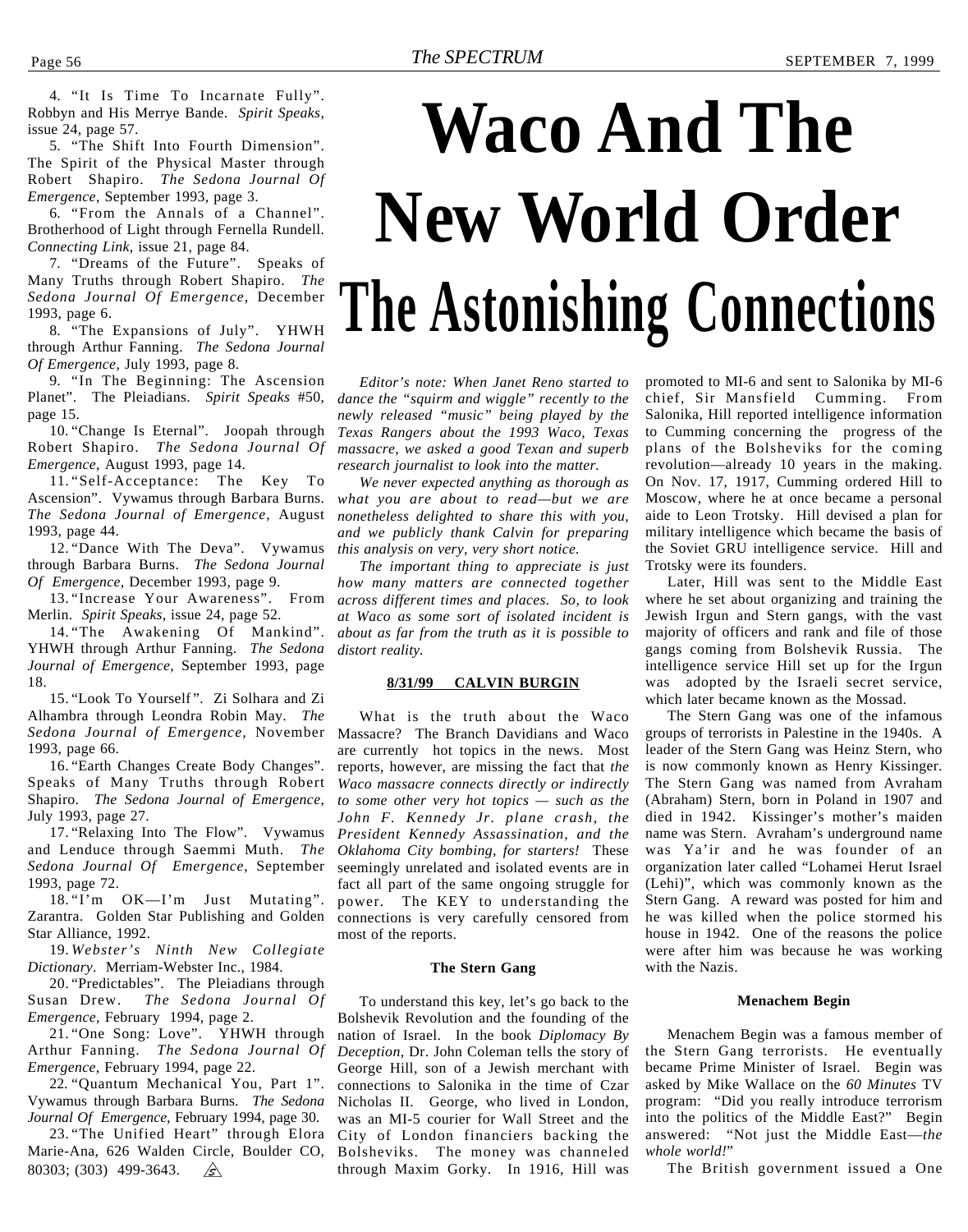4. "It Is Time To Incarnate Fully". Robbyn and His Merrye Bande. *Spirit Speaks,* issue 24, page 57.

5. "The Shift Into Fourth Dimension". The Spirit of the Physical Master through Robert Shapiro. *The Sedona Journal Of Emergence*, September 1993, page 3.

6. "From the Annals of a Channel". Brotherhood of Light through Fernella Rundell. *Connecting Link*, issue 21, page 84.

7. "Dreams of the Future". Speaks of Many Truths through Robert Shapiro. *The Sedona Journal Of Emergence*, December 1993, page 6.

8. "The Expansions of July". YHWH through Arthur Fanning. *The Sedona Journal Of Emergence*, July 1993, page 8.

9. "In The Beginning: The Ascension Planet". The Pleiadians. *Spirit Speaks* #50, page 15.

10. "Change Is Eternal". Joopah through Robert Shapiro. *The Sedona Journal Of Emergence*, August 1993, page 14.

11. "Self-Acceptance: The Key To Ascension". Vywamus through Barbara Burns. *The Sedona Journal of Emergence*, August 1993, page 44.

12. "Dance With The Deva". Vywamus through Barbara Burns. *The Sedona Journal Of Emergence*, December 1993, page 9.

13. "Increase Your Awareness". From Merlin. *Spirit Speaks*, issue 24, page 52.

14. "The Awakening Of Mankind". YHWH through Arthur Fanning. *The Sedona Journal of Emergence*, September 1993, page 18.

15. "Look To Yourself". Zi Solhara and Zi Alhambra through Leondra Robin May. *The Sedona Journal of Emergence*, November 1993, page 66.

16. "Earth Changes Create Body Changes". Speaks of Many Truths through Robert Shapiro. *The Sedona Journal of Emergence*, July 1993, page 27.

17. "Relaxing Into The Flow". Vywamus and Lenduce through Saemmi Muth. *The Sedona Journal Of Emergence*, September 1993, page 72.

18. "I'm OK—I'm Just Mutating". Zarantra. Golden Star Publishing and Golden Star Alliance, 1992.

19. *Webster's Ninth New Collegiate Dictionary*. Merriam-Webster Inc., 1984.

20. "Predictables". The Pleiadians through Susan Drew. *The Sedona Journal Of Emergence*, February 1994, page 2.

21. "One Song: Love". YHWH through Arthur Fanning. *The Sedona Journal Of Emergence,* February 1994, page 22.

22. "Quantum Mechanical You, Part 1". Vywamus through Barbara Burns. *The Sedona Journal Of Emergence,* February 1994, page 30.

23. "The Unified Heart" through Elora Marie-Ana, 626 Walden Circle, Boulder CO, 80303; (303) 499-3643.

# Waco And The New World Order

## The Astonishing Connections

*Editor's note: When Janet Reno started to dance the "squirm and wiggle" recently to the newly released "music" being played by the Texas Rangers about the 1993 Waco, Texas massacre, we asked a good Texan and superb research journalist to look into the matter.*

*We never expected anything as thorough as what you are about to read—but we are nonetheless delighted to share this with you, and we publicly thank Calvin for preparing this analysis on very, very short notice.*

*The important thing to appreciate is just how many matters are connected together across different times and places. So, to look at Waco as some sort of isolated incident is about as far from the truth as it is possible to distort reality.*

**8/31/99 CALVIN BURGIN**

What is the truth about the Waco Massacre? The Branch Davidians and Waco are currently hot topics in the news. Most reports, however, are missing the fact that *the Waco massacre connects directly or indirectly to some other very hot topics — such as the John F. Kennedy Jr. plane crash, the President Kennedy Assassination, and the Oklahoma City bombing, for starters!* These seemingly unrelated and isolated events are in fact all part of the same ongoing struggle for power. The KEY to understanding the connections is very carefully censored from most of the reports.

### The Stern Gang

To understand this key, let's go back to the Bolshevik Revolution and the founding of the nation of Israel. In the book *Diplomacy By Deception*, Dr. John Coleman tells the story of George Hill, son of a Jewish merchant with connections to Salonika in the time of Czar Nicholas II. George, who lived in London, was an MI-5 courier for Wall Street and the City of London financiers backing the Bolsheviks. The money was channeled through Maxim Gorky. In 1916, Hill was promoted to MI-6 and sent to Salonika by MI-6 chief, Sir Mansfield Cumming. From Salonika, Hill reported intelligence information to Cumming concerning the progress of the plans of the Bolsheviks for the coming revolution—already 10 years in the making. On Nov. 17, 1917, Cumming ordered Hill to Moscow, where he at once became a personal aide to Leon Trotsky. Hill devised a plan for military intelligence which became the basis of the Soviet GRU intelligence service. Hill and Trotsky were its founders.

Later, Hill was sent to the Middle East where he set about organizing and training the Jewish Irgun and Stern gangs, with the vast majority of officers and rank and file of those gangs coming from Bolshevik Russia. The intelligence service Hill set up for the Irgun was adopted by the Israeli secret service, which later became known as the Mossad.

The Stern Gang was one of the infamous groups of terrorists in Palestine in the 1940s. A leader of the Stern Gang was Heinz Stern, who is now commonly known as Henry Kissinger. The Stern Gang was named from Avraham (Abraham) Stern, born in Poland in 1907 and died in 1942. Kissinger's mother's maiden name was Stern. Avraham's underground name was Ya'ir and he was founder of an organization later called "Lohamei Herut Israel (Lehi)", which was commonly known as the Stern Gang. A reward was posted for him and he was killed when the police stormed his house in 1942. One of the reasons the police were after him was because he was working with the Nazis.

### Menachem Begin

Menachem Begin was a famous member of the Stern Gang terrorists. He eventually became Prime Minister of Israel. Begin was asked by Mike Wallace on the *60 Minutes* TV program: "Did you really introduce terrorism into the politics of the Middle East?" Begin answered: "Not just the Middle East—*the whole world!*"

The British government issued a One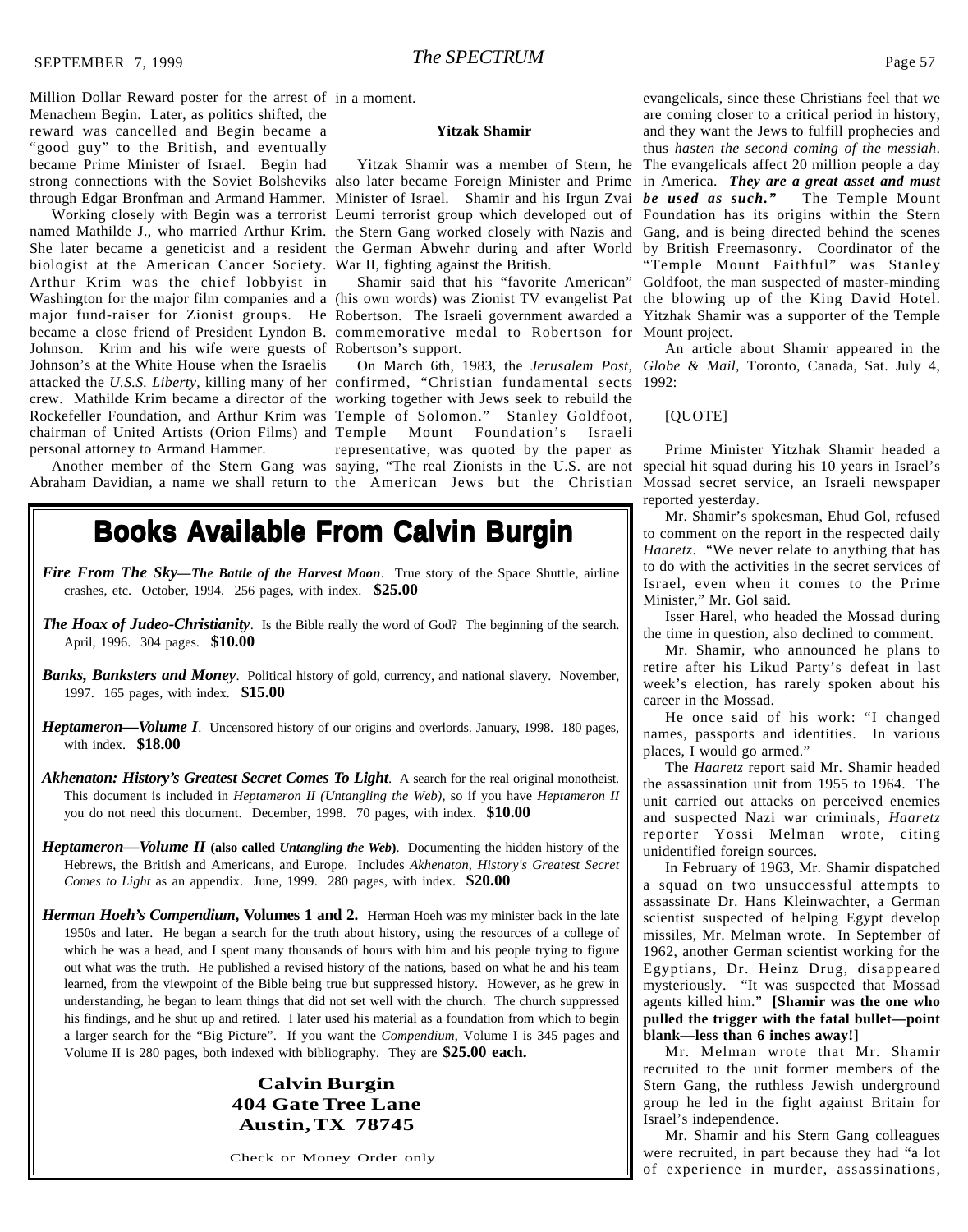Million Dollar Reward poster for the arrest of Menachem Begin. Later, as politics shifted, the reward was cancelled and Begin became a "good guy" to the British, and eventually became Prime Minister of Israel. Begin had strong connections with the Soviet Bolsheviks through Edgar Bronfman and Armand Hammer.

Working closely with Begin was a terrorist named Mathilde J., who married Arthur Krim. She later became a geneticist and a resident biologist at the American Cancer Society. Arthur Krim was the chief lobbyist in Washington for the major film companies and a major fund-raiser for Zionist groups. He became a close friend of President Lyndon B. Johnson. Krim and his wife were guests of Johnson's at the White House when the Israelis attacked the *U.S.S. Liberty*, killing many of her crew. Mathilde Krim became a director of the Rockefeller Foundation, and Arthur Krim was chairman of United Artists (Orion Films) and personal attorney to Armand Hammer.

Another member of the Stern Gang was Abraham Davidian, a name we shall return to in a moment.

**Yitzak Shamir**

Yitzak Shamir was a member of Stern, he also later became Foreign Minister and Prime Minister of Israel. Shamir and his Irgun Zvai Leumi terrorist group which developed out of the Stern Gang worked closely with Nazis and the German Abwehr during and after World War II, fighting against the British.

Shamir said that his "favorite American" (his own words) was Zionist TV evangelist Pat Robertson. The Israeli government awarded a commemorative medal to Robertson for Robertson's support.

On March 6th, 1983, the *Jerusalem Post*, confirmed, "Christian fundamental sects working together with Jews seek to rebuild the Temple of Solomon." Stanley Goldfoot, Temple Mount Foundation's Israeli representative, was quoted by the paper as saying, "The real Zionists in the U.S. are not the American Jews but the Christian evangelicals, since these Christians feel that we are coming closer to a critical period in history, and they want the Jews to fulfill prophecies and thus *hasten the second coming of the messiah*. The evangelicals affect 20 million people a day in America. ***They are a great asset and must be used as such."*** The Temple Mount Foundation has its origins within the Stern Gang, and is being directed behind the scenes by British Freemasonry. Coordinator of the "Temple Mount Faithful" was Stanley Goldfoot, the man suspected of master-minding the blowing up of the King David Hotel. Yitzhak Shamir was a supporter of the Temple Mount project.

An article about Shamir appeared in the *Globe & Mail*, Toronto, Canada, Sat. July 4, 1992:

[QUOTE]

Prime Minister Yitzhak Shamir headed a special hit squad during his 10 years in Israel's Mossad secret service, an Israeli newspaper reported yesterday.

Mr. Shamir's spokesman, Ehud Gol, refused to comment on the report in the respected daily *Haaretz*. "We never relate to anything that has to do with the activities in the secret services of Israel, even when it comes to the Prime Minister," Mr. Gol said.

Isser Harel, who headed the Mossad during the time in question, also declined to comment.

Mr. Shamir, who announced he plans to retire after his Likud Party's defeat in last week's election, has rarely spoken about his career in the Mossad.

He once said of his work: "I changed names, passports and identities. In various places, I would go armed."

The *Haaretz* report said Mr. Shamir headed the assassination unit from 1955 to 1964. The unit carried out attacks on perceived enemies and suspected Nazi war criminals, *Haaretz* reporter Yossi Melman wrote, citing unidentified foreign sources.

In February of 1963, Mr. Shamir dispatched a squad on two unsuccessful attempts to assassinate Dr. Hans Kleinwachter, a German scientist suspected of helping Egypt develop missiles, Mr. Melman wrote. In September of 1962, another German scientist working for the Egyptians, Dr. Heinz Drug, disappeared mysteriously. "It was suspected that Mossad agents killed him." **[Shamir was the one who pulled the trigger with the fatal bullet—point blank—less than 6 inches away!]**

Mr. Melman wrote that Mr. Shamir recruited to the unit former members of the Stern Gang, the ruthless Jewish underground group he led in the fight against Britain for Israel's independence.

Mr. Shamir and his Stern Gang colleagues were recruited, in part because they had "a lot of experience in murder, assassinations,

## Books Available From Calvin Burgin

***Fire From The Sky—The Battle of the Harvest Moon***. True story of the Space Shuttle, airline crashes, etc. October, 1994. 256 pages, with index. **$25.00**

***The Hoax of Judeo-Christianity***. Is the Bible really the word of God? The beginning of the search. April, 1996. 304 pages. **$10.00**

***Banks, Banksters and Money***. Political history of gold, currency, and national slavery. November, 1997. 165 pages, with index. **$15.00**

***Heptameron—Volume I***. Uncensored history of our origins and overlords. January, 1998. 180 pages, with index. **$18.00**

***Akhenaton: History's Greatest Secret Comes To Light***. A search for the real original monotheist. This document is included in *Heptameron II (Untangling the Web)*, so if you have *Heptameron II* you do not need this document. December, 1998. 70 pages, with index. **$10.00**

***Heptameron—Volume II* (also called *Untangling the Web*)**. Documenting the hidden history of the Hebrews, the British and Americans, and Europe. Includes *Akhenaton, History's Greatest Secret Comes to Light* as an appendix. June, 1999. 280 pages, with index. **$20.00**

***Herman Hoeh's Compendium*, Volumes 1 and 2.** Herman Hoeh was my minister back in the late 1950s and later. He began a search for the truth about history, using the resources of a college of which he was a head, and I spent many thousands of hours with him and his people trying to figure out what was the truth. He published a revised history of the nations, based on what he and his team learned, from the viewpoint of the Bible being true but suppressed history. However, as he grew in understanding, he began to learn things that did not set well with the church. The church suppressed his findings, and he shut up and retired. I later used his material as a foundation from which to begin a larger search for the "Big Picture". If you want the *Compendium*, Volume I is 345 pages and Volume II is 280 pages, both indexed with bibliography. They are **$25.00 each.**

**Calvin Burgin**
**404 Gate Tree Lane**
**Austin, TX 78745**

Check or Money Order only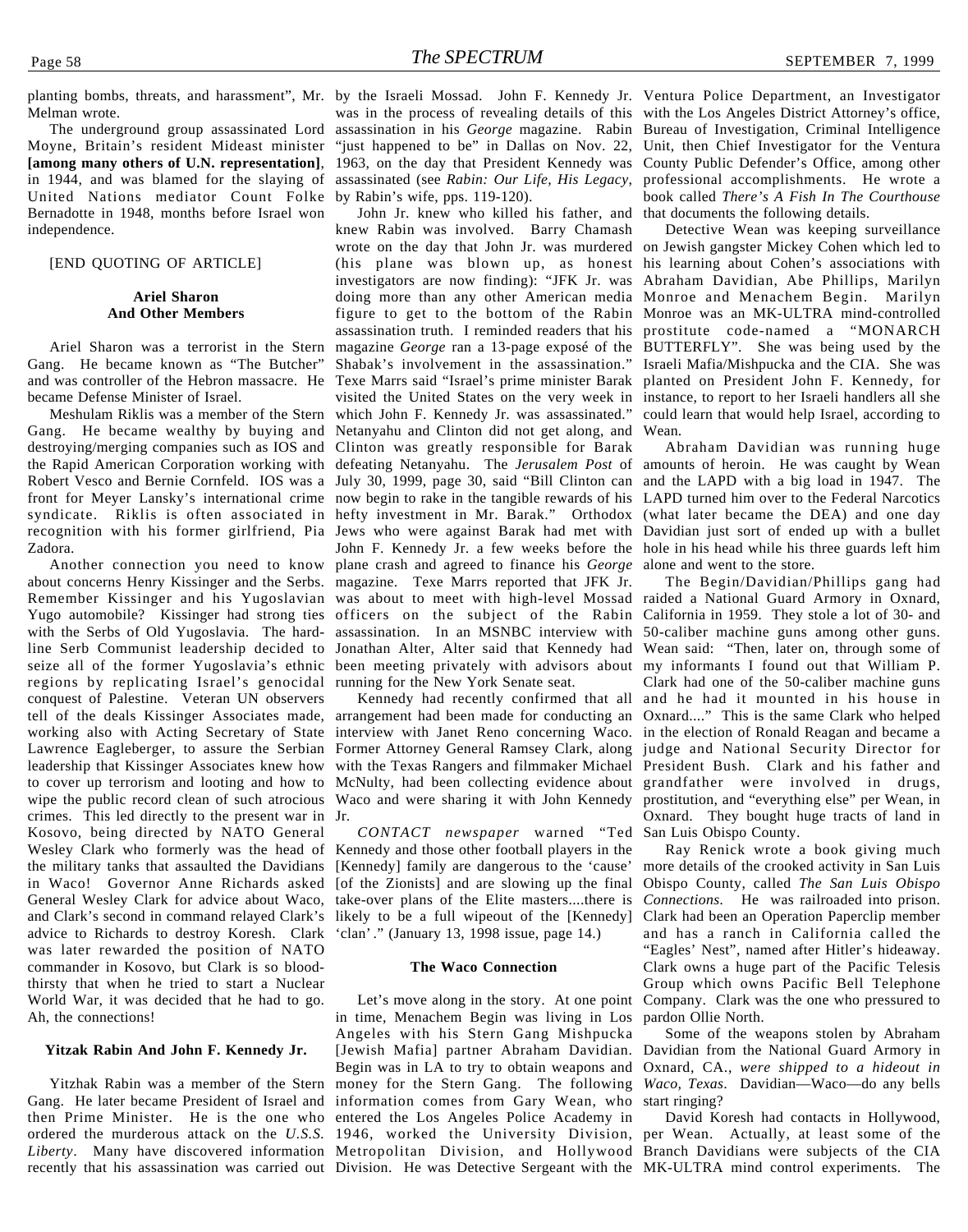planting bombs, threats, and harassment", Mr. Melman wrote.

The underground group assassinated Lord Moyne, Britain's resident Mideast minister **[among many others of U.N. representation]**, in 1944, and was blamed for the slaying of United Nations mediator Count Folke Bernadotte in 1948, months before Israel won independence.

[END QUOTING OF ARTICLE]

### Ariel Sharon And Other Members

Ariel Sharon was a terrorist in the Stern Gang. He became known as "The Butcher" and was controller of the Hebron massacre. He became Defense Minister of Israel.

Meshulam Riklis was a member of the Stern Gang. He became wealthy by buying and destroying/merging companies such as IOS and the Rapid American Corporation working with Robert Vesco and Bernie Cornfeld. IOS was a front for Meyer Lansky's international crime syndicate. Riklis is often associated in recognition with his former girlfriend, Pia Zadora.

Another connection you need to know about concerns Henry Kissinger and the Serbs. Remember Kissinger and his Yugoslavian Yugo automobile? Kissinger had strong ties with the Serbs of Old Yugoslavia. The hard-line Serb Communist leadership decided to seize all of the former Yugoslavia's ethnic regions by replicating Israel's genocidal conquest of Palestine. Veteran UN observers tell of the deals Kissinger Associates made, working also with Acting Secretary of State Lawrence Eagleberger, to assure the Serbian leadership that Kissinger Associates knew how to cover up terrorism and looting and how to wipe the public record clean of such atrocious crimes. This led directly to the present war in Kosovo, being directed by NATO General Wesley Clark who formerly was the head of the military tanks that assaulted the Davidians in Waco! Governor Anne Richards asked General Wesley Clark for advice about Waco, and Clark's second in command relayed Clark's advice to Richards to destroy Koresh. Clark was later rewarded the position of NATO commander in Kosovo, but Clark is so blood-thirsty that when he tried to start a Nuclear World War, it was decided that he had to go. Ah, the connections!

### Yitzak Rabin And John F. Kennedy Jr.

Yitzhak Rabin was a member of the Stern Gang. He later became President of Israel and then Prime Minister. He is the one who ordered the murderous attack on the *U.S.S. Liberty*. Many have discovered information recently that his assassination was carried out by the Israeli Mossad. John F. Kennedy Jr. was in the process of revealing details of this assassination in his *George* magazine. Rabin "just happened to be" in Dallas on Nov. 22, 1963, on the day that President Kennedy was assassinated (see *Rabin: Our Life, His Legacy*, by Rabin's wife, pps. 119-120).

John Jr. knew who killed his father, and knew Rabin was involved. Barry Chamash wrote on the day that John Jr. was murdered (his plane was blown up, as honest investigators are now finding): "JFK Jr. was doing more than any other American media figure to get to the bottom of the Rabin assassination truth. I reminded readers that his magazine *George* ran a 13-page exposé of the Shabak's involvement in the assassination." Texe Marrs said "Israel's prime minister Barak visited the United States on the very week in which John F. Kennedy Jr. was assassinated." Netanyahu and Clinton did not get along, and Clinton was greatly responsible for Barak defeating Netanyahu. The *Jerusalem Post* of July 30, 1999, page 30, said "Bill Clinton can now begin to rake in the tangible rewards of his hefty investment in Mr. Barak." Orthodox Jews who were against Barak had met with John F. Kennedy Jr. a few weeks before the plane crash and agreed to finance his *George* magazine. Texe Marrs reported that JFK Jr. was about to meet with high-level Mossad officers on the subject of the Rabin assassination. In an MSNBC interview with Jonathan Alter, Alter said that Kennedy had been meeting privately with advisors about running for the New York Senate seat.

Kennedy had recently confirmed that all arrangement had been made for conducting an interview with Janet Reno concerning Waco. Former Attorney General Ramsey Clark, along with the Texas Rangers and filmmaker Michael McNulty, had been collecting evidence about Waco and were sharing it with John Kennedy Jr.

*CONTACT newspaper* warned "Ted Kennedy and those other football players in the [Kennedy] family are dangerous to the 'cause' [of the Zionists] and are slowing up the final take-over plans of the Elite masters....there is likely to be a full wipeout of the [Kennedy] 'clan'." (January 13, 1998 issue, page 14.)

### The Waco Connection

Let's move along in the story. At one point in time, Menachem Begin was living in Los Angeles with his Stern Gang Mishpucka [Jewish Mafia] partner Abraham Davidian. Begin was in LA to try to obtain weapons and money for the Stern Gang. The following information comes from Gary Wean, who entered the Los Angeles Police Academy in 1946, worked the University Division, Metropolitan Division, and Hollywood Division. He was Detective Sergeant with the Ventura Police Department, an Investigator with the Los Angeles District Attorney's office, Bureau of Investigation, Criminal Intelligence Unit, then Chief Investigator for the Ventura County Public Defender's Office, among other professional accomplishments. He wrote a book called *There's A Fish In The Courthouse* that documents the following details.

Detective Wean was keeping surveillance on Jewish gangster Mickey Cohen which led to his learning about Cohen's associations with Abraham Davidian, Abe Phillips, Marilyn Monroe and Menachem Begin. Marilyn Monroe was an MK-ULTRA mind-controlled prostitute code-named a "MONARCH BUTTERFLY". She was being used by the Israeli Mafia/Mishpucka and the CIA. She was planted on President John F. Kennedy, for instance, to report to her Israeli handlers all she could learn that would help Israel, according to Wean.

Abraham Davidian was running huge amounts of heroin. He was caught by Wean and the LAPD with a big load in 1947. The LAPD turned him over to the Federal Narcotics (what later became the DEA) and one day Davidian just sort of ended up with a bullet hole in his head while his three guards left him alone and went to the store.

The Begin/Davidian/Phillips gang had raided a National Guard Armory in Oxnard, California in 1959. They stole a lot of 30- and 50-caliber machine guns among other guns. Wean said: "Then, later on, through some of my informants I found out that William P. Clark had one of the 50-caliber machine guns and he had it mounted in his house in Oxnard...." This is the same Clark who helped in the election of Ronald Reagan and became a judge and National Security Director for President Bush. Clark and his father and grandfather were involved in drugs, prostitution, and "everything else" per Wean, in Oxnard. They bought huge tracts of land in San Luis Obispo County.

Ray Renick wrote a book giving much more details of the crooked activity in San Luis Obispo County, called *The San Luis Obispo Connections*. He was railroaded into prison. Clark had been an Operation Paperclip member and has a ranch in California called the "Eagles' Nest", named after Hitler's hideaway. Clark owns a huge part of the Pacific Telesis Group which owns Pacific Bell Telephone Company. Clark was the one who pressured to pardon Ollie North.

Some of the weapons stolen by Abraham Davidian from the National Guard Armory in Oxnard, CA., *were shipped to a hideout in Waco, Texas*. Davidian—Waco—do any bells start ringing?

David Koresh had contacts in Hollywood, per Wean. Actually, at least some of the Branch Davidians were subjects of the CIA MK-ULTRA mind control experiments. The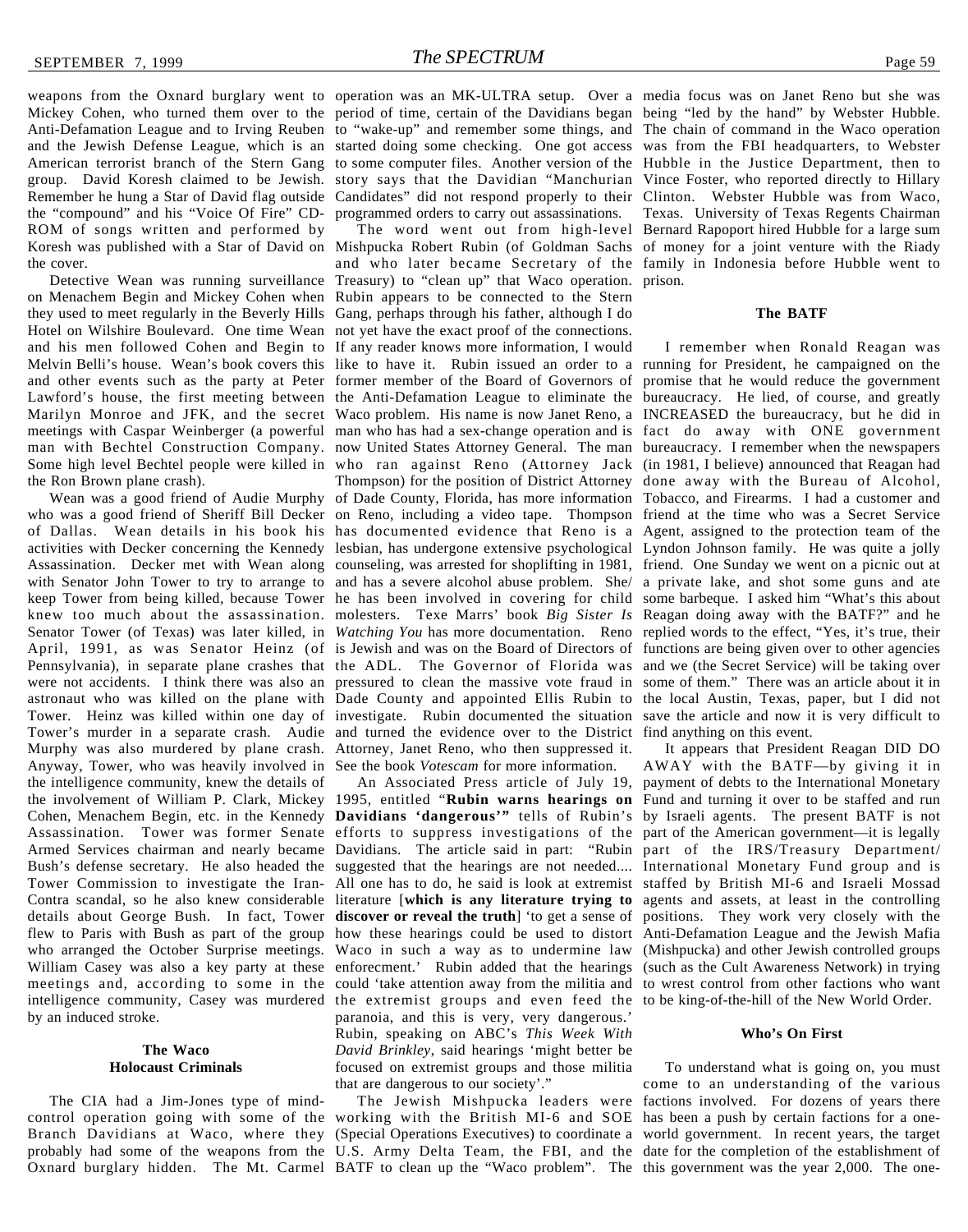weapons from the Oxnard burglary went to Mickey Cohen, who turned them over to the Anti-Defamation League and to Irving Reuben and the Jewish Defense League, which is an American terrorist branch of the Stern Gang group. David Koresh claimed to be Jewish. Remember he hung a Star of David flag outside the "compound" and his "Voice Of Fire" CD-ROM of songs written and performed by Koresh was published with a Star of David on the cover.

Detective Wean was running surveillance on Menachem Begin and Mickey Cohen when they used to meet regularly in the Beverly Hills Hotel on Wilshire Boulevard. One time Wean and his men followed Cohen and Begin to Melvin Belli's house. Wean's book covers this and other events such as the party at Peter Lawford's house, the first meeting between Marilyn Monroe and JFK, and the secret meetings with Caspar Weinberger (a powerful man with Bechtel Construction Company. Some high level Bechtel people were killed in the Ron Brown plane crash).

Wean was a good friend of Audie Murphy who was a good friend of Sheriff Bill Decker of Dallas. Wean details in his book his activities with Decker concerning the Kennedy Assassination. Decker met with Wean along with Senator John Tower to try to arrange to keep Tower from being killed, because Tower knew too much about the assassination. Senator Tower (of Texas) was later killed, in April, 1991, as was Senator Heinz (of Pennsylvania), in separate plane crashes that were not accidents. I think there was also an astronaut who was killed on the plane with Tower. Heinz was killed within one day of Tower's murder in a separate crash. Audie Murphy was also murdered by plane crash. Anyway, Tower, who was heavily involved in the intelligence community, knew the details of the involvement of William P. Clark, Mickey Cohen, Menachem Begin, etc. in the Kennedy Assassination. Tower was former Senate Armed Services chairman and nearly became Bush's defense secretary. He also headed the Tower Commission to investigate the Iran-Contra scandal, so he also knew considerable details about George Bush. In fact, Tower flew to Paris with Bush as part of the group who arranged the October Surprise meetings. William Casey was also a key party at these meetings and, according to some in the intelligence community, Casey was murdered by an induced stroke.

### The Waco Holocaust Criminals

The CIA had a Jim-Jones type of mind-control operation going with some of the Branch Davidians at Waco, where they probably had some of the weapons from the Oxnard burglary hidden. The Mt. Carmel operation was an MK-ULTRA setup. Over a period of time, certain of the Davidians began to "wake-up" and remember some things, and started doing some checking. One got access to some computer files. Another version of the story says that the Davidian "Manchurian Candidates" did not respond properly to their programmed orders to carry out assassinations.

The word went out from high-level Mishpucka Robert Rubin (of Goldman Sachs and who later became Secretary of the Treasury) to "clean up" that Waco operation. Rubin appears to be connected to the Stern Gang, perhaps through his father, although I do not yet have the exact proof of the connections. If any reader knows more information, I would like to have it. Rubin issued an order to a former member of the Board of Governors of the Anti-Defamation League to eliminate the Waco problem. His name is now Janet Reno, a man who has had a sex-change operation and is now United States Attorney General. The man who ran against Reno (Attorney Jack Thompson) for the position of District Attorney of Dade County, Florida, has more information on Reno, including a video tape. Thompson has documented evidence that Reno is a lesbian, has undergone extensive psychological counseling, was arrested for shoplifting in 1981, and has a severe alcohol abuse problem. She/he has been involved in covering for child molesters. Texe Marrs' book *Big Sister Is Watching You* has more documentation. Reno is Jewish and was on the Board of Directors of the ADL. The Governor of Florida was pressured to clean the massive vote fraud in Dade County and appointed Ellis Rubin to investigate. Rubin documented the situation and turned the evidence over to the District Attorney, Janet Reno, who then suppressed it. See the book *Votescam* for more information.

An Associated Press article of July 19, 1995, entitled "**Rubin warns hearings on Davidians 'dangerous'**" tells of Rubin's efforts to suppress investigations of the Davidians. The article said in part: "Rubin suggested that the hearings are not needed.... All one has to do, he said is look at extremist literature [**which is any literature trying to discover or reveal the truth**] 'to get a sense of how these hearings could be used to distort Waco in such a way as to undermine law enforecment.' Rubin added that the hearings could 'take attention away from the militia and the extremist groups and even feed the paranoia, and this is very, very dangerous.' Rubin, speaking on ABC's *This Week With David Brinkley*, said hearings 'might better be focused on extremist groups and those militia that are dangerous to our society'."

The Jewish Mishpucka leaders were working with the British MI-6 and SOE (Special Operations Executives) to coordinate a U.S. Army Delta Team, the FBI, and the BATF to clean up the "Waco problem". The media focus was on Janet Reno but she was being "led by the hand" by Webster Hubble. The chain of command in the Waco operation was from the FBI headquarters, to Webster Hubble in the Justice Department, then to Vince Foster, who reported directly to Hillary Clinton. Webster Hubble was from Waco, Texas. University of Texas Regents Chairman Bernard Rapoport hired Hubble for a large sum of money for a joint venture with the Riady family in Indonesia before Hubble went to prison.

### The BATF

I remember when Ronald Reagan was running for President, he campaigned on the promise that he would reduce the government bureaucracy. He lied, of course, and greatly INCREASED the bureaucracy, but he did in fact do away with ONE government bureaucracy. I remember when the newspapers (in 1981, I believe) announced that Reagan had done away with the Bureau of Alcohol, Tobacco, and Firearms. I had a customer and friend at the time who was a Secret Service Agent, assigned to the protection team of the Lyndon Johnson family. He was quite a jolly friend. One Sunday we went on a picnic out at a private lake, and shot some guns and ate some barbeque. I asked him "What's this about Reagan doing away with the BATF?" and he replied words to the effect, "Yes, it's true, their functions are being given over to other agencies and we (the Secret Service) will be taking over some of them." There was an article about it in the local Austin, Texas, paper, but I did not save the article and now it is very difficult to find anything on this event.

It appears that President Reagan DID DO AWAY with the BATF—by giving it in payment of debts to the International Monetary Fund and turning it over to be staffed and run by Israeli agents. The present BATF is not part of the American government—it is legally part of the IRS/Treasury Department/International Monetary Fund group and is staffed by British MI-6 and Israeli Mossad agents and assets, at least in the controlling positions. They work very closely with the Anti-Defamation League and the Jewish Mafia (Mishpucka) and other Jewish controlled groups (such as the Cult Awareness Network) in trying to wrest control from other factions who want to be king-of-the-hill of the New World Order.

### Who's On First

To understand what is going on, you must come to an understanding of the various factions involved. For dozens of years there has been a push by certain factions for a one-world government. In recent years, the target date for the completion of the establishment of this government was the year 2,000. The one-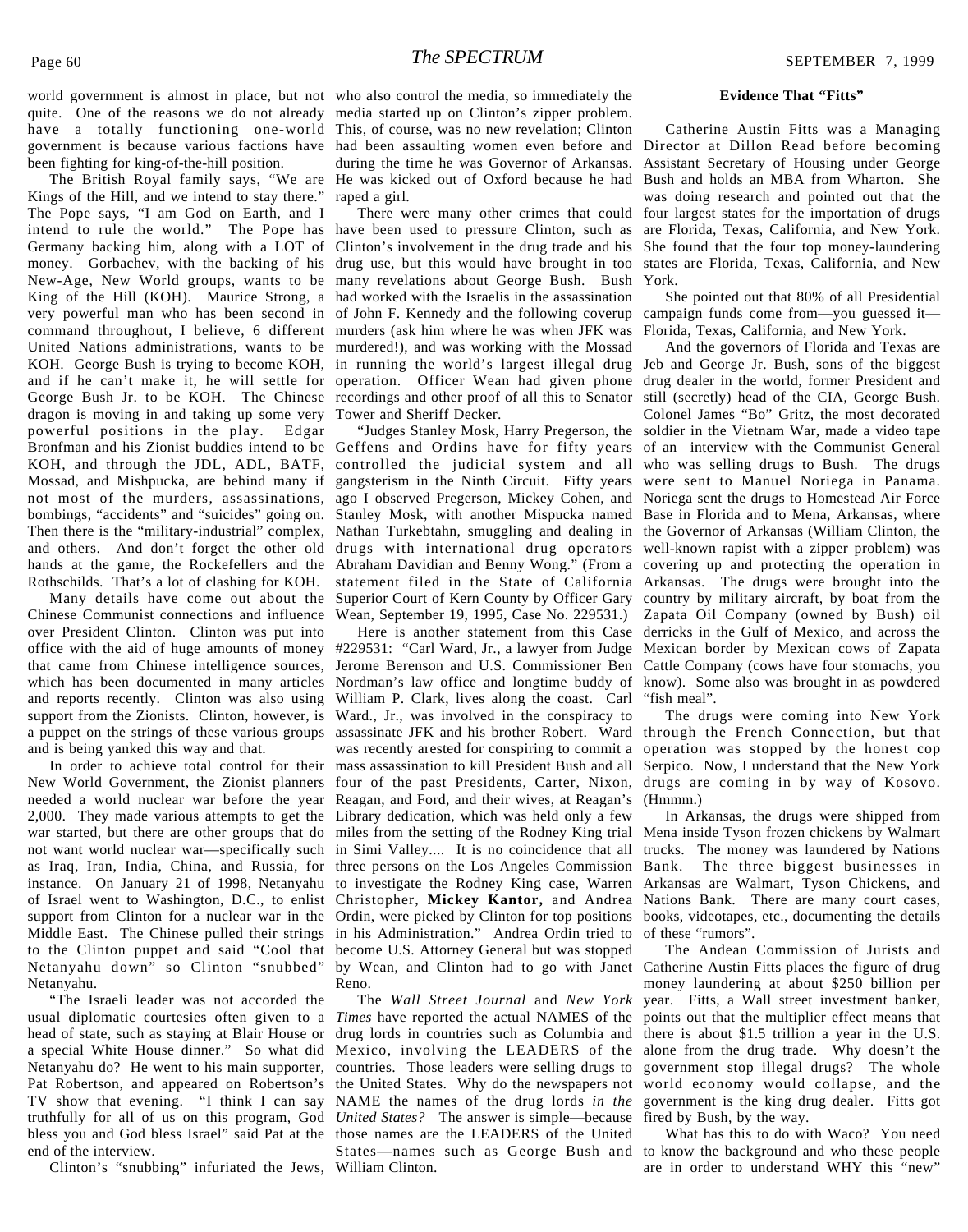world government is almost in place, but not quite. One of the reasons we do not already have a totally functioning one-world government is because various factions have been fighting for king-of-the-hill position.

The British Royal family says, "We are Kings of the Hill, and we intend to stay there." The Pope says, "I am God on Earth, and I intend to rule the world." The Pope has Germany backing him, along with a LOT of money. Gorbachev, with the backing of his New-Age, New World groups, wants to be King of the Hill (KOH). Maurice Strong, a very powerful man who has been second in command throughout, I believe, 6 different United Nations administrations, wants to be KOH. George Bush is trying to become KOH, and if he can't make it, he will settle for George Bush Jr. to be KOH. The Chinese dragon is moving in and taking up some very powerful positions in the play. Edgar Bronfman and his Zionist buddies intend to be KOH, and through the JDL, ADL, BATF, Mossad, and Mishpucka, are behind many if not most of the murders, assassinations, bombings, "accidents" and "suicides" going on. Then there is the "military-industrial" complex, and others. And don't forget the other old hands at the game, the Rockefellers and the Rothschilds. That's a lot of clashing for KOH.

Many details have come out about the Chinese Communist connections and influence over President Clinton. Clinton was put into office with the aid of huge amounts of money that came from Chinese intelligence sources, which has been documented in many articles and reports recently. Clinton was also using support from the Zionists. Clinton, however, is a puppet on the strings of these various groups and is being yanked this way and that.

In order to achieve total control for their New World Government, the Zionist planners needed a world nuclear war before the year 2,000. They made various attempts to get the war started, but there are other groups that do not want world nuclear war—specifically such as Iraq, Iran, India, China, and Russia, for instance. On January 21 of 1998, Netanyahu of Israel went to Washington, D.C., to enlist support from Clinton for a nuclear war in the Middle East. The Chinese pulled their strings to the Clinton puppet and said "Cool that Netanyahu down" so Clinton "snubbed" Netanyahu.

"The Israeli leader was not accorded the usual diplomatic courtesies often given to a head of state, such as staying at Blair House or a special White House dinner." So what did Netanyahu do? He went to his main supporter, Pat Robertson, and appeared on Robertson's TV show that evening. "I think I can say truthfully for all of us on this program, God bless you and God bless Israel" said Pat at the end of the interview.

Clinton's "snubbing" infuriated the Jews, who also control the media, so immediately the media started up on Clinton's zipper problem. This, of course, was no new revelation; Clinton had been assaulting women even before and during the time he was Governor of Arkansas. He was kicked out of Oxford because he had raped a girl.

There were many other crimes that could have been used to pressure Clinton, such as Clinton's involvement in the drug trade and his drug use, but this would have brought in too many revelations about George Bush. Bush had worked with the Israelis in the assassination of John F. Kennedy and the following coverup murders (ask him where he was when JFK was murdered!), and was working with the Mossad in running the world's largest illegal drug operation. Officer Wean had given phone recordings and other proof of all this to Senator Tower and Sheriff Decker.

"Judges Stanley Mosk, Harry Pregerson, the Geffens and Ordins have for fifty years controlled the judicial system and all gangsterism in the Ninth Circuit. Fifty years ago I observed Pregerson, Mickey Cohen, and Stanley Mosk, with another Mispucka named Nathan Turkebtahn, smuggling and dealing in drugs with international drug operators Abraham Davidian and Benny Wong." (From a statement filed in the State of California Superior Court of Kern County by Officer Gary Wean, September 19, 1995, Case No. 229531.)

Here is another statement from this Case #229531: "Carl Ward, Jr., a lawyer from Judge Jerome Berenson and U.S. Commissioner Ben Nordman's law office and longtime buddy of William P. Clark, lives along the coast. Carl Ward., Jr., was involved in the conspiracy to assassinate JFK and his brother Robert. Ward was recently arested for conspiring to commit a mass assassination to kill President Bush and all four of the past Presidents, Carter, Nixon, Reagan, and Ford, and their wives, at Reagan's Library dedication, which was held only a few miles from the setting of the Rodney King trial in Simi Valley.... It is no coincidence that all three persons on the Los Angeles Commission to investigate the Rodney King case, Warren Christopher, **Mickey Kantor,** and Andrea Ordin, were picked by Clinton for top positions in his Administration." Andrea Ordin tried to become U.S. Attorney General but was stopped by Wean, and Clinton had to go with Janet Reno.

The *Wall Street Journal* and *New York Times* have reported the actual NAMES of the drug lords in countries such as Columbia and Mexico, involving the LEADERS of the countries. Those leaders were selling drugs to the United States. Why do the newspapers not NAME the names of the drug lords *in the United States?* The answer is simple—because those names are the LEADERS of the United States—names such as George Bush and William Clinton.

**Evidence That "Fitts"**

Catherine Austin Fitts was a Managing Director at Dillon Read before becoming Assistant Secretary of Housing under George Bush and holds an MBA from Wharton. She was doing research and pointed out that the four largest states for the importation of drugs are Florida, Texas, California, and New York. She found that the four top money-laundering states are Florida, Texas, California, and New York.

She pointed out that 80% of all Presidential campaign funds come from—you guessed it—Florida, Texas, California, and New York.

And the governors of Florida and Texas are Jeb and George Jr. Bush, sons of the biggest drug dealer in the world, former President and still (secretly) head of the CIA, George Bush. Colonel James "Bo" Gritz, the most decorated soldier in the Vietnam War, made a video tape of an interview with the Communist General who was selling drugs to Bush. The drugs were sent to Manuel Noriega in Panama. Noriega sent the drugs to Homestead Air Force Base in Florida and to Mena, Arkansas, where the Governor of Arkansas (William Clinton, the well-known rapist with a zipper problem) was covering up and protecting the operation in Arkansas. The drugs were brought into the country by military aircraft, by boat from the Zapata Oil Company (owned by Bush) oil derricks in the Gulf of Mexico, and across the Mexican border by Mexican cows of Zapata Cattle Company (cows have four stomachs, you know). Some also was brought in as powdered "fish meal".

The drugs were coming into New York through the French Connection, but that operation was stopped by the honest cop Serpico. Now, I understand that the New York drugs are coming in by way of Kosovo. (Hmmm.)

In Arkansas, the drugs were shipped from Mena inside Tyson frozen chickens by Walmart trucks. The money was laundered by Nations Bank. The three biggest businesses in Arkansas are Walmart, Tyson Chickens, and Nations Bank. There are many court cases, books, videotapes, etc., documenting the details of these "rumors".

The Andean Commission of Jurists and Catherine Austin Fitts places the figure of drug money laundering at about $250 billion per year. Fitts, a Wall street investment banker, points out that the multiplier effect means that there is about $1.5 trillion a year in the U.S. alone from the drug trade. Why doesn't the government stop illegal drugs? The whole world economy would collapse, and the government is the king drug dealer. Fitts got fired by Bush, by the way.

What has this to do with Waco? You need to know the background and who these people are in order to understand WHY this "new"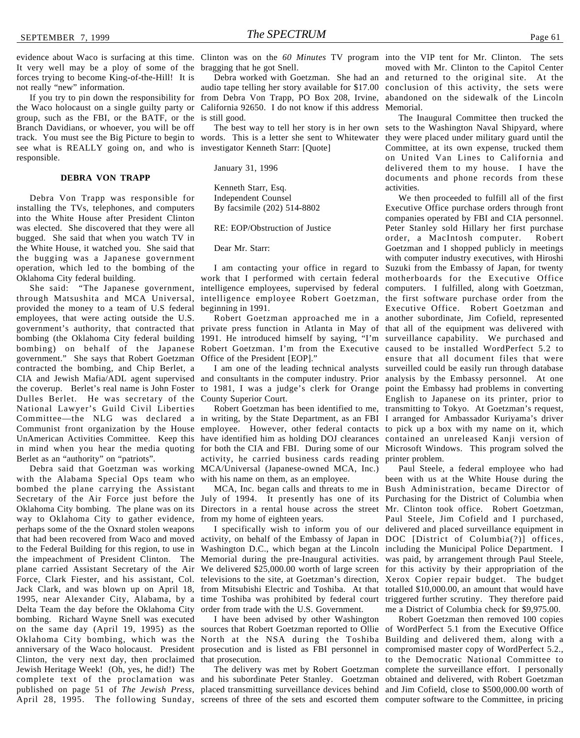evidence about Waco is surfacing at this time. It very well may be a ploy of some of the forces trying to become King-of-the-Hill! It is not really "new" information.

If you try to pin down the responsibility for the Waco holocaust on a single guilty party or group, such as the FBI, or the BATF, or the Branch Davidians, or whoever, you will be off track. You must see the Big Picture to begin to see what is REALLY going on, and who is responsible.

**DEBRA VON TRAPP**

Debra Von Trapp was responsible for installing the TVs, telephones, and computers into the White House after President Clinton was elected. She discovered that they were all bugged. She said that when you watch TV in the White House, it watched you. She said that the bugging was a Japanese government operation, which led to the bombing of the Oklahoma City federal building.

She said: "The Japanese government, through Matsushita and MCA Universal, provided the money to a team of U.S federal employees, that were acting outside the U.S. government's authority, that contracted that bombing (the Oklahoma City federal building bombing) on behalf of the Japanese government." She says that Robert Goetzman contracted the bombing, and Chip Berlet, a CIA and Jewish Mafia/ADL agent supervised the coverup. Berlet's real name is John Foster Dulles Berlet. He was secretary of the National Lawyer's Guild Civil Liberties Committee—the NLG was declared a Communist front organization by the House UnAmerican Activities Committee. Keep this in mind when you hear the media quoting Berlet as an "authority" on "patriots".

Debra said that Goetzman was working with the Alabama Special Ops team who bombed the plane carrying the Assistant Secretary of the Air Force just before the Oklahoma City bombing. The plane was on its way to Oklahoma City to gather evidence, perhaps some of the the Oxnard stolen weapons that had been recovered from Waco and moved to the Federal Building for this region, to use in the impeachment of President Clinton. The plane carried Assistant Secretary of the Air Force, Clark Fiester, and his assistant, Col. Jack Clark, and was blown up on April 18, 1995, near Alexander City, Alabama, by a Delta Team the day before the Oklahoma City bombing. Richard Wayne Snell was executed on the same day (April 19, 1995) as the Oklahoma City bombing, which was the anniversary of the Waco holocaust. President Clinton, the very next day, then proclaimed Jewish Heritage Week! (Oh, yes, he did!) The complete text of the proclamation was published on page 51 of *The Jewish Press,* April 28, 1995. The following Sunday, Clinton was on the *60 Minutes* TV program bragging that he got Snell.

Debra worked with Goetzman. She had an audio tape telling her story available for $17.00 from Debra Von Trapp, PO Box 208, Irvine, California 92650. I do not know if this address is still good.

The best way to tell her story is in her own words. This is a letter she sent to Whitewater investigator Kenneth Starr: [Quote]

January 31, 1996

Kenneth Starr, Esq.
Independent Counsel
By facsimile (202) 514-8802

RE: EOP/Obstruction of Justice

Dear Mr. Starr:

I am contacting your office in regard to work that I performed with certain federal intelligence employees, supervised by federal intelligence employee Robert Goetzman, beginning in 1991.

Robert Goetzman approached me in a private press function in Atlanta in May of 1991. He introduced himself by saying, "I'm Robert Goetzman. I'm from the Executive Office of the President [EOP]."

I am one of the leading technical analysts and consultants in the computer industry. Prior to 1981, I was a judge's clerk for Orange County Superior Court.

Robert Goetzman has been identified to me, in writing, by the State Department, as an FBI employee. However, other federal contacts have identified him as holding DOJ clearances for both the CIA and FBI. During some of our activity, he carried business cards reading MCA/Universal (Japanese-owned MCA, Inc.) with his name on them, as an employee.

MCA, Inc. began calls and threats to me in July of 1994. It presently has one of its Directors in a rental house across the street from my home of eighteen years.

I specifically wish to inform you of our activity, on behalf of the Embassy of Japan in Washington D.C., which began at the Lincoln Memorial during the pre-Inaugural activities. We delivered $25,000.00 worth of large screen televisions to the site, at Goetzman's direction, from Mitsubishi Electric and Toshiba. At that time Toshiba was prohibited by federal court order from trade with the U.S. Government.

I have been advised by other Washington sources that Robert Goetzman reported to Ollie North at the NSA during the Toshiba prosecution and is listed as FBI personnel in that prosecution.

The delivery was met by Robert Goetzman and his subordinate Peter Stanley. Goetzman placed transmitting surveillance devices behind screens of three of the sets and escorted them into the VIP tent for Mr. Clinton. The sets moved with Mr. Clinton to the Capitol Center and returned to the original site. At the conclusion of this activity, the sets were abandoned on the sidewalk of the Lincoln Memorial.

The Inaugural Committee then trucked the sets to the Washington Naval Shipyard, where they were placed under military guard until the Committee, at its own expense, trucked them on United Van Lines to California and delivered them to my house. I have the documents and phone records from these activities.

We then proceeded to fulfill all of the first Executive Office purchase orders through front companies operated by FBI and CIA personnel. Peter Stanley sold Hillary her first purchase order, a MacIntosh computer. Robert Goetzman and I shopped publicly in meetings with computer industry executives, with Hiroshi Suzuki from the Embassy of Japan, for twenty motherboards for the Executive Office computers. I fulfilled, along with Goetzman, the first software purchase order from the Executive Office. Robert Goetzman and another subordinate, Jim Cofield, represented that all of the equipment was delivered with surveillance capability. We purchased and caused to be installed WordPerfect 5.2 to ensure that all document files that were surveilled could be easily run through database analysis by the Embassy personnel. At one point the Embassy had problems in converting English to Japanese on its printer, prior to transmitting to Tokyo. At Goetzman's request, I arranged for Ambassador Kuriyama's driver to pick up a box with my name on it, which contained an unreleased Kanji version of Microsoft Windows. This program solved the printer problem.

Paul Steele, a federal employee who had been with us at the White House during the Bush Administration, became Director of Purchasing for the District of Columbia when Mr. Clinton took office. Robert Goetzman, Paul Steele, Jim Cofield and I purchased, delivered and placed surveillance equipment in DOC [District of Columbia(?)] offices, including the Municipal Police Department. I was paid, by arrangement through Paul Steele, for this activity by their appropriation of the Xerox Copier repair budget. The budget totalled $10,000.00, an amount that would have triggered further scrutiny. They therefore paid me a District of Columbia check for $9,975.00.

Robert Goetzman then removed 100 copies of WordPerfect 5.1 from the Executive Office Building and delivered them, along with a compromised master copy of WordPerfect 5.2., to the Democratic National Committee to complete the surveillance effort. I personally obtained and delivered, with Robert Goetzman and Jim Cofield, close to $500,000.00 worth of computer software to the Committee, in pricing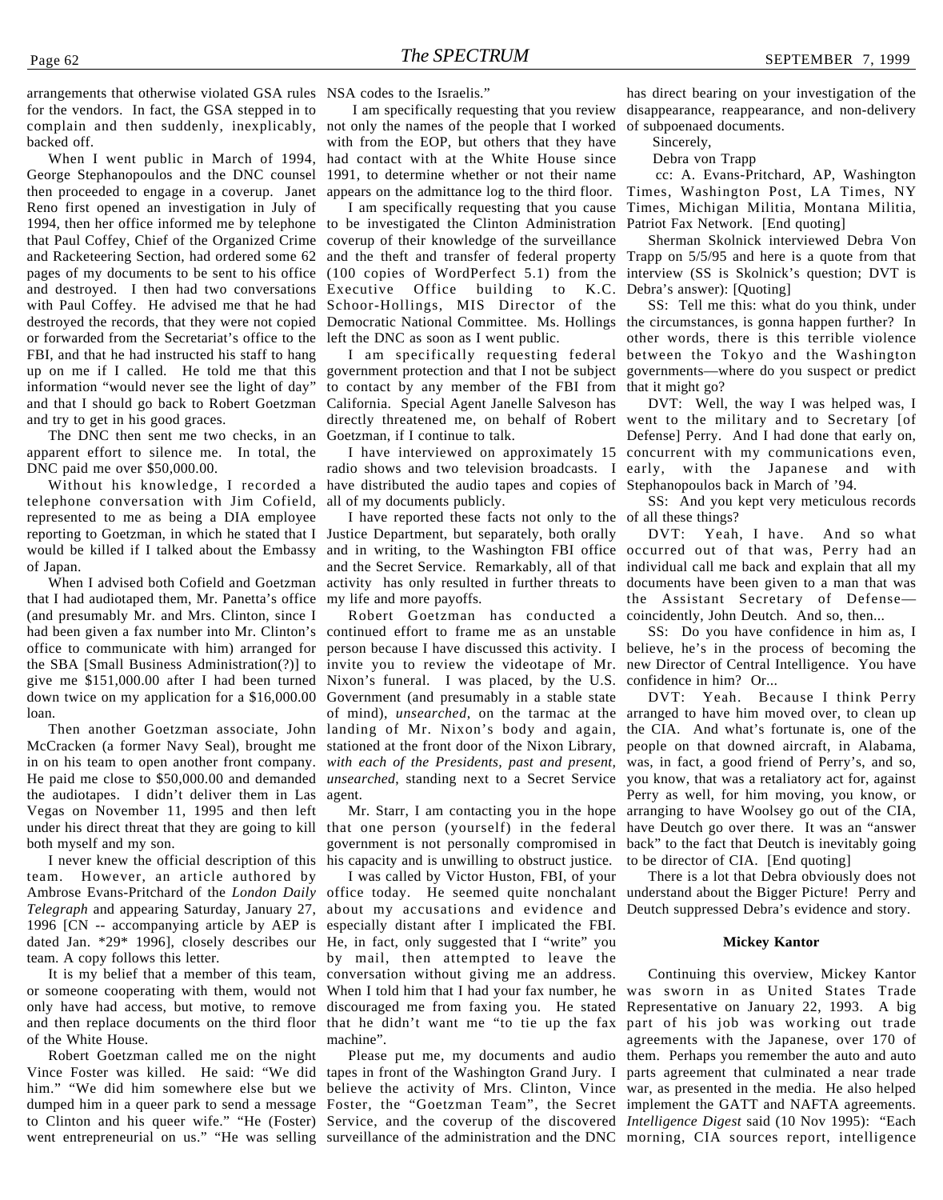arrangements that otherwise violated GSA rules for the vendors. In fact, the GSA stepped in to complain and then suddenly, inexplicably, backed off.

When I went public in March of 1994, George Stephanopoulos and the DNC counsel then proceeded to engage in a coverup. Janet Reno first opened an investigation in July of 1994, then her office informed me by telephone that Paul Coffey, Chief of the Organized Crime and Racketeering Section, had ordered some 62 pages of my documents to be sent to his office and destroyed. I then had two conversations with Paul Coffey. He advised me that he had destroyed the records, that they were not copied or forwarded from the Secretariat's office to the FBI, and that he had instructed his staff to hang up on me if I called. He told me that this information "would never see the light of day" and that I should go back to Robert Goetzman and try to get in his good graces.

The DNC then sent me two checks, in an apparent effort to silence me. In total, the DNC paid me over $50,000.00.

Without his knowledge, I recorded a telephone conversation with Jim Cofield, represented to me as being a DIA employee reporting to Goetzman, in which he stated that I would be killed if I talked about the Embassy of Japan.

When I advised both Cofield and Goetzman that I had audiotaped them, Mr. Panetta's office (and presumably Mr. and Mrs. Clinton, since I had been given a fax number into Mr. Clinton's office to communicate with him) arranged for the SBA [Small Business Administration(?)] to give me $151,000.00 after I had been turned down twice on my application for a $16,000.00 loan.

Then another Goetzman associate, John McCracken (a former Navy Seal), brought me in on his team to open another front company. He paid me close to $50,000.00 and demanded the audiotapes. I didn't deliver them in Las Vegas on November 11, 1995 and then left under his direct threat that they are going to kill both myself and my son.

I never knew the official description of this team. However, an article authored by Ambrose Evans-Pritchard of the *London Daily Telegraph* and appearing Saturday, January 27, 1996 [CN -- accompanying article by AEP is dated Jan. *29* 1996], closely describes our team. A copy follows this letter.

It is my belief that a member of this team, or someone cooperating with them, would not only have had access, but motive, to remove and then replace documents on the third floor of the White House.

Robert Goetzman called me on the night Vince Foster was killed. He said: "We did him." "We did him somewhere else but we dumped him in a queer park to send a message to Clinton and his queer wife." "He (Foster) went entrepreneurial on us." "He was selling NSA codes to the Israelis."

I am specifically requesting that you review not only the names of the people that I worked with from the EOP, but others that they have had contact with at the White House since 1991, to determine whether or not their name appears on the admittance log to the third floor.

I am specifically requesting that you cause to be investigated the Clinton Administration coverup of their knowledge of the surveillance and the theft and transfer of federal property (100 copies of WordPerfect 5.1) from the Executive Office building to K.C. Schoor-Hollings, MIS Director of the Democratic National Committee. Ms. Hollings left the DNC as soon as I went public.

I am specifically requesting federal government protection and that I not be subject to contact by any member of the FBI from California. Special Agent Janelle Salveson has directly threatened me, on behalf of Robert Goetzman, if I continue to talk.

I have interviewed on approximately 15 radio shows and two television broadcasts. I have distributed the audio tapes and copies of all of my documents publicly.

I have reported these facts not only to the Justice Department, but separately, both orally and in writing, to the Washington FBI office and the Secret Service. Remarkably, all of that activity has only resulted in further threats to my life and more payoffs.

Robert Goetzman has conducted a continued effort to frame me as an unstable person because I have discussed this activity. I invite you to review the videotape of Mr. Nixon's funeral. I was placed, by the U.S. Government (and presumably in a stable state of mind), *unsearched*, on the tarmac at the landing of Mr. Nixon's body and again, stationed at the front door of the Nixon Library, *with each of the Presidents, past and present, unsearched*, standing next to a Secret Service agent.

Mr. Starr, I am contacting you in the hope that one person (yourself) in the federal government is not personally compromised in his capacity and is unwilling to obstruct justice.

I was called by Victor Huston, FBI, of your office today. He seemed quite nonchalant about my accusations and evidence and especially distant after I implicated the FBI. He, in fact, only suggested that I "write" you by mail, then attempted to leave the conversation without giving me an address. When I told him that I had your fax number, he discouraged me from faxing you. He stated that he didn't want me "to tie up the fax machine".

Please put me, my documents and audio tapes in front of the Washington Grand Jury. I believe the activity of Mrs. Clinton, Vince Foster, the "Goetzman Team", the Secret Service, and the coverup of the discovered surveillance of the administration and the DNC has direct bearing on your investigation of the disappearance, reappearance, and non-delivery of subpoenaed documents.

Sincerely,

Debra von Trapp

cc: A. Evans-Pritchard, AP, Washington Times, Washington Post, LA Times, NY Times, Michigan Militia, Montana Militia, Patriot Fax Network. [End quoting]

Sherman Skolnick interviewed Debra Von Trapp on 5/5/95 and here is a quote from that interview (SS is Skolnick's question; DVT is Debra's answer): [Quoting]

SS: Tell me this: what do you think, under the circumstances, is gonna happen further? In other words, there is this terrible violence between the Tokyo and the Washington governments—where do you suspect or predict that it might go?

DVT: Well, the way I was helped was, I went to the military and to Secretary [of Defense] Perry. And I had done that early on, concurrent with my communications even, early, with the Japanese and with Stephanopoulos back in March of '94.

SS: And you kept very meticulous records of all these things?

DVT: Yeah, I have. And so what occurred out of that was, Perry had an individual call me back and explain that all my documents have been given to a man that was the Assistant Secretary of Defense—coincidently, John Deutch. And so, then...

SS: Do you have confidence in him as, I believe, he's in the process of becoming the new Director of Central Intelligence. You have confidence in him? Or...

DVT: Yeah. Because I think Perry arranged to have him moved over, to clean up the CIA. And what's fortunate is, one of the people on that downed aircraft, in Alabama, was, in fact, a good friend of Perry's, and so, you know, that was a retaliatory act for, against Perry as well, for him moving, you know, or arranging to have Woolsey go out of the CIA, have Deutch go over there. It was an "answer back" to the fact that Deutch is inevitably going to be director of CIA. [End quoting]

There is a lot that Debra obviously does not understand about the Bigger Picture! Perry and Deutch suppressed Debra's evidence and story.

### Mickey Kantor

Continuing this overview, Mickey Kantor was sworn in as United States Trade Representative on January 22, 1993. A big part of his job was working out trade agreements with the Japanese, over 170 of them. Perhaps you remember the auto and auto parts agreement that culminated a near trade war, as presented in the media. He also helped implement the GATT and NAFTA agreements. *Intelligence Digest* said (10 Nov 1995): "Each morning, CIA sources report, intelligence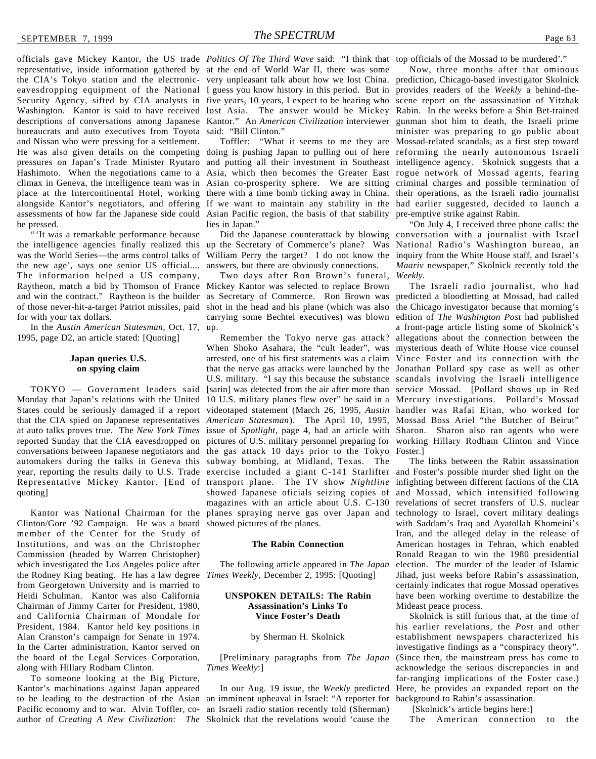officials gave Mickey Kantor, the US trade representative, inside information gathered by the CIA's Tokyo station and the electronic-eavesdropping equipment of the National Security Agency, sifted by CIA analysts in Washington. Kantor is said to have received descriptions of conversations among Japanese bureaucrats and auto executives from Toyota and Nissan who were pressing for a settlement. He was also given details on the competing pressures on Japan's Trade Minister Ryutaro Hashimoto. When the negotiations came to a climax in Geneva, the intelligence team was in place at the Intercontinental Hotel, working alongside Kantor's negotiators, and offering assessments of how far the Japanese side could be pressed.

"'It was a remarkable performance because the intelligence agencies finally realized this was the World Series—the arms control talks of the new age', says one senior US official.... The information helped a US company, Raytheon, match a bid by Thomson of France and win the contract." Raytheon is the builder of those never-hit-a-target Patriot missiles, paid for with your tax dollars.

In the *Austin American Statesman*, Oct. 17, 1995, page D2, an article stated: [Quoting]

**Japan queries U.S. on spying claim**

TOKYO — Government leaders said Monday that Japan's relations with the United States could be seriously damaged if a report that the CIA spied on Japanese representatives at auto talks proves true. The *New York Times* reported Sunday that the CIA eavesdropped on conversations between Japanese negotiators and automakers during the talks in Geneva this year, reporting the results daily to U.S. Trade Representative Mickey Kantor. [End of quoting]

Kantor was National Chairman for the Clinton/Gore '92 Campaign. He was a board member of the Center for the Study of Institutions, and was on the Christopher Commission (headed by Warren Christopher) which investigated the Los Angeles police after the Rodney King beating. He has a law degree from Georgetown University and is married to Heidi Schulman. Kantor was also California Chairman of Jimmy Carter for President, 1980, and California Chairman of Mondale for President, 1984. Kantor held key positions in Alan Cranston's campaign for Senate in 1974. In the Carter administration, Kantor served on the board of the Legal Services Corporation, along with Hillary Rodham Clinton.

To someone looking at the Big Picture, Kantor's machinations against Japan appeared to be leading to the destruction of the Asian Pacific economy and to war. Alvin Toffler, co-author of *Creating A New Civilization: The Politics Of The Third Wave* said: "I think that at the end of World War II, there was some very unpleasant talk about how we lost China. I guess you know history in this period. But in five years, 10 years, I expect to be hearing who lost Asia. The answer would be Mickey Kantor." An *American Civilization* interviewer said: "Bill Clinton."

Toffler: "What it seems to me they are doing is pushing Japan to pulling out of here and putting all their investment in Southeast Asia, which then becomes the Greater East Asian co-prosperity sphere. We are sitting there with a time bomb ticking away in China. If we want to maintain any stability in the Asian Pacific region, the basis of that stability lies in Japan."

Did the Japanese counterattack by blowing up the Secretary of Commerce's plane? Was William Perry the target? I do not know the answers, but there are obviously connections.

Two days after Ron Brown's funeral, Mickey Kantor was selected to replace Brown as Secretary of Commerce. Ron Brown was shot in the head and his plane (which was also carrying some Bechtel executives) was blown up.

Remember the Tokyo nerve gas attack? When Shoko Asahara, the "cult leader", was arrested, one of his first statements was a claim that the nerve gas attacks were launched by the U.S. military. "I say this because the substance [sarin] was detected from the air after more than 10 U.S. military planes flew over" he said in a videotaped statement (March 26, 1995, *Austin American Statesman*). The April 10, 1995, issue of *Spotlight*, page 4, had an article with pictures of U.S. military personnel preparing for the gas attack 10 days prior to the Tokyo subway bombing, at Midland, Texas. The exercise included a giant C-141 Starlifter transport plane. The TV show *Nightline* showed Japanese oficials seizing copies of magazines with an article about U.S. C-130 planes spraying nerve gas over Japan and showed pictures of the planes.

**The Rabin Connection**

The following article appeared in *The Japan Times Weekly*, December 2, 1995: [Quoting]

**UNSPOKEN DETAILS: The Rabin Assassination's Links To Vince Foster's Death**

by Sherman H. Skolnick

[Preliminary paragraphs from *The Japan Times Weekly*:]

In our Aug. 19 issue, the *Weekly* predicted an imminent upheaval in Israel: "A reporter for an Israeli radio station recently told (Sherman) Skolnick that the revelations would 'cause the top officials of the Mossad to be murdered'."

Now, three months after that ominous prediction, Chicago-based investigator Skolnick provides readers of the *Weekly* a behind-the-scene report on the assassination of Yitzhak Rabin. In the weeks before a Shin Bet-trained gunman shot him to death, the Israeli prime minister was preparing to go public about Mossad-related scandals, as a first step toward reforming the nearly autonomous Israeli intelligence agency. Skolnick suggests that a rogue network of Mossad agents, fearing criminal charges and possible termination of their operations, as the Israeli radio journalist had earlier suggested, decided to launch a pre-emptive strike against Rabin.

"On July 4, I received three phone calls: the conversation with a journalist with Israel National Radio's Washington bureau, an inquiry from the White House staff, and Israel's *Maariv* newspaper," Skolnick recently told the *Weekly*.

The Israeli radio journalist, who had predicted a bloodletting at Mossad, had called the Chicago investigator because that morning's edition of *The Washington Post* had published a front-page article listing some of Skolnick's allegations about the connection between the mysterious death of White House vice counsel Vince Foster and its connection with the Jonathan Pollard spy case as well as other scandals involving the Israeli intelligence service Mossad. [Pollard shows up in Red Mercury investigations. Pollard's Mossad handler was Rafai Eitan, who worked for Mossad Boss Ariel "the Butcher of Beirut" Sharon. Sharon also ran agents who were working Hillary Rodham Clinton and Vince Foster.]

The links between the Rabin assassination and Foster's possible murder shed light on the infighting between different factions of the CIA and Mossad, which intensified following revelations of secret transfers of U.S. nuclear technology to Israel, covert military dealings with Saddam's Iraq and Ayatollah Khomeini's Iran, and the alleged delay in the release of American hostages in Tehran, which enabled Ronald Reagan to win the 1980 presidential election. The murder of the leader of Islamic Jihad, just weeks before Rabin's assassination, certainly indicates that rogue Mossad operatives have been working overtime to destabilize the Mideast peace process.

Skolnick is still furious that, at the time of his earlier revelations, the *Post* and other establishment newspapers characterized his investigative findings as a "conspiracy theory". (Since then, the mainstream press has come to acknowledge the serious discrepancies in and far-ranging implications of the Foster case.) Here, he provides an expanded report on the background to Rabin's assassination.

[Skolnick's article begins here:]

The American connection to the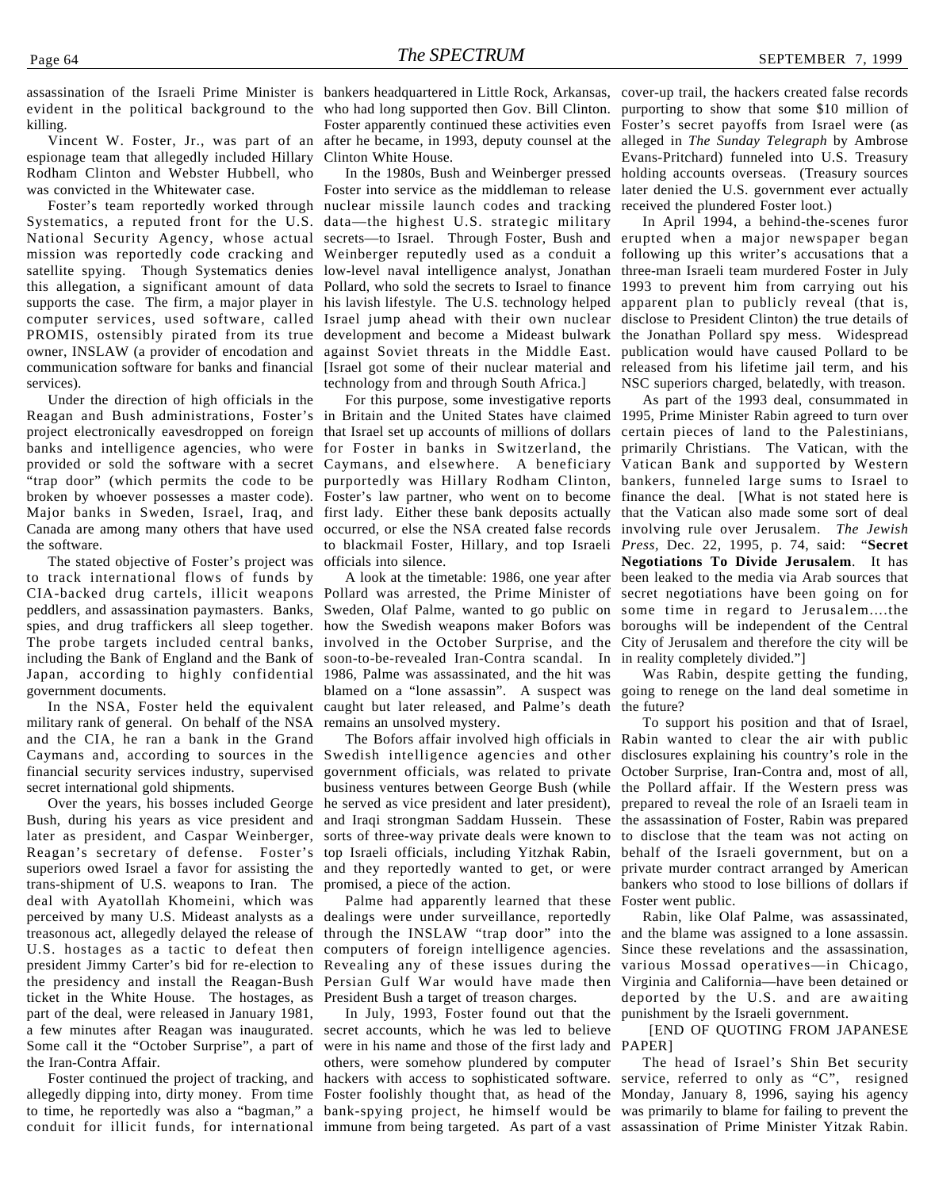assassination of the Israeli Prime Minister is evident in the political background to the killing.

Vincent W. Foster, Jr., was part of an espionage team that allegedly included Hillary Rodham Clinton and Webster Hubbell, who was convicted in the Whitewater case.

Foster's team reportedly worked through Systematics, a reputed front for the U.S. National Security Agency, whose actual mission was reportedly code cracking and satellite spying. Though Systematics denies this allegation, a significant amount of data supports the case. The firm, a major player in computer services, used software, called PROMIS, ostensibly pirated from its true owner, INSLAW (a provider of encodation and communication software for banks and financial services).

Under the direction of high officials in the Reagan and Bush administrations, Foster's project electronically eavesdropped on foreign banks and intelligence agencies, who were provided or sold the software with a secret "trap door" (which permits the code to be broken by whoever possesses a master code). Major banks in Sweden, Israel, Iraq, and Canada are among many others that have used the software.

The stated objective of Foster's project was to track international flows of funds by CIA-backed drug cartels, illicit weapons peddlers, and assassination paymasters. Banks, spies, and drug traffickers all sleep together. The probe targets included central banks, including the Bank of England and the Bank of Japan, according to highly confidential government documents.

In the NSA, Foster held the equivalent military rank of general. On behalf of the NSA and the CIA, he ran a bank in the Grand Caymans and, according to sources in the financial security services industry, supervised secret international gold shipments.

Over the years, his bosses included George Bush, during his years as vice president and later as president, and Caspar Weinberger, Reagan's secretary of defense. Foster's superiors owed Israel a favor for assisting the trans-shipment of U.S. weapons to Iran. The deal with Ayatollah Khomeini, which was perceived by many U.S. Mideast analysts as a treasonous act, allegedly delayed the release of U.S. hostages as a tactic to defeat then president Jimmy Carter's bid for re-election to the presidency and install the Reagan-Bush ticket in the White House. The hostages, as part of the deal, were released in January 1981, a few minutes after Reagan was inaugurated. Some call it the "October Surprise", a part of the Iran-Contra Affair.

Foster continued the project of tracking, and allegedly dipping into, dirty money. From time to time, he reportedly was also a "bagman," a conduit for illicit funds, for international bankers headquartered in Little Rock, Arkansas, who had long supported then Gov. Bill Clinton. Foster apparently continued these activities even after he became, in 1993, deputy counsel at the Clinton White House.

In the 1980s, Bush and Weinberger pressed Foster into service as the middleman to release nuclear missile launch codes and tracking data—the highest U.S. strategic military secrets—to Israel. Through Foster, Bush and Weinberger reputedly used as a conduit a low-level naval intelligence analyst, Jonathan Pollard, who sold the secrets to Israel to finance his lavish lifestyle. The U.S. technology helped Israel jump ahead with their own nuclear development and become a Mideast bulwark against Soviet threats in the Middle East. [Israel got some of their nuclear material and technology from and through South Africa.]

For this purpose, some investigative reports in Britain and the United States have claimed that Israel set up accounts of millions of dollars for Foster in banks in Switzerland, the Caymans, and elsewhere. A beneficiary purportedly was Hillary Rodham Clinton, Foster's law partner, who went on to become first lady. Either these bank deposits actually occurred, or else the NSA created false records to blackmail Foster, Hillary, and top Israeli officials into silence.

A look at the timetable: 1986, one year after Pollard was arrested, the Prime Minister of Sweden, Olaf Palme, wanted to go public on how the Swedish weapons maker Bofors was involved in the October Surprise, and the soon-to-be-revealed Iran-Contra scandal. In 1986, Palme was assassinated, and the hit was blamed on a "lone assassin". A suspect was caught but later released, and Palme's death remains an unsolved mystery.

The Bofors affair involved high officials in Swedish intelligence agencies and other government officials, was related to private business ventures between George Bush (while he served as vice president and later president), and Iraqi strongman Saddam Hussein. These sorts of three-way private deals were known to top Israeli officials, including Yitzhak Rabin, and they reportedly wanted to get, or were promised, a piece of the action.

Palme had apparently learned that these dealings were under surveillance, reportedly through the INSLAW "trap door" into the computers of foreign intelligence agencies. Revealing any of these issues during the Persian Gulf War would have made then President Bush a target of treason charges.

In July, 1993, Foster found out that the secret accounts, which he was led to believe were in his name and those of the first lady and others, were somehow plundered by computer hackers with access to sophisticated software. Foster foolishly thought that, as head of the bank-spying project, he himself would be immune from being targeted. As part of a vast cover-up trail, the hackers created false records purporting to show that some $10 million of Foster's secret payoffs from Israel were (as alleged in *The Sunday Telegraph* by Ambrose Evans-Pritchard) funneled into U.S. Treasury holding accounts overseas. (Treasury sources later denied the U.S. government ever actually received the plundered Foster loot.)

In April 1994, a behind-the-scenes furor erupted when a major newspaper began following up this writer's accusations that a three-man Israeli team murdered Foster in July 1993 to prevent him from carrying out his apparent plan to publicly reveal (that is, disclose to President Clinton) the true details of the Jonathan Pollard spy mess. Widespread publication would have caused Pollard to be released from his lifetime jail term, and his NSC superiors charged, belatedly, with treason.

As part of the 1993 deal, consummated in 1995, Prime Minister Rabin agreed to turn over certain pieces of land to the Palestinians, primarily Christians. The Vatican, with the Vatican Bank and supported by Western bankers, funneled large sums to Israel to finance the deal. [What is not stated here is that the Vatican also made some sort of deal involving rule over Jerusalem. *The Jewish Press*, Dec. 22, 1995, p. 74, said: "**Secret Negotiations To Divide Jerusalem**. It has been leaked to the media via Arab sources that secret negotiations have been going on for some time in regard to Jerusalem....the boroughs will be independent of the Central City of Jerusalem and therefore the city will be in reality completely divided."]

Was Rabin, despite getting the funding, going to renege on the land deal sometime in the future?

To support his position and that of Israel, Rabin wanted to clear the air with public disclosures explaining his country's role in the October Surprise, Iran-Contra and, most of all, the Pollard affair. If the Western press was prepared to reveal the role of an Israeli team in the assassination of Foster, Rabin was prepared to disclose that the team was not acting on behalf of the Israeli government, but on a private murder contract arranged by American bankers who stood to lose billions of dollars if Foster went public.

Rabin, like Olaf Palme, was assassinated, and the blame was assigned to a lone assassin. Since these revelations and the assassination, various Mossad operatives—in Chicago, Virginia and California—have been detained or deported by the U.S. and are awaiting punishment by the Israeli government.

[END OF QUOTING FROM JAPANESE PAPER]

The head of Israel's Shin Bet security service, referred to only as "C", resigned Monday, January 8, 1996, saying his agency was primarily to blame for failing to prevent the assassination of Prime Minister Yitzak Rabin.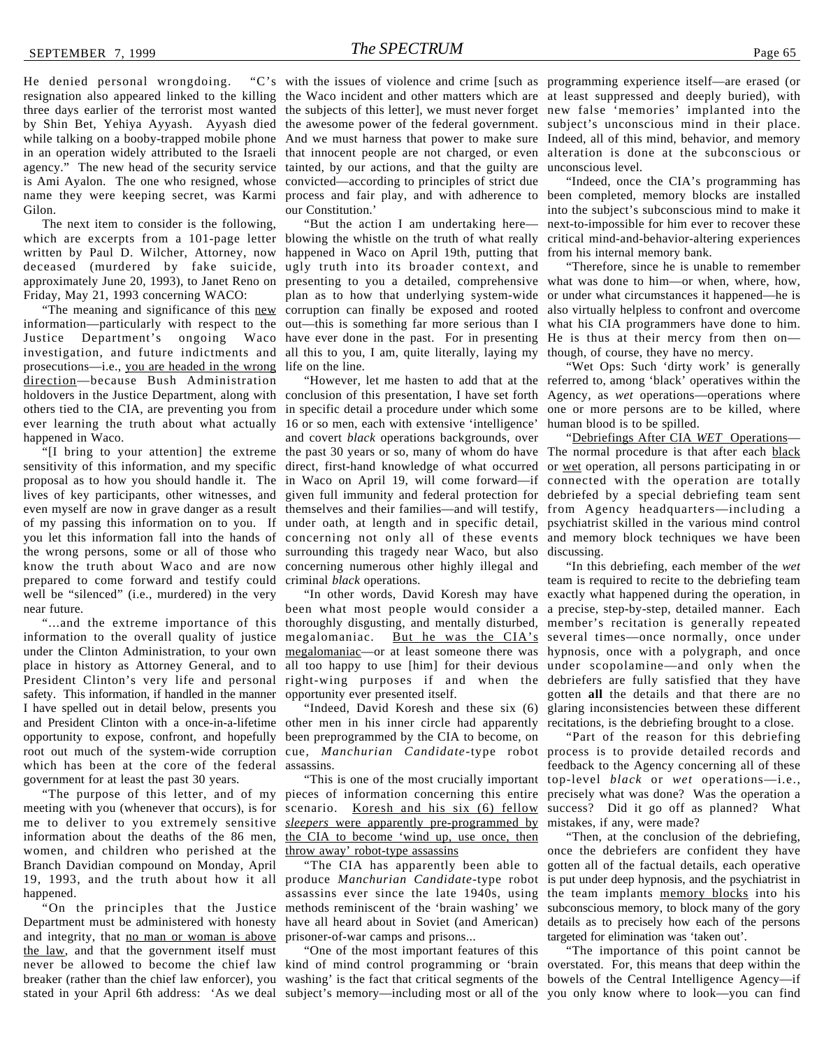He denied personal wrongdoing. "C's resignation also appeared linked to the killing three days earlier of the terrorist most wanted by Shin Bet, Yehiya Ayyash. Ayyash died while talking on a booby-trapped mobile phone in an operation widely attributed to the Israeli agency." The new head of the security service is Ami Ayalon. The one who resigned, whose name they were keeping secret, was Karmi Gilon.

The next item to consider is the following, which are excerpts from a 101-page letter written by Paul D. Wilcher, Attorney, now deceased (murdered by fake suicide, approximately June 20, 1993), to Janet Reno on Friday, May 21, 1993 concerning WACO:

"The meaning and significance of this new information—particularly with respect to the Justice Department's ongoing Waco investigation, and future indictments and prosecutions—i.e., you are headed in the wrong direction—because Bush Administration holdovers in the Justice Department, along with others tied to the CIA, are preventing you from ever learning the truth about what actually happened in Waco.

"[I bring to your attention] the extreme sensitivity of this information, and my specific proposal as to how you should handle it. The lives of key participants, other witnesses, and even myself are now in grave danger as a result of my passing this information on to you. If you let this information fall into the hands of the wrong persons, some or all of those who know the truth about Waco and are now prepared to come forward and testify could well be "silenced" (i.e., murdered) in the very near future.

"...and the extreme importance of this information to the overall quality of justice under the Clinton Administration, to your own place in history as Attorney General, and to President Clinton's very life and personal safety. This information, if handled in the manner I have spelled out in detail below, presents you and President Clinton with a once-in-a-lifetime opportunity to expose, confront, and hopefully root out much of the system-wide corruption which has been at the core of the federal government for at least the past 30 years.

"The purpose of this letter, and of my meeting with you (whenever that occurs), is for me to deliver to you extremely sensitive information about the deaths of the 86 men, women, and children who perished at the Branch Davidian compound on Monday, April 19, 1993, and the truth about how it all happened.

"On the principles that the Justice Department must be administered with honesty and integrity, that no man or woman is above the law, and that the government itself must never be allowed to become the chief law breaker (rather than the chief law enforcer), you stated in your April 6th address: 'As we deal with the issues of violence and crime [such as the Waco incident and other matters which are the subjects of this letter], we must never forget the awesome power of the federal government. And we must harness that power to make sure that innocent people are not charged, or even tainted, by our actions, and that the guilty are convicted—according to principles of strict due process and fair play, and with adherence to our Constitution.'

"But the action I am undertaking here—blowing the whistle on the truth of what really happened in Waco on April 19th, putting that ugly truth into its broader context, and presenting to you a detailed, comprehensive plan as to how that underlying system-wide corruption can finally be exposed and rooted out—this is something far more serious than I have ever done in the past. For in presenting all this to you, I am, quite literally, laying my life on the line.

"However, let me hasten to add that at the conclusion of this presentation, I have set forth in specific detail a procedure under which some 16 or so men, each with extensive 'intelligence' and covert *black* operations backgrounds, over the past 30 years or so, many of whom do have direct, first-hand knowledge of what occurred in Waco on April 19, will come forward—if given full immunity and federal protection for themselves and their families—and will testify, under oath, at length and in specific detail, concerning not only all of these events surrounding this tragedy near Waco, but also concerning numerous other highly illegal and criminal *black* operations.

"In other words, David Koresh may have been what most people would consider a thoroughly disgusting, and mentally disturbed, megalomaniac. But he was the CIA's megalomaniac—or at least someone there was all too happy to use [him] for their devious right-wing purposes if and when the opportunity ever presented itself.

"Indeed, David Koresh and these six (6) other men in his inner circle had apparently been preprogrammed by the CIA to become, on cue, *Manchurian Candidate*-type robot assassins.

"This is one of the most crucially important pieces of information concerning this entire scenario. Koresh and his six (6) fellow *sleepers* were apparently pre-programmed by the CIA to become 'wind up, use once, then throw away' robot-type assassins

"The CIA has apparently been able to produce *Manchurian Candidate*-type robot assassins ever since the late 1940s, using methods reminiscent of the 'brain washing' we have all heard about in Soviet (and American) prisoner-of-war camps and prisons...

"One of the most important features of this kind of mind control programming or 'brain washing' is the fact that critical segments of the subject's memory—including most or all of the programming experience itself—are erased (or at least suppressed and deeply buried), with new false 'memories' implanted into the subject's unconscious mind in their place. Indeed, all of this mind, behavior, and memory alteration is done at the subconscious or unconscious level.

"Indeed, once the CIA's programming has been completed, memory blocks are installed into the subject's subconscious mind to make it next-to-impossible for him ever to recover these critical mind-and-behavior-altering experiences from his internal memory bank.

"Therefore, since he is unable to remember what was done to him—or when, where, how, or under what circumstances it happened—he is also virtually helpless to confront and overcome what his CIA programmers have done to him. He is thus at their mercy from then on—though, of course, they have no mercy.

"Wet Ops: Such 'dirty work' is generally referred to, among 'black' operatives within the Agency, as *wet* operations—operations where one or more persons are to be killed, where human blood is to be spilled.

"Debriefings After CIA *WET* Operations—The normal procedure is that after each black or wet operation, all persons participating in or connected with the operation are totally debriefed by a special debriefing team sent from Agency headquarters—including a psychiatrist skilled in the various mind control and memory block techniques we have been discussing.

"In this debriefing, each member of the *wet* team is required to recite to the debriefing team exactly what happened during the operation, in a precise, step-by-step, detailed manner. Each member's recitation is generally repeated several times—once normally, once under hypnosis, once with a polygraph, and once under scopolamine—and only when the debriefers are fully satisfied that they have gotten **all** the details and that there are no glaring inconsistencies between these different recitations, is the debriefing brought to a close.

"Part of the reason for this debriefing process is to provide detailed records and feedback to the Agency concerning all of these top-level *black* or *wet* operations—i.e., precisely what was done? Was the operation a success? Did it go off as planned? What mistakes, if any, were made?

"Then, at the conclusion of the debriefing, once the debriefers are confident they have gotten all of the factual details, each operative is put under deep hypnosis, and the psychiatrist in the team implants memory blocks into his subconscious memory, to block many of the gory details as to precisely how each of the persons targeted for elimination was 'taken out'.

"The importance of this point cannot be overstated. For, this means that deep within the bowels of the Central Intelligence Agency—if you only know where to look—you can find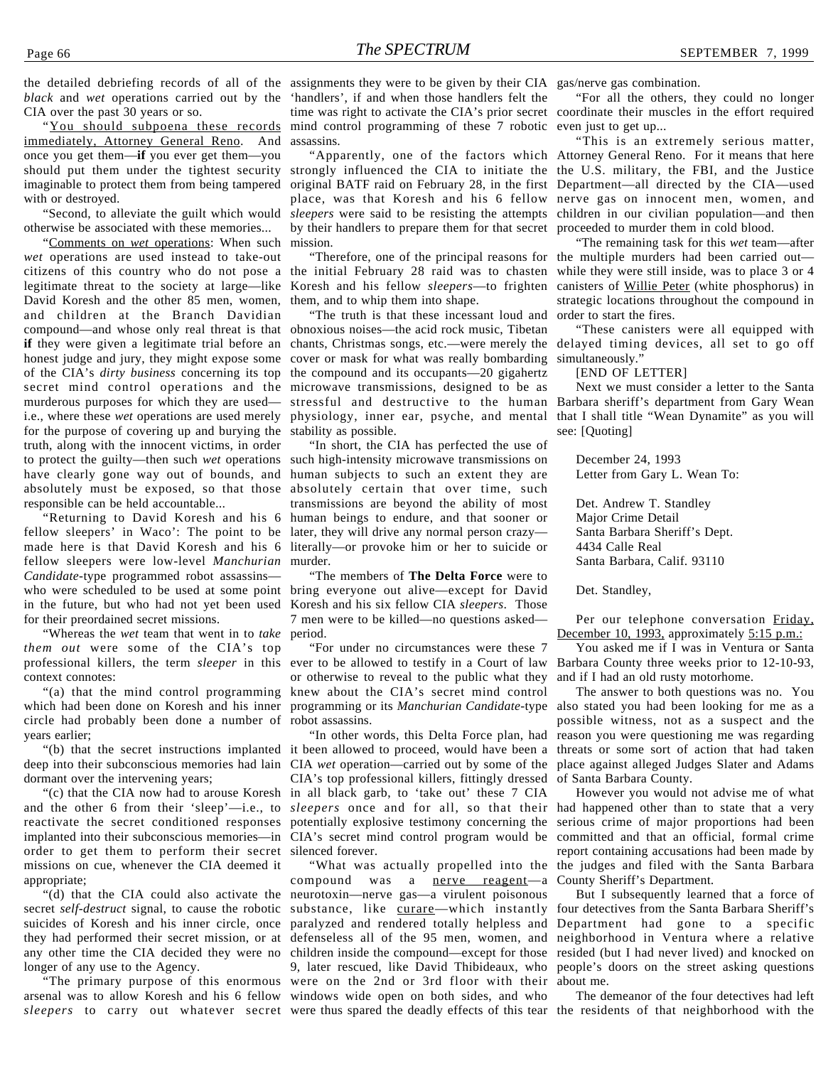the detailed debriefing records of all of the *black* and *wet* operations carried out by the CIA over the past 30 years or so.

"You should subpoena these records immediately, Attorney General Reno. And once you get them—**if** you ever get them—you should put them under the tightest security imaginable to protect them from being tampered with or destroyed.

"Second, to alleviate the guilt which would otherwise be associated with these memories...

"Comments on *wet* operations: When such *wet* operations are used instead to take-out citizens of this country who do not pose a legitimate threat to the society at large—like David Koresh and the other 85 men, women, and children at the Branch Davidian compound—and whose only real threat is that **if** they were given a legitimate trial before an honest judge and jury, they might expose some of the CIA's *dirty business* concerning its top secret mind control operations and the murderous purposes for which they are used—i.e., where these *wet* operations are used merely for the purpose of covering up and burying the truth, along with the innocent victims, in order to protect the guilty—then such *wet* operations have clearly gone way out of bounds, and absolutely must be exposed, so that those responsible can be held accountable...

"Returning to David Koresh and his 6 fellow sleepers' in Waco': The point to be made here is that David Koresh and his 6 fellow sleepers were low-level *Manchurian Candidate*-type programmed robot assassins—who were scheduled to be used at some point in the future, but who had not yet been used for their preordained secret missions.

"Whereas the *wet* team that went in to *take them out* were some of the CIA's top professional killers, the term *sleeper* in this context connotes:

"(a) that the mind control programming which had been done on Koresh and his inner circle had probably been done a number of years earlier;

"(b) that the secret instructions implanted deep into their subconscious memories had lain dormant over the intervening years;

"(c) that the CIA now had to arouse Koresh and the other 6 from their 'sleep'—i.e., to reactivate the secret conditioned responses implanted into their subconscious memories—in order to get them to perform their secret missions on cue, whenever the CIA deemed it appropriate;

"(d) that the CIA could also activate the secret *self-destruct* signal, to cause the robotic suicides of Koresh and his inner circle, once they had performed their secret mission, or at any other time the CIA decided they were no longer of any use to the Agency.

"The primary purpose of this enormous arsenal was to allow Koresh and his 6 fellow *sleepers* to carry out whatever secret assignments they were to be given by their CIA 'handlers', if and when those handlers felt the time was right to activate the CIA's prior secret mind control programming of these 7 robotic assassins.

"Apparently, one of the factors which strongly influenced the CIA to initiate the original BATF raid on February 28, in the first place, was that Koresh and his 6 fellow *sleepers* were said to be resisting the attempts by their handlers to prepare them for that secret mission.

"Therefore, one of the principal reasons for the initial February 28 raid was to chasten Koresh and his fellow *sleepers*—to frighten them, and to whip them into shape.

"The truth is that these incessant loud and obnoxious noises—the acid rock music, Tibetan chants, Christmas songs, etc.—were merely the cover or mask for what was really bombarding the compound and its occupants—20 gigahertz microwave transmissions, designed to be as stressful and destructive to the human physiology, inner ear, psyche, and mental stability as possible.

"In short, the CIA has perfected the use of such high-intensity microwave transmissions on human subjects to such an extent they are absolutely certain that over time, such transmissions are beyond the ability of most human beings to endure, and that sooner or later, they will drive any normal person crazy—literally—or provoke him or her to suicide or murder.

"The members of **The Delta Force** were to bring everyone out alive—except for David Koresh and his six fellow CIA *sleepers*. Those 7 men were to be killed—no questions asked—period.

"For under no circumstances were these 7 ever to be allowed to testify in a Court of law or otherwise to reveal to the public what they knew about the CIA's secret mind control programming or its *Manchurian Candidate*-type robot assassins.

"In other words, this Delta Force plan, had it been allowed to proceed, would have been a CIA *wet* operation—carried out by some of the CIA's top professional killers, fittingly dressed in all black garb, to 'take out' these 7 CIA *sleepers* once and for all, so that their potentially explosive testimony concerning the CIA's secret mind control program would be silenced forever.

"What was actually propelled into the compound was a nerve reagent—a neurotoxin—nerve gas—a virulent poisonous substance, like curare—which instantly paralyzed and rendered totally helpless and defenseless all of the 95 men, women, and children inside the compound—except for those 9, later rescued, like David Thibideaux, who were on the 2nd or 3rd floor with their windows wide open on both sides, and who were thus spared the deadly effects of this tear gas/nerve gas combination.

"For all the others, they could no longer coordinate their muscles in the effort required even just to get up...

"This is an extremely serious matter, Attorney General Reno. For it means that here the U.S. military, the FBI, and the Justice Department—all directed by the CIA—used nerve gas on innocent men, women, and children in our civilian population—and then proceeded to murder them in cold blood.

"The remaining task for this *wet* team—after the multiple murders had been carried out—while they were still inside, was to place 3 or 4 canisters of Willie Peter (white phosphorus) in strategic locations throughout the compound in order to start the fires.

"These canisters were all equipped with delayed timing devices, all set to go off simultaneously."

[END OF LETTER]

Next we must consider a letter to the Santa Barbara sheriff's department from Gary Wean that I shall title "Wean Dynamite" as you will see: [Quoting]

> December 24, 1993
> Letter from Gary L. Wean To:
>
> Det. Andrew T. Standley
> Major Crime Detail
> Santa Barbara Sheriff's Dept.
> 4434 Calle Real
> Santa Barbara, Calif. 93110
>
> Det. Standley,
>
> Per our telephone conversation Friday, December 10, 1993, approximately 5:15 p.m.:
>
> You asked me if I was in Ventura or Santa Barbara County three weeks prior to 12-10-93, and if I had an old rusty motorhome.
>
> The answer to both questions was no. You also stated you had been looking for me as a possible witness, not as a suspect and the reason you were questioning me was regarding threats or some sort of action that had taken place against alleged Judges Slater and Adams of Santa Barbara County.
>
> However you would not advise me of what had happened other than to state that a very serious crime of major proportions had been committed and that an official, formal crime report containing accusations had been made by the judges and filed with the Santa Barbara County Sheriff's Department.
>
> But I subsequently learned that a force of four detectives from the Santa Barbara Sheriff's Department had gone to a specific neighborhood in Ventura where a relative resided (but I had never lived) and knocked on people's doors on the street asking questions about me.
>
> The demeanor of the four detectives had left the residents of that neighborhood with the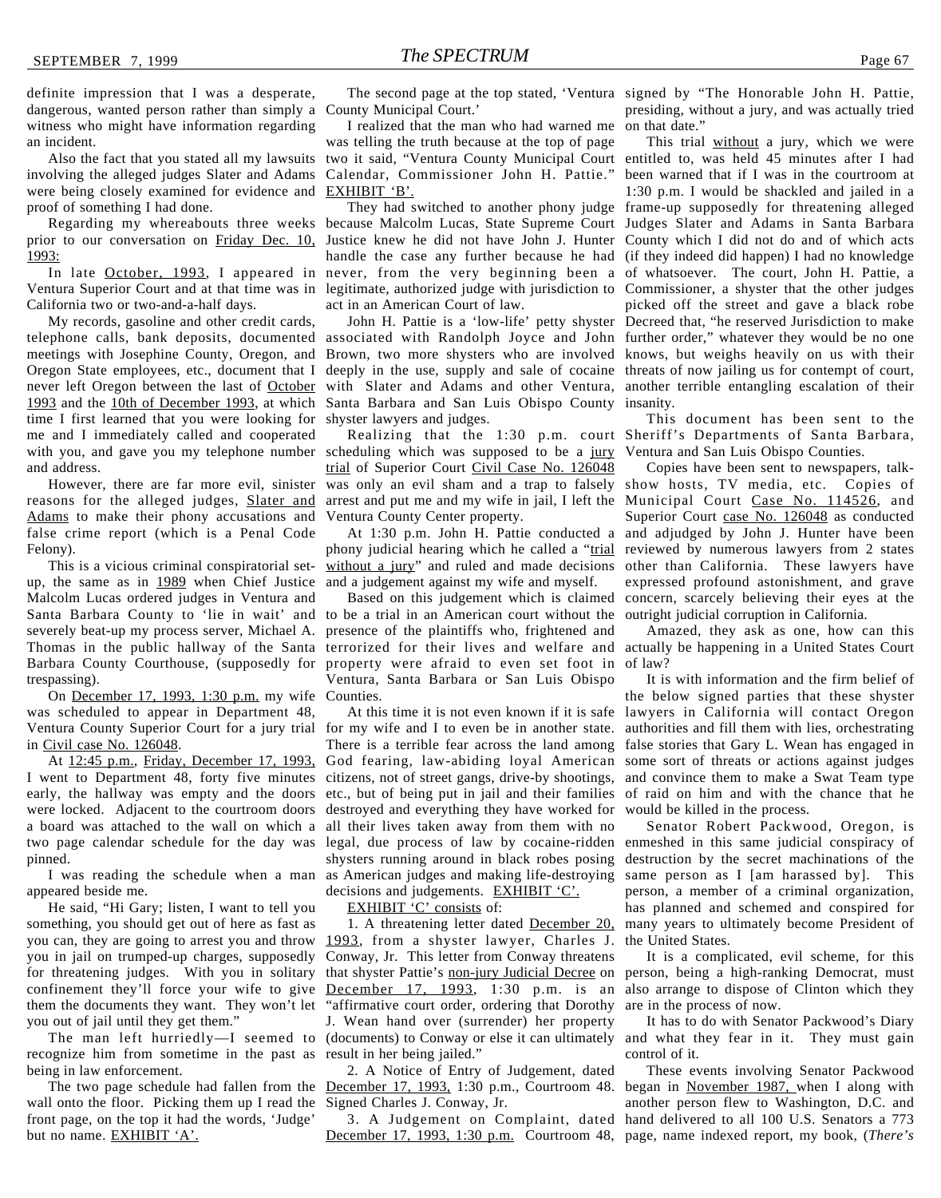definite impression that I was a desperate, dangerous, wanted person rather than simply a witness who might have information regarding an incident.

Also the fact that you stated all my lawsuits involving the alleged judges Slater and Adams were being closely examined for evidence and proof of something I had done.

Regarding my whereabouts three weeks prior to our conversation on Friday Dec. 10, 1993:

In late October, 1993, I appeared in Ventura Superior Court and at that time was in California two or two-and-a-half days.

My records, gasoline and other credit cards, telephone calls, bank deposits, documented meetings with Josephine County, Oregon, and Oregon State employees, etc., document that I never left Oregon between the last of October 1993 and the 10th of December 1993, at which time I first learned that you were looking for me and I immediately called and cooperated with you, and gave you my telephone number and address.

However, there are far more evil, sinister reasons for the alleged judges, Slater and Adams to make their phony accusations and false crime report (which is a Penal Code Felony).

This is a vicious criminal conspiratorial set-up, the same as in 1989 when Chief Justice Malcolm Lucas ordered judges in Ventura and Santa Barbara County to 'lie in wait' and severely beat-up my process server, Michael A. Thomas in the public hallway of the Santa Barbara County Courthouse, (supposedly for trespassing).

On December 17, 1993, 1:30 p.m. my wife was scheduled to appear in Department 48, Ventura County Superior Court for a jury trial in Civil case No. 126048.

At 12:45 p.m., Friday, December 17, 1993, I went to Department 48, forty five minutes early, the hallway was empty and the doors were locked. Adjacent to the courtroom doors a board was attached to the wall on which a two page calendar schedule for the day was pinned.

I was reading the schedule when a man appeared beside me.

He said, "Hi Gary; listen, I want to tell you something, you should get out of here as fast as you can, they are going to arrest you and throw you in jail on trumped-up charges, supposedly for threatening judges. With you in solitary confinement they'll force your wife to give them the documents they want. They won't let you out of jail until they get them."

The man left hurriedly—I seemed to recognize him from sometime in the past as being in law enforcement.

The two page schedule had fallen from the wall onto the floor. Picking them up I read the front page, on the top it had the words, 'Judge' but no name. EXHIBIT 'A'.

The second page at the top stated, 'Ventura County Municipal Court.'

I realized that the man who had warned me was telling the truth because at the top of page two it said, "Ventura County Municipal Court Calendar, Commissioner John H. Pattie." EXHIBIT 'B'.

They had switched to another phony judge because Malcolm Lucas, State Supreme Court Justice knew he did not have John J. Hunter handle the case any further because he had never, from the very beginning been a legitimate, authorized judge with jurisdiction to act in an American Court of law.

John H. Pattie is a 'low-life' petty shyster associated with Randolph Joyce and John Brown, two more shysters who are involved deeply in the use, supply and sale of cocaine with Slater and Adams and other Ventura, Santa Barbara and San Luis Obispo County shyster lawyers and judges.

Realizing that the 1:30 p.m. court scheduling which was supposed to be a jury trial of Superior Court Civil Case No. 126048 was only an evil sham and a trap to falsely arrest and put me and my wife in jail, I left the Ventura County Center property.

At 1:30 p.m. John H. Pattie conducted a phony judicial hearing which he called a "trial without a jury" and ruled and made decisions and a judgement against my wife and myself.

Based on this judgement which is claimed to be a trial in an American court without the presence of the plaintiffs who, frightened and terrorized for their lives and welfare and property were afraid to even set foot in Ventura, Santa Barbara or San Luis Obispo Counties.

At this time it is not even known if it is safe for my wife and I to even be in another state. There is a terrible fear across the land among God fearing, law-abiding loyal American citizens, not of street gangs, drive-by shootings, etc., but of being put in jail and their families destroyed and everything they have worked for all their lives taken away from them with no legal, due process of law by cocaine-ridden shysters running around in black robes posing as American judges and making life-destroying decisions and judgements. EXHIBIT 'C'.

EXHIBIT 'C' consists of:

1. A threatening letter dated December 20, 1993, from a shyster lawyer, Charles J. Conway, Jr. This letter from Conway threatens that shyster Pattie's non-jury Judicial Decree on December 17, 1993, 1:30 p.m. is an "affirmative court order, ordering that Dorothy J. Wean hand over (surrender) her property (documents) to Conway or else it can ultimately result in her being jailed."

2. A Notice of Entry of Judgement, dated December 17, 1993, 1:30 p.m., Courtroom 48. Signed Charles J. Conway, Jr.

3. A Judgement on Complaint, dated December 17, 1993, 1:30 p.m. Courtroom 48, signed by "The Honorable John H. Pattie, presiding, without a jury, and was actually tried on that date."

This trial without a jury, which we were entitled to, was held 45 minutes after I had been warned that if I was in the courtroom at 1:30 p.m. I would be shackled and jailed in a frame-up supposedly for threatening alleged Judges Slater and Adams in Santa Barbara County which I did not do and of which acts (if they indeed did happen) I had no knowledge of whatsoever. The court, John H. Pattie, a Commissioner, a shyster that the other judges picked off the street and gave a black robe Decreed that, "he reserved Jurisdiction to make further order," whatever they would be no one knows, but weighs heavily on us with their threats of now jailing us for contempt of court, another terrible entangling escalation of their insanity.

This document has been sent to the Sheriff's Departments of Santa Barbara, Ventura and San Luis Obispo Counties.

Copies have been sent to newspapers, talk-show hosts, TV media, etc. Copies of Municipal Court Case No. 114526, and Superior Court case No. 126048 as conducted and adjudged by John J. Hunter have been reviewed by numerous lawyers from 2 states other than California. These lawyers have expressed profound astonishment, and grave concern, scarcely believing their eyes at the outright judicial corruption in California.

Amazed, they ask as one, how can this actually be happening in a United States Court of law?

It is with information and the firm belief of the below signed parties that these shyster lawyers in California will contact Oregon authorities and fill them with lies, orchestrating false stories that Gary L. Wean has engaged in some sort of threats or actions against judges and convince them to make a Swat Team type of raid on him and with the chance that he would be killed in the process.

Senator Robert Packwood, Oregon, is enmeshed in this same judicial conspiracy of destruction by the secret machinations of the same person as I [am harassed by]. This person, a member of a criminal organization, has planned and schemed and conspired for many years to ultimately become President of the United States.

It is a complicated, evil scheme, for this person, being a high-ranking Democrat, must also arrange to dispose of Clinton which they are in the process of now.

It has to do with Senator Packwood's Diary and what they fear in it. They must gain control of it.

These events involving Senator Packwood began in November 1987, when I along with another person flew to Washington, D.C. and hand delivered to all 100 U.S. Senators a 773 page, name indexed report, my book, (*There's*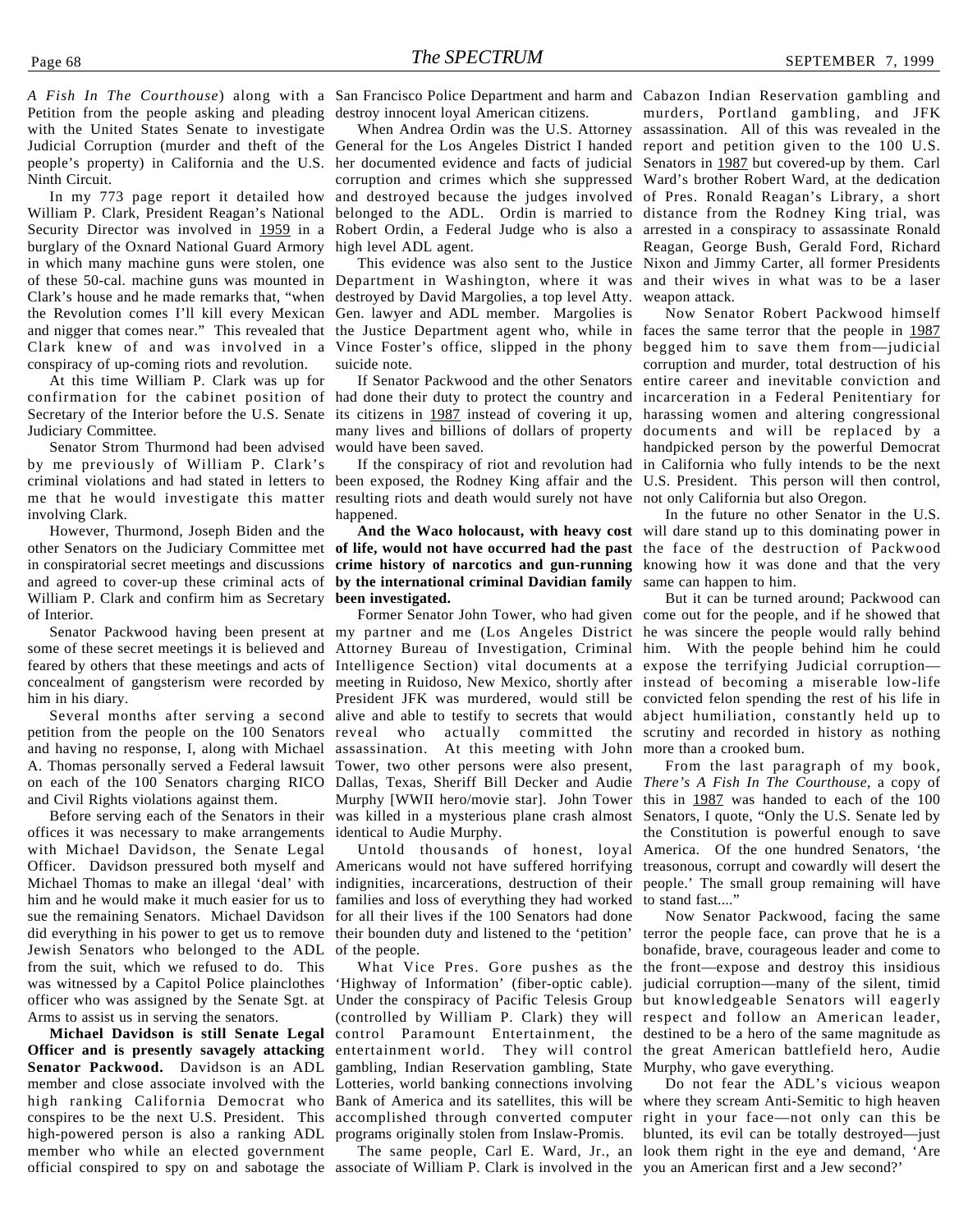*A Fish In The Courthouse*) along with a Petition from the people asking and pleading with the United States Senate to investigate Judicial Corruption (murder and theft of the people's property) in California and the U.S. Ninth Circuit.

In my 773 page report it detailed how William P. Clark, President Reagan's National Security Director was involved in 1959 in a burglary of the Oxnard National Guard Armory in which many machine guns were stolen, one of these 50-cal. machine guns was mounted in Clark's house and he made remarks that, "when the Revolution comes I'll kill every Mexican and nigger that comes near." This revealed that Clark knew of and was involved in a conspiracy of up-coming riots and revolution.

At this time William P. Clark was up for confirmation for the cabinet position of Secretary of the Interior before the U.S. Senate Judiciary Committee.

Senator Strom Thurmond had been advised by me previously of William P. Clark's criminal violations and had stated in letters to me that he would investigate this matter involving Clark.

However, Thurmond, Joseph Biden and the other Senators on the Judiciary Committee met in conspiratorial secret meetings and discussions and agreed to cover-up these criminal acts of William P. Clark and confirm him as Secretary of Interior.

Senator Packwood having been present at some of these secret meetings it is believed and feared by others that these meetings and acts of concealment of gangsterism were recorded by him in his diary.

Several months after serving a second petition from the people on the 100 Senators and having no response, I, along with Michael A. Thomas personally served a Federal lawsuit on each of the 100 Senators charging RICO and Civil Rights violations against them.

Before serving each of the Senators in their offices it was necessary to make arrangements with Michael Davidson, the Senate Legal Officer. Davidson pressured both myself and Michael Thomas to make an illegal 'deal' with him and he would make it much easier for us to sue the remaining Senators. Michael Davidson did everything in his power to get us to remove Jewish Senators who belonged to the ADL from the suit, which we refused to do. This was witnessed by a Capitol Police plainclothes officer who was assigned by the Senate Sgt. at Arms to assist us in serving the senators.

**Michael Davidson is still Senate Legal Officer and is presently savagely attacking Senator Packwood.** Davidson is an ADL member and close associate involved with the high ranking California Democrat who conspires to be the next U.S. President. This high-powered person is also a ranking ADL member who while an elected government official conspired to spy on and sabotage the San Francisco Police Department and harm and destroy innocent loyal American citizens.

When Andrea Ordin was the U.S. Attorney General for the Los Angeles District I handed her documented evidence and facts of judicial corruption and crimes which she suppressed and destroyed because the judges involved belonged to the ADL. Ordin is married to Robert Ordin, a Federal Judge who is also a high level ADL agent.

This evidence was also sent to the Justice Department in Washington, where it was destroyed by David Margolies, a top level Atty. Gen. lawyer and ADL member. Margolies is the Justice Department agent who, while in Vince Foster's office, slipped in the phony suicide note.

If Senator Packwood and the other Senators had done their duty to protect the country and its citizens in 1987 instead of covering it up, many lives and billions of dollars of property would have been saved.

If the conspiracy of riot and revolution had been exposed, the Rodney King affair and the resulting riots and death would surely not have happened.

**And the Waco holocaust, with heavy cost of life, would not have occurred had the past crime history of narcotics and gun-running by the international criminal Davidian family been investigated.**

Former Senator John Tower, who had given my partner and me (Los Angeles District Attorney Bureau of Investigation, Criminal Intelligence Section) vital documents at a meeting in Ruidoso, New Mexico, shortly after President JFK was murdered, would still be alive and able to testify to secrets that would reveal who actually committed the assassination. At this meeting with John Tower, two other persons were also present, Dallas, Texas, Sheriff Bill Decker and Audie Murphy [WWII hero/movie star]. John Tower was killed in a mysterious plane crash almost identical to Audie Murphy.

Untold thousands of honest, loyal Americans would not have suffered horrifying indignities, incarcerations, destruction of their families and loss of everything they had worked for all their lives if the 100 Senators had done their bounden duty and listened to the 'petition' of the people.

What Vice Pres. Gore pushes as the 'Highway of Information' (fiber-optic cable). Under the conspiracy of Pacific Telesis Group (controlled by William P. Clark) they will control Paramount Entertainment, the entertainment world. They will control gambling, Indian Reservation gambling, State Lotteries, world banking connections involving Bank of America and its satellites, this will be accomplished through converted computer programs originally stolen from Inslaw-Promis.

The same people, Carl E. Ward, Jr., an associate of William P. Clark is involved in the Cabazon Indian Reservation gambling and murders, Portland gambling, and JFK assassination. All of this was revealed in the report and petition given to the 100 U.S. Senators in 1987 but covered-up by them. Carl Ward's brother Robert Ward, at the dedication of Pres. Ronald Reagan's Library, a short distance from the Rodney King trial, was arrested in a conspiracy to assassinate Ronald Reagan, George Bush, Gerald Ford, Richard Nixon and Jimmy Carter, all former Presidents and their wives in what was to be a laser weapon attack.

Now Senator Robert Packwood himself faces the same terror that the people in 1987 begged him to save them from—judicial corruption and murder, total destruction of his entire career and inevitable conviction and incarceration in a Federal Penitentiary for harassing women and altering congressional documents and will be replaced by a handpicked person by the powerful Democrat in California who fully intends to be the next U.S. President. This person will then control, not only California but also Oregon.

In the future no other Senator in the U.S. will dare stand up to this dominating power in the face of the destruction of Packwood knowing how it was done and that the very same can happen to him.

But it can be turned around; Packwood can come out for the people, and if he showed that he was sincere the people would rally behind him. With the people behind him he could expose the terrifying Judicial corruption—instead of becoming a miserable low-life convicted felon spending the rest of his life in abject humiliation, constantly held up to scrutiny and recorded in history as nothing more than a crooked bum.

From the last paragraph of my book, *There's A Fish In The Courthouse*, a copy of this in 1987 was handed to each of the 100 Senators, I quote, "Only the U.S. Senate led by the Constitution is powerful enough to save America. Of the one hundred Senators, 'the treasonous, corrupt and cowardly will desert the people.' The small group remaining will have to stand fast...."

Now Senator Packwood, facing the same terror the people face, can prove that he is a bonafide, brave, courageous leader and come to the front—expose and destroy this insidious judicial corruption—many of the silent, timid but knowledgeable Senators will eagerly respect and follow an American leader, destined to be a hero of the same magnitude as the great American battlefield hero, Audie Murphy, who gave everything.

Do not fear the ADL's vicious weapon where they scream Anti-Semitic to high heaven right in your face—not only can this be blunted, its evil can be totally destroyed—just look them right in the eye and demand, 'Are you an American first and a Jew second?'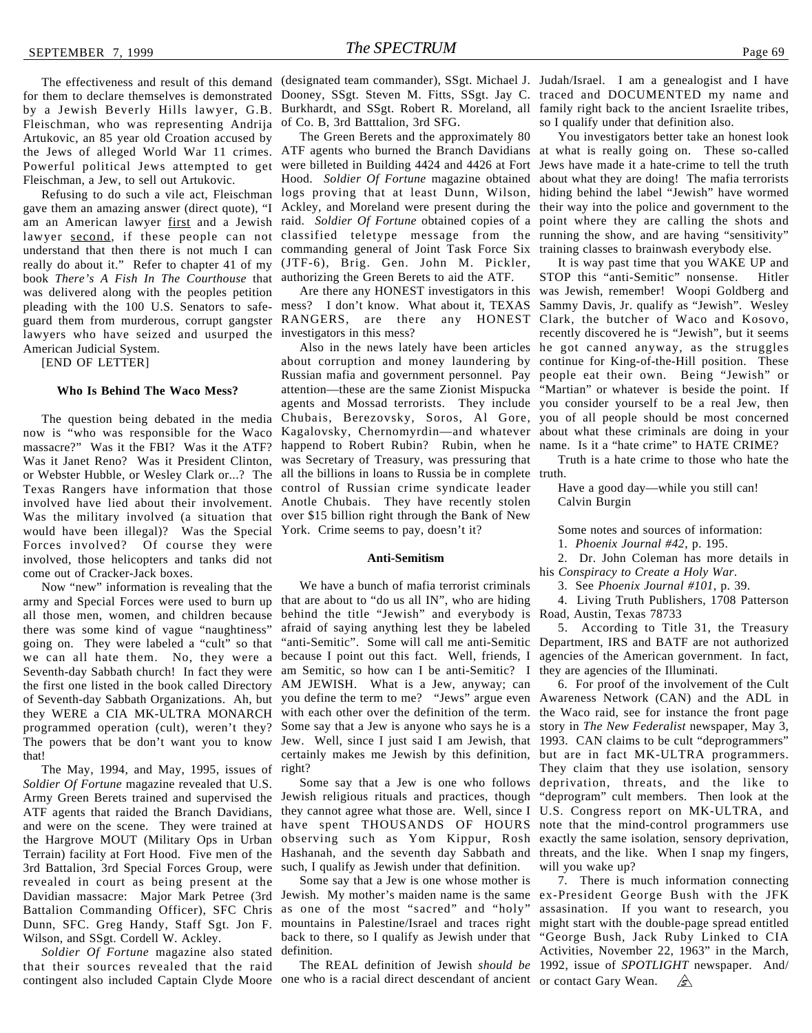The effectiveness and result of this demand for them to declare themselves is demonstrated by a Jewish Beverly Hills lawyer, G.B. Fleischman, who was representing Andrija Artukovic, an 85 year old Croation accused by the Jews of alleged World War 11 crimes. Powerful political Jews attempted to get Fleischman, a Jew, to sell out Artukovic.

Refusing to do such a vile act, Fleischman gave them an amazing answer (direct quote), "I am an American lawyer first and a Jewish lawyer second, if these people can not understand that then there is not much I can really do about it." Refer to chapter 41 of my book *There's A Fish In The Courthouse* that was delivered along with the peoples petition pleading with the 100 U.S. Senators to safeguard them from murderous, corrupt gangster lawyers who have seized and usurped the American Judicial System.

[END OF LETTER]

### Who Is Behind The Waco Mess?

The question being debated in the media now is "who was responsible for the Waco massacre?" Was it the FBI? Was it the ATF? Was it Janet Reno? Was it President Clinton, or Webster Hubble, or Wesley Clark or...? The Texas Rangers have information that those involved have lied about their involvement. Was the military involved (a situation that would have been illegal)? Was the Special Forces involved? Of course they were involved, those helicopters and tanks did not come out of Cracker-Jack boxes.

Now "new" information is revealing that the army and Special Forces were used to burn up all those men, women, and children because there was some kind of vague "naughtiness" going on. They were labeled a "cult" so that we can all hate them. No, they were a Seventh-day Sabbath church! In fact they were the first one listed in the book called Directory of Seventh-day Sabbath Organizations. Ah, but they WERE a CIA MK-ULTRA MONARCH programmed operation (cult), weren't they? The powers that be don't want you to know that!

The May, 1994, and May, 1995, issues of *Soldier Of Fortune* magazine revealed that U.S. Army Green Berets trained and supervised the ATF agents that raided the Branch Davidians, and were on the scene. They were trained at the Hargrove MOUT (Military Ops in Urban Terrain) facility at Fort Hood. Five men of the 3rd Battalion, 3rd Special Forces Group, were revealed in court as being present at the Davidian massacre: Major Mark Petree (3rd Battalion Commanding Officer), SFC Chris Dunn, SFC. Greg Handy, Staff Sgt. Jon F. Wilson, and SSgt. Cordell W. Ackley.

*Soldier Of Fortune* magazine also stated that their sources revealed that the raid contingent also included Captain Clyde Moore (designated team commander), SSgt. Michael J. Dooney, SSgt. Steven M. Fitts, SSgt. Jay C. Burkhardt, and SSgt. Robert R. Moreland, all of Co. B, 3rd Batttalion, 3rd SFG.

The Green Berets and the approximately 80 ATF agents who burned the Branch Davidians were billeted in Building 4424 and 4426 at Fort Hood. *Soldier Of Fortune* magazine obtained logs proving that at least Dunn, Wilson, Ackley, and Moreland were present during the raid. *Soldier Of Fortune* obtained copies of a classified teletype message from the commanding general of Joint Task Force Six (JTF-6), Brig. Gen. John M. Pickler, authorizing the Green Berets to aid the ATF.

Are there any HONEST investigators in this mess? I don't know. What about it, TEXAS RANGERS, are there any HONEST investigators in this mess?

Also in the news lately have been articles about corruption and money laundering by Russian mafia and government personnel. Pay attention—these are the same Zionist Mispucka agents and Mossad terrorists. They include Chubais, Berezovsky, Soros, Al Gore, Kagalovsky, Chernomyrdin—and whatever happend to Robert Rubin? Rubin, when he was Secretary of Treasury, was pressuring that all the billions in loans to Russia be in complete control of Russian crime syndicate leader Anotle Chubais. They have recently stolen over $15 billion right through the Bank of New York. Crime seems to pay, doesn't it?

### Anti-Semitism

We have a bunch of mafia terrorist criminals that are about to "do us all IN", who are hiding behind the title "Jewish" and everybody is afraid of saying anything lest they be labeled "anti-Semitic". Some will call me anti-Semitic because I point out this fact. Well, friends, I am Semitic, so how can I be anti-Semitic? I AM JEWISH. What is a Jew, anyway; can you define the term to me? "Jews" argue even with each other over the definition of the term. Some say that a Jew is anyone who says he is a Jew. Well, since I just said I am Jewish, that certainly makes me Jewish by this definition, right?

Some say that a Jew is one who follows Jewish religious rituals and practices, though they cannot agree what those are. Well, since I have spent THOUSANDS OF HOURS observing such as Yom Kippur, Rosh Hashanah, and the seventh day Sabbath and such, I qualify as Jewish under that definition.

Some say that a Jew is one whose mother is Jewish. My mother's maiden name is the same as one of the most "sacred" and "holy" mountains in Palestine/Israel and traces right back to there, so I qualify as Jewish under that definition.

The REAL definition of Jewish *should be* one who is a racial direct descendant of ancient Judah/Israel. I am a genealogist and I have traced and DOCUMENTED my name and family right back to the ancient Israelite tribes, so I qualify under that definition also.

You investigators better take an honest look at what is really going on. These so-called Jews have made it a hate-crime to tell the truth about what they are doing! The mafia terrorists hiding behind the label "Jewish" have wormed their way into the police and government to the point where they are calling the shots and running the show, and are having "sensitivity" training classes to brainwash everybody else.

It is way past time that you WAKE UP and STOP this "anti-Semitic" nonsense. Hitler was Jewish, remember! Woopi Goldberg and Sammy Davis, Jr. qualify as "Jewish". Wesley Clark, the butcher of Waco and Kosovo, recently discovered he is "Jewish", but it seems he got canned anyway, as the struggles continue for King-of-the-Hill position. These people eat their own. Being "Jewish" or "Martian" or whatever is beside the point. If you consider yourself to be a real Jew, then you of all people should be most concerned about what these criminals are doing in your name. Is it a "hate crime" to HATE CRIME?

Truth is a hate crime to those who hate the truth.

Have a good day—while you still can!

Calvin Burgin

Some notes and sources of information:

1. *Phoenix Journal #42*, p. 195.

2. Dr. John Coleman has more details in his *Conspiracy to Create a Holy War*.

3. See *Phoenix Journal #101*, p. 39.

4. Living Truth Publishers, 1708 Patterson Road, Austin, Texas 78733

5. According to Title 31, the Treasury Department, IRS and BATF are not authorized agencies of the American government. In fact, they are agencies of the Illuminati.

6. For proof of the involvement of the Cult Awareness Network (CAN) and the ADL in the Waco raid, see for instance the front page story in *The New Federalist* newspaper, May 3, 1993. CAN claims to be cult "deprogrammers" but are in fact MK-ULTRA programmers. They claim that they use isolation, sensory deprivation, threats, and the like to "deprogram" cult members. Then look at the U.S. Congress report on MK-ULTRA, and note that the mind-control programmers use exactly the same isolation, sensory deprivation, threats, and the like. When I snap my fingers, will you wake up?

7. There is much information connecting ex-President George Bush with the JFK assasination. If you want to research, you might start with the double-page spread entitled "George Bush, Jack Ruby Linked to CIA Activities, November 22, 1963" in the March, 1992, issue of *SPOTLIGHT* newspaper. And/or contact Gary Wean.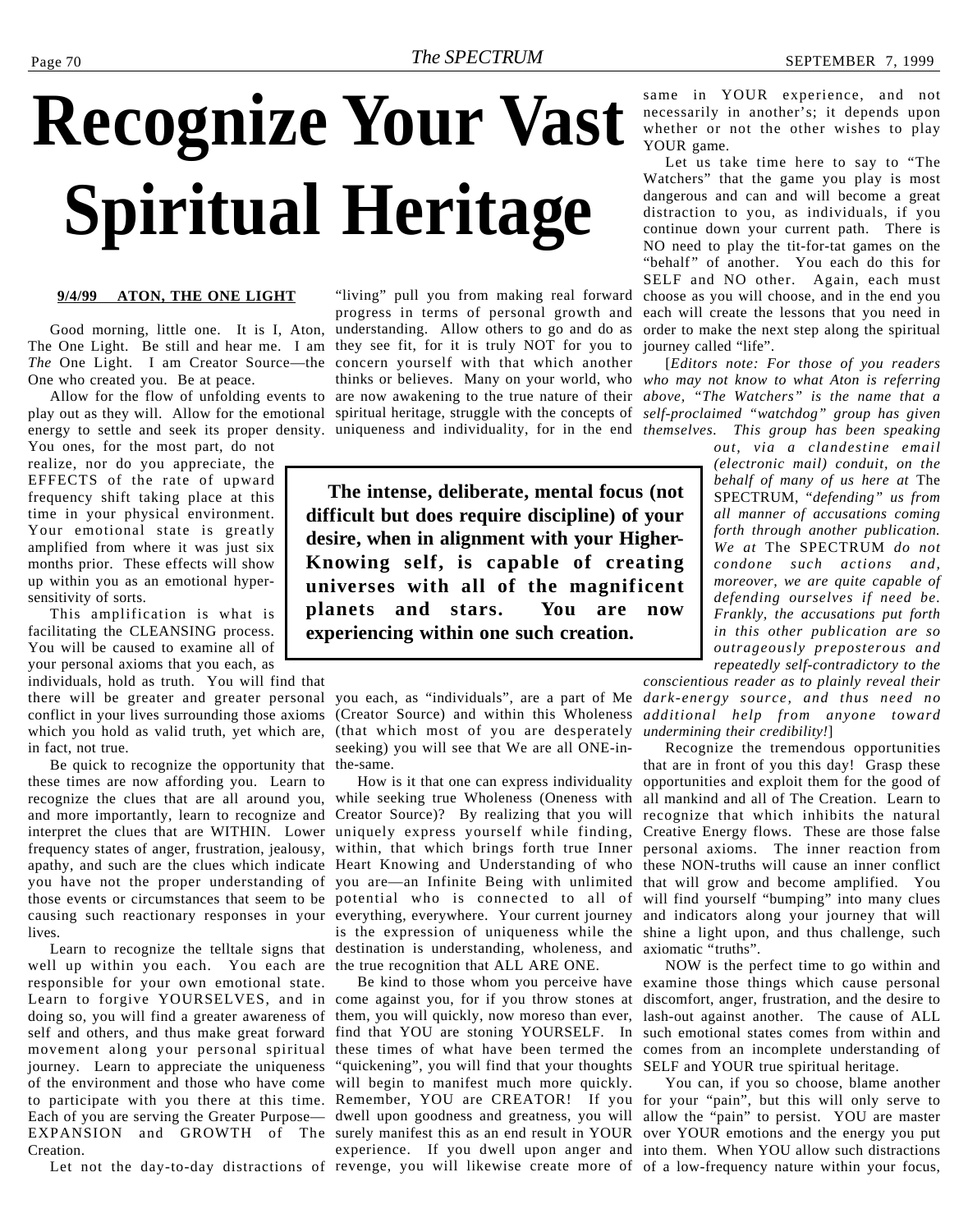# Recognize Your Vast Spiritual Heritage

**9/4/99 ATON, THE ONE LIGHT**

Good morning, little one. It is I, Aton, The One Light. Be still and hear me. I am *The* One Light. I am Creator Source—the One who created you. Be at peace.

Allow for the flow of unfolding events to play out as they will. Allow for the emotional energy to settle and seek its proper density. You ones, for the most part, do not realize, nor do you appreciate, the EFFECTS of the rate of upward frequency shift taking place at this time in your physical environment. Your emotional state is greatly amplified from where it was just six months prior. These effects will show up within you as an emotional hyper-sensitivity of sorts.

This amplification is what is facilitating the CLEANSING process. You will be caused to examine all of your personal axioms that you each, as individuals, hold as truth. You will find that there will be greater and greater personal conflict in your lives surrounding those axioms which you hold as valid truth, yet which are, in fact, not true.

Be quick to recognize the opportunity that these times are now affording you. Learn to recognize the clues that are all around you, and more importantly, learn to recognize and interpret the clues that are WITHIN. Lower frequency states of anger, frustration, jealousy, apathy, and such are the clues which indicate you have not the proper understanding of those events or circumstances that seem to be causing such reactionary responses in your lives.

Learn to recognize the telltale signs that well up within you each. You each are responsible for your own emotional state. Learn to forgive YOURSELVES, and in doing so, you will find a greater awareness of self and others, and thus make great forward movement along your personal spiritual journey. Learn to appreciate the uniqueness of the environment and those who have come to participate with you there at this time. Each of you are serving the Greater Purpose—EXPANSION and GROWTH of The Creation.

Let not the day-to-day distractions of "living" pull you from making real forward progress in terms of personal growth and understanding. Allow others to go and do as they see fit, for it is truly NOT for you to concern yourself with that which another thinks or believes. Many on your world, who are now awakening to the true nature of their spiritual heritage, struggle with the concepts of uniqueness and individuality, for in the end you each, as "individuals", are a part of Me (Creator Source) and within this Wholeness (that which most of you are desperately seeking) you will see that We are all ONE-in-the-same.

> **The intense, deliberate, mental focus (not difficult but does require discipline) of your desire, when in alignment with your Higher-Knowing self, is capable of creating universes with all of the magnificent planets and stars. You are now experiencing within one such creation.**

How is it that one can express individuality while seeking true Wholeness (Oneness with Creator Source)? By realizing that you will uniquely express yourself while finding, within, that which brings forth true Inner Heart Knowing and Understanding of who you are—an Infinite Being with unlimited potential who is connected to all of everything, everywhere. Your current journey is the expression of uniqueness while the destination is understanding, wholeness, and the true recognition that ALL ARE ONE.

Be kind to those whom you perceive have come against you, for if you throw stones at them, you will quickly, now moreso than ever, find that YOU are stoning YOURSELF. In these times of what have been termed the "quickening", you will find that your thoughts will begin to manifest much more quickly. Remember, YOU are CREATOR! If you dwell upon goodness and greatness, you will surely manifest this as an end result in YOUR experience. If you dwell upon anger and revenge, you will likewise create more of same in YOUR experience, and not necessarily in another's; it depends upon whether or not the other wishes to play YOUR game.

Let us take time here to say to "The Watchers" that the game you play is most dangerous and can and will become a great distraction to you, as individuals, if you continue down your current path. There is NO need to play the tit-for-tat games on the "behalf" of another. You each do this for SELF and NO other. Again, each must choose as you will choose, and in the end you each will create the lessons that you need in order to make the next step along the spiritual journey called "life".

[*Editors note: For those of you readers who may not know to what Aton is referring above, "The Watchers" is the name that a self-proclaimed "watchdog" group has given themselves. This group has been speaking out, via a clandestine email (electronic mail) conduit, on the behalf of many of us here at* The SPECTRUM, *"defending" us from all manner of accusations coming forth through another publication. We at* The SPECTRUM *do not condone such actions and, moreover, we are quite capable of defending ourselves if need be. Frankly, the accusations put forth in this other publication are so outrageously preposterous and repeatedly self-contradictory to the conscientious reader as to plainly reveal their dark-energy source, and thus need no additional help from anyone toward undermining their credibility!*]

Recognize the tremendous opportunities that are in front of you this day! Grasp these opportunities and exploit them for the good of all mankind and all of The Creation. Learn to recognize that which inhibits the natural Creative Energy flows. These are those false personal axioms. The inner reaction from these NON-truths will cause an inner conflict that will grow and become amplified. You will find yourself "bumping" into many clues and indicators along your journey that will shine a light upon, and thus challenge, such axiomatic "truths".

NOW is the perfect time to go within and examine those things which cause personal discomfort, anger, frustration, and the desire to lash-out against another. The cause of ALL such emotional states comes from within and comes from an incomplete understanding of SELF and YOUR true spiritual heritage.

You can, if you so choose, blame another for your "pain", but this will only serve to allow the "pain" to persist. YOU are master over YOUR emotions and the energy you put into them. When YOU allow such distractions of a low-frequency nature within your focus,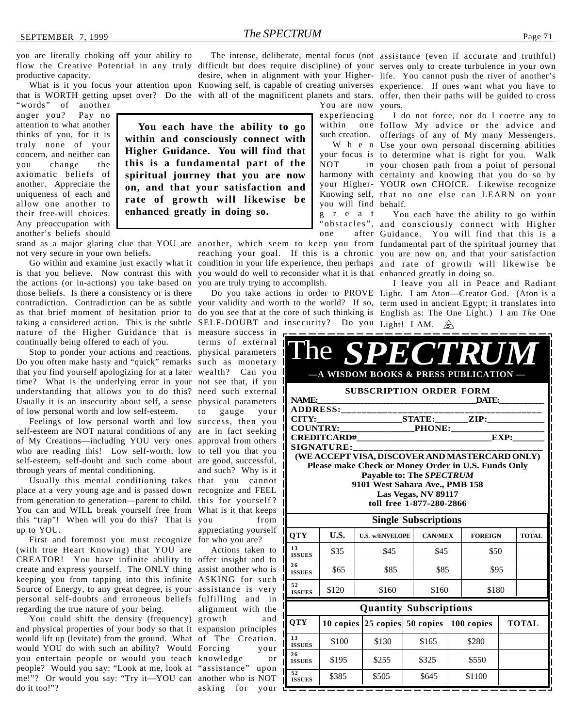you are literally choking off your ability to flow the Creative Potential in any truly productive capacity.

What is it you focus your attention upon that is WORTH getting upset over? Do the "words" of another anger you? Pay no attention to what another thinks of you, for it is truly none of your concern, and neither can you change the axiomatic beliefs of another. Appreciate the uniqueness of each and allow one another to their free-will choices. Any preoccupation with another's beliefs should stand as a major glaring clue that YOU are not very secure in your own beliefs.

**You each have the ability to go within and consciously connect with Higher Guidance. You will find that this is a fundamental part of the spiritual journey that you are now on, and that your satisfaction and rate of growth will likewise be enhanced greatly in doing so.**

Go within and examine just exactly what it is that you believe. Now contrast this with the actions (or in-actions) you take based on those beliefs. Is there a consistency or is there contradiction. Contradiction can be as subtle as that brief moment of hesitation prior to taking a considered action. This is the subtle nature of the Higher Guidance that is continually being offered to each of you.

Stop to ponder your actions and reactions. Do you often make hasty and "quick" remarks that you find yourself apologizing for at a later time? What is the underlying error in your understanding that allows you to do this? Usually it is an insecurity about self, a sense of low personal worth and low self-esteem.

Feelings of low personal worth and low self-esteem are NOT natural conditions of any of My Creations—including YOU very ones who are reading this! Low self-worth, low self-esteem, self-doubt and such come about through years of mental conditioning.

Usually this mental conditioning takes place at a very young age and is passed down from generation to generation—parent to child. You can and WILL break yourself free from this "trap"! When will you do this? That is up to YOU.

First and foremost you must recognize (with true Heart Knowing) that YOU are CREATOR! You have infinite ability to create and express yourself. The ONLY thing keeping you from tapping into this infinite Source of Energy, to any great degree, is your personal self-doubts and erroneous beliefs regarding the true nature of your being.

You could shift the density (frequency) and physical properties of your body so that it would lift up (levitate) from the ground. What would YOU do with such an ability? Would you entertain people or would you teach people? Would you say: "Look at me, look at me!"? Or would you say: "Try it—YOU can do it too!"?

The intense, deliberate, mental focus (not difficult but does require discipline) of your desire, when in alignment with your Higher-Knowing self, is capable of creating universes with all of the magnificent planets and stars. You are now experiencing within one such creation.

When your focus is NOT in harmony with your Higher-Knowing self, you will find great "obstacles", one after another, which seem to keep you from reaching your goal. If this is a chronic condition in your life experience, then perhaps you would do well to reconsider what it is that you are truly trying to accomplish.

Do you take actions in order to PROVE your validity and worth to the world? If so, do you see that at the core of such thinking is SELF-DOUBT and insecurity? Do you measure success in terms of external physical parameters such as monetary wealth? Can you not see that, if you need such external physical parameters to gauge your success, then you are in fact seeking approval from others to tell you that you are good, successful, and such? Why is it that you cannot recognize and FEEL this for yourself? What is it that keeps you from appreciating yourself for who you are?

Actions taken to offer insight and to assist another who is ASKING for such assistance is very fulfilling and in alignment with the growth and expansion principles of The Creation. Forcing your knowledge or "assistance" upon another who is NOT asking for your assistance (even if accurate and truthful) serves only to create turbulence in your own life. You cannot push the river of another's experience. If ones want what you have to offer, then their paths will be guided to cross yours.

I do not force, nor do I coerce any to follow My advice or the advice and offerings of any of My many Messengers. Use your own personal discerning abilities to determine what is right for you. Walk your chosen path from a point of personal certainty and knowing that you do so by YOUR own CHOICE. Likewise recognize that no one else can LEARN on your behalf.

You each have the ability to go within and consciously connect with Higher Guidance. You will find that this is a fundamental part of the spiritual journey that you are now on, and that your satisfaction and rate of growth will likewise be enhanced greatly in doing so.

I leave you all in Peace and Radiant Light. I am Aton—Creator God. (Aton is a term used in ancient Egypt; it translates into English as: The One Light.) I am *The* One Light! I AM.

---

# The *SPECTRUM*

**—A WISDOM BOOKS & PRESS PUBLICATION —**

**SUBSCRIPTION ORDER FORM**

NAME:_______________ DATE:_______

ADDRESS:_______________

CITY:__________ STATE:______ ZIP:________

COUNTRY:__________ PHONE:__________

CREDITCARD#_______________ EXP:______

SIGNATURE:_______________

**(WE ACCEPT VISA, DISCOVER AND MASTERCARD ONLY)**
**Please make Check or Money Order in U.S. Funds Only**
**Payable to: The *SPECTRUM***
**9101 West Sahara Ave., PMB 158**
**Las Vegas, NV 89117**
**toll free 1-877-280-2866**

**Single Subscriptions**

| QTY | U.S. | U.S. w/ENVELOPE | CAN/MEX | FOREIGN | TOTAL |
|---|---|---|---|---|---|
| 13 ISSUES | $35 | $45 | $45 | $50 | |
| 26 ISSUES | $65 | $85 | $85 | $95 | |
| 52 ISSUES | $120 | $160 | $160 | $180 | |

**Quantity Subscriptions**

| QTY | 10 copies | 25 copies | 50 copies | 100 copies | TOTAL |
|---|---|---|---|---|---|
| 13 ISSUES | $100 | $130 | $165 | $280 | |
| 26 ISSUES | $195 | $255 | $325 | $550 | |
| 52 ISSUES | $385 | $505 | $645 | $1100 | |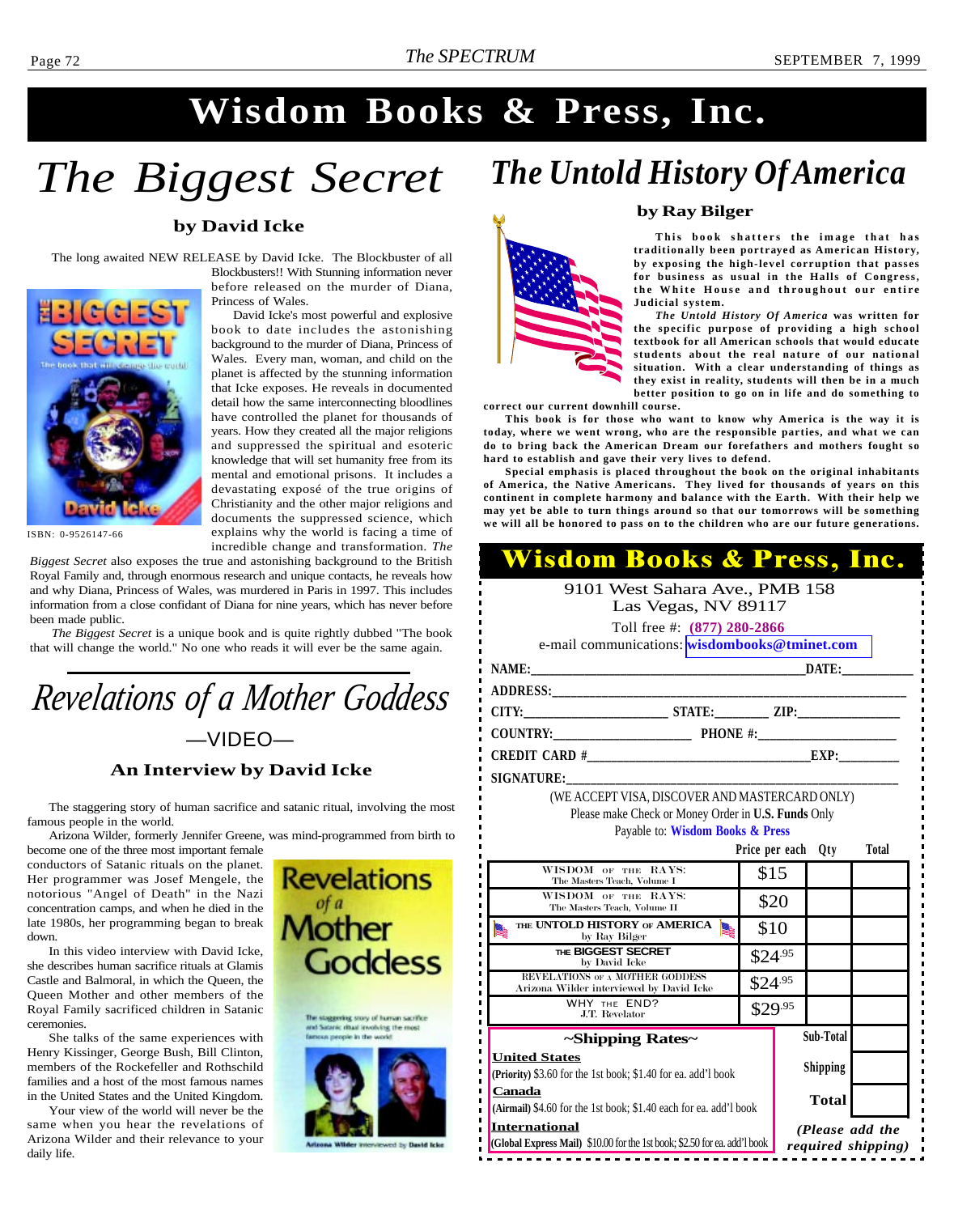# Wisdom Books & Press, Inc.

## The Biggest Secret

### by David Icke

The long awaited NEW RELEASE by David Icke. The Blockbuster of all Blockbusters!! With Stunning information never before released on the murder of Diana, Princess of Wales.

David Icke's most powerful and explosive book to date includes the astonishing background to the murder of Diana, Princess of Wales. Every man, woman, and child on the planet is affected by the stunning information that Icke exposes. He reveals in documented detail how the same interconnecting bloodlines have controlled the planet for thousands of years. How they created all the major religions and suppressed the spiritual and esoteric knowledge that will set humanity free from its mental and emotional prisons. It includes a devastating exposé of the true origins of Christianity and the other major religions and documents the suppressed science, which explains why the world is facing a time of incredible change and transformation. *The Biggest Secret* also exposes the true and astonishing background to the British Royal Family and, through enormous research and unique contacts, he reveals how and why Diana, Princess of Wales, was murdered in Paris in 1997. This includes information from a close confidant of Diana for nine years, which has never before been made public.

*The Biggest Secret* is a unique book and is quite rightly dubbed "The book that will change the world." No one who reads it will ever be the same again.

ISBN: 0-9526147-66

## Revelations of a Mother Goddess

—VIDEO—

### An Interview by David Icke

The staggering story of human sacrifice and satanic ritual, involving the most famous people in the world.

Arizona Wilder, formerly Jennifer Greene, was mind-programmed from birth to become one of the three most important female conductors of Satanic rituals on the planet. Her programmer was Josef Mengele, the notorious "Angel of Death" in the Nazi concentration camps, and when he died in the late 1980s, her programming began to break down.

In this video interview with David Icke, she describes human sacrifice rituals at Glamis Castle and Balmoral, in which the Queen, the Queen Mother and other members of the Royal Family sacrificed children in Satanic ceremonies.

She talks of the same experiences with Henry Kissinger, George Bush, Bill Clinton, members of the Rockefeller and Rothschild families and a host of the most famous names in the United States and the United Kingdom.

Your view of the world will never be the same when you hear the revelations of Arizona Wilder and their relevance to your daily life.

## The Untold History Of America

### by Ray Bilger

**This book shatters the image that has traditionally been portrayed as American History, by exposing the high-level corruption that passes for business as usual in the Halls of Congress, the White House and throughout our entire Judicial system.**

***The Untold History Of America*** **was written for the specific purpose of providing a high school textbook for all American schools that would educate students about the real nature of our national situation. With a clear understanding of things as they exist in reality, students will then be in a much better position to go on in life and do something to correct our current downhill course.**

**This book is for those who want to know why America is the way it is today, where we went wrong, who are the responsible parties, and what we can do to bring back the American Dream our forefathers and mothers fought so hard to establish and gave their very lives to defend.**

**Special emphasis is placed throughout the book on the original inhabitants of America, the Native Americans. They lived for thousands of years on this continent in complete harmony and balance with the Earth. With their help we may yet be able to turn things around so that our tomorrows will be something we will all be honored to pass on to the children who are our future generations.**

## Wisdom Books & Press, Inc.

9101 West Sahara Ave., PMB 158
Las Vegas, NV 89117

Toll free #: **(877) 280-2866**
e-mail communications: **wisdombooks@tminet.com**

**NAME:**\_\_\_\_\_\_\_\_\_\_\_\_\_\_\_\_ **DATE:**\_\_\_\_\_\_\_\_

**ADDRESS:**\_\_\_\_\_\_\_\_\_\_\_\_\_\_\_\_\_\_\_\_

**CITY:**\_\_\_\_\_\_\_\_ **STATE:**\_\_\_\_\_ **ZIP:**\_\_\_\_\_\_\_

**COUNTRY:**\_\_\_\_\_\_\_\_ **PHONE #:**\_\_\_\_\_\_\_\_

**CREDIT CARD #**\_\_\_\_\_\_\_\_\_\_\_\_\_\_\_\_ **EXP:**\_\_\_\_\_\_

**SIGNATURE:**\_\_\_\_\_\_\_\_\_\_\_\_\_\_\_\_\_\_\_\_

(WE ACCEPT VISA, DISCOVER AND MASTERCARD ONLY)
Please make Check or Money Order in **U.S. Funds** Only
Payable to: **Wisdom Books & Press**

| | Price per each | Qty | Total |
|---|---|---|---|
| WISDOM OF THE RAYS: The Masters Teach, Volume I | $15 | | |
| WISDOM OF THE RAYS: The Masters Teach, Volume II | $20 | | |
| THE UNTOLD HISTORY OF AMERICA by Ray Bilger | $10 | | |
| THE BIGGEST SECRET by David Icke | $24.95 | | |
| REVELATIONS OF A MOTHER GODDESS Arizona Wilder interviewed by David Icke | $24.95 | | |
| WHY THE END? J.T. Revelator | $29.95 | | |

**~Shipping Rates~**

**United States**
**(Priority)** $3.60 for the 1st book; $1.40 for ea. add'l book

**Canada**
**(Airmail)** $4.60 for the 1st book; $1.40 each for ea. add'l book

**International**
**(Global Express Mail)** $10.00 for the 1st book; $2.50 for ea. add'l book

**Sub-Total** \_\_\_\_
**Shipping** \_\_\_\_
**Total** \_\_\_\_

***(Please add the required shipping)***